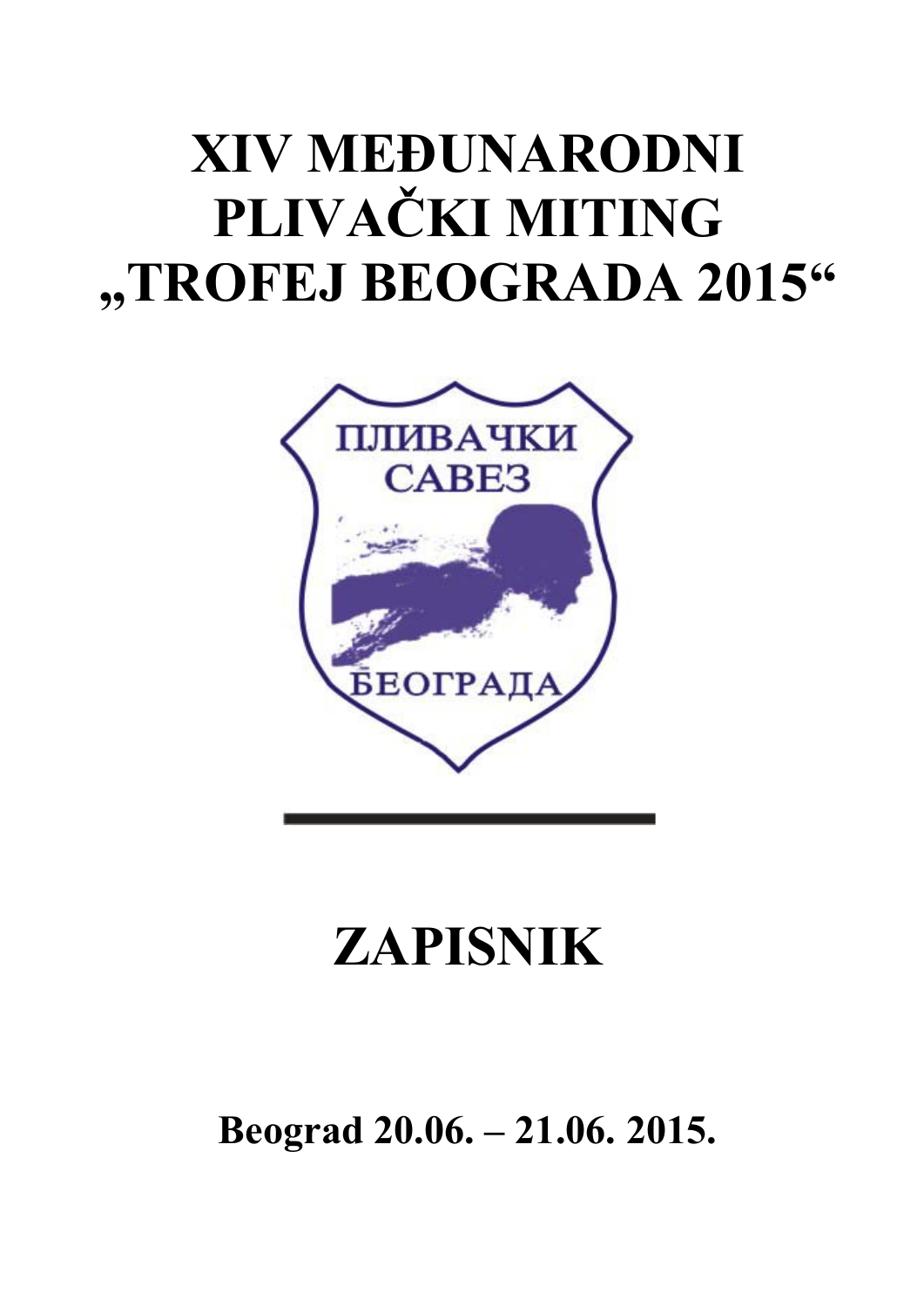# XIV MEĐUNARODNI PLIVAČKI MITING „TROFEJ BEOGRADA 2015"

ПЛИВАЧКИ САВЕЗ БЕОГРАДА

# ZAPISNIK

**Beograd 20.06. – 21.06. 2015.**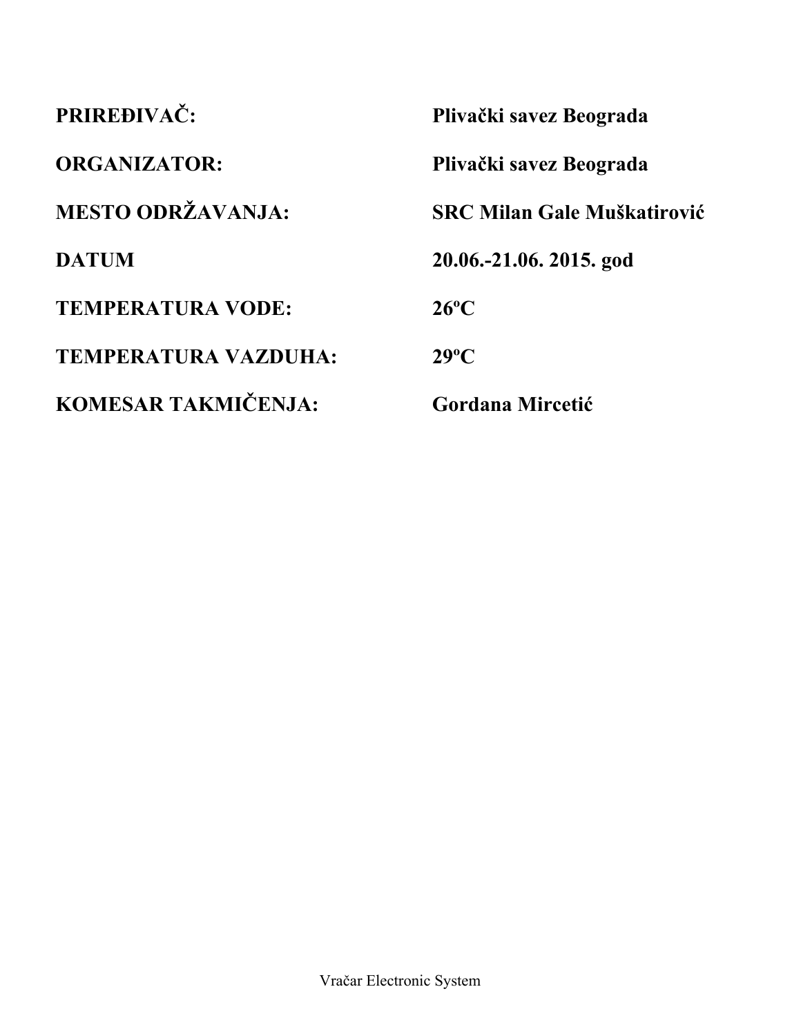| | |
|---|---|
| **PRIREĐIVAČ:** | **Plivački savez Beograda** |
| **ORGANIZATOR:** | **Plivački savez Beograda** |
| **MESTO ODRŽAVANJA:** | **SRC Milan Gale Muškatirović** |
| **DATUM** | **20.06.-21.06. 2015. god** |
| **TEMPERATURA VODE:** | **26ºC** |
| **TEMPERATURA VAZDUHA:** | **29ºC** |
| **KOMESAR TAKMIČENJA:** | **Gordana Mircetić** |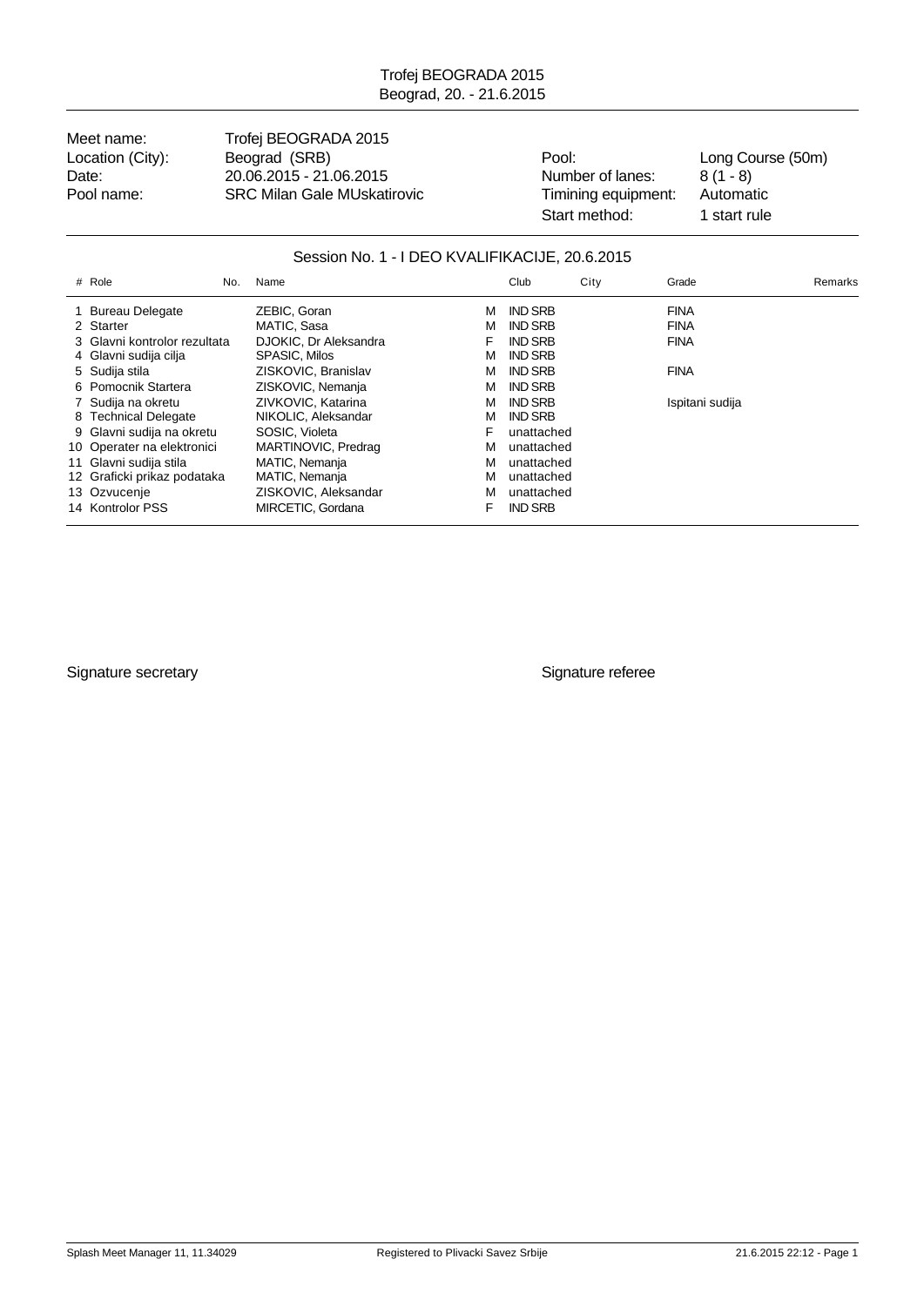# Trofej BEOGRADA 2015

Beograd, 20. - 21.6.2015

| | | | |
|---|---|---|---|
| Meet name: | Trofej BEOGRADA 2015 | | |
| Location (City): | Beograd (SRB) | Pool: | Long Course (50m) |
| Date: | 20.06.2015 - 21.06.2015 | Number of lanes: | 8 (1 - 8) |
| Pool name: | SRC Milan Gale MUskatirovic | Timining equipment: | Automatic |
| | | Start method: | 1 start rule |

## Session No. 1 - I DEO KVALIFIKACIJE, 20.6.2015

| # | Role | No. | Name | | Club | City | Grade | Remarks |
|---|---|---|---|---|---|---|---|---|
| 1 | Bureau Delegate | | ZEBIC, Goran | M | IND SRB | | FINA | |
| 2 | Starter | | MATIC, Sasa | M | IND SRB | | FINA | |
| 3 | Glavni kontrolor rezultata | | DJOKIC, Dr Aleksandra | F | IND SRB | | FINA | |
| 4 | Glavni sudija cilja | | SPASIC, Milos | M | IND SRB | | | |
| 5 | Sudija stila | | ZISKOVIC, Branislav | M | IND SRB | | FINA | |
| 6 | Pomocnik Startera | | ZISKOVIC, Nemanja | M | IND SRB | | | |
| 7 | Sudija na okretu | | ZIVKOVIC, Katarina | M | IND SRB | | Ispitani sudija | |
| 8 | Technical Delegate | | NIKOLIC, Aleksandar | M | IND SRB | | | |
| 9 | Glavni sudija na okretu | | SOSIC, Violeta | F | unattached | | | |
| 10 | Operater na elektronici | | MARTINOVIC, Predrag | M | unattached | | | |
| 11 | Glavni sudija stila | | MATIC, Nemanja | M | unattached | | | |
| 12 | Graficki prikaz podataka | | MATIC, Nemanja | M | unattached | | | |
| 13 | Ozvucenje | | ZISKOVIC, Aleksandar | M | unattached | | | |
| 14 | Kontrolor PSS | | MIRCETIC, Gordana | F | IND SRB | | | |

Signature secretary

Signature referee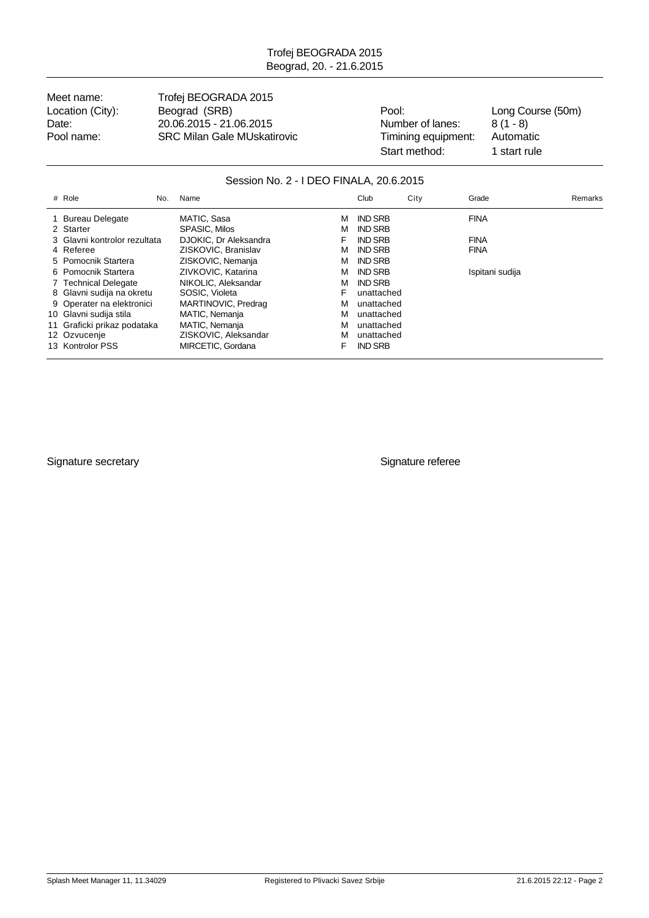Trofej BEOGRADA 2015
Beograd, 20. - 21.6.2015

| | | | |
|---|---|---|---|
| Meet name: | Trofej BEOGRADA 2015 | | |
| Location (City): | Beograd (SRB) | Pool: | Long Course (50m) |
| Date: | 20.06.2015 - 21.06.2015 | Number of lanes: | 8 (1 - 8) |
| Pool name: | SRC Milan Gale MUskatirovic | Timining equipment: | Automatic |
| | | Start method: | 1 start rule |

## Session No. 2 - I DEO FINALA, 20.6.2015

| # | Role | No. | Name | | Club | City | Grade | Remarks |
|---|---|---|---|---|---|---|---|---|
| 1 | Bureau Delegate | | MATIC, Sasa | M | IND SRB | | FINA | |
| 2 | Starter | | SPASIC, Milos | M | IND SRB | | | |
| 3 | Glavni kontrolor rezultata | | DJOKIC, Dr Aleksandra | F | IND SRB | | FINA | |
| 4 | Referee | | ZISKOVIC, Branislav | M | IND SRB | | FINA | |
| 5 | Pomocnik Startera | | ZISKOVIC, Nemanja | M | IND SRB | | | |
| 6 | Pomocnik Startera | | ZIVKOVIC, Katarina | M | IND SRB | | Ispitani sudija | |
| 7 | Technical Delegate | | NIKOLIC, Aleksandar | M | IND SRB | | | |
| 8 | Glavni sudija na okretu | | SOSIC, Violeta | F | unattached | | | |
| 9 | Operater na elektronici | | MARTINOVIC, Predrag | M | unattached | | | |
| 10 | Glavni sudija stila | | MATIC, Nemanja | M | unattached | | | |
| 11 | Graficki prikaz podataka | | MATIC, Nemanja | M | unattached | | | |
| 12 | Ozvucenje | | ZISKOVIC, Aleksandar | M | unattached | | | |
| 13 | Kontrolor PSS | | MIRCETIC, Gordana | F | IND SRB | | | |

Signature secretary

Signature referee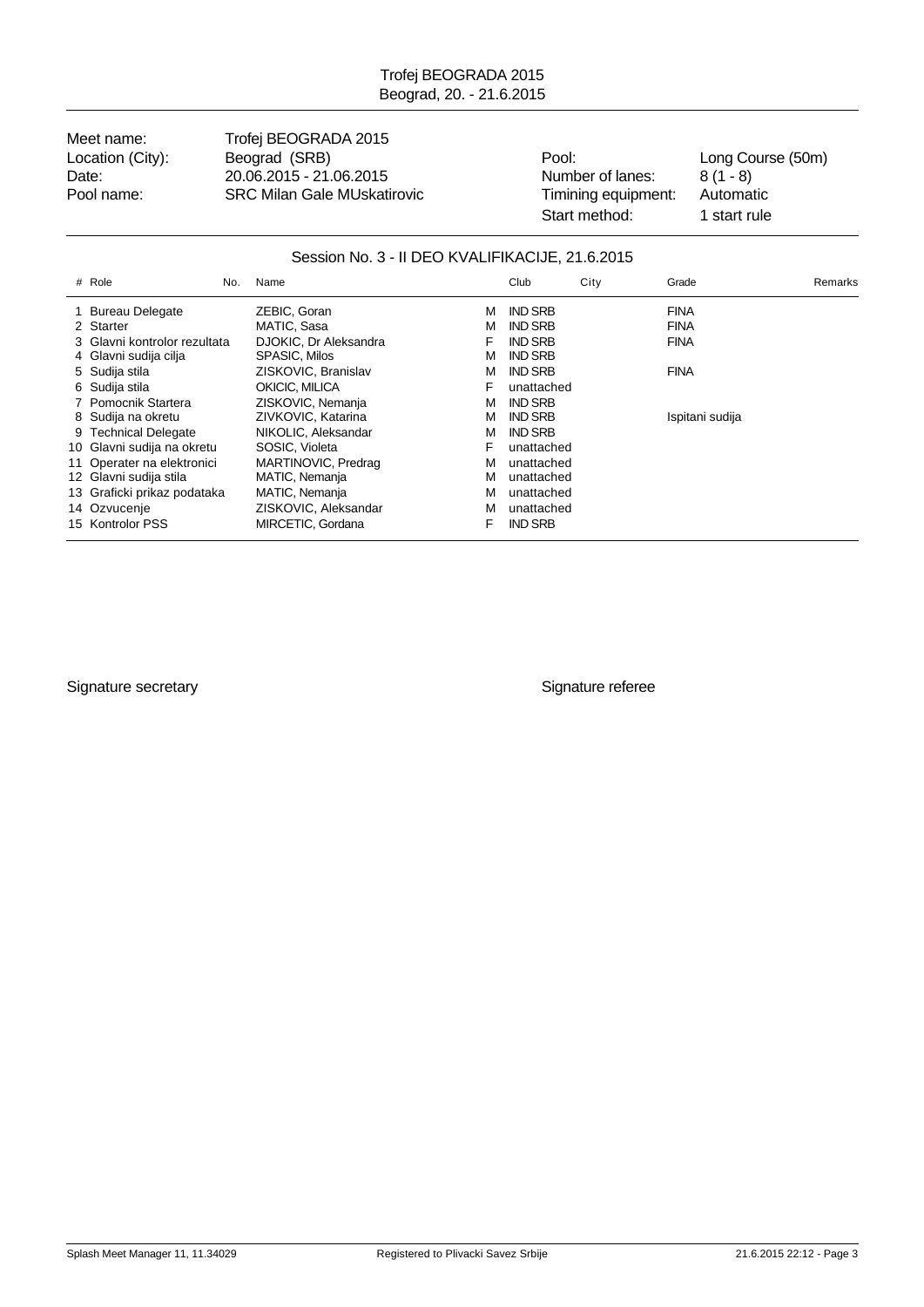Trofej BEOGRADA 2015
Beograd, 20. - 21.6.2015

| | | | |
|---|---|---|---|
| Meet name: | Trofej BEOGRADA 2015 | | |
| Location (City): | Beograd (SRB) | Pool: | Long Course (50m) |
| Date: | 20.06.2015 - 21.06.2015 | Number of lanes: | 8 (1 - 8) |
| Pool name: | SRC Milan Gale MUskatirovic | Timining equipment: | Automatic |
| | | Start method: | 1 start rule |

## Session No. 3 - II DEO KVALIFIKACIJE, 21.6.2015

| # | Role | No. | Name | | Club | City | Grade | Remarks |
|---|---|---|---|---|---|---|---|---|
| 1 | Bureau Delegate | | ZEBIC, Goran | M | IND SRB | | FINA | |
| 2 | Starter | | MATIC, Sasa | M | IND SRB | | FINA | |
| 3 | Glavni kontrolor rezultata | | DJOKIC, Dr Aleksandra | F | IND SRB | | FINA | |
| 4 | Glavni sudija cilja | | SPASIC, Milos | M | IND SRB | | | |
| 5 | Sudija stila | | ZISKOVIC, Branislav | M | IND SRB | | FINA | |
| 6 | Sudija stila | | OKICIC, MILICA | F | unattached | | | |
| 7 | Pomocnik Startera | | ZISKOVIC, Nemanja | M | IND SRB | | | |
| 8 | Sudija na okretu | | ZIVKOVIC, Katarina | M | IND SRB | | Ispitani sudija | |
| 9 | Technical Delegate | | NIKOLIC, Aleksandar | M | IND SRB | | | |
| 10 | Glavni sudija na okretu | | SOSIC, Violeta | F | unattached | | | |
| 11 | Operater na elektronici | | MARTINOVIC, Predrag | M | unattached | | | |
| 12 | Glavni sudija stila | | MATIC, Nemanja | M | unattached | | | |
| 13 | Graficki prikaz podataka | | MATIC, Nemanja | M | unattached | | | |
| 14 | Ozvucenje | | ZISKOVIC, Aleksandar | M | unattached | | | |
| 15 | Kontrolor PSS | | MIRCETIC, Gordana | F | IND SRB | | | |

Signature secretary

Signature referee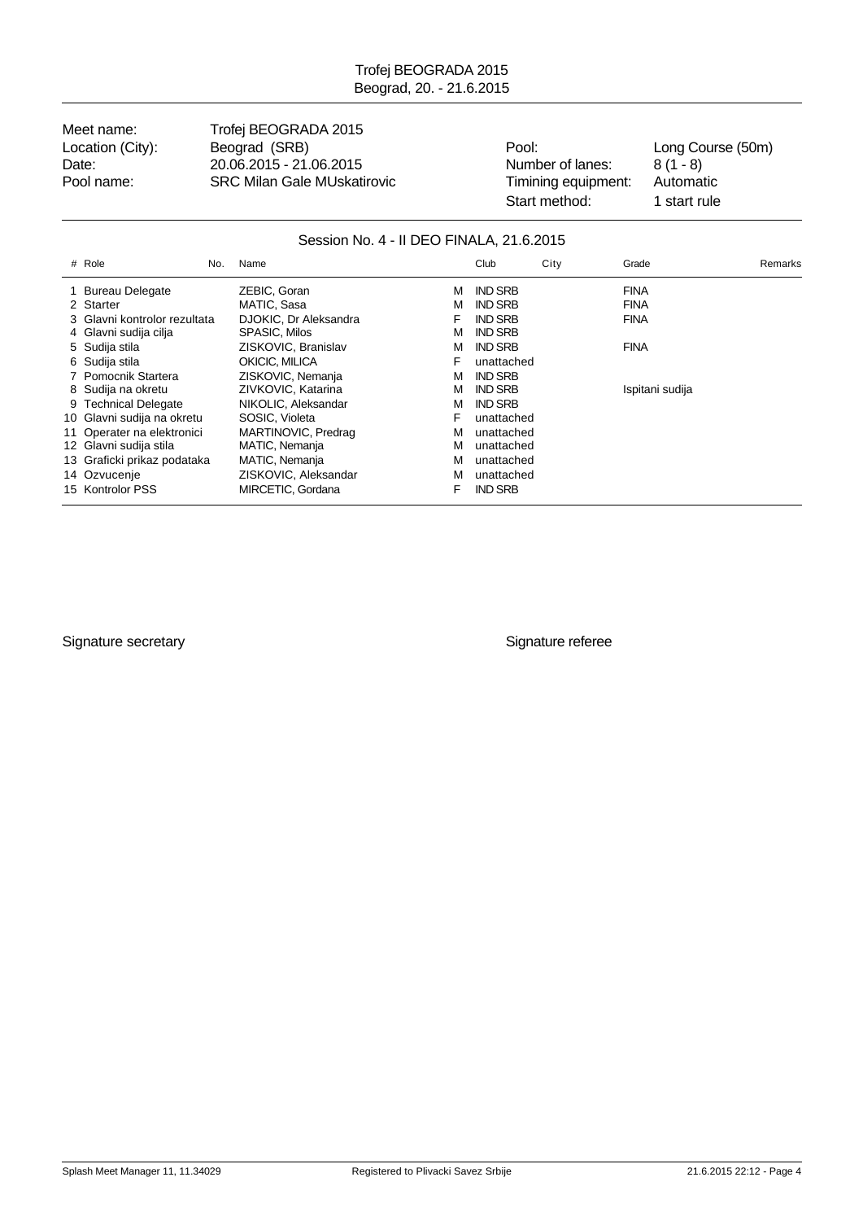Trofej BEOGRADA 2015
Beograd, 20. - 21.6.2015

| | | | |
|---|---|---|---|
| Meet name: | Trofej BEOGRADA 2015 | | |
| Location (City): | Beograd (SRB) | Pool: | Long Course (50m) |
| Date: | 20.06.2015 - 21.06.2015 | Number of lanes: | 8 (1 - 8) |
| Pool name: | SRC Milan Gale MUskatirovic | Timining equipment: | Automatic |
| | | Start method: | 1 start rule |

## Session No. 4 - II DEO FINALA, 21.6.2015

| # | Role | No. | Name | | Club | City | Grade | Remarks |
|---|---|---|---|---|---|---|---|---|
| 1 | Bureau Delegate | | ZEBIC, Goran | M | IND SRB | | FINA | |
| 2 | Starter | | MATIC, Sasa | M | IND SRB | | FINA | |
| 3 | Glavni kontrolor rezultata | | DJOKIC, Dr Aleksandra | F | IND SRB | | FINA | |
| 4 | Glavni sudija cilja | | SPASIC, Milos | M | IND SRB | | | |
| 5 | Sudija stila | | ZISKOVIC, Branislav | M | IND SRB | | FINA | |
| 6 | Sudija stila | | OKICIC, MILICA | F | unattached | | | |
| 7 | Pomocnik Startera | | ZISKOVIC, Nemanja | M | IND SRB | | | |
| 8 | Sudija na okretu | | ZIVKOVIC, Katarina | M | IND SRB | | Ispitani sudija | |
| 9 | Technical Delegate | | NIKOLIC, Aleksandar | M | IND SRB | | | |
| 10 | Glavni sudija na okretu | | SOSIC, Violeta | F | unattached | | | |
| 11 | Operater na elektronici | | MARTINOVIC, Predrag | M | unattached | | | |
| 12 | Glavni sudija stila | | MATIC, Nemanja | M | unattached | | | |
| 13 | Graficki prikaz podataka | | MATIC, Nemanja | M | unattached | | | |
| 14 | Ozvucenje | | ZISKOVIC, Aleksandar | M | unattached | | | |
| 15 | Kontrolor PSS | | MIRCETIC, Gordana | F | IND SRB | | | |

Signature secretary

Signature referee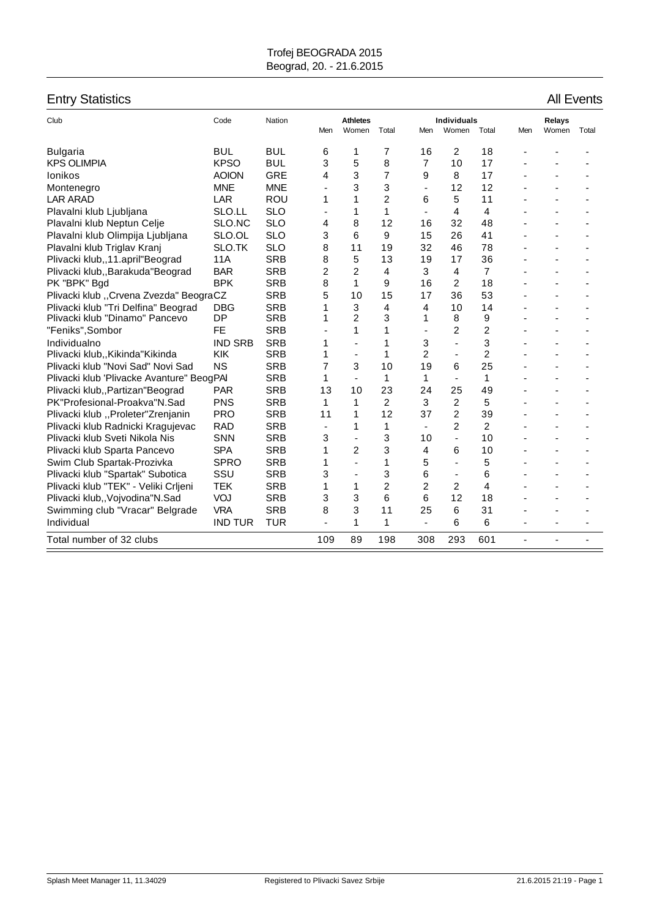Trofej BEOGRADA 2015
Beograd, 20. - 21.6.2015

## Entry Statistics

All Events

| Club | Code | Nation | Athletes | | | Individuals | | | Relays | | |
|---|---|---|---|---|---|---|---|---|---|---|---|
| | | | Men | Women | Total | Men | Women | Total | Men | Women | Total |
| Bulgaria | BUL | BUL | 6 | 1 | 7 | 16 | 2 | 18 | - | - | - |
| KPS OLIMPIA | KPSO | BUL | 3 | 5 | 8 | 7 | 10 | 17 | - | - | - |
| Ionikos | AOION | GRE | 4 | 3 | 7 | 9 | 8 | 17 | - | - | - |
| Montenegro | MNE | MNE | - | 3 | 3 | - | 12 | 12 | - | - | - |
| LAR ARAD | LAR | ROU | 1 | 1 | 2 | 6 | 5 | 11 | - | - | - |
| Plavalni klub Ljubljana | SLO.LL | SLO | - | 1 | 1 | - | 4 | 4 | - | - | - |
| Plavalni klub Neptun Celje | SLO.NC | SLO | 4 | 8 | 12 | 16 | 32 | 48 | - | - | - |
| Plavalni klub Olimpija Ljubljana | SLO.OL | SLO | 3 | 6 | 9 | 15 | 26 | 41 | - | - | - |
| Plavalni klub Triglav Kranj | SLO.TK | SLO | 8 | 11 | 19 | 32 | 46 | 78 | - | - | - |
| Plivacki klub,,11.april"Beograd | 11A | SRB | 8 | 5 | 13 | 19 | 17 | 36 | - | - | - |
| Plivacki klub,,Barakuda"Beograd | BAR | SRB | 2 | 2 | 4 | 3 | 4 | 7 | - | - | - |
| PK "BPK" Bgd | BPK | SRB | 8 | 1 | 9 | 16 | 2 | 18 | - | - | - |
| Plivacki klub ,,Crvena Zvezda" Beogra | CZ | SRB | 5 | 10 | 15 | 17 | 36 | 53 | - | - | - |
| Plivacki klub "Tri Delfina" Beograd | DBG | SRB | 1 | 3 | 4 | 4 | 10 | 14 | - | - | - |
| Plivacki klub "Dinamo" Pancevo | DP | SRB | 1 | 2 | 3 | 1 | 8 | 9 | - | - | - |
| "Feniks",Sombor | FE | SRB | - | 1 | 1 | - | 2 | 2 | - | - | - |
| Individualno | IND SRB | SRB | 1 | - | 1 | 3 | - | 3 | - | - | - |
| Plivacki klub,,Kikinda"Kikinda | KIK | SRB | 1 | - | 1 | 2 | - | 2 | - | - | - |
| Plivacki klub "Novi Sad" Novi Sad | NS | SRB | 7 | 3 | 10 | 19 | 6 | 25 | - | - | - |
| Plivacki klub 'Plivacke Avanture" Beog | PAI | SRB | 1 | - | 1 | 1 | - | 1 | - | - | - |
| Plivacki klub,,Partizan"Beograd | PAR | SRB | 13 | 10 | 23 | 24 | 25 | 49 | - | - | - |
| PK"Profesional-Proakva"N.Sad | PNS | SRB | 1 | 1 | 2 | 3 | 2 | 5 | - | - | - |
| Plivacki klub ,,Proleter"Zrenjanin | PRO | SRB | 11 | 1 | 12 | 37 | 2 | 39 | - | - | - |
| Plivacki klub Radnicki Kragujevac | RAD | SRB | - | 1 | 1 | - | 2 | 2 | - | - | - |
| Plivacki klub Sveti Nikola Nis | SNN | SRB | 3 | - | 3 | 10 | - | 10 | - | - | - |
| Plivacki klub Sparta Pancevo | SPA | SRB | 1 | 2 | 3 | 4 | 6 | 10 | - | - | - |
| Swim Club Spartak-Prozivka | SPRO | SRB | 1 | - | 1 | 5 | - | 5 | - | - | - |
| Plivacki klub "Spartak" Subotica | SSU | SRB | 3 | - | 3 | 6 | - | 6 | - | - | - |
| Plivacki klub "TEK" - Veliki Crljeni | TEK | SRB | 1 | 1 | 2 | 2 | 2 | 4 | - | - | - |
| Plivacki klub,,Vojvodina"N.Sad | VOJ | SRB | 3 | 3 | 6 | 6 | 12 | 18 | - | - | - |
| Swimming club "Vracar" Belgrade | VRA | SRB | 8 | 3 | 11 | 25 | 6 | 31 | - | - | - |
| Individual | IND TUR | TUR | - | 1 | 1 | - | 6 | 6 | - | - | - |
| Total number of 32 clubs | | | 109 | 89 | 198 | 308 | 293 | 601 | - | - | - |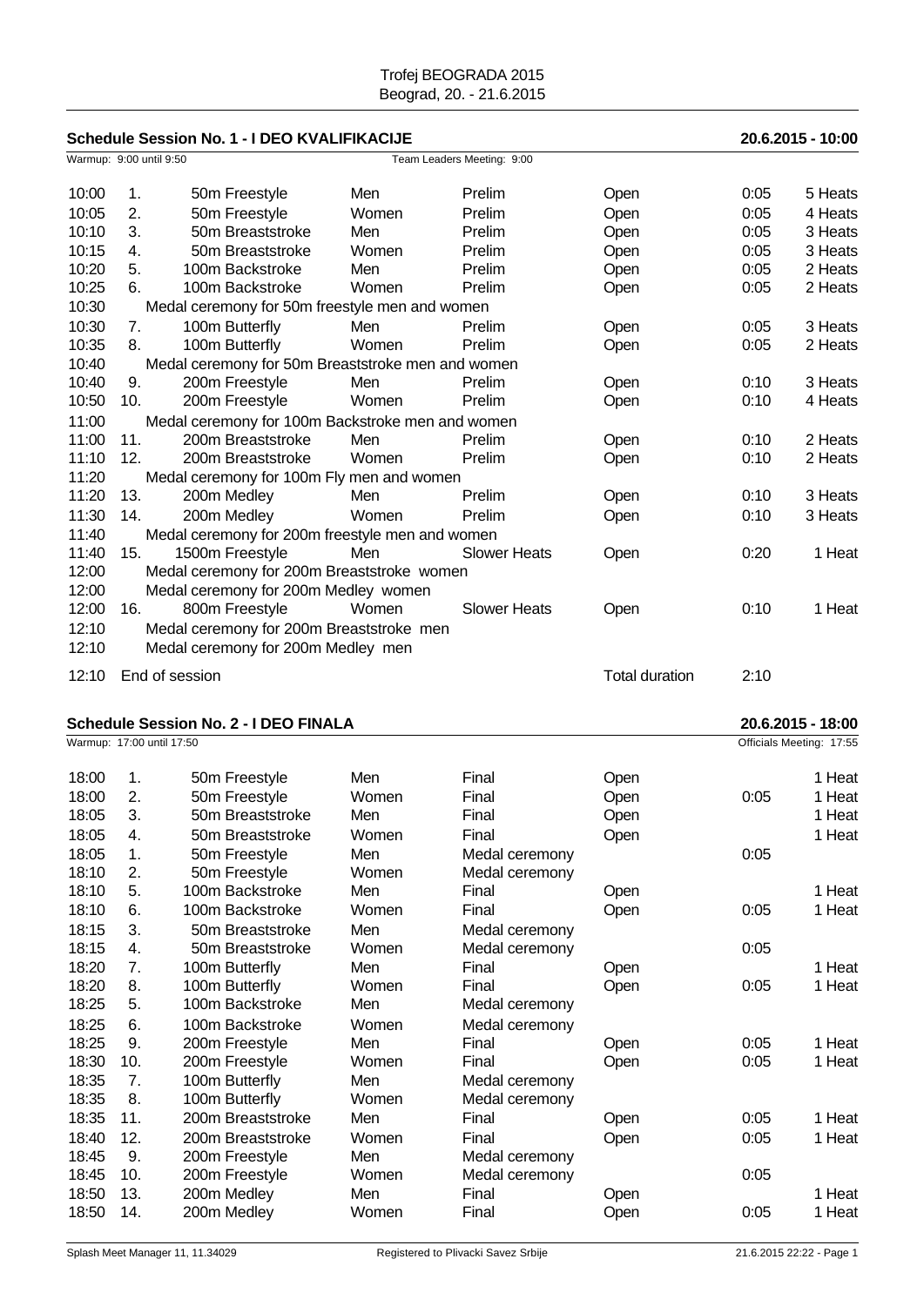Trofej BEOGRADA 2015
Beograd, 20. - 21.6.2015

## Schedule Session No. 1 - I DEO KVALIFIKACIJE

**20.6.2015 - 10:00**

Warmup: 9:00 until 9:50 — Team Leaders Meeting: 9:00

| Time | No. | Event | Gender | Round | Category | Duration | Heats |
|---|---|---|---|---|---|---|---|
| 10:00 | 1. | 50m Freestyle | Men | Prelim | Open | 0:05 | 5 Heats |
| 10:05 | 2. | 50m Freestyle | Women | Prelim | Open | 0:05 | 4 Heats |
| 10:10 | 3. | 50m Breaststroke | Men | Prelim | Open | 0:05 | 3 Heats |
| 10:15 | 4. | 50m Breaststroke | Women | Prelim | Open | 0:05 | 3 Heats |
| 10:20 | 5. | 100m Backstroke | Men | Prelim | Open | 0:05 | 2 Heats |
| 10:25 | 6. | 100m Backstroke | Women | Prelim | Open | 0:05 | 2 Heats |
| 10:30 | | Medal ceremony for 50m freestyle men and women | | | | | |
| 10:30 | 7. | 100m Butterfly | Men | Prelim | Open | 0:05 | 3 Heats |
| 10:35 | 8. | 100m Butterfly | Women | Prelim | Open | 0:05 | 2 Heats |
| 10:40 | | Medal ceremony for 50m Breaststroke men and women | | | | | |
| 10:40 | 9. | 200m Freestyle | Men | Prelim | Open | 0:10 | 3 Heats |
| 10:50 | 10. | 200m Freestyle | Women | Prelim | Open | 0:10 | 4 Heats |
| 11:00 | | Medal ceremony for 100m Backstroke men and women | | | | | |
| 11:00 | 11. | 200m Breaststroke | Men | Prelim | Open | 0:10 | 2 Heats |
| 11:10 | 12. | 200m Breaststroke | Women | Prelim | Open | 0:10 | 2 Heats |
| 11:20 | | Medal ceremony for 100m Fly men and women | | | | | |
| 11:20 | 13. | 200m Medley | Men | Prelim | Open | 0:10 | 3 Heats |
| 11:30 | 14. | 200m Medley | Women | Prelim | Open | 0:10 | 3 Heats |
| 11:40 | | Medal ceremony for 200m freestyle men and women | | | | | |
| 11:40 | 15. | 1500m Freestyle | Men | Slower Heats | Open | 0:20 | 1 Heat |
| 12:00 | | Medal ceremony for 200m Breaststroke women | | | | | |
| 12:00 | | Medal ceremony for 200m Medley women | | | | | |
| 12:00 | 16. | 800m Freestyle | Women | Slower Heats | Open | 0:10 | 1 Heat |
| 12:10 | | Medal ceremony for 200m Breaststroke men | | | | | |
| 12:10 | | Medal ceremony for 200m Medley men | | | | | |
| 12:10 | | End of session | | | Total duration | 2:10 | |

## Schedule Session No. 2 - I DEO FINALA

**20.6.2015 - 18:00**

Warmup: 17:00 until 17:50 — Officials Meeting: 17:55

| Time | No. | Event | Gender | Round | Category | Duration | Heats |
|---|---|---|---|---|---|---|---|
| 18:00 | 1. | 50m Freestyle | Men | Final | Open | | 1 Heat |
| 18:00 | 2. | 50m Freestyle | Women | Final | Open | 0:05 | 1 Heat |
| 18:05 | 3. | 50m Breaststroke | Men | Final | Open | | 1 Heat |
| 18:05 | 4. | 50m Breaststroke | Women | Final | Open | | 1 Heat |
| 18:05 | 1. | 50m Freestyle | Men | Medal ceremony | | 0:05 | |
| 18:10 | 2. | 50m Freestyle | Women | Medal ceremony | | | |
| 18:10 | 5. | 100m Backstroke | Men | Final | Open | | 1 Heat |
| 18:10 | 6. | 100m Backstroke | Women | Final | Open | 0:05 | 1 Heat |
| 18:15 | 3. | 50m Breaststroke | Men | Medal ceremony | | | |
| 18:15 | 4. | 50m Breaststroke | Women | Medal ceremony | | 0:05 | |
| 18:20 | 7. | 100m Butterfly | Men | Final | Open | | 1 Heat |
| 18:20 | 8. | 100m Butterfly | Women | Final | Open | 0:05 | 1 Heat |
| 18:25 | 5. | 100m Backstroke | Men | Medal ceremony | | | |
| 18:25 | 6. | 100m Backstroke | Women | Medal ceremony | | | |
| 18:25 | 9. | 200m Freestyle | Men | Final | Open | 0:05 | 1 Heat |
| 18:30 | 10. | 200m Freestyle | Women | Final | Open | 0:05 | 1 Heat |
| 18:35 | 7. | 100m Butterfly | Men | Medal ceremony | | | |
| 18:35 | 8. | 100m Butterfly | Women | Medal ceremony | | | |
| 18:35 | 11. | 200m Breaststroke | Men | Final | Open | 0:05 | 1 Heat |
| 18:40 | 12. | 200m Breaststroke | Women | Final | Open | 0:05 | 1 Heat |
| 18:45 | 9. | 200m Freestyle | Men | Medal ceremony | | | |
| 18:45 | 10. | 200m Freestyle | Women | Medal ceremony | | 0:05 | |
| 18:50 | 13. | 200m Medley | Men | Final | Open | | 1 Heat |
| 18:50 | 14. | 200m Medley | Women | Final | Open | 0:05 | 1 Heat |

Splash Meet Manager 11, 11.34029 — Registered to Plivacki Savez Srbije — 21.6.2015 22:22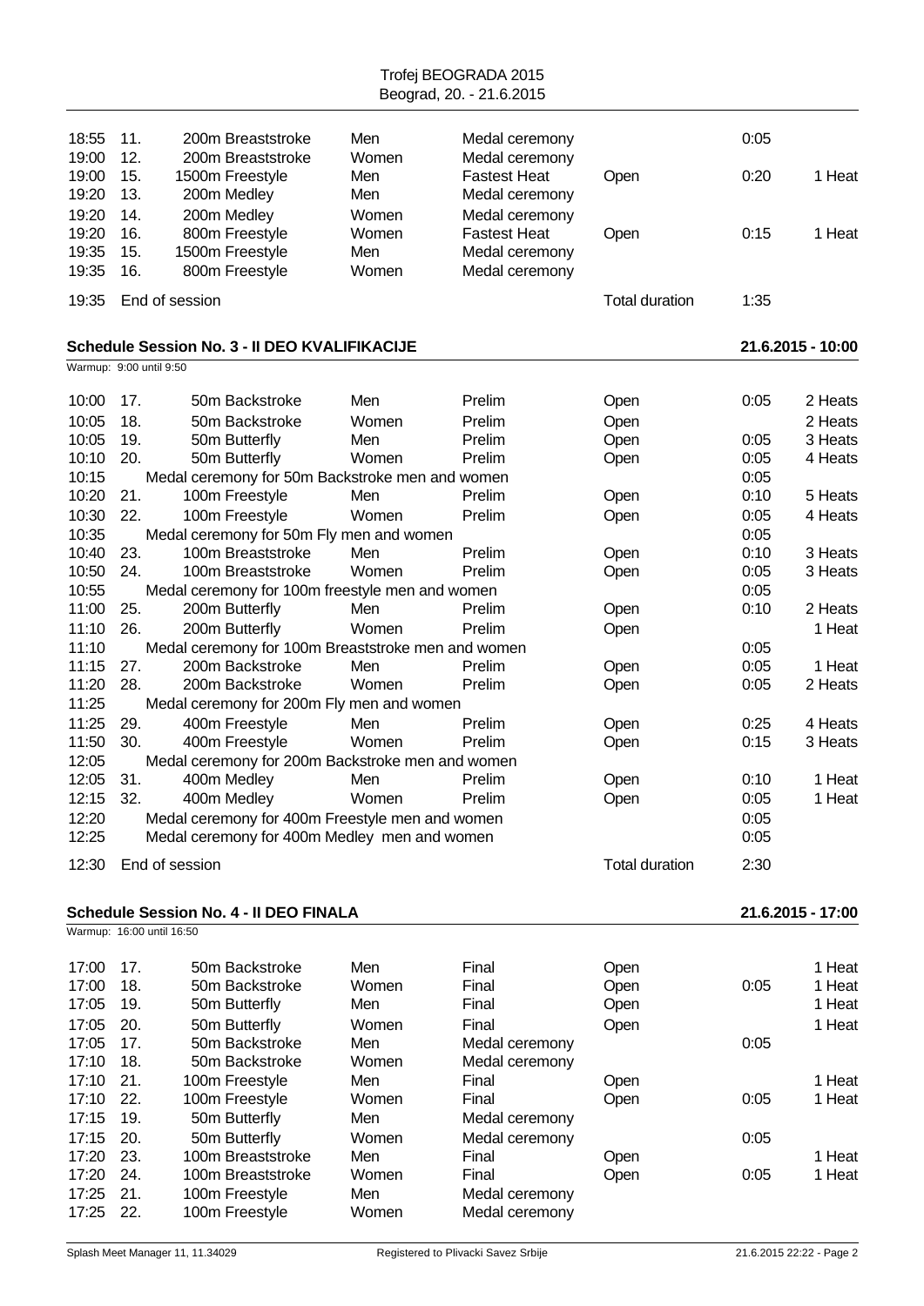| | | | | | | | |
|---|---|---|---|---|---|---|---|
| 18:55 | 11. | 200m Breaststroke | Men | Medal ceremony | | 0:05 | |
| 19:00 | 12. | 200m Breaststroke | Women | Medal ceremony | | | |
| 19:00 | 15. | 1500m Freestyle | Men | Fastest Heat | Open | 0:20 | 1 Heat |
| 19:20 | 13. | 200m Medley | Men | Medal ceremony | | | |
| 19:20 | 14. | 200m Medley | Women | Medal ceremony | | | |
| 19:20 | 16. | 800m Freestyle | Women | Fastest Heat | Open | 0:15 | 1 Heat |
| 19:35 | 15. | 1500m Freestyle | Men | Medal ceremony | | | |
| 19:35 | 16. | 800m Freestyle | Women | Medal ceremony | | | |
| 19:35 | End of session | | | | Total duration | 1:35 | |

## Schedule Session No. 3 - II DEO KVALIFIKACIJE — 21.6.2015 - 10:00

Warmup: 9:00 until 9:50

| | | | | | | | |
|---|---|---|---|---|---|---|---|
| 10:00 | 17. | 50m Backstroke | Men | Prelim | Open | 0:05 | 2 Heats |
| 10:05 | 18. | 50m Backstroke | Women | Prelim | Open | | 2 Heats |
| 10:05 | 19. | 50m Butterfly | Men | Prelim | Open | 0:05 | 3 Heats |
| 10:10 | 20. | 50m Butterfly | Women | Prelim | Open | 0:05 | 4 Heats |
| 10:15 | | Medal ceremony for 50m Backstroke men and women | | | | 0:05 | |
| 10:20 | 21. | 100m Freestyle | Men | Prelim | Open | 0:10 | 5 Heats |
| 10:30 | 22. | 100m Freestyle | Women | Prelim | Open | 0:05 | 4 Heats |
| 10:35 | | Medal ceremony for 50m Fly men and women | | | | 0:05 | |
| 10:40 | 23. | 100m Breaststroke | Men | Prelim | Open | 0:10 | 3 Heats |
| 10:50 | 24. | 100m Breaststroke | Women | Prelim | Open | 0:05 | 3 Heats |
| 10:55 | | Medal ceremony for 100m freestyle men and women | | | | 0:05 | |
| 11:00 | 25. | 200m Butterfly | Men | Prelim | Open | 0:10 | 2 Heats |
| 11:10 | 26. | 200m Butterfly | Women | Prelim | Open | | 1 Heat |
| 11:10 | | Medal ceremony for 100m Breaststroke men and women | | | | 0:05 | |
| 11:15 | 27. | 200m Backstroke | Men | Prelim | Open | 0:05 | 1 Heat |
| 11:20 | 28. | 200m Backstroke | Women | Prelim | Open | 0:05 | 2 Heats |
| 11:25 | | Medal ceremony for 200m Fly men and women | | | | | |
| 11:25 | 29. | 400m Freestyle | Men | Prelim | Open | 0:25 | 4 Heats |
| 11:50 | 30. | 400m Freestyle | Women | Prelim | Open | 0:15 | 3 Heats |
| 12:05 | | Medal ceremony for 200m Backstroke men and women | | | | | |
| 12:05 | 31. | 400m Medley | Men | Prelim | Open | 0:10 | 1 Heat |
| 12:15 | 32. | 400m Medley | Women | Prelim | Open | 0:05 | 1 Heat |
| 12:20 | | Medal ceremony for 400m Freestyle men and women | | | | 0:05 | |
| 12:25 | | Medal ceremony for 400m Medley men and women | | | | 0:05 | |
| 12:30 | End of session | | | | Total duration | 2:30 | |

## Schedule Session No. 4 - II DEO FINALA — 21.6.2015 - 17:00

Warmup: 16:00 until 16:50

| | | | | | | | |
|---|---|---|---|---|---|---|---|
| 17:00 | 17. | 50m Backstroke | Men | Final | Open | | 1 Heat |
| 17:00 | 18. | 50m Backstroke | Women | Final | Open | 0:05 | 1 Heat |
| 17:05 | 19. | 50m Butterfly | Men | Final | Open | | 1 Heat |
| 17:05 | 20. | 50m Butterfly | Women | Final | Open | | 1 Heat |
| 17:05 | 17. | 50m Backstroke | Men | Medal ceremony | | 0:05 | |
| 17:10 | 18. | 50m Backstroke | Women | Medal ceremony | | | |
| 17:10 | 21. | 100m Freestyle | Men | Final | Open | | 1 Heat |
| 17:10 | 22. | 100m Freestyle | Women | Final | Open | 0:05 | 1 Heat |
| 17:15 | 19. | 50m Butterfly | Men | Medal ceremony | | | |
| 17:15 | 20. | 50m Butterfly | Women | Medal ceremony | | 0:05 | |
| 17:20 | 23. | 100m Breaststroke | Men | Final | Open | | 1 Heat |
| 17:20 | 24. | 100m Breaststroke | Women | Final | Open | 0:05 | 1 Heat |
| 17:25 | 21. | 100m Freestyle | Men | Medal ceremony | | | |
| 17:25 | 22. | 100m Freestyle | Women | Medal ceremony | | | |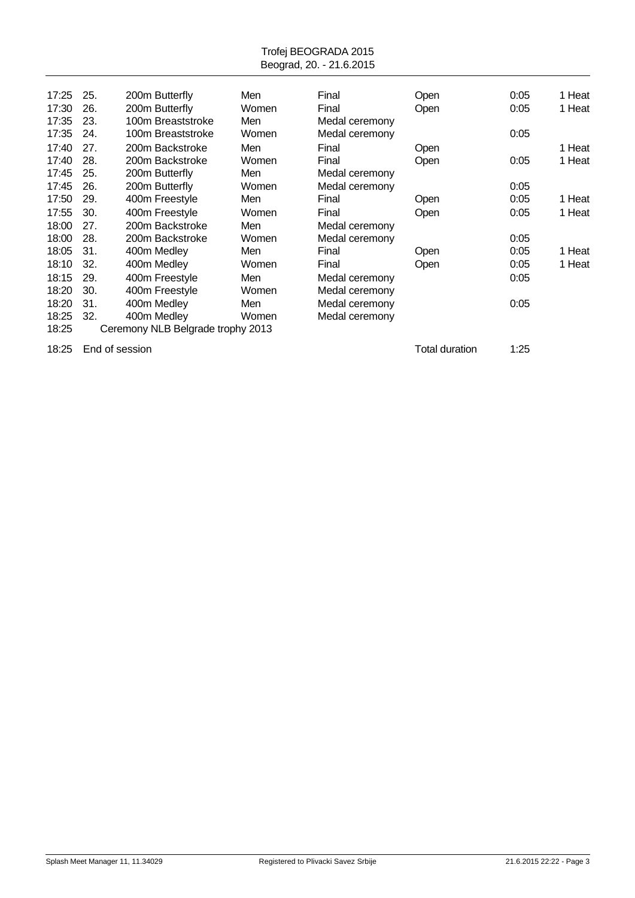Trofej BEOGRADA 2015
Beograd, 20. - 21.6.2015

| Time | No. | Event | Gender | Round | Category | Duration | Heats |
|---|---|---|---|---|---|---|---|
| 17:25 | 25. | 200m Butterfly | Men | Final | Open | 0:05 | 1 Heat |
| 17:30 | 26. | 200m Butterfly | Women | Final | Open | 0:05 | 1 Heat |
| 17:35 | 23. | 100m Breaststroke | Men | Medal ceremony | | | |
| 17:35 | 24. | 100m Breaststroke | Women | Medal ceremony | | 0:05 | |
| 17:40 | 27. | 200m Backstroke | Men | Final | Open | | 1 Heat |
| 17:40 | 28. | 200m Backstroke | Women | Final | Open | 0:05 | 1 Heat |
| 17:45 | 25. | 200m Butterfly | Men | Medal ceremony | | | |
| 17:45 | 26. | 200m Butterfly | Women | Medal ceremony | | 0:05 | |
| 17:50 | 29. | 400m Freestyle | Men | Final | Open | 0:05 | 1 Heat |
| 17:55 | 30. | 400m Freestyle | Women | Final | Open | 0:05 | 1 Heat |
| 18:00 | 27. | 200m Backstroke | Men | Medal ceremony | | | |
| 18:00 | 28. | 200m Backstroke | Women | Medal ceremony | | 0:05 | |
| 18:05 | 31. | 400m Medley | Men | Final | Open | 0:05 | 1 Heat |
| 18:10 | 32. | 400m Medley | Women | Final | Open | 0:05 | 1 Heat |
| 18:15 | 29. | 400m Freestyle | Men | Medal ceremony | | 0:05 | |
| 18:20 | 30. | 400m Freestyle | Women | Medal ceremony | | | |
| 18:20 | 31. | 400m Medley | Men | Medal ceremony | | 0:05 | |
| 18:25 | 32. | 400m Medley | Women | Medal ceremony | | | |
| 18:25 | | Ceremony NLB Belgrade trophy 2013 | | | | | |
| 18:25 | | End of session | | | Total duration | 1:25 | |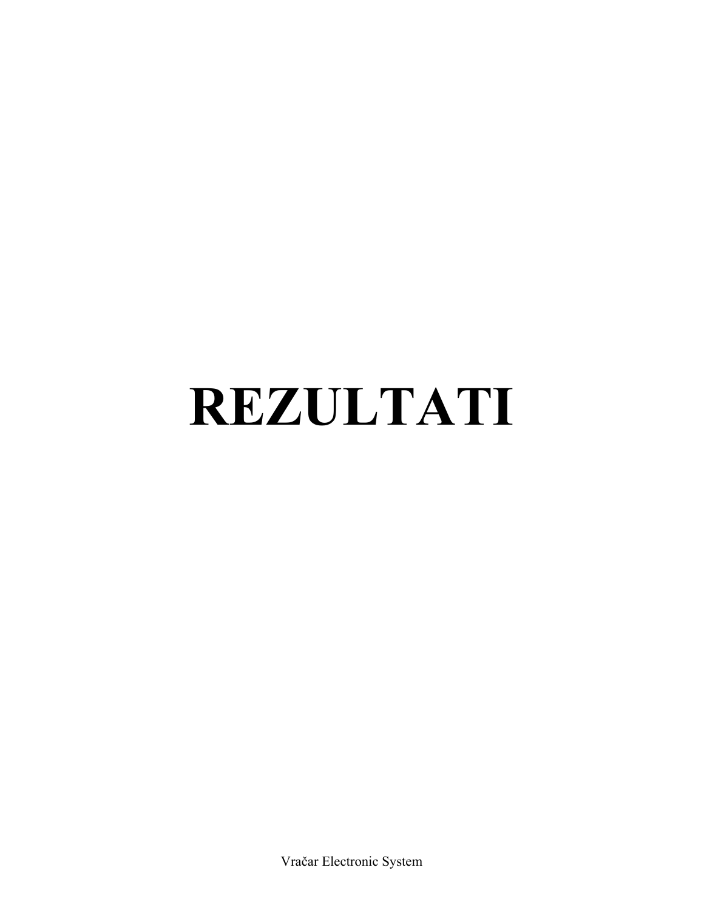# REZULTATI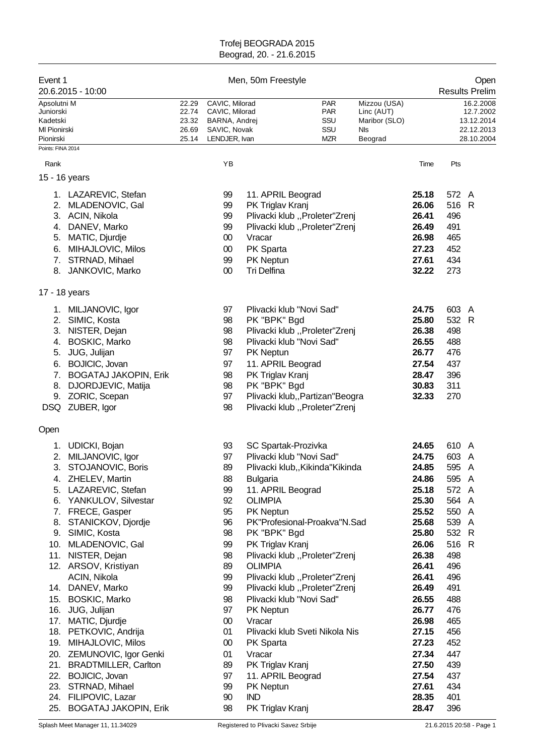Trofej BEOGRADA 2015
Beograd, 20. - 21.6.2015

## Event 1 — Men, 50m Freestyle — Open

20.6.2015 - 10:00 — Results Prelim

| | | | | | | |
|---|---|---|---|---|---|---|
| Apsolutni M | 22.29 | CAVIC, Milorad | PAR | Mizzou (USA) | 16.2.2008 |
| Juniorski | 22.74 | CAVIC, Milorad | PAR | Linc (AUT) | 12.7.2002 |
| Kadetski | 23.32 | BARNA, Andrej | SSU | Maribor (SLO) | 13.12.2014 |
| Ml Pionirski | 26.69 | SAVIC, Novak | SSU | Nls | 22.12.2013 |
| Pionirski | 25.14 | LENDJER, Ivan | MZR | Beograd | 28.10.2004 |

Points: FINA 2014

### 15 - 16 years

| Rank | Name | YB | Club | Time | Pts | |
|---|---|---|---|---|---|---|
| 1. | LAZAREVIC, Stefan | 99 | 11. APRIL Beograd | 25.18 | 572 | A |
| 2. | MLADENOVIC, Gal | 99 | PK Triglav Kranj | 26.06 | 516 | R |
| 3. | ACIN, Nikola | 99 | Plivacki klub ,,Proleter"Zrenj | 26.41 | 496 | |
| 4. | DANEV, Marko | 99 | Plivacki klub ,,Proleter"Zrenj | 26.49 | 491 | |
| 5. | MATIC, Djurdje | 00 | Vracar | 26.98 | 465 | |
| 6. | MIHAJLOVIC, Milos | 00 | PK Sparta | 27.23 | 452 | |
| 7. | STRNAD, Mihael | 99 | PK Neptun | 27.61 | 434 | |
| 8. | JANKOVIC, Marko | 00 | Tri Delfina | 32.22 | 273 | |

### 17 - 18 years

| Rank | Name | YB | Club | Time | Pts | |
|---|---|---|---|---|---|---|
| 1. | MILJANOVIC, Igor | 97 | Plivacki klub "Novi Sad" | 24.75 | 603 | A |
| 2. | SIMIC, Kosta | 98 | PK "BPK" Bgd | 25.80 | 532 | R |
| 3. | NISTER, Dejan | 98 | Plivacki klub ,,Proleter"Zrenj | 26.38 | 498 | |
| 4. | BOSKIC, Marko | 98 | Plivacki klub "Novi Sad" | 26.55 | 488 | |
| 5. | JUG, Julijan | 97 | PK Neptun | 26.77 | 476 | |
| 6. | BOJICIC, Jovan | 97 | 11. APRIL Beograd | 27.54 | 437 | |
| 7. | BOGATAJ JAKOPIN, Erik | 98 | PK Triglav Kranj | 28.47 | 396 | |
| 8. | DJORDJEVIC, Matija | 98 | PK "BPK" Bgd | 30.83 | 311 | |
| 9. | ZORIC, Scepan | 97 | Plivacki klub,,Partizan"Beogra | 32.33 | 270 | |
| DSQ | ZUBER, Igor | 98 | Plivacki klub ,,Proleter"Zrenj | | | |

### Open

| Rank | Name | YB | Club | Time | Pts | |
|---|---|---|---|---|---|---|
| 1. | UDICKI, Bojan | 93 | SC Spartak-Prozivka | 24.65 | 610 | A |
| 2. | MILJANOVIC, Igor | 97 | Plivacki klub "Novi Sad" | 24.75 | 603 | A |
| 3. | STOJANOVIC, Boris | 89 | Plivacki klub,,Kikinda"Kikinda | 24.85 | 595 | A |
| 4. | ZHELEV, Martin | 88 | Bulgaria | 24.86 | 595 | A |
| 5. | LAZAREVIC, Stefan | 99 | 11. APRIL Beograd | 25.18 | 572 | A |
| 6. | YANKULOV, Silvestar | 92 | OLIMPIA | 25.30 | 564 | A |
| 7. | FRECE, Gasper | 95 | PK Neptun | 25.52 | 550 | A |
| 8. | STANICKOV, Djordje | 96 | PK"Profesional-Proakva"N.Sad | 25.68 | 539 | A |
| 9. | SIMIC, Kosta | 98 | PK "BPK" Bgd | 25.80 | 532 | R |
| 10. | MLADENOVIC, Gal | 99 | PK Triglav Kranj | 26.06 | 516 | R |
| 11. | NISTER, Dejan | 98 | Plivacki klub ,,Proleter"Zrenj | 26.38 | 498 | |
| 12. | ARSOV, Kristiyan | 89 | OLIMPIA | 26.41 | 496 | |
| | ACIN, Nikola | 99 | Plivacki klub ,,Proleter"Zrenj | 26.41 | 496 | |
| 14. | DANEV, Marko | 99 | Plivacki klub ,,Proleter"Zrenj | 26.49 | 491 | |
| 15. | BOSKIC, Marko | 98 | Plivacki klub "Novi Sad" | 26.55 | 488 | |
| 16. | JUG, Julijan | 97 | PK Neptun | 26.77 | 476 | |
| 17. | MATIC, Djurdje | 00 | Vracar | 26.98 | 465 | |
| 18. | PETKOVIC, Andrija | 01 | Plivacki klub Sveti Nikola Nis | 27.15 | 456 | |
| 19. | MIHAJLOVIC, Milos | 00 | PK Sparta | 27.23 | 452 | |
| 20. | ZEMUNOVIC, Igor Genki | 01 | Vracar | 27.34 | 447 | |
| 21. | BRADTMILLER, Carlton | 89 | PK Triglav Kranj | 27.50 | 439 | |
| 22. | BOJICIC, Jovan | 97 | 11. APRIL Beograd | 27.54 | 437 | |
| 23. | STRNAD, Mihael | 99 | PK Neptun | 27.61 | 434 | |
| 24. | FILIPOVIC, Lazar | 90 | IND | 28.35 | 401 | |
| 25. | BOGATAJ JAKOPIN, Erik | 98 | PK Triglav Kranj | 28.47 | 396 | |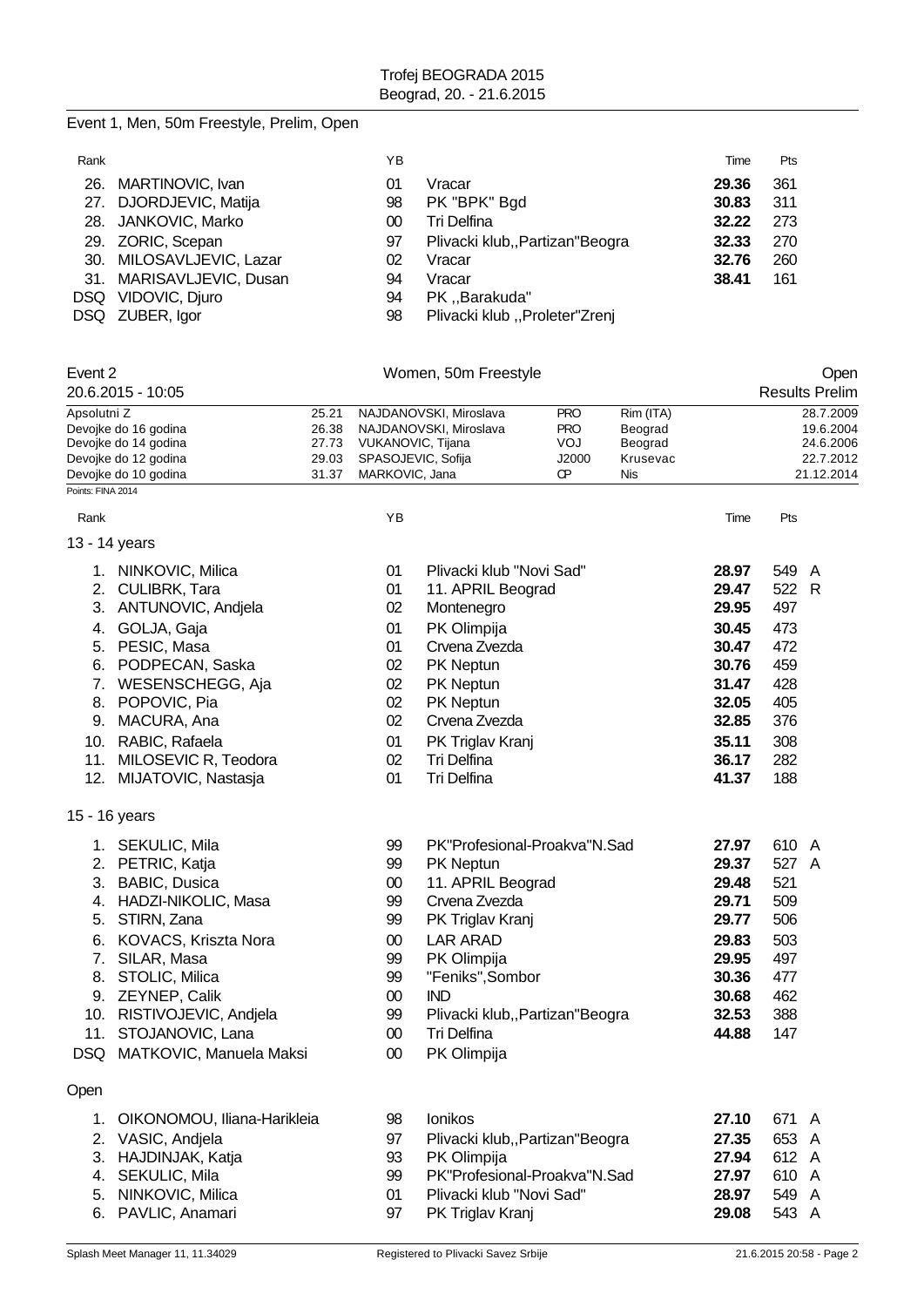Trofej BEOGRADA 2015
Beograd, 20. - 21.6.2015

## Event 1, Men, 50m Freestyle, Prelim, Open

| Rank | | YB | | Time | Pts |
|---|---|---|---|---|---|
| 26. | MARTINOVIC, Ivan | 01 | Vracar | **29.36** | 361 |
| 27. | DJORDJEVIC, Matija | 98 | PK "BPK" Bgd | **30.83** | 311 |
| 28. | JANKOVIC, Marko | 00 | Tri Delfina | **32.22** | 273 |
| 29. | ZORIC, Scepan | 97 | Plivacki klub,,Partizan"Beogra | **32.33** | 270 |
| 30. | MILOSAVLJEVIC, Lazar | 02 | Vracar | **32.76** | 260 |
| 31. | MARISAVLJEVIC, Dusan | 94 | Vracar | **38.41** | 161 |
| DSQ | VIDOVIC, Djuro | 94 | PK ,,Barakuda" | | |
| DSQ | ZUBER, Igor | 98 | Plivacki klub ,,Proleter"Zrenj | | |

## Event 2 — Women, 50m Freestyle — Open

20.6.2015 - 10:05 — Results Prelim

| | | | | | |
|---|---|---|---|---|---|
| Apsolutni Z | 25.21 | NAJDANOVSKI, Miroslava | PRO | Rim (ITA) | 28.7.2009 |
| Devojke do 16 godina | 26.38 | NAJDANOVSKI, Miroslava | PRO | Beograd | 19.6.2004 |
| Devojke do 14 godina | 27.73 | VUKANOVIC, Tijana | VOJ | Beograd | 24.6.2006 |
| Devojke do 12 godina | 29.03 | SPASOJEVIC, Sofija | J2000 | Krusevac | 22.7.2012 |
| Devojke do 10 godina | 31.37 | MARKOVIC, Jana | CP | Nis | 21.12.2014 |

Points: FINA 2014

### 13 - 14 years

| Rank | | YB | | Time | Pts | |
|---|---|---|---|---|---|---|
| 1. | NINKOVIC, Milica | 01 | Plivacki klub "Novi Sad" | **28.97** | 549 | A |
| 2. | CULIBRK, Tara | 01 | 11. APRIL Beograd | **29.47** | 522 | R |
| 3. | ANTUNOVIC, Andjela | 02 | Montenegro | **29.95** | 497 | |
| 4. | GOLJA, Gaja | 01 | PK Olimpija | **30.45** | 473 | |
| 5. | PESIC, Masa | 01 | Crvena Zvezda | **30.47** | 472 | |
| 6. | PODPECAN, Saska | 02 | PK Neptun | **30.76** | 459 | |
| 7. | WESENSCHEGG, Aja | 02 | PK Neptun | **31.47** | 428 | |
| 8. | POPOVIC, Pia | 02 | PK Neptun | **32.05** | 405 | |
| 9. | MACURA, Ana | 02 | Crvena Zvezda | **32.85** | 376 | |
| 10. | RABIC, Rafaela | 01 | PK Triglav Kranj | **35.11** | 308 | |
| 11. | MILOSEVIC R, Teodora | 02 | Tri Delfina | **36.17** | 282 | |
| 12. | MIJATOVIC, Nastasja | 01 | Tri Delfina | **41.37** | 188 | |

### 15 - 16 years

| Rank | | YB | | Time | Pts | |
|---|---|---|---|---|---|---|
| 1. | SEKULIC, Mila | 99 | PK"Profesional-Proakva"N.Sad | **27.97** | 610 | A |
| 2. | PETRIC, Katja | 99 | PK Neptun | **29.37** | 527 | A |
| 3. | BABIC, Dusica | 00 | 11. APRIL Beograd | **29.48** | 521 | |
| 4. | HADZI-NIKOLIC, Masa | 99 | Crvena Zvezda | **29.71** | 509 | |
| 5. | STIRN, Zana | 99 | PK Triglav Kranj | **29.77** | 506 | |
| 6. | KOVACS, Kriszta Nora | 00 | LAR ARAD | **29.83** | 503 | |
| 7. | SILAR, Masa | 99 | PK Olimpija | **29.95** | 497 | |
| 8. | STOLIC, Milica | 99 | "Feniks",Sombor | **30.36** | 477 | |
| 9. | ZEYNEP, Calik | 00 | IND | **30.68** | 462 | |
| 10. | RISTIVOJEVIC, Andjela | 99 | Plivacki klub,,Partizan"Beogra | **32.53** | 388 | |
| 11. | STOJANOVIC, Lana | 00 | Tri Delfina | **44.88** | 147 | |
| DSQ | MATKOVIC, Manuela Maksi | 00 | PK Olimpija | | | |

### Open

| Rank | | YB | | Time | Pts | |
|---|---|---|---|---|---|---|
| 1. | OIKONOMOU, Iliana-Harikleia | 98 | Ionikos | **27.10** | 671 | A |
| 2. | VASIC, Andjela | 97 | Plivacki klub,,Partizan"Beogra | **27.35** | 653 | A |
| 3. | HAJDINJAK, Katja | 93 | PK Olimpija | **27.94** | 612 | A |
| 4. | SEKULIC, Mila | 99 | PK"Profesional-Proakva"N.Sad | **27.97** | 610 | A |
| 5. | NINKOVIC, Milica | 01 | Plivacki klub "Novi Sad" | **28.97** | 549 | A |
| 6. | PAVLIC, Anamari | 97 | PK Triglav Kranj | **29.08** | 543 | A |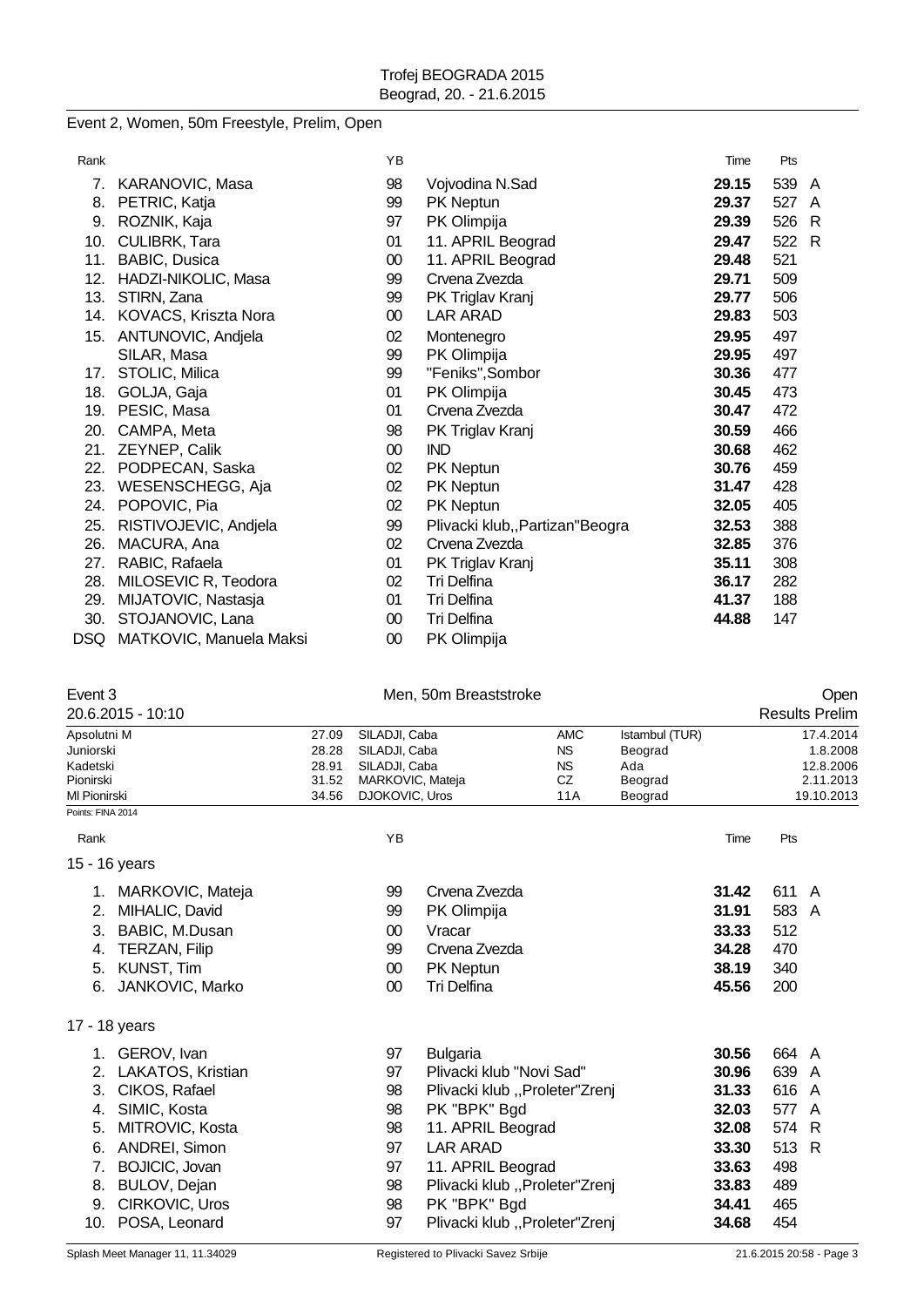## Event 2, Women, 50m Freestyle, Prelim, Open

| Rank | | YB | | Time | Pts | |
|---|---|---|---|---|---|---|
| 7. | KARANOVIC, Masa | 98 | Vojvodina N.Sad | **29.15** | 539 | A |
| 8. | PETRIC, Katja | 99 | PK Neptun | **29.37** | 527 | A |
| 9. | ROZNIK, Kaja | 97 | PK Olimpija | **29.39** | 526 | R |
| 10. | CULIBRK, Tara | 01 | 11. APRIL Beograd | **29.47** | 522 | R |
| 11. | BABIC, Dusica | 00 | 11. APRIL Beograd | **29.48** | 521 | |
| 12. | HADZI-NIKOLIC, Masa | 99 | Crvena Zvezda | **29.71** | 509 | |
| 13. | STIRN, Zana | 99 | PK Triglav Kranj | **29.77** | 506 | |
| 14. | KOVACS, Kriszta Nora | 00 | LAR ARAD | **29.83** | 503 | |
| 15. | ANTUNOVIC, Andjela | 02 | Montenegro | **29.95** | 497 | |
| | SILAR, Masa | 99 | PK Olimpija | **29.95** | 497 | |
| 17. | STOLIC, Milica | 99 | "Feniks",Sombor | **30.36** | 477 | |
| 18. | GOLJA, Gaja | 01 | PK Olimpija | **30.45** | 473 | |
| 19. | PESIC, Masa | 01 | Crvena Zvezda | **30.47** | 472 | |
| 20. | CAMPA, Meta | 98 | PK Triglav Kranj | **30.59** | 466 | |
| 21. | ZEYNEP, Calik | 00 | IND | **30.68** | 462 | |
| 22. | PODPECAN, Saska | 02 | PK Neptun | **30.76** | 459 | |
| 23. | WESENSCHEGG, Aja | 02 | PK Neptun | **31.47** | 428 | |
| 24. | POPOVIC, Pia | 02 | PK Neptun | **32.05** | 405 | |
| 25. | RISTIVOJEVIC, Andjela | 99 | Plivacki klub,,Partizan"Beogra | **32.53** | 388 | |
| 26. | MACURA, Ana | 02 | Crvena Zvezda | **32.85** | 376 | |
| 27. | RABIC, Rafaela | 01 | PK Triglav Kranj | **35.11** | 308 | |
| 28. | MILOSEVIC R, Teodora | 02 | Tri Delfina | **36.17** | 282 | |
| 29. | MIJATOVIC, Nastasja | 01 | Tri Delfina | **41.37** | 188 | |
| 30. | STOJANOVIC, Lana | 00 | Tri Delfina | **44.88** | 147 | |
| DSQ | MATKOVIC, Manuela Maksi | 00 | PK Olimpija | | | |

## Event 3 — Men, 50m Breaststroke — Open

20.6.2015 - 10:10 — Results Prelim

| | | | | | |
|---|---|---|---|---|---|
| Apsolutni M | 27.09 | SILADJI, Caba | AMC | Istambul (TUR) | 17.4.2014 |
| Juniorski | 28.28 | SILADJI, Caba | NS | Beograd | 1.8.2008 |
| Kadetski | 28.91 | SILADJI, Caba | NS | Ada | 12.8.2006 |
| Pionirski | 31.52 | MARKOVIC, Mateja | CZ | Beograd | 2.11.2013 |
| Ml Pionirski | 34.56 | DJOKOVIC, Uros | 11A | Beograd | 19.10.2013 |

Points: FINA 2014

### 15 - 16 years

| Rank | | YB | | Time | Pts | |
|---|---|---|---|---|---|---|
| 1. | MARKOVIC, Mateja | 99 | Crvena Zvezda | **31.42** | 611 | A |
| 2. | MIHALIC, David | 99 | PK Olimpija | **31.91** | 583 | A |
| 3. | BABIC, M.Dusan | 00 | Vracar | **33.33** | 512 | |
| 4. | TERZAN, Filip | 99 | Crvena Zvezda | **34.28** | 470 | |
| 5. | KUNST, Tim | 00 | PK Neptun | **38.19** | 340 | |
| 6. | JANKOVIC, Marko | 00 | Tri Delfina | **45.56** | 200 | |

### 17 - 18 years

| Rank | | YB | | Time | Pts | |
|---|---|---|---|---|---|---|
| 1. | GEROV, Ivan | 97 | Bulgaria | **30.56** | 664 | A |
| 2. | LAKATOS, Kristian | 97 | Plivacki klub "Novi Sad" | **30.96** | 639 | A |
| 3. | CIKOS, Rafael | 98 | Plivacki klub ,,Proleter"Zrenj | **31.33** | 616 | A |
| 4. | SIMIC, Kosta | 98 | PK "BPK" Bgd | **32.03** | 577 | A |
| 5. | MITROVIC, Kosta | 98 | 11. APRIL Beograd | **32.08** | 574 | R |
| 6. | ANDREI, Simon | 97 | LAR ARAD | **33.30** | 513 | R |
| 7. | BOJICIC, Jovan | 97 | 11. APRIL Beograd | **33.63** | 498 | |
| 8. | BULOV, Dejan | 98 | Plivacki klub ,,Proleter"Zrenj | **33.83** | 489 | |
| 9. | CIRKOVIC, Uros | 98 | PK "BPK" Bgd | **34.41** | 465 | |
| 10. | POSA, Leonard | 97 | Plivacki klub ,,Proleter"Zrenj | **34.68** | 454 | |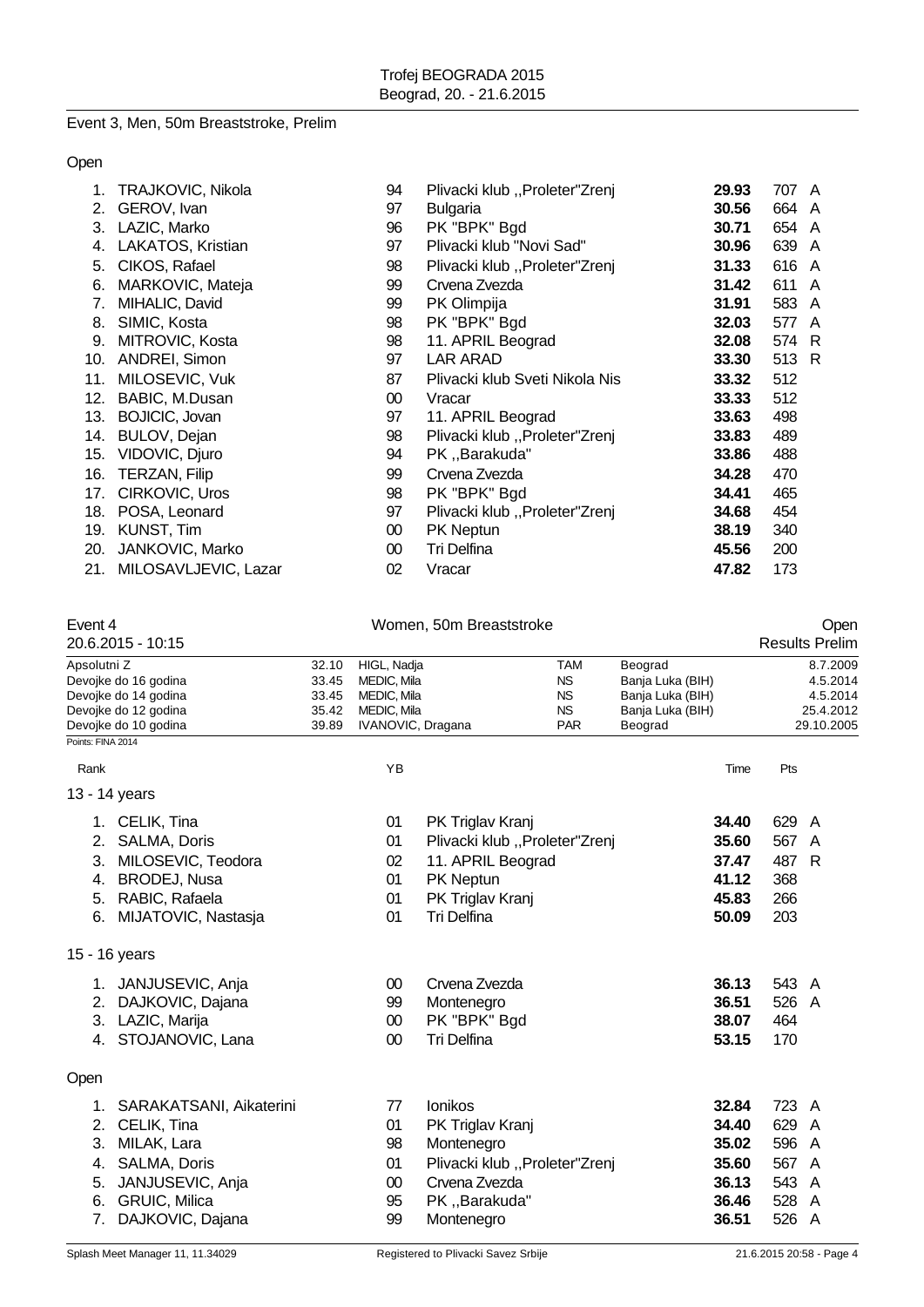Trofej BEOGRADA 2015
Beograd, 20. - 21.6.2015

## Event 3, Men, 50m Breaststroke, Prelim

### Open

| Rank | Name | YB | Club | Time | Pts | |
|---|---|---|---|---|---|---|
| 1. | TRAJKOVIC, Nikola | 94 | Plivacki klub ,,Proleter"Zrenj | **29.93** | 707 | A |
| 2. | GEROV, Ivan | 97 | Bulgaria | **30.56** | 664 | A |
| 3. | LAZIC, Marko | 96 | PK "BPK" Bgd | **30.71** | 654 | A |
| 4. | LAKATOS, Kristian | 97 | Plivacki klub "Novi Sad" | **30.96** | 639 | A |
| 5. | CIKOS, Rafael | 98 | Plivacki klub ,,Proleter"Zrenj | **31.33** | 616 | A |
| 6. | MARKOVIC, Mateja | 99 | Crvena Zvezda | **31.42** | 611 | A |
| 7. | MIHALIC, David | 99 | PK Olimpija | **31.91** | 583 | A |
| 8. | SIMIC, Kosta | 98 | PK "BPK" Bgd | **32.03** | 577 | A |
| 9. | MITROVIC, Kosta | 98 | 11. APRIL Beograd | **32.08** | 574 | R |
| 10. | ANDREI, Simon | 97 | LAR ARAD | **33.30** | 513 | R |
| 11. | MILOSEVIC, Vuk | 87 | Plivacki klub Sveti Nikola Nis | **33.32** | 512 | |
| 12. | BABIC, M.Dusan | 00 | Vracar | **33.33** | 512 | |
| 13. | BOJICIC, Jovan | 97 | 11. APRIL Beograd | **33.63** | 498 | |
| 14. | BULOV, Dejan | 98 | Plivacki klub ,,Proleter"Zrenj | **33.83** | 489 | |
| 15. | VIDOVIC, Djuro | 94 | PK ,,Barakuda" | **33.86** | 488 | |
| 16. | TERZAN, Filip | 99 | Crvena Zvezda | **34.28** | 470 | |
| 17. | CIRKOVIC, Uros | 98 | PK "BPK" Bgd | **34.41** | 465 | |
| 18. | POSA, Leonard | 97 | Plivacki klub ,,Proleter"Zrenj | **34.68** | 454 | |
| 19. | KUNST, Tim | 00 | PK Neptun | **38.19** | 340 | |
| 20. | JANKOVIC, Marko | 00 | Tri Delfina | **45.56** | 200 | |
| 21. | MILOSAVLJEVIC, Lazar | 02 | Vracar | **47.82** | 173 | |

## Event 4 — Women, 50m Breaststroke — Open

20.6.2015 - 10:15 — Results Prelim

| Record | Time | Name | Club | Place | Date |
|---|---|---|---|---|---|
| Apsolutni Z | 32.10 | HIGL, Nadja | TAM | Beograd | 8.7.2009 |
| Devojke do 16 godina | 33.45 | MEDIC, Mila | NS | Banja Luka (BIH) | 4.5.2014 |
| Devojke do 14 godina | 33.45 | MEDIC, Mila | NS | Banja Luka (BIH) | 4.5.2014 |
| Devojke do 12 godina | 35.42 | MEDIC, Mila | NS | Banja Luka (BIH) | 25.4.2012 |
| Devojke do 10 godina | 39.89 | IVANOVIC, Dragana | PAR | Beograd | 29.10.2005 |

Points: FINA 2014

### 13 - 14 years

| Rank | Name | YB | Club | Time | Pts | |
|---|---|---|---|---|---|---|
| 1. | CELIK, Tina | 01 | PK Triglav Kranj | **34.40** | 629 | A |
| 2. | SALMA, Doris | 01 | Plivacki klub ,,Proleter"Zrenj | **35.60** | 567 | A |
| 3. | MILOSEVIC, Teodora | 02 | 11. APRIL Beograd | **37.47** | 487 | R |
| 4. | BRODEJ, Nusa | 01 | PK Neptun | **41.12** | 368 | |
| 5. | RABIC, Rafaela | 01 | PK Triglav Kranj | **45.83** | 266 | |
| 6. | MIJATOVIC, Nastasja | 01 | Tri Delfina | **50.09** | 203 | |

### 15 - 16 years

| Rank | Name | YB | Club | Time | Pts | |
|---|---|---|---|---|---|---|
| 1. | JANJUSEVIC, Anja | 00 | Crvena Zvezda | **36.13** | 543 | A |
| 2. | DAJKOVIC, Dajana | 99 | Montenegro | **36.51** | 526 | A |
| 3. | LAZIC, Marija | 00 | PK "BPK" Bgd | **38.07** | 464 | |
| 4. | STOJANOVIC, Lana | 00 | Tri Delfina | **53.15** | 170 | |

### Open

| Rank | Name | YB | Club | Time | Pts | |
|---|---|---|---|---|---|---|
| 1. | SARAKATSANI, Aikaterini | 77 | Ionikos | **32.84** | 723 | A |
| 2. | CELIK, Tina | 01 | PK Triglav Kranj | **34.40** | 629 | A |
| 3. | MILAK, Lara | 98 | Montenegro | **35.02** | 596 | A |
| 4. | SALMA, Doris | 01 | Plivacki klub ,,Proleter"Zrenj | **35.60** | 567 | A |
| 5. | JANJUSEVIC, Anja | 00 | Crvena Zvezda | **36.13** | 543 | A |
| 6. | GRUIC, Milica | 95 | PK ,,Barakuda" | **36.46** | 528 | A |
| 7. | DAJKOVIC, Dajana | 99 | Montenegro | **36.51** | 526 | A |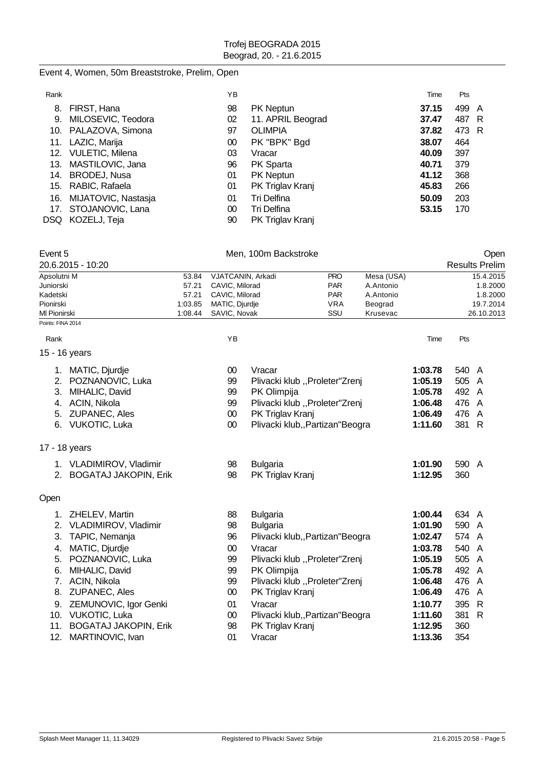Event 4, Women, 50m Breaststroke, Prelim, Open

| Rank | | YB | | Time | Pts | |
|---|---|---|---|---|---|---|
| 8. | FIRST, Hana | 98 | PK Neptun | **37.15** | 499 | A |
| 9. | MILOSEVIC, Teodora | 02 | 11. APRIL Beograd | **37.47** | 487 | R |
| 10. | PALAZOVA, Simona | 97 | OLIMPIA | **37.82** | 473 | R |
| 11. | LAZIC, Marija | 00 | PK "BPK" Bgd | **38.07** | 464 | |
| 12. | VULETIC, Milena | 03 | Vracar | **40.09** | 397 | |
| 13. | MASTILOVIC, Jana | 96 | PK Sparta | **40.71** | 379 | |
| 14. | BRODEJ, Nusa | 01 | PK Neptun | **41.12** | 368 | |
| 15. | RABIC, Rafaela | 01 | PK Triglav Kranj | **45.83** | 266 | |
| 16. | MIJATOVIC, Nastasja | 01 | Tri Delfina | **50.09** | 203 | |
| 17. | STOJANOVIC, Lana | 00 | Tri Delfina | **53.15** | 170 | |
| DSQ | KOZELJ, Teja | 90 | PK Triglav Kranj | | | |

Event 5 — Men, 100m Backstroke — Open

20.6.2015 - 10:20 — Results Prelim

| | | | | | |
|---|---|---|---|---|---|
| Apsolutni M | 53.84 | VJATCANIN, Arkadi | PRO | Mesa (USA) | 15.4.2015 |
| Juniorski | 57.21 | CAVIC, Milorad | PAR | A.Antonio | 1.8.2000 |
| Kadetski | 57.21 | CAVIC, Milorad | PAR | A.Antonio | 1.8.2000 |
| Pionirski | 1:03.85 | MATIC, Djurdje | VRA | Beograd | 19.7.2014 |
| Ml Pionirski | 1:08.44 | SAVIC, Novak | SSU | Krusevac | 26.10.2013 |

Points: FINA 2014

| Rank | | YB | | Time | Pts | |
|---|---|---|---|---|---|---|
| **15 - 16 years** | | | | | | |
| 1. | MATIC, Djurdje | 00 | Vracar | **1:03.78** | 540 | A |
| 2. | POZNANOVIC, Luka | 99 | Plivacki klub ,,Proleter"Zrenj | **1:05.19** | 505 | A |
| 3. | MIHALIC, David | 99 | PK Olimpija | **1:05.78** | 492 | A |
| 4. | ACIN, Nikola | 99 | Plivacki klub ,,Proleter"Zrenj | **1:06.48** | 476 | A |
| 5. | ZUPANEC, Ales | 00 | PK Triglav Kranj | **1:06.49** | 476 | A |
| 6. | VUKOTIC, Luka | 00 | Plivacki klub,,Partizan"Beogra | **1:11.60** | 381 | R |
| **17 - 18 years** | | | | | | |
| 1. | VLADIMIROV, Vladimir | 98 | Bulgaria | **1:01.90** | 590 | A |
| 2. | BOGATAJ JAKOPIN, Erik | 98 | PK Triglav Kranj | **1:12.95** | 360 | |
| **Open** | | | | | | |
| 1. | ZHELEV, Martin | 88 | Bulgaria | **1:00.44** | 634 | A |
| 2. | VLADIMIROV, Vladimir | 98 | Bulgaria | **1:01.90** | 590 | A |
| 3. | TAPIC, Nemanja | 96 | Plivacki klub,,Partizan"Beogra | **1:02.47** | 574 | A |
| 4. | MATIC, Djurdje | 00 | Vracar | **1:03.78** | 540 | A |
| 5. | POZNANOVIC, Luka | 99 | Plivacki klub ,,Proleter"Zrenj | **1:05.19** | 505 | A |
| 6. | MIHALIC, David | 99 | PK Olimpija | **1:05.78** | 492 | A |
| 7. | ACIN, Nikola | 99 | Plivacki klub ,,Proleter"Zrenj | **1:06.48** | 476 | A |
| 8. | ZUPANEC, Ales | 00 | PK Triglav Kranj | **1:06.49** | 476 | A |
| 9. | ZEMUNOVIC, Igor Genki | 01 | Vracar | **1:10.77** | 395 | R |
| 10. | VUKOTIC, Luka | 00 | Plivacki klub,,Partizan"Beogra | **1:11.60** | 381 | R |
| 11. | BOGATAJ JAKOPIN, Erik | 98 | PK Triglav Kranj | **1:12.95** | 360 | |
| 12. | MARTINOVIC, Ivan | 01 | Vracar | **1:13.36** | 354 | |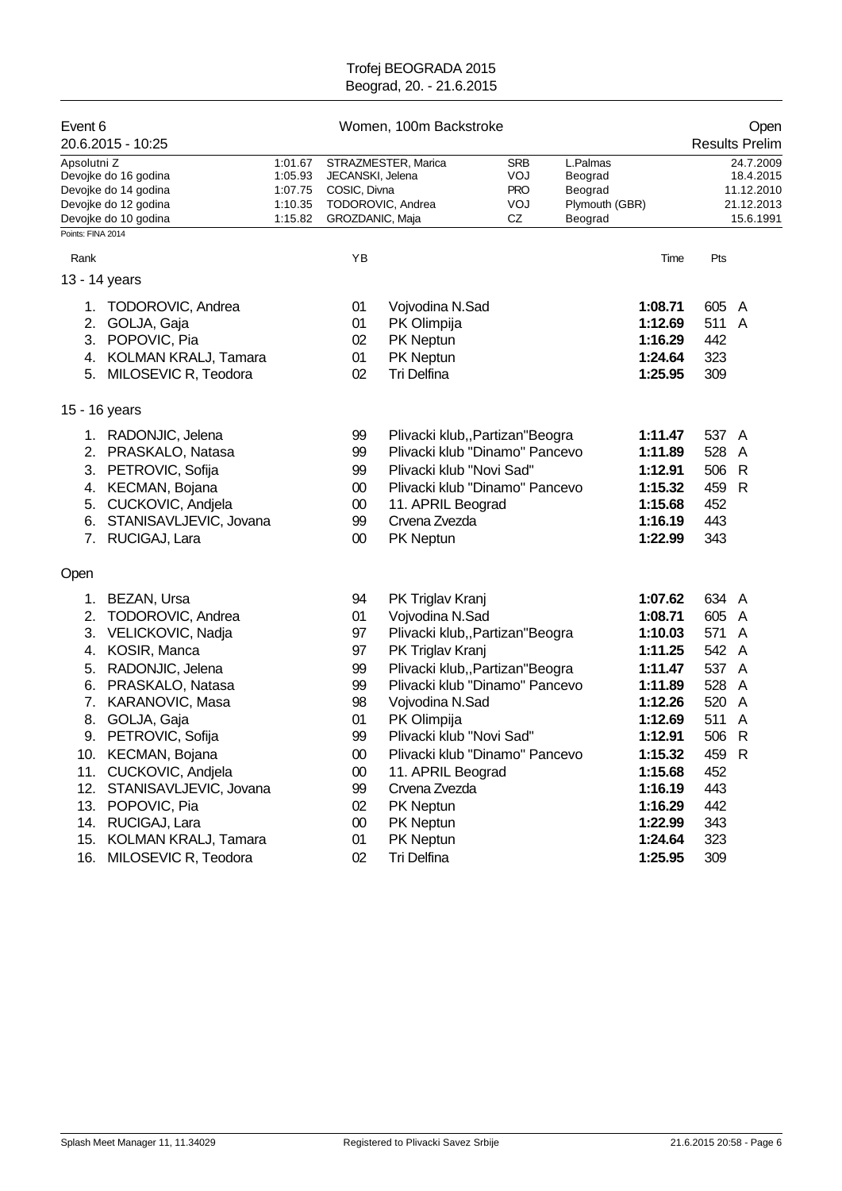Trofej BEOGRADA 2015
Beograd, 20. - 21.6.2015

## Event 6 — Women, 100m Backstroke — Open

20.6.2015 - 10:25 — Results Prelim

| | | | | | | |
|---|---|---|---|---|---|---|
| Apsolutni Z | 1:01.67 | STRAZMESTER, Marica | SRB | L.Palmas | 24.7.2009 |
| Devojke do 16 godina | 1:05.93 | JECANSKI, Jelena | VOJ | Beograd | 18.4.2015 |
| Devojke do 14 godina | 1:07.75 | COSIC, Divna | PRO | Beograd | 11.12.2010 |
| Devojke do 12 godina | 1:10.35 | TODOROVIC, Andrea | VOJ | Plymouth (GBR) | 21.12.2013 |
| Devojke do 10 godina | 1:15.82 | GROZDANIC, Maja | CZ | Beograd | 15.6.1991 |

Points: FINA 2014

### 13 - 14 years

| Rank | Name | YB | Club | Time | Pts | |
|---|---|---|---|---|---|---|
| 1. | TODOROVIC, Andrea | 01 | Vojvodina N.Sad | **1:08.71** | 605 | A |
| 2. | GOLJA, Gaja | 01 | PK Olimpija | **1:12.69** | 511 | A |
| 3. | POPOVIC, Pia | 02 | PK Neptun | **1:16.29** | 442 | |
| 4. | KOLMAN KRALJ, Tamara | 01 | PK Neptun | **1:24.64** | 323 | |
| 5. | MILOSEVIC R, Teodora | 02 | Tri Delfina | **1:25.95** | 309 | |

### 15 - 16 years

| Rank | Name | YB | Club | Time | Pts | |
|---|---|---|---|---|---|---|
| 1. | RADONJIC, Jelena | 99 | Plivacki klub,,Partizan"Beogra | **1:11.47** | 537 | A |
| 2. | PRASKALO, Natasa | 99 | Plivacki klub "Dinamo" Pancevo | **1:11.89** | 528 | A |
| 3. | PETROVIC, Sofija | 99 | Plivacki klub "Novi Sad" | **1:12.91** | 506 | R |
| 4. | KECMAN, Bojana | 00 | Plivacki klub "Dinamo" Pancevo | **1:15.32** | 459 | R |
| 5. | CUCKOVIC, Andjela | 00 | 11. APRIL Beograd | **1:15.68** | 452 | |
| 6. | STANISAVLJEVIC, Jovana | 99 | Crvena Zvezda | **1:16.19** | 443 | |
| 7. | RUCIGAJ, Lara | 00 | PK Neptun | **1:22.99** | 343 | |

### Open

| Rank | Name | YB | Club | Time | Pts | |
|---|---|---|---|---|---|---|
| 1. | BEZAN, Ursa | 94 | PK Triglav Kranj | **1:07.62** | 634 | A |
| 2. | TODOROVIC, Andrea | 01 | Vojvodina N.Sad | **1:08.71** | 605 | A |
| 3. | VELICKOVIC, Nadja | 97 | Plivacki klub,,Partizan"Beogra | **1:10.03** | 571 | A |
| 4. | KOSIR, Manca | 97 | PK Triglav Kranj | **1:11.25** | 542 | A |
| 5. | RADONJIC, Jelena | 99 | Plivacki klub,,Partizan"Beogra | **1:11.47** | 537 | A |
| 6. | PRASKALO, Natasa | 99 | Plivacki klub "Dinamo" Pancevo | **1:11.89** | 528 | A |
| 7. | KARANOVIC, Masa | 98 | Vojvodina N.Sad | **1:12.26** | 520 | A |
| 8. | GOLJA, Gaja | 01 | PK Olimpija | **1:12.69** | 511 | A |
| 9. | PETROVIC, Sofija | 99 | Plivacki klub "Novi Sad" | **1:12.91** | 506 | R |
| 10. | KECMAN, Bojana | 00 | Plivacki klub "Dinamo" Pancevo | **1:15.32** | 459 | R |
| 11. | CUCKOVIC, Andjela | 00 | 11. APRIL Beograd | **1:15.68** | 452 | |
| 12. | STANISAVLJEVIC, Jovana | 99 | Crvena Zvezda | **1:16.19** | 443 | |
| 13. | POPOVIC, Pia | 02 | PK Neptun | **1:16.29** | 442 | |
| 14. | RUCIGAJ, Lara | 00 | PK Neptun | **1:22.99** | 343 | |
| 15. | KOLMAN KRALJ, Tamara | 01 | PK Neptun | **1:24.64** | 323 | |
| 16. | MILOSEVIC R, Teodora | 02 | Tri Delfina | **1:25.95** | 309 | |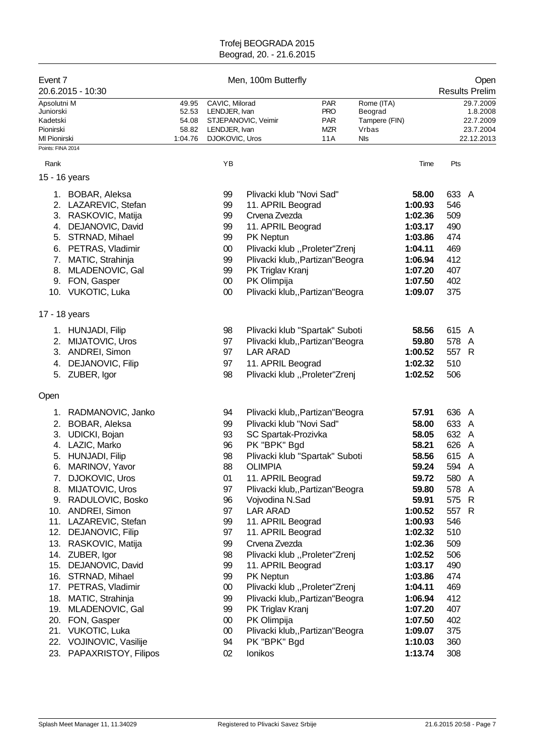Trofej BEOGRADA 2015
Beograd, 20. - 21.6.2015

## Event 7 — Men, 100m Butterfly — Open

20.6.2015 - 10:30 — Results Prelim

| | | | | | |
|---|---|---|---|---|---|
| Apsolutni M | 49.95 | CAVIC, Milorad | PAR | Rome (ITA) | 29.7.2009 |
| Juniorski | 52.53 | LENDJER, Ivan | PRO | Beograd | 1.8.2008 |
| Kadetski | 54.08 | STJEPANOVIC, Veimir | PAR | Tampere (FIN) | 22.7.2009 |
| Pionirski | 58.82 | LENDJER, Ivan | MZR | Vrbas | 23.7.2004 |
| Ml Pionirski | 1:04.76 | DJOKOVIC, Uros | 11A | NIs | 22.12.2013 |

Points: FINA 2014

### 15 - 16 years

| Rank | Name | YB | Club | Time | Pts | |
|---|---|---|---|---|---|---|
| 1. | BOBAR, Aleksa | 99 | Plivacki klub "Novi Sad" | **58.00** | 633 | A |
| 2. | LAZAREVIC, Stefan | 99 | 11. APRIL Beograd | **1:00.93** | 546 | |
| 3. | RASKOVIC, Matija | 99 | Crvena Zvezda | **1:02.36** | 509 | |
| 4. | DEJANOVIC, David | 99 | 11. APRIL Beograd | **1:03.17** | 490 | |
| 5. | STRNAD, Mihael | 99 | PK Neptun | **1:03.86** | 474 | |
| 6. | PETRAS, Vladimir | 00 | Plivacki klub ,,Proleter"Zrenj | **1:04.11** | 469 | |
| 7. | MATIC, Strahinja | 99 | Plivacki klub,,Partizan"Beogra | **1:06.94** | 412 | |
| 8. | MLADENOVIC, Gal | 99 | PK Triglav Kranj | **1:07.20** | 407 | |
| 9. | FON, Gasper | 00 | PK Olimpija | **1:07.50** | 402 | |
| 10. | VUKOTIC, Luka | 00 | Plivacki klub,,Partizan"Beogra | **1:09.07** | 375 | |

### 17 - 18 years

| Rank | Name | YB | Club | Time | Pts | |
|---|---|---|---|---|---|---|
| 1. | HUNJADI, Filip | 98 | Plivacki klub "Spartak" Suboti | **58.56** | 615 | A |
| 2. | MIJATOVIC, Uros | 97 | Plivacki klub,,Partizan"Beogra | **59.80** | 578 | A |
| 3. | ANDREI, Simon | 97 | LAR ARAD | **1:00.52** | 557 | R |
| 4. | DEJANOVIC, Filip | 97 | 11. APRIL Beograd | **1:02.32** | 510 | |
| 5. | ZUBER, Igor | 98 | Plivacki klub ,,Proleter"Zrenj | **1:02.52** | 506 | |

### Open

| Rank | Name | YB | Club | Time | Pts | |
|---|---|---|---|---|---|---|
| 1. | RADMANOVIC, Janko | 94 | Plivacki klub,,Partizan"Beogra | **57.91** | 636 | A |
| 2. | BOBAR, Aleksa | 99 | Plivacki klub "Novi Sad" | **58.00** | 633 | A |
| 3. | UDICKI, Bojan | 93 | SC Spartak-Prozivka | **58.05** | 632 | A |
| 4. | LAZIC, Marko | 96 | PK "BPK" Bgd | **58.21** | 626 | A |
| 5. | HUNJADI, Filip | 98 | Plivacki klub "Spartak" Suboti | **58.56** | 615 | A |
| 6. | MARINOV, Yavor | 88 | OLIMPIA | **59.24** | 594 | A |
| 7. | DJOKOVIC, Uros | 01 | 11. APRIL Beograd | **59.72** | 580 | A |
| 8. | MIJATOVIC, Uros | 97 | Plivacki klub,,Partizan"Beogra | **59.80** | 578 | A |
| 9. | RADULOVIC, Bosko | 96 | Vojvodina N.Sad | **59.91** | 575 | R |
| 10. | ANDREI, Simon | 97 | LAR ARAD | **1:00.52** | 557 | R |
| 11. | LAZAREVIC, Stefan | 99 | 11. APRIL Beograd | **1:00.93** | 546 | |
| 12. | DEJANOVIC, Filip | 97 | 11. APRIL Beograd | **1:02.32** | 510 | |
| 13. | RASKOVIC, Matija | 99 | Crvena Zvezda | **1:02.36** | 509 | |
| 14. | ZUBER, Igor | 98 | Plivacki klub ,,Proleter"Zrenj | **1:02.52** | 506 | |
| 15. | DEJANOVIC, David | 99 | 11. APRIL Beograd | **1:03.17** | 490 | |
| 16. | STRNAD, Mihael | 99 | PK Neptun | **1:03.86** | 474 | |
| 17. | PETRAS, Vladimir | 00 | Plivacki klub ,,Proleter"Zrenj | **1:04.11** | 469 | |
| 18. | MATIC, Strahinja | 99 | Plivacki klub,,Partizan"Beogra | **1:06.94** | 412 | |
| 19. | MLADENOVIC, Gal | 99 | PK Triglav Kranj | **1:07.20** | 407 | |
| 20. | FON, Gasper | 00 | PK Olimpija | **1:07.50** | 402 | |
| 21. | VUKOTIC, Luka | 00 | Plivacki klub,,Partizan"Beogra | **1:09.07** | 375 | |
| 22. | VOJINOVIC, Vasilije | 94 | PK "BPK" Bgd | **1:10.03** | 360 | |
| 23. | PAPAXRISTOY, Filipos | 02 | Ionikos | **1:13.74** | 308 | |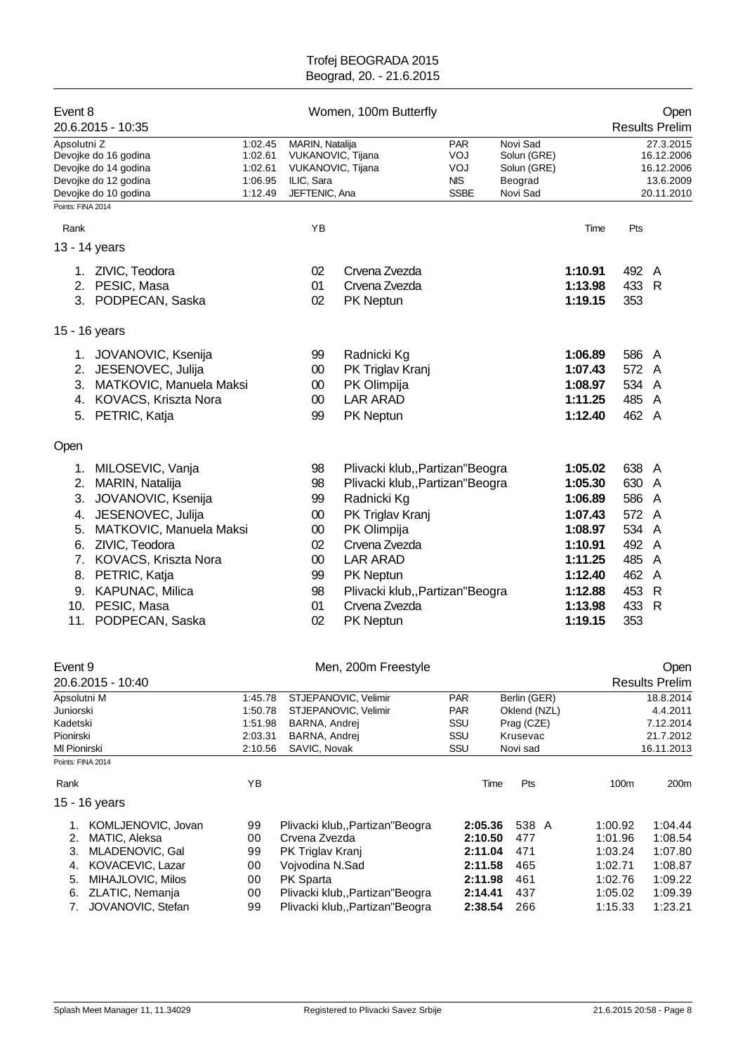Trofej BEOGRADA 2015
Beograd, 20. - 21.6.2015

## Event 8 — Women, 100m Butterfly — Open

20.6.2015 - 10:35 — Results Prelim

| Record | Time | Name | Club | Place | Date |
|---|---|---|---|---|---|
| Apsolutni Z | 1:02.45 | MARIN, Natalija | PAR | Novi Sad | 27.3.2015 |
| Devojke do 16 godina | 1:02.61 | VUKANOVIC, Tijana | VOJ | Solun (GRE) | 16.12.2006 |
| Devojke do 14 godina | 1:02.61 | VUKANOVIC, Tijana | VOJ | Solun (GRE) | 16.12.2006 |
| Devojke do 12 godina | 1:06.95 | ILIC, Sara | NIS | Beograd | 13.6.2009 |
| Devojke do 10 godina | 1:12.49 | JEFTENIC, Ana | SSBE | Novi Sad | 20.11.2010 |

Points: FINA 2014

### 13 - 14 years

| Rank | Name | YB | Club | Time | Pts | |
|---|---|---|---|---|---|---|
| 1. | ZIVIC, Teodora | 02 | Crvena Zvezda | 1:10.91 | 492 | A |
| 2. | PESIC, Masa | 01 | Crvena Zvezda | 1:13.98 | 433 | R |
| 3. | PODPECAN, Saska | 02 | PK Neptun | 1:19.15 | 353 | |

### 15 - 16 years

| Rank | Name | YB | Club | Time | Pts | |
|---|---|---|---|---|---|---|
| 1. | JOVANOVIC, Ksenija | 99 | Radnicki Kg | 1:06.89 | 586 | A |
| 2. | JESENOVEC, Julija | 00 | PK Triglav Kranj | 1:07.43 | 572 | A |
| 3. | MATKOVIC, Manuela Maksi | 00 | PK Olimpija | 1:08.97 | 534 | A |
| 4. | KOVACS, Kriszta Nora | 00 | LAR ARAD | 1:11.25 | 485 | A |
| 5. | PETRIC, Katja | 99 | PK Neptun | 1:12.40 | 462 | A |

### Open

| Rank | Name | YB | Club | Time | Pts | |
|---|---|---|---|---|---|---|
| 1. | MILOSEVIC, Vanja | 98 | Plivacki klub,,Partizan"Beogra | 1:05.02 | 638 | A |
| 2. | MARIN, Natalija | 98 | Plivacki klub,,Partizan"Beogra | 1:05.30 | 630 | A |
| 3. | JOVANOVIC, Ksenija | 99 | Radnicki Kg | 1:06.89 | 586 | A |
| 4. | JESENOVEC, Julija | 00 | PK Triglav Kranj | 1:07.43 | 572 | A |
| 5. | MATKOVIC, Manuela Maksi | 00 | PK Olimpija | 1:08.97 | 534 | A |
| 6. | ZIVIC, Teodora | 02 | Crvena Zvezda | 1:10.91 | 492 | A |
| 7. | KOVACS, Kriszta Nora | 00 | LAR ARAD | 1:11.25 | 485 | A |
| 8. | PETRIC, Katja | 99 | PK Neptun | 1:12.40 | 462 | A |
| 9. | KAPUNAC, Milica | 98 | Plivacki klub,,Partizan"Beogra | 1:12.88 | 453 | R |
| 10. | PESIC, Masa | 01 | Crvena Zvezda | 1:13.98 | 433 | R |
| 11. | PODPECAN, Saska | 02 | PK Neptun | 1:19.15 | 353 | |

## Event 9 — Men, 200m Freestyle — Open

20.6.2015 - 10:40 — Results Prelim

| Record | Time | Name | Club | Place | Date |
|---|---|---|---|---|---|
| Apsolutni M | 1:45.78 | STJEPANOVIC, Velimir | PAR | Berlin (GER) | 18.8.2014 |
| Juniorski | 1:50.78 | STJEPANOVIC, Velimir | PAR | Oklend (NZL) | 4.4.2011 |
| Kadetski | 1:51.98 | BARNA, Andrej | SSU | Prag (CZE) | 7.12.2014 |
| Pionirski | 2:03.31 | BARNA, Andrej | SSU | Krusevac | 21.7.2012 |
| Ml Pionirski | 2:10.56 | SAVIC, Novak | SSU | Novi sad | 16.11.2013 |

Points: FINA 2014

### 15 - 16 years

| Rank | Name | YB | Club | Time | Pts | | 100m | 200m |
|---|---|---|---|---|---|---|---|---|
| 1. | KOMLJENOVIC, Jovan | 99 | Plivacki klub,,Partizan"Beogra | 2:05.36 | 538 | A | 1:00.92 | 1:04.44 |
| 2. | MATIC, Aleksa | 00 | Crvena Zvezda | 2:10.50 | 477 | | 1:01.96 | 1:08.54 |
| 3. | MLADENOVIC, Gal | 99 | PK Triglav Kranj | 2:11.04 | 471 | | 1:03.24 | 1:07.80 |
| 4. | KOVACEVIC, Lazar | 00 | Vojvodina N.Sad | 2:11.58 | 465 | | 1:02.71 | 1:08.87 |
| 5. | MIHAJLOVIC, Milos | 00 | PK Sparta | 2:11.98 | 461 | | 1:02.76 | 1:09.22 |
| 6. | ZLATIC, Nemanja | 00 | Plivacki klub,,Partizan"Beogra | 2:14.41 | 437 | | 1:05.02 | 1:09.39 |
| 7. | JOVANOVIC, Stefan | 99 | Plivacki klub,,Partizan"Beogra | 2:38.54 | 266 | | 1:15.33 | 1:23.21 |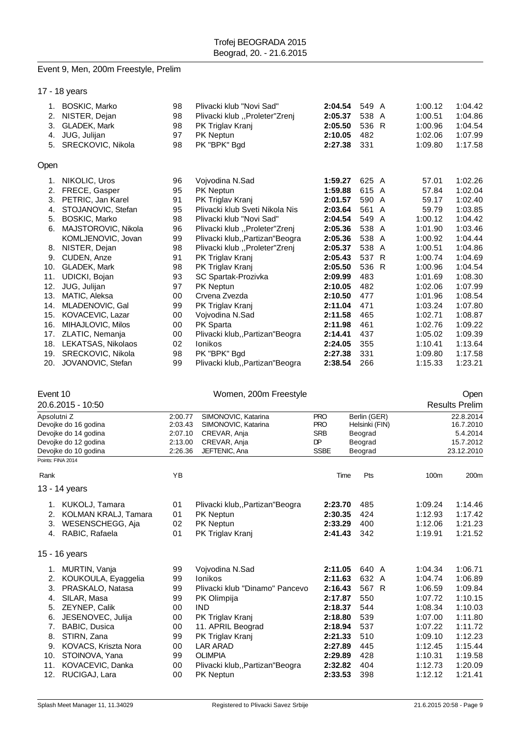## Event 9, Men, 200m Freestyle, Prelim

### 17 - 18 years

| Rank | Name | YB | Club | Time | Pts | | 100m | 200m |
|---|---|---|---|---|---|---|---|---|
| 1. | BOSKIC, Marko | 98 | Plivacki klub "Novi Sad" | **2:04.54** | 549 | A | 1:00.12 | 1:04.42 |
| 2. | NISTER, Dejan | 98 | Plivacki klub ,,Proleter"Zrenj | **2:05.37** | 538 | A | 1:00.51 | 1:04.86 |
| 3. | GLADEK, Mark | 98 | PK Triglav Kranj | **2:05.50** | 536 | R | 1:00.96 | 1:04.54 |
| 4. | JUG, Julijan | 97 | PK Neptun | **2:10.05** | 482 | | 1:02.06 | 1:07.99 |
| 5. | SRECKOVIC, Nikola | 98 | PK "BPK" Bgd | **2:27.38** | 331 | | 1:09.80 | 1:17.58 |

### Open

| Rank | Name | YB | Club | Time | Pts | | 100m | 200m |
|---|---|---|---|---|---|---|---|---|
| 1. | NIKOLIC, Uros | 96 | Vojvodina N.Sad | **1:59.27** | 625 | A | 57.01 | 1:02.26 |
| 2. | FRECE, Gasper | 95 | PK Neptun | **1:59.88** | 615 | A | 57.84 | 1:02.04 |
| 3. | PETRIC, Jan Karel | 91 | PK Triglav Kranj | **2:01.57** | 590 | A | 59.17 | 1:02.40 |
| 4. | STOJANOVIC, Stefan | 95 | Plivacki klub Sveti Nikola Nis | **2:03.64** | 561 | A | 59.79 | 1:03.85 |
| 5. | BOSKIC, Marko | 98 | Plivacki klub "Novi Sad" | **2:04.54** | 549 | A | 1:00.12 | 1:04.42 |
| 6. | MAJSTOROVIC, Nikola | 96 | Plivacki klub ,,Proleter"Zrenj | **2:05.36** | 538 | A | 1:01.90 | 1:03.46 |
| | KOMLJENOVIC, Jovan | 99 | Plivacki klub,,Partizan"Beogra | **2:05.36** | 538 | A | 1:00.92 | 1:04.44 |
| 8. | NISTER, Dejan | 98 | Plivacki klub ,,Proleter"Zrenj | **2:05.37** | 538 | A | 1:00.51 | 1:04.86 |
| 9. | CUDEN, Anze | 91 | PK Triglav Kranj | **2:05.43** | 537 | R | 1:00.74 | 1:04.69 |
| 10. | GLADEK, Mark | 98 | PK Triglav Kranj | **2:05.50** | 536 | R | 1:00.96 | 1:04.54 |
| 11. | UDICKI, Bojan | 93 | SC Spartak-Prozivka | **2:09.99** | 483 | | 1:01.69 | 1:08.30 |
| 12. | JUG, Julijan | 97 | PK Neptun | **2:10.05** | 482 | | 1:02.06 | 1:07.99 |
| 13. | MATIC, Aleksa | 00 | Crvena Zvezda | **2:10.50** | 477 | | 1:01.96 | 1:08.54 |
| 14. | MLADENOVIC, Gal | 99 | PK Triglav Kranj | **2:11.04** | 471 | | 1:03.24 | 1:07.80 |
| 15. | KOVACEVIC, Lazar | 00 | Vojvodina N.Sad | **2:11.58** | 465 | | 1:02.71 | 1:08.87 |
| 16. | MIHAJLOVIC, Milos | 00 | PK Sparta | **2:11.98** | 461 | | 1:02.76 | 1:09.22 |
| 17. | ZLATIC, Nemanja | 00 | Plivacki klub,,Partizan"Beogra | **2:14.41** | 437 | | 1:05.02 | 1:09.39 |
| 18. | LEKATSAS, Nikolaos | 02 | Ionikos | **2:24.05** | 355 | | 1:10.41 | 1:13.64 |
| 19. | SRECKOVIC, Nikola | 98 | PK "BPK" Bgd | **2:27.38** | 331 | | 1:09.80 | 1:17.58 |
| 20. | JOVANOVIC, Stefan | 99 | Plivacki klub,,Partizan"Beogra | **2:38.54** | 266 | | 1:15.33 | 1:23.21 |

## Event 10 — Women, 200m Freestyle — Open

20.6.2015 - 10:50 — Results Prelim

| | | | | | |
|---|---|---|---|---|---|
| Apsolutni Z | 2:00.77 | SIMONOVIC, Katarina | PRO | Berlin (GER) | 22.8.2014 |
| Devojke do 16 godina | 2:03.43 | SIMONOVIC, Katarina | PRO | Helsinki (FIN) | 16.7.2010 |
| Devojke do 14 godina | 2:07.10 | CREVAR, Anja | SRB | Beograd | 5.4.2014 |
| Devojke do 12 godina | 2:13.00 | CREVAR, Anja | DP | Beograd | 15.7.2012 |
| Devojke do 10 godina | 2:26.36 | JEFTENIC, Ana | SSBE | Beograd | 23.12.2010 |

Points: FINA 2014

### 13 - 14 years

| Rank | Name | YB | Club | Time | Pts | | 100m | 200m |
|---|---|---|---|---|---|---|---|---|
| 1. | KUKOLJ, Tamara | 01 | Plivacki klub,,Partizan"Beogra | **2:23.70** | 485 | | 1:09.24 | 1:14.46 |
| 2. | KOLMAN KRALJ, Tamara | 01 | PK Neptun | **2:30.35** | 424 | | 1:12.93 | 1:17.42 |
| 3. | WESENSCHEGG, Aja | 02 | PK Neptun | **2:33.29** | 400 | | 1:12.06 | 1:21.23 |
| 4. | RABIC, Rafaela | 01 | PK Triglav Kranj | **2:41.43** | 342 | | 1:19.91 | 1:21.52 |

### 15 - 16 years

| Rank | Name | YB | Club | Time | Pts | | 100m | 200m |
|---|---|---|---|---|---|---|---|---|
| 1. | MURTIN, Vanja | 99 | Vojvodina N.Sad | **2:11.05** | 640 | A | 1:04.34 | 1:06.71 |
| 2. | KOUKOULA, Eyaggelia | 99 | Ionikos | **2:11.63** | 632 | A | 1:04.74 | 1:06.89 |
| 3. | PRASKALO, Natasa | 99 | Plivacki klub "Dinamo" Pancevo | **2:16.43** | 567 | R | 1:06.59 | 1:09.84 |
| 4. | SILAR, Masa | 99 | PK Olimpija | **2:17.87** | 550 | | 1:07.72 | 1:10.15 |
| 5. | ZEYNEP, Calik | 00 | IND | **2:18.37** | 544 | | 1:08.34 | 1:10.03 |
| 6. | JESENOVEC, Julija | 00 | PK Triglav Kranj | **2:18.80** | 539 | | 1:07.00 | 1:11.80 |
| 7. | BABIC, Dusica | 00 | 11. APRIL Beograd | **2:18.94** | 537 | | 1:07.22 | 1:11.72 |
| 8. | STIRN, Zana | 99 | PK Triglav Kranj | **2:21.33** | 510 | | 1:09.10 | 1:12.23 |
| 9. | KOVACS, Kriszta Nora | 00 | LAR ARAD | **2:27.89** | 445 | | 1:12.45 | 1:15.44 |
| 10. | STOINOVA, Yana | 99 | OLIMPIA | **2:29.89** | 428 | | 1:10.31 | 1:19.58 |
| 11. | KOVACEVIC, Danka | 00 | Plivacki klub,,Partizan"Beogra | **2:32.82** | 404 | | 1:12.73 | 1:20.09 |
| 12. | RUCIGAJ, Lara | 00 | PK Neptun | **2:33.53** | 398 | | 1:12.12 | 1:21.41 |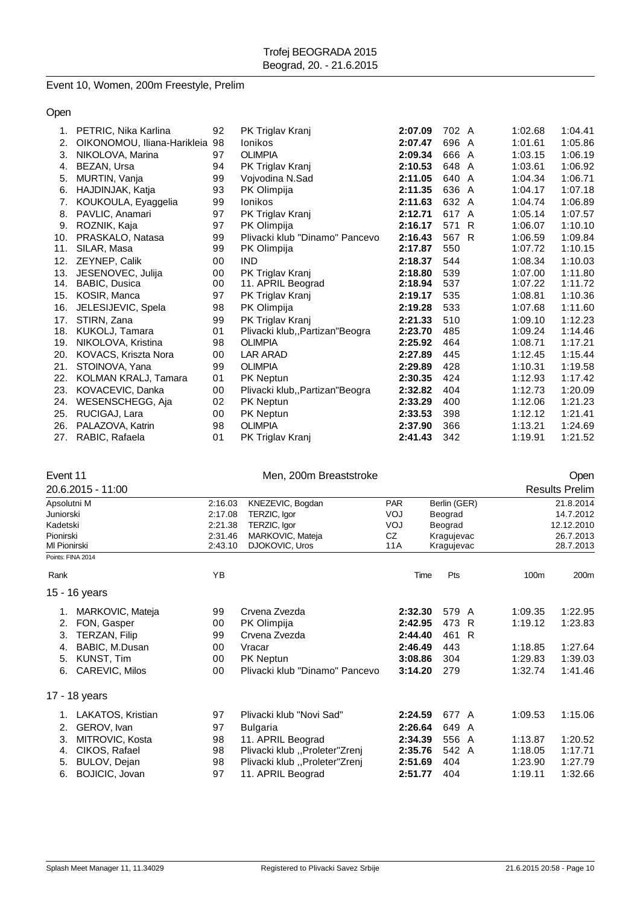# Event 10, Women, 200m Freestyle, Prelim

## Open

| Rank | Name | YB | Club | Time | Pts | | 100m | 200m |
|---|---|---|---|---|---|---|---|---|
| 1. | PETRIC, Nika Karlina | 92 | PK Triglav Kranj | **2:07.09** | 702 | A | 1:02.68 | 1:04.41 |
| 2. | OIKONOMOU, Iliana-Harikleia | 98 | Ionikos | **2:07.47** | 696 | A | 1:01.61 | 1:05.86 |
| 3. | NIKOLOVA, Marina | 97 | OLIMPIA | **2:09.34** | 666 | A | 1:03.15 | 1:06.19 |
| 4. | BEZAN, Ursa | 94 | PK Triglav Kranj | **2:10.53** | 648 | A | 1:03.61 | 1:06.92 |
| 5. | MURTIN, Vanja | 99 | Vojvodina N.Sad | **2:11.05** | 640 | A | 1:04.34 | 1:06.71 |
| 6. | HAJDINJAK, Katja | 93 | PK Olimpija | **2:11.35** | 636 | A | 1:04.17 | 1:07.18 |
| 7. | KOUKOULA, Eyaggelia | 99 | Ionikos | **2:11.63** | 632 | A | 1:04.74 | 1:06.89 |
| 8. | PAVLIC, Anamari | 97 | PK Triglav Kranj | **2:12.71** | 617 | A | 1:05.14 | 1:07.57 |
| 9. | ROZNIK, Kaja | 97 | PK Olimpija | **2:16.17** | 571 | R | 1:06.07 | 1:10.10 |
| 10. | PRASKALO, Natasa | 99 | Plivacki klub "Dinamo" Pancevo | **2:16.43** | 567 | R | 1:06.59 | 1:09.84 |
| 11. | SILAR, Masa | 99 | PK Olimpija | **2:17.87** | 550 | | 1:07.72 | 1:10.15 |
| 12. | ZEYNEP, Calik | 00 | IND | **2:18.37** | 544 | | 1:08.34 | 1:10.03 |
| 13. | JESENOVEC, Julija | 00 | PK Triglav Kranj | **2:18.80** | 539 | | 1:07.00 | 1:11.80 |
| 14. | BABIC, Dusica | 00 | 11. APRIL Beograd | **2:18.94** | 537 | | 1:07.22 | 1:11.72 |
| 15. | KOSIR, Manca | 97 | PK Triglav Kranj | **2:19.17** | 535 | | 1:08.81 | 1:10.36 |
| 16. | JELESIJEVIC, Spela | 98 | PK Olimpija | **2:19.28** | 533 | | 1:07.68 | 1:11.60 |
| 17. | STIRN, Zana | 99 | PK Triglav Kranj | **2:21.33** | 510 | | 1:09.10 | 1:12.23 |
| 18. | KUKOLJ, Tamara | 01 | Plivacki klub,,Partizan"Beogra | **2:23.70** | 485 | | 1:09.24 | 1:14.46 |
| 19. | NIKOLOVA, Kristina | 98 | OLIMPIA | **2:25.92** | 464 | | 1:08.71 | 1:17.21 |
| 20. | KOVACS, Kriszta Nora | 00 | LAR ARAD | **2:27.89** | 445 | | 1:12.45 | 1:15.44 |
| 21. | STOINOVA, Yana | 99 | OLIMPIA | **2:29.89** | 428 | | 1:10.31 | 1:19.58 |
| 22. | KOLMAN KRALJ, Tamara | 01 | PK Neptun | **2:30.35** | 424 | | 1:12.93 | 1:17.42 |
| 23. | KOVACEVIC, Danka | 00 | Plivacki klub,,Partizan"Beogra | **2:32.82** | 404 | | 1:12.73 | 1:20.09 |
| 24. | WESENSCHEGG, Aja | 02 | PK Neptun | **2:33.29** | 400 | | 1:12.06 | 1:21.23 |
| 25. | RUCIGAJ, Lara | 00 | PK Neptun | **2:33.53** | 398 | | 1:12.12 | 1:21.41 |
| 26. | PALAZOVA, Katrin | 98 | OLIMPIA | **2:37.90** | 366 | | 1:13.21 | 1:24.69 |
| 27. | RABIC, Rafaela | 01 | PK Triglav Kranj | **2:41.43** | 342 | | 1:19.91 | 1:21.52 |

# Event 11 Men, 200m Breaststroke — Open

20.6.2015 - 11:00 — Results Prelim

| Record | Time | Name | Club | Place | Date |
|---|---|---|---|---|---|
| Apsolutni M | 2:16.03 | KNEZEVIC, Bogdan | PAR | Berlin (GER) | 21.8.2014 |
| Juniorski | 2:17.08 | TERZIC, Igor | VOJ | Beograd | 14.7.2012 |
| Kadetski | 2:21.38 | TERZIC, Igor | VOJ | Beograd | 12.12.2010 |
| Pionirski | 2:31.46 | MARKOVIC, Mateja | CZ | Kragujevac | 26.7.2013 |
| Ml Pionirski | 2:43.10 | DJOKOVIC, Uros | 11A | Kragujevac | 28.7.2013 |

Points: FINA 2014

## 15 - 16 years

| Rank | Name | YB | Club | Time | Pts | | 100m | 200m |
|---|---|---|---|---|---|---|---|---|
| 1. | MARKOVIC, Mateja | 99 | Crvena Zvezda | **2:32.30** | 579 | A | 1:09.35 | 1:22.95 |
| 2. | FON, Gasper | 00 | PK Olimpija | **2:42.95** | 473 | R | 1:19.12 | 1:23.83 |
| 3. | TERZAN, Filip | 99 | Crvena Zvezda | **2:44.40** | 461 | R | | |
| 4. | BABIC, M.Dusan | 00 | Vracar | **2:46.49** | 443 | | 1:18.85 | 1:27.64 |
| 5. | KUNST, Tim | 00 | PK Neptun | **3:08.86** | 304 | | 1:29.83 | 1:39.03 |
| 6. | CAREVIC, Milos | 00 | Plivacki klub "Dinamo" Pancevo | **3:14.20** | 279 | | 1:32.74 | 1:41.46 |

## 17 - 18 years

| Rank | Name | YB | Club | Time | Pts | | 100m | 200m |
|---|---|---|---|---|---|---|---|---|
| 1. | LAKATOS, Kristian | 97 | Plivacki klub "Novi Sad" | **2:24.59** | 677 | A | 1:09.53 | 1:15.06 |
| 2. | GEROV, Ivan | 97 | Bulgaria | **2:26.64** | 649 | A | | |
| 3. | MITROVIC, Kosta | 98 | 11. APRIL Beograd | **2:34.39** | 556 | A | 1:13.87 | 1:20.52 |
| 4. | CIKOS, Rafael | 98 | Plivacki klub ,,Proleter"Zrenj | **2:35.76** | 542 | A | 1:18.05 | 1:17.71 |
| 5. | BULOV, Dejan | 98 | Plivacki klub ,,Proleter"Zrenj | **2:51.69** | 404 | | 1:23.90 | 1:27.79 |
| 6. | BOJICIC, Jovan | 97 | 11. APRIL Beograd | **2:51.77** | 404 | | 1:19.11 | 1:32.66 |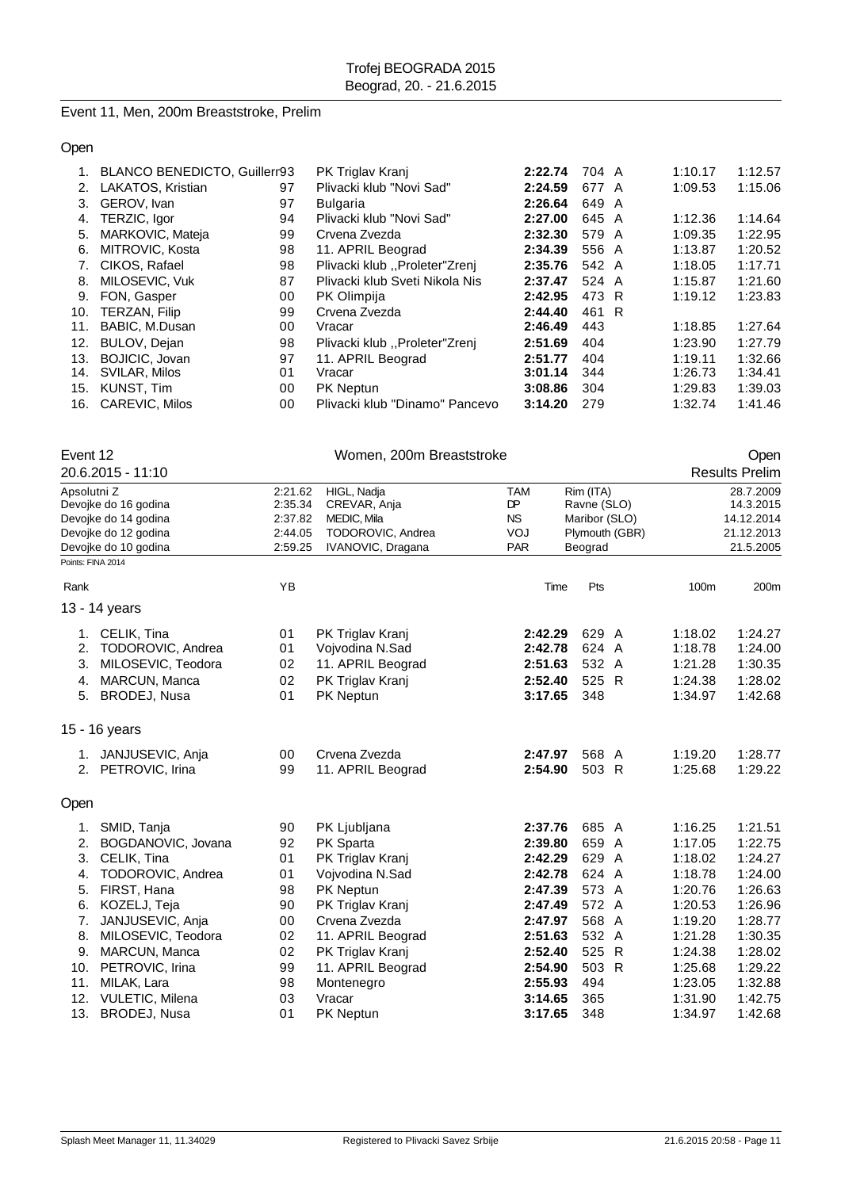## Event 11, Men, 200m Breaststroke, Prelim

### Open

| Rank | Name | YB | Club | Time | Pts | | 100m | 200m |
|---|---|---|---|---|---|---|---|---|
| 1. | BLANCO BENEDICTO, Guillerr | 93 | PK Triglav Kranj | **2:22.74** | 704 | A | 1:10.17 | 1:12.57 |
| 2. | LAKATOS, Kristian | 97 | Plivacki klub "Novi Sad" | **2:24.59** | 677 | A | 1:09.53 | 1:15.06 |
| 3. | GEROV, Ivan | 97 | Bulgaria | **2:26.64** | 649 | A | | |
| 4. | TERZIC, Igor | 94 | Plivacki klub "Novi Sad" | **2:27.00** | 645 | A | 1:12.36 | 1:14.64 |
| 5. | MARKOVIC, Mateja | 99 | Crvena Zvezda | **2:32.30** | 579 | A | 1:09.35 | 1:22.95 |
| 6. | MITROVIC, Kosta | 98 | 11. APRIL Beograd | **2:34.39** | 556 | A | 1:13.87 | 1:20.52 |
| 7. | CIKOS, Rafael | 98 | Plivacki klub ,,Proleter"Zrenj | **2:35.76** | 542 | A | 1:18.05 | 1:17.71 |
| 8. | MILOSEVIC, Vuk | 87 | Plivacki klub Sveti Nikola Nis | **2:37.47** | 524 | A | 1:15.87 | 1:21.60 |
| 9. | FON, Gasper | 00 | PK Olimpija | **2:42.95** | 473 | R | 1:19.12 | 1:23.83 |
| 10. | TERZAN, Filip | 99 | Crvena Zvezda | **2:44.40** | 461 | R | | |
| 11. | BABIC, M.Dusan | 00 | Vracar | **2:46.49** | 443 | | 1:18.85 | 1:27.64 |
| 12. | BULOV, Dejan | 98 | Plivacki klub ,,Proleter"Zrenj | **2:51.69** | 404 | | 1:23.90 | 1:27.79 |
| 13. | BOJICIC, Jovan | 97 | 11. APRIL Beograd | **2:51.77** | 404 | | 1:19.11 | 1:32.66 |
| 14. | SVILAR, Milos | 01 | Vracar | **3:01.14** | 344 | | 1:26.73 | 1:34.41 |
| 15. | KUNST, Tim | 00 | PK Neptun | **3:08.86** | 304 | | 1:29.83 | 1:39.03 |
| 16. | CAREVIC, Milos | 00 | Plivacki klub "Dinamo" Pancevo | **3:14.20** | 279 | | 1:32.74 | 1:41.46 |

## Event 12 — Women, 200m Breaststroke — Open

20.6.2015 - 11:10 — Results Prelim

| | | | | | |
|---|---|---|---|---|---|
| Apsolutni Z | 2:21.62 | HIGL, Nadja | TAM | Rim (ITA) | 28.7.2009 |
| Devojke do 16 godina | 2:35.34 | CREVAR, Anja | DP | Ravne (SLO) | 14.3.2015 |
| Devojke do 14 godina | 2:37.82 | MEDIC, Mila | NS | Maribor (SLO) | 14.12.2014 |
| Devojke do 12 godina | 2:44.05 | TODOROVIC, Andrea | VOJ | Plymouth (GBR) | 21.12.2013 |
| Devojke do 10 godina | 2:59.25 | IVANOVIC, Dragana | PAR | Beograd | 21.5.2005 |

Points: FINA 2014

### 13 - 14 years

| Rank | Name | YB | Club | Time | Pts | | 100m | 200m |
|---|---|---|---|---|---|---|---|---|
| 1. | CELIK, Tina | 01 | PK Triglav Kranj | **2:42.29** | 629 | A | 1:18.02 | 1:24.27 |
| 2. | TODOROVIC, Andrea | 01 | Vojvodina N.Sad | **2:42.78** | 624 | A | 1:18.78 | 1:24.00 |
| 3. | MILOSEVIC, Teodora | 02 | 11. APRIL Beograd | **2:51.63** | 532 | A | 1:21.28 | 1:30.35 |
| 4. | MARCUN, Manca | 02 | PK Triglav Kranj | **2:52.40** | 525 | R | 1:24.38 | 1:28.02 |
| 5. | BRODEJ, Nusa | 01 | PK Neptun | **3:17.65** | 348 | | 1:34.97 | 1:42.68 |

### 15 - 16 years

| Rank | Name | YB | Club | Time | Pts | | 100m | 200m |
|---|---|---|---|---|---|---|---|---|
| 1. | JANJUSEVIC, Anja | 00 | Crvena Zvezda | **2:47.97** | 568 | A | 1:19.20 | 1:28.77 |
| 2. | PETROVIC, Irina | 99 | 11. APRIL Beograd | **2:54.90** | 503 | R | 1:25.68 | 1:29.22 |

### Open

| Rank | Name | YB | Club | Time | Pts | | 100m | 200m |
|---|---|---|---|---|---|---|---|---|
| 1. | SMID, Tanja | 90 | PK Ljubljana | **2:37.76** | 685 | A | 1:16.25 | 1:21.51 |
| 2. | BOGDANOVIC, Jovana | 92 | PK Sparta | **2:39.80** | 659 | A | 1:17.05 | 1:22.75 |
| 3. | CELIK, Tina | 01 | PK Triglav Kranj | **2:42.29** | 629 | A | 1:18.02 | 1:24.27 |
| 4. | TODOROVIC, Andrea | 01 | Vojvodina N.Sad | **2:42.78** | 624 | A | 1:18.78 | 1:24.00 |
| 5. | FIRST, Hana | 98 | PK Neptun | **2:47.39** | 573 | A | 1:20.76 | 1:26.63 |
| 6. | KOZELJ, Teja | 90 | PK Triglav Kranj | **2:47.49** | 572 | A | 1:20.53 | 1:26.96 |
| 7. | JANJUSEVIC, Anja | 00 | Crvena Zvezda | **2:47.97** | 568 | A | 1:19.20 | 1:28.77 |
| 8. | MILOSEVIC, Teodora | 02 | 11. APRIL Beograd | **2:51.63** | 532 | A | 1:21.28 | 1:30.35 |
| 9. | MARCUN, Manca | 02 | PK Triglav Kranj | **2:52.40** | 525 | R | 1:24.38 | 1:28.02 |
| 10. | PETROVIC, Irina | 99 | 11. APRIL Beograd | **2:54.90** | 503 | R | 1:25.68 | 1:29.22 |
| 11. | MILAK, Lara | 98 | Montenegro | **2:55.93** | 494 | | 1:23.05 | 1:32.88 |
| 12. | VULETIC, Milena | 03 | Vracar | **3:14.65** | 365 | | 1:31.90 | 1:42.75 |
| 13. | BRODEJ, Nusa | 01 | PK Neptun | **3:17.65** | 348 | | 1:34.97 | 1:42.68 |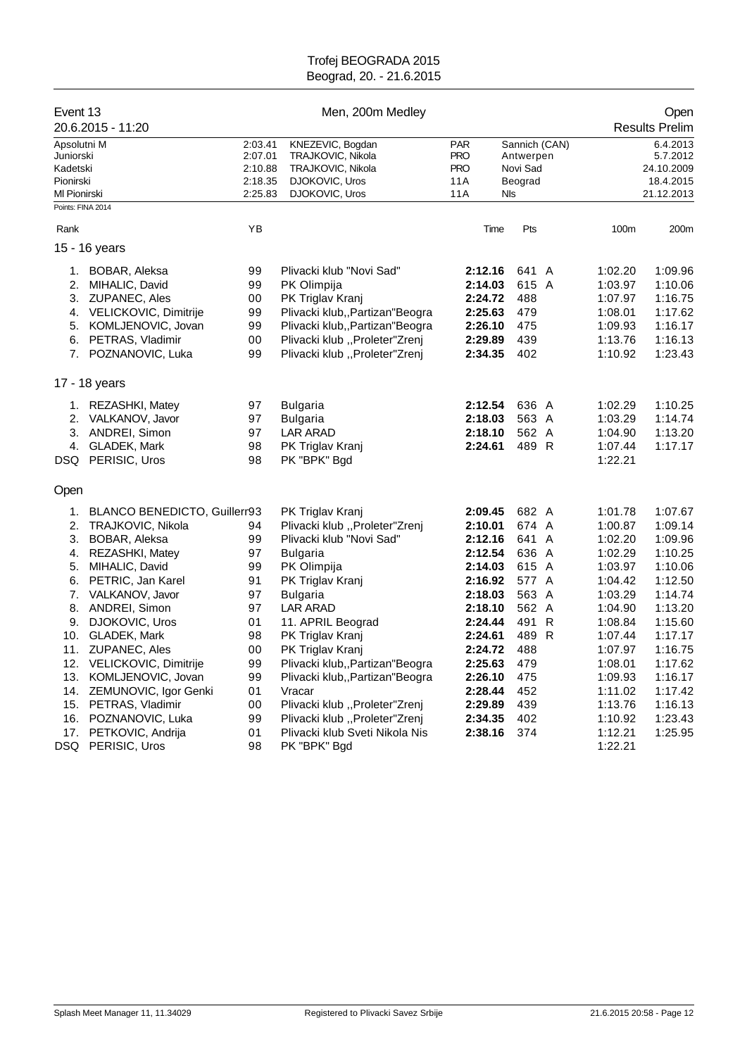# Trofej BEOGRADA 2015

Beograd, 20. - 21.6.2015

## Event 13 — Men, 200m Medley — Open

20.6.2015 - 11:20 — Results Prelim

| | | | | | |
|---|---|---|---|---|---|
| Apsolutni M | 2:03.41 | KNEZEVIC, Bogdan | PAR | Sannich (CAN) | 6.4.2013 |
| Juniorski | 2:07.01 | TRAJKOVIC, Nikola | PRO | Antwerpen | 5.7.2012 |
| Kadetski | 2:10.88 | TRAJKOVIC, Nikola | PRO | Novi Sad | 24.10.2009 |
| Pionirski | 2:18.35 | DJOKOVIC, Uros | 11A | Beograd | 18.4.2015 |
| Ml Pionirski | 2:25.83 | DJOKOVIC, Uros | 11A | Nls | 21.12.2013 |

Points: FINA 2014

### 15 - 16 years

| Rank | Name | YB | Club | Time | Pts | | 100m | 200m |
|---|---|---|---|---|---|---|---|---|
| 1. | BOBAR, Aleksa | 99 | Plivacki klub "Novi Sad" | **2:12.16** | 641 | A | 1:02.20 | 1:09.96 |
| 2. | MIHALIC, David | 99 | PK Olimpija | **2:14.03** | 615 | A | 1:03.97 | 1:10.06 |
| 3. | ZUPANEC, Ales | 00 | PK Triglav Kranj | **2:24.72** | 488 | | 1:07.97 | 1:16.75 |
| 4. | VELICKOVIC, Dimitrije | 99 | Plivacki klub,,Partizan"Beogra | **2:25.63** | 479 | | 1:08.01 | 1:17.62 |
| 5. | KOMLJENOVIC, Jovan | 99 | Plivacki klub,,Partizan"Beogra | **2:26.10** | 475 | | 1:09.93 | 1:16.17 |
| 6. | PETRAS, Vladimir | 00 | Plivacki klub ,,Proleter"Zrenj | **2:29.89** | 439 | | 1:13.76 | 1:16.13 |
| 7. | POZNANOVIC, Luka | 99 | Plivacki klub ,,Proleter"Zrenj | **2:34.35** | 402 | | 1:10.92 | 1:23.43 |

### 17 - 18 years

| Rank | Name | YB | Club | Time | Pts | | 100m | 200m |
|---|---|---|---|---|---|---|---|---|
| 1. | REZASHKI, Matey | 97 | Bulgaria | **2:12.54** | 636 | A | 1:02.29 | 1:10.25 |
| 2. | VALKANOV, Javor | 97 | Bulgaria | **2:18.03** | 563 | A | 1:03.29 | 1:14.74 |
| 3. | ANDREI, Simon | 97 | LAR ARAD | **2:18.10** | 562 | A | 1:04.90 | 1:13.20 |
| 4. | GLADEK, Mark | 98 | PK Triglav Kranj | **2:24.61** | 489 | R | 1:07.44 | 1:17.17 |
| DSQ | PERISIC, Uros | 98 | PK "BPK" Bgd | | | | 1:22.21 | |

### Open

| Rank | Name | YB | Club | Time | Pts | | 100m | 200m |
|---|---|---|---|---|---|---|---|---|
| 1. | BLANCO BENEDICTO, Guillerr | 93 | PK Triglav Kranj | **2:09.45** | 682 | A | 1:01.78 | 1:07.67 |
| 2. | TRAJKOVIC, Nikola | 94 | Plivacki klub ,,Proleter"Zrenj | **2:10.01** | 674 | A | 1:00.87 | 1:09.14 |
| 3. | BOBAR, Aleksa | 99 | Plivacki klub "Novi Sad" | **2:12.16** | 641 | A | 1:02.20 | 1:09.96 |
| 4. | REZASHKI, Matey | 97 | Bulgaria | **2:12.54** | 636 | A | 1:02.29 | 1:10.25 |
| 5. | MIHALIC, David | 99 | PK Olimpija | **2:14.03** | 615 | A | 1:03.97 | 1:10.06 |
| 6. | PETRIC, Jan Karel | 91 | PK Triglav Kranj | **2:16.92** | 577 | A | 1:04.42 | 1:12.50 |
| 7. | VALKANOV, Javor | 97 | Bulgaria | **2:18.03** | 563 | A | 1:03.29 | 1:14.74 |
| 8. | ANDREI, Simon | 97 | LAR ARAD | **2:18.10** | 562 | A | 1:04.90 | 1:13.20 |
| 9. | DJOKOVIC, Uros | 01 | 11. APRIL Beograd | **2:24.44** | 491 | R | 1:08.84 | 1:15.60 |
| 10. | GLADEK, Mark | 98 | PK Triglav Kranj | **2:24.61** | 489 | R | 1:07.44 | 1:17.17 |
| 11. | ZUPANEC, Ales | 00 | PK Triglav Kranj | **2:24.72** | 488 | | 1:07.97 | 1:16.75 |
| 12. | VELICKOVIC, Dimitrije | 99 | Plivacki klub,,Partizan"Beogra | **2:25.63** | 479 | | 1:08.01 | 1:17.62 |
| 13. | KOMLJENOVIC, Jovan | 99 | Plivacki klub,,Partizan"Beogra | **2:26.10** | 475 | | 1:09.93 | 1:16.17 |
| 14. | ZEMUNOVIC, Igor Genki | 01 | Vracar | **2:28.44** | 452 | | 1:11.02 | 1:17.42 |
| 15. | PETRAS, Vladimir | 00 | Plivacki klub ,,Proleter"Zrenj | **2:29.89** | 439 | | 1:13.76 | 1:16.13 |
| 16. | POZNANOVIC, Luka | 99 | Plivacki klub ,,Proleter"Zrenj | **2:34.35** | 402 | | 1:10.92 | 1:23.43 |
| 17. | PETKOVIC, Andrija | 01 | Plivacki klub Sveti Nikola Nis | **2:38.16** | 374 | | 1:12.21 | 1:25.95 |
| DSQ | PERISIC, Uros | 98 | PK "BPK" Bgd | | | | 1:22.21 | |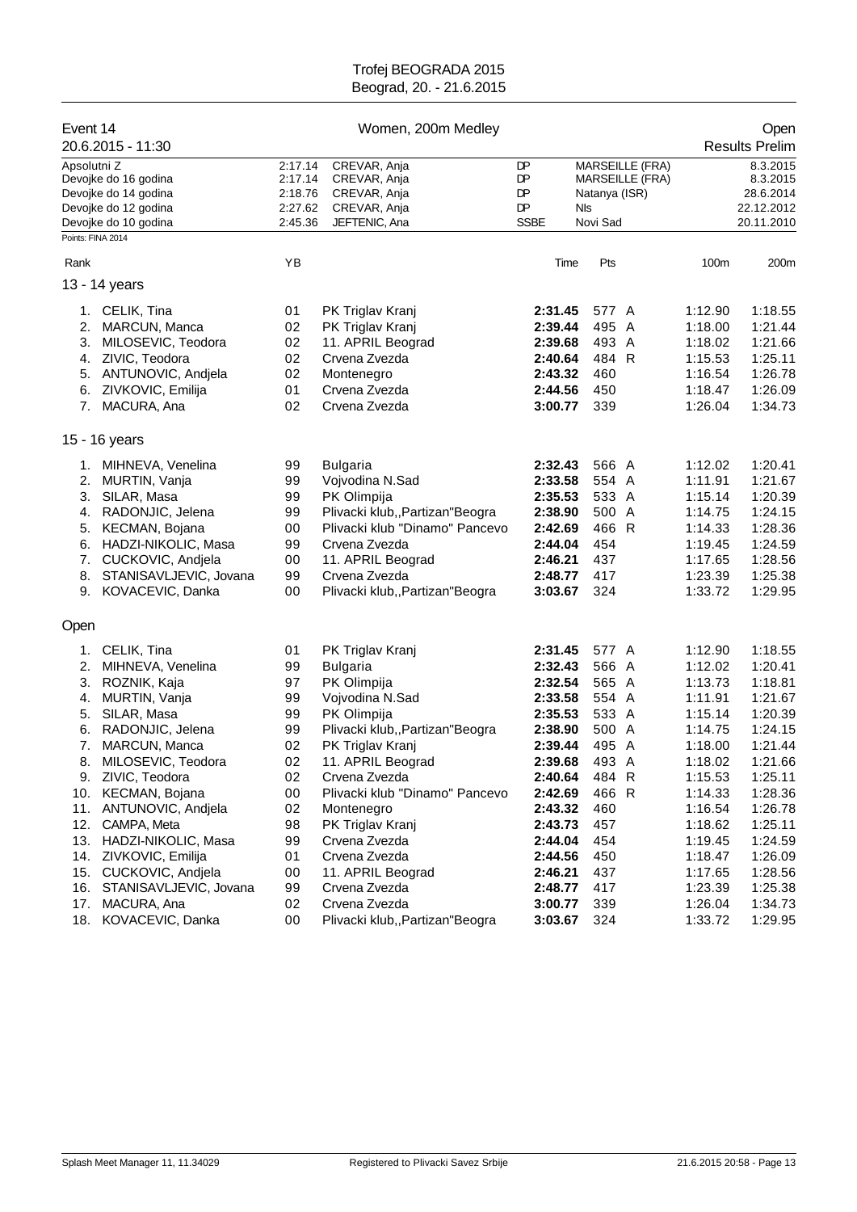# Trofej BEOGRADA 2015

Beograd, 20. - 21.6.2015

## Event 14 — Women, 200m Medley — Open

20.6.2015 - 11:30 — Results Prelim

| | | | | | |
|---|---|---|---|---|---|
| Apsolutni Z | 2:17.14 | CREVAR, Anja | DP | MARSEILLE (FRA) | 8.3.2015 |
| Devojke do 16 godina | 2:17.14 | CREVAR, Anja | DP | MARSEILLE (FRA) | 8.3.2015 |
| Devojke do 14 godina | 2:18.76 | CREVAR, Anja | DP | Natanya (ISR) | 28.6.2014 |
| Devojke do 12 godina | 2:27.62 | CREVAR, Anja | DP | Nls | 22.12.2012 |
| Devojke do 10 godina | 2:45.36 | JEFTENIC, Ana | SSBE | Novi Sad | 20.11.2010 |

Points: FINA 2014

### 13 - 14 years

| Rank | Name | YB | Club | Time | Pts | | 100m | 200m |
|---|---|---|---|---|---|---|---|---|
| 1. | CELIK, Tina | 01 | PK Triglav Kranj | **2:31.45** | 577 | A | 1:12.90 | 1:18.55 |
| 2. | MARCUN, Manca | 02 | PK Triglav Kranj | **2:39.44** | 495 | A | 1:18.00 | 1:21.44 |
| 3. | MILOSEVIC, Teodora | 02 | 11. APRIL Beograd | **2:39.68** | 493 | A | 1:18.02 | 1:21.66 |
| 4. | ZIVIC, Teodora | 02 | Crvena Zvezda | **2:40.64** | 484 | R | 1:15.53 | 1:25.11 |
| 5. | ANTUNOVIC, Andjela | 02 | Montenegro | **2:43.32** | 460 | | 1:16.54 | 1:26.78 |
| 6. | ZIVKOVIC, Emilija | 01 | Crvena Zvezda | **2:44.56** | 450 | | 1:18.47 | 1:26.09 |
| 7. | MACURA, Ana | 02 | Crvena Zvezda | **3:00.77** | 339 | | 1:26.04 | 1:34.73 |

### 15 - 16 years

| Rank | Name | YB | Club | Time | Pts | | 100m | 200m |
|---|---|---|---|---|---|---|---|---|
| 1. | MIHNEVA, Venelina | 99 | Bulgaria | **2:32.43** | 566 | A | 1:12.02 | 1:20.41 |
| 2. | MURTIN, Vanja | 99 | Vojvodina N.Sad | **2:33.58** | 554 | A | 1:11.91 | 1:21.67 |
| 3. | SILAR, Masa | 99 | PK Olimpija | **2:35.53** | 533 | A | 1:15.14 | 1:20.39 |
| 4. | RADONJIC, Jelena | 99 | Plivacki klub,,Partizan"Beogra | **2:38.90** | 500 | A | 1:14.75 | 1:24.15 |
| 5. | KECMAN, Bojana | 00 | Plivacki klub "Dinamo" Pancevo | **2:42.69** | 466 | R | 1:14.33 | 1:28.36 |
| 6. | HADZI-NIKOLIC, Masa | 99 | Crvena Zvezda | **2:44.04** | 454 | | 1:19.45 | 1:24.59 |
| 7. | CUCKOVIC, Andjela | 00 | 11. APRIL Beograd | **2:46.21** | 437 | | 1:17.65 | 1:28.56 |
| 8. | STANISAVLJEVIC, Jovana | 99 | Crvena Zvezda | **2:48.77** | 417 | | 1:23.39 | 1:25.38 |
| 9. | KOVACEVIC, Danka | 00 | Plivacki klub,,Partizan"Beogra | **3:03.67** | 324 | | 1:33.72 | 1:29.95 |

### Open

| Rank | Name | YB | Club | Time | Pts | | 100m | 200m |
|---|---|---|---|---|---|---|---|---|
| 1. | CELIK, Tina | 01 | PK Triglav Kranj | **2:31.45** | 577 | A | 1:12.90 | 1:18.55 |
| 2. | MIHNEVA, Venelina | 99 | Bulgaria | **2:32.43** | 566 | A | 1:12.02 | 1:20.41 |
| 3. | ROZNIK, Kaja | 97 | PK Olimpija | **2:32.54** | 565 | A | 1:13.73 | 1:18.81 |
| 4. | MURTIN, Vanja | 99 | Vojvodina N.Sad | **2:33.58** | 554 | A | 1:11.91 | 1:21.67 |
| 5. | SILAR, Masa | 99 | PK Olimpija | **2:35.53** | 533 | A | 1:15.14 | 1:20.39 |
| 6. | RADONJIC, Jelena | 99 | Plivacki klub,,Partizan"Beogra | **2:38.90** | 500 | A | 1:14.75 | 1:24.15 |
| 7. | MARCUN, Manca | 02 | PK Triglav Kranj | **2:39.44** | 495 | A | 1:18.00 | 1:21.44 |
| 8. | MILOSEVIC, Teodora | 02 | 11. APRIL Beograd | **2:39.68** | 493 | A | 1:18.02 | 1:21.66 |
| 9. | ZIVIC, Teodora | 02 | Crvena Zvezda | **2:40.64** | 484 | R | 1:15.53 | 1:25.11 |
| 10. | KECMAN, Bojana | 00 | Plivacki klub "Dinamo" Pancevo | **2:42.69** | 466 | R | 1:14.33 | 1:28.36 |
| 11. | ANTUNOVIC, Andjela | 02 | Montenegro | **2:43.32** | 460 | | 1:16.54 | 1:26.78 |
| 12. | CAMPA, Meta | 98 | PK Triglav Kranj | **2:43.73** | 457 | | 1:18.62 | 1:25.11 |
| 13. | HADZI-NIKOLIC, Masa | 99 | Crvena Zvezda | **2:44.04** | 454 | | 1:19.45 | 1:24.59 |
| 14. | ZIVKOVIC, Emilija | 01 | Crvena Zvezda | **2:44.56** | 450 | | 1:18.47 | 1:26.09 |
| 15. | CUCKOVIC, Andjela | 00 | 11. APRIL Beograd | **2:46.21** | 437 | | 1:17.65 | 1:28.56 |
| 16. | STANISAVLJEVIC, Jovana | 99 | Crvena Zvezda | **2:48.77** | 417 | | 1:23.39 | 1:25.38 |
| 17. | MACURA, Ana | 02 | Crvena Zvezda | **3:00.77** | 339 | | 1:26.04 | 1:34.73 |
| 18. | KOVACEVIC, Danka | 00 | Plivacki klub,,Partizan"Beogra | **3:03.67** | 324 | | 1:33.72 | 1:29.95 |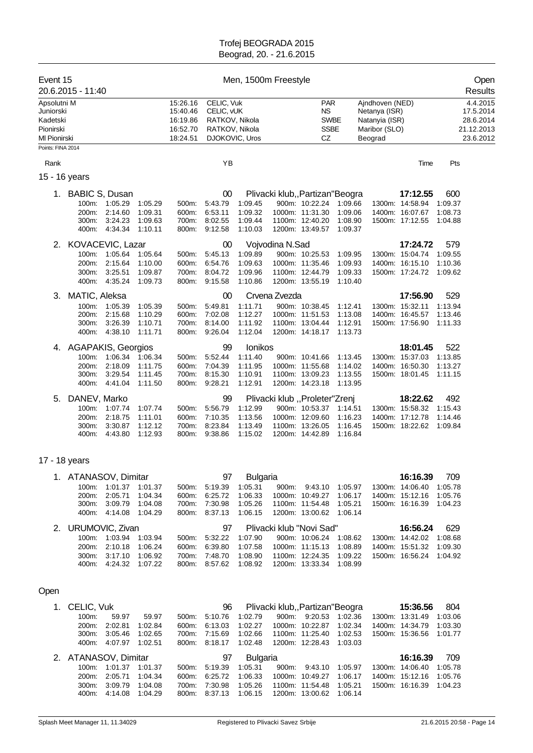Trofej BEOGRADA 2015
Beograd, 20. - 21.6.2015

## Event 15 — Men, 1500m Freestyle — Open Results

20.6.2015 - 11:40

| Record | Time | Name | Club | Place | Date |
|---|---|---|---|---|---|
| Apsolutni M | 15:26.16 | CELIC, Vuk | PAR | Ajndhoven (NED) | 4.4.2015 |
| Juniorski | 15:40.46 | CELIC, vUK | NS | Netanya (ISR) | 17.5.2014 |
| Kadetski | 16:19.86 | RATKOV, Nikola | SWBE | Natanyia (ISR) | 28.6.2014 |
| Pionirski | 16:52.70 | RATKOV, Nikola | SSBE | Maribor (SLO) | 21.12.2013 |
| Ml Pionirski | 18:24.51 | DJOKOVIC, Uros | CZ | Beograd | 23.6.2012 |

Points: FINA 2014

### 15 - 16 years

| Rank | Name | YB | Club | Time | Pts |
|---|---|---|---|---|---|
| 1. | BABIC S, Dusan | 00 | Plivacki klub,,Partizan"Beogra | 17:12.55 | 600 |
| | 100m: 1:05.29 1:05.29; 200m: 2:14.60 1:09.31; 300m: 3:24.23 1:09.63; 400m: 4:34.34 1:10.11; 500m: 5:43.79 1:09.45; 600m: 6:53.11 1:09.32; 700m: 8:02.55 1:09.44; 800m: 9:12.58 1:10.03; 900m: 10:22.24 1:09.66; 1000m: 11:31.30 1:09.06; 1100m: 12:40.20 1:08.90; 1200m: 13:49.57 1:09.37; 1300m: 14:58.94 1:09.37; 1400m: 16:07.67 1:08.73; 1500m: 17:12.55 1:04.88 | | | | |
| 2. | KOVACEVIC, Lazar | 00 | Vojvodina N.Sad | 17:24.72 | 579 |
| | 100m: 1:05.64 1:05.64; 200m: 2:15.64 1:10.00; 300m: 3:25.51 1:09.87; 400m: 4:35.24 1:09.73; 500m: 5:45.13 1:09.89; 600m: 6:54.76 1:09.63; 700m: 8:04.72 1:09.96; 800m: 9:15.58 1:10.86; 900m: 10:25.53 1:09.95; 1000m: 11:35.46 1:09.93; 1100m: 12:44.79 1:09.33; 1200m: 13:55.19 1:10.40; 1300m: 15:04.74 1:09.55; 1400m: 16:15.10 1:10.36; 1500m: 17:24.72 1:09.62 | | | | |
| 3. | MATIC, Aleksa | 00 | Crvena Zvezda | 17:56.90 | 529 |
| | 100m: 1:05.39 1:05.39; 200m: 2:15.68 1:10.29; 300m: 3:26.39 1:10.71; 400m: 4:38.10 1:11.71; 500m: 5:49.81 1:11.71; 600m: 7:02.08 1:12.27; 700m: 8:14.00 1:11.92; 800m: 9:26.04 1:12.04; 900m: 10:38.45 1:12.41; 1000m: 11:51.53 1:13.08; 1100m: 13:04.44 1:12.91; 1200m: 14:18.17 1:13.73; 1300m: 15:32.11 1:13.94; 1400m: 16:45.57 1:13.46; 1500m: 17:56.90 1:11.33 | | | | |
| 4. | AGAPAKIS, Georgios | 99 | Ionikos | 18:01.45 | 522 |
| | 100m: 1:06.34 1:06.34; 200m: 2:18.09 1:11.75; 300m: 3:29.54 1:11.45; 400m: 4:41.04 1:11.50; 500m: 5:52.44 1:11.40; 600m: 7:04.39 1:11.95; 700m: 8:15.30 1:10.91; 800m: 9:28.21 1:12.91; 900m: 10:41.66 1:13.45; 1000m: 11:55.68 1:14.02; 1100m: 13:09.23 1:13.55; 1200m: 14:23.18 1:13.95; 1300m: 15:37.03 1:13.85; 1400m: 16:50.30 1:13.27; 1500m: 18:01.45 1:11.15 | | | | |
| 5. | DANEV, Marko | 99 | Plivacki klub ,,Proleter"Zrenj | 18:22.62 | 492 |
| | 100m: 1:07.74 1:07.74; 200m: 2:18.75 1:11.01; 300m: 3:30.87 1:12.12; 400m: 4:43.80 1:12.93; 500m: 5:56.79 1:12.99; 600m: 7:10.35 1:13.56; 700m: 8:23.84 1:13.49; 800m: 9:38.86 1:15.02; 900m: 10:53.37 1:14.51; 1000m: 12:09.60 1:16.23; 1100m: 13:26.05 1:16.45; 1200m: 14:42.89 1:16.84; 1300m: 15:58.32 1:15.43; 1400m: 17:12.78 1:14.46; 1500m: 18:22.62 1:09.84 | | | | |

### 17 - 18 years

| Rank | Name | YB | Club | Time | Pts |
|---|---|---|---|---|---|
| 1. | ATANASOV, Dimitar | 97 | Bulgaria | 16:16.39 | 709 |
| | 100m: 1:01.37 1:01.37; 200m: 2:05.71 1:04.34; 300m: 3:09.79 1:04.08; 400m: 4:14.08 1:04.29; 500m: 5:19.39 1:05.31; 600m: 6:25.72 1:06.33; 700m: 7:30.98 1:05.26; 800m: 8:37.13 1:06.15; 900m: 9:43.10 1:05.97; 1000m: 10:49.27 1:06.17; 1100m: 11:54.48 1:05.21; 1200m: 13:00.62 1:06.14; 1300m: 14:06.40 1:05.78; 1400m: 15:12.16 1:05.76; 1500m: 16:16.39 1:04.23 | | | | |
| 2. | URUMOVIC, Zivan | 97 | Plivacki klub "Novi Sad" | 16:56.24 | 629 |
| | 100m: 1:03.94 1:03.94; 200m: 2:10.18 1:06.24; 300m: 3:17.10 1:06.92; 400m: 4:24.32 1:07.22; 500m: 5:32.22 1:07.90; 600m: 6:39.80 1:07.58; 700m: 7:48.70 1:08.90; 800m: 8:57.62 1:08.92; 900m: 10:06.24 1:08.62; 1000m: 11:15.13 1:08.89; 1100m: 12:24.35 1:09.22; 1200m: 13:33.34 1:08.99; 1300m: 14:42.02 1:08.68; 1400m: 15:51.32 1:09.30; 1500m: 16:56.24 1:04.92 | | | | |

### Open

| Rank | Name | YB | Club | Time | Pts |
|---|---|---|---|---|---|
| 1. | CELIC, Vuk | 96 | Plivacki klub,,Partizan"Beogra | 15:36.56 | 804 |
| | 100m: 59.97 59.97; 200m: 2:02.81 1:02.84; 300m: 3:05.46 1:02.65; 400m: 4:07.97 1:02.51; 500m: 5:10.76 1:02.79; 600m: 6:13.03 1:02.27; 700m: 7:15.69 1:02.66; 800m: 8:18.17 1:02.48; 900m: 9:20.53 1:02.36; 1000m: 10:22.87 1:02.34; 1100m: 11:25.40 1:02.53; 1200m: 12:28.43 1:03.03; 1300m: 13:31.49 1:03.06; 1400m: 14:34.79 1:03.30; 1500m: 15:36.56 1:01.77 | | | | |
| 2. | ATANASOV, Dimitar | 97 | Bulgaria | 16:16.39 | 709 |
| | 100m: 1:01.37 1:01.37; 200m: 2:05.71 1:04.34; 300m: 3:09.79 1:04.08; 400m: 4:14.08 1:04.29; 500m: 5:19.39 1:05.31; 600m: 6:25.72 1:06.33; 700m: 7:30.98 1:05.26; 800m: 8:37.13 1:06.15; 900m: 9:43.10 1:05.97; 1000m: 10:49.27 1:06.17; 1100m: 11:54.48 1:05.21; 1200m: 13:00.62 1:06.14; 1300m: 14:06.40 1:05.78; 1400m: 15:12.16 1:05.76; 1500m: 16:16.39 1:04.23 | | | | |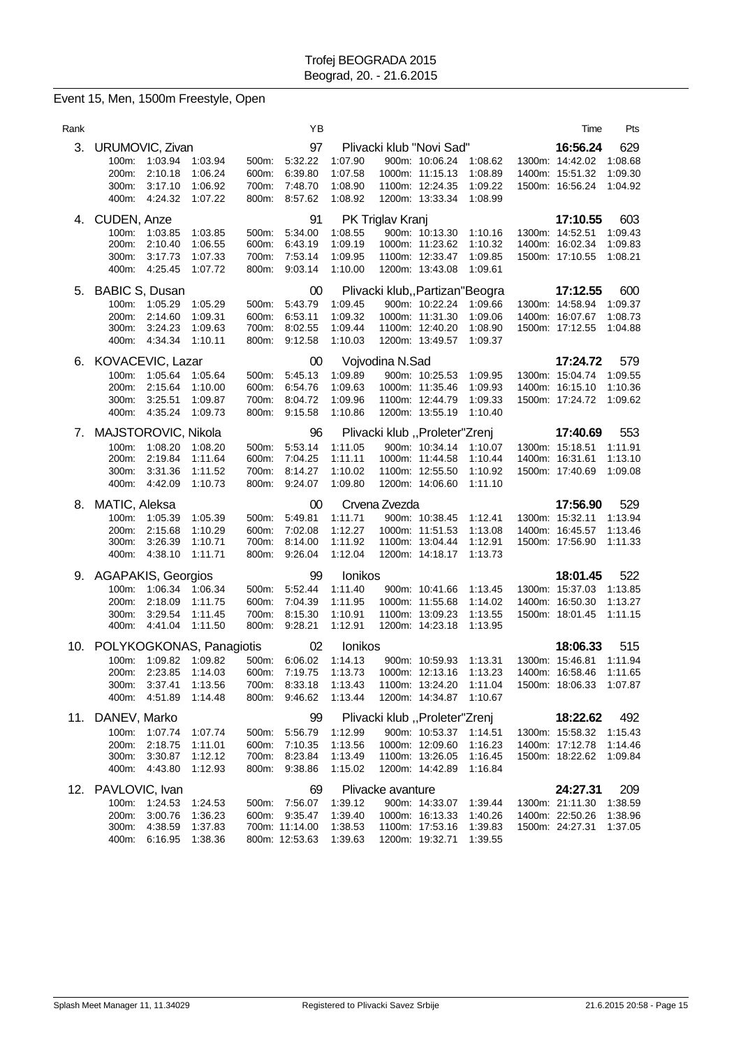Trofej BEOGRADA 2015
Beograd, 20. - 21.6.2015

## Event 15, Men, 1500m Freestyle, Open

| Rank | | YB | | Time | Pts |
|---|---|---|---|---|---|
| 3. | URUMOVIC, Zivan | 97 | Plivacki klub "Novi Sad" | **16:56.24** | 629 |
| | 100m: 1:03.94 1:03.94 · 200m: 2:10.18 1:06.24 · 300m: 3:17.10 1:06.92 · 400m: 4:24.32 1:07.22 · 500m: 5:32.22 1:07.90 · 600m: 6:39.80 1:07.58 · 700m: 7:48.70 1:08.90 · 800m: 8:57.62 1:08.92 · 900m: 10:06.24 1:08.62 · 1000m: 11:15.13 1:08.89 · 1100m: 12:24.35 1:09.22 · 1200m: 13:33.34 1:08.99 · 1300m: 14:42.02 1:08.68 · 1400m: 15:51.32 1:09.30 · 1500m: 16:56.24 1:04.92 | | | | |
| 4. | CUDEN, Anze | 91 | PK Triglav Kranj | **17:10.55** | 603 |
| | 100m: 1:03.85 1:03.85 · 200m: 2:10.40 1:06.55 · 300m: 3:17.73 1:07.33 · 400m: 4:25.45 1:07.72 · 500m: 5:34.00 1:08.55 · 600m: 6:43.19 1:09.19 · 700m: 7:53.14 1:09.95 · 800m: 9:03.14 1:10.00 · 900m: 10:13.30 1:10.16 · 1000m: 11:23.62 1:10.32 · 1100m: 12:33.47 1:09.85 · 1200m: 13:43.08 1:09.61 · 1300m: 14:52.51 1:09.43 · 1400m: 16:02.34 1:09.83 · 1500m: 17:10.55 1:08.21 | | | | |
| 5. | BABIC S, Dusan | 00 | Plivacki klub,,Partizan"Beogra | **17:12.55** | 600 |
| | 100m: 1:05.29 1:05.29 · 200m: 2:14.60 1:09.31 · 300m: 3:24.23 1:09.63 · 400m: 4:34.34 1:10.11 · 500m: 5:43.79 1:09.45 · 600m: 6:53.11 1:09.32 · 700m: 8:02.55 1:09.44 · 800m: 9:12.58 1:10.03 · 900m: 10:22.24 1:09.66 · 1000m: 11:31.30 1:09.06 · 1100m: 12:40.20 1:08.90 · 1200m: 13:49.57 1:09.37 · 1300m: 14:58.94 1:09.37 · 1400m: 16:07.67 1:08.73 · 1500m: 17:12.55 1:04.88 | | | | |
| 6. | KOVACEVIC, Lazar | 00 | Vojvodina N.Sad | **17:24.72** | 579 |
| | 100m: 1:05.64 1:05.64 · 200m: 2:15.64 1:10.00 · 300m: 3:25.51 1:09.87 · 400m: 4:35.24 1:09.73 · 500m: 5:45.13 1:09.89 · 600m: 6:54.76 1:09.63 · 700m: 8:04.72 1:09.96 · 800m: 9:15.58 1:10.86 · 900m: 10:25.53 1:09.95 · 1000m: 11:35.46 1:09.93 · 1100m: 12:44.79 1:09.33 · 1200m: 13:55.19 1:10.40 · 1300m: 15:04.74 1:09.55 · 1400m: 16:15.10 1:10.36 · 1500m: 17:24.72 1:09.62 | | | | |
| 7. | MAJSTOROVIC, Nikola | 96 | Plivacki klub ,,Proleter"Zrenj | **17:40.69** | 553 |
| | 100m: 1:08.20 1:08.20 · 200m: 2:19.84 1:11.64 · 300m: 3:31.36 1:11.52 · 400m: 4:42.09 1:10.73 · 500m: 5:53.14 1:11.05 · 600m: 7:04.25 1:11.11 · 700m: 8:14.27 1:10.02 · 800m: 9:24.07 1:09.80 · 900m: 10:34.14 1:10.07 · 1000m: 11:44.58 1:10.44 · 1100m: 12:55.50 1:10.92 · 1200m: 14:06.60 1:11.10 · 1300m: 15:18.51 1:11.91 · 1400m: 16:31.61 1:13.10 · 1500m: 17:40.69 1:09.08 | | | | |
| 8. | MATIC, Aleksa | 00 | Crvena Zvezda | **17:56.90** | 529 |
| | 100m: 1:05.39 1:05.39 · 200m: 2:15.68 1:10.29 · 300m: 3:26.39 1:10.71 · 400m: 4:38.10 1:11.71 · 500m: 5:49.81 1:11.71 · 600m: 7:02.08 1:12.27 · 700m: 8:14.00 1:11.92 · 800m: 9:26.04 1:12.04 · 900m: 10:38.45 1:12.41 · 1000m: 11:51.53 1:13.08 · 1100m: 13:04.44 1:12.91 · 1200m: 14:18.17 1:13.73 · 1300m: 15:32.11 1:13.94 · 1400m: 16:45.57 1:13.46 · 1500m: 17:56.90 1:11.33 | | | | |
| 9. | AGAPAKIS, Georgios | 99 | Ionikos | **18:01.45** | 522 |
| | 100m: 1:06.34 1:06.34 · 200m: 2:18.09 1:11.75 · 300m: 3:29.54 1:11.45 · 400m: 4:41.04 1:11.50 · 500m: 5:52.44 1:11.40 · 600m: 7:04.39 1:11.95 · 700m: 8:15.30 1:10.91 · 800m: 9:28.21 1:12.91 · 900m: 10:41.66 1:13.45 · 1000m: 11:55.68 1:14.02 · 1100m: 13:09.23 1:13.55 · 1200m: 14:23.18 1:13.95 · 1300m: 15:37.03 1:13.85 · 1400m: 16:50.30 1:13.27 · 1500m: 18:01.45 1:11.15 | | | | |
| 10. | POLYKOGKONAS, Panagiotis | 02 | Ionikos | **18:06.33** | 515 |
| | 100m: 1:09.82 1:09.82 · 200m: 2:23.85 1:14.03 · 300m: 3:37.41 1:13.56 · 400m: 4:51.89 1:14.48 · 500m: 6:06.02 1:14.13 · 600m: 7:19.75 1:13.73 · 700m: 8:33.18 1:13.43 · 800m: 9:46.62 1:13.44 · 900m: 10:59.93 1:13.31 · 1000m: 12:13.16 1:13.23 · 1100m: 13:24.20 1:11.04 · 1200m: 14:34.87 1:10.67 · 1300m: 15:46.81 1:11.94 · 1400m: 16:58.46 1:11.65 · 1500m: 18:06.33 1:07.87 | | | | |
| 11. | DANEV, Marko | 99 | Plivacki klub ,,Proleter"Zrenj | **18:22.62** | 492 |
| | 100m: 1:07.74 1:07.74 · 200m: 2:18.75 1:11.01 · 300m: 3:30.87 1:12.12 · 400m: 4:43.80 1:12.93 · 500m: 5:56.79 1:12.99 · 600m: 7:10.35 1:13.56 · 700m: 8:23.84 1:13.49 · 800m: 9:38.86 1:15.02 · 900m: 10:53.37 1:14.51 · 1000m: 12:09.60 1:16.23 · 1100m: 13:26.05 1:16.45 · 1200m: 14:42.89 1:16.84 · 1300m: 15:58.32 1:15.43 · 1400m: 17:12.78 1:14.46 · 1500m: 18:22.62 1:09.84 | | | | |
| 12. | PAVLOVIC, Ivan | 69 | Plivacke avanture | **24:27.31** | 209 |
| | 100m: 1:24.53 1:24.53 · 200m: 3:00.76 1:36.23 · 300m: 4:38.59 1:37.83 · 400m: 6:16.95 1:38.36 · 500m: 7:56.07 1:39.12 · 600m: 9:35.47 1:39.40 · 700m: 11:14.00 1:38.53 · 800m: 12:53.63 1:39.63 · 900m: 14:33.07 1:39.44 · 1000m: 16:13.33 1:40.26 · 1100m: 17:53.16 1:39.83 · 1200m: 19:32.71 1:39.55 · 1300m: 21:11.30 1:38.59 · 1400m: 22:50.26 1:38.96 · 1500m: 24:27.31 1:37.05 | | | | |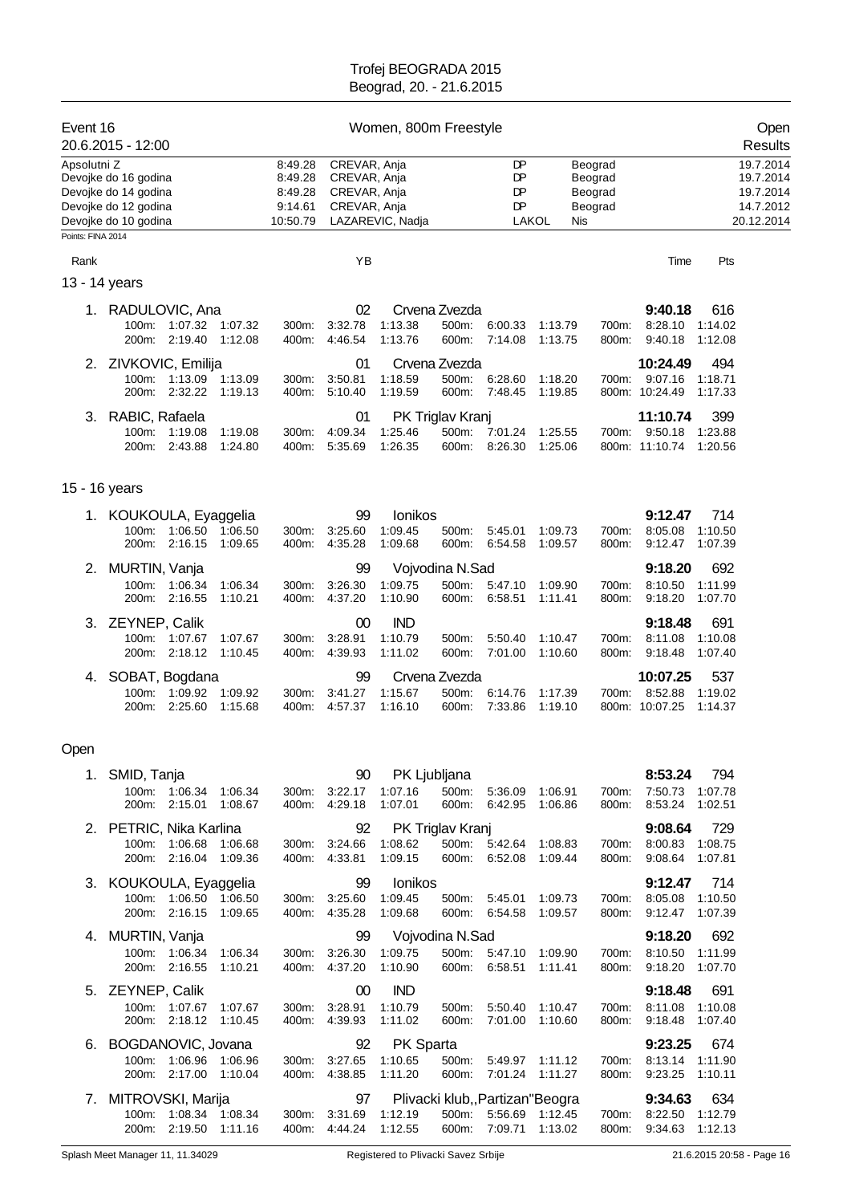# Trofej BEOGRADA 2015
Beograd, 20. - 21.6.2015

## Event 16 — Women, 800m Freestyle — Open

20.6.2015 - 12:00 — Results

| | | | | | |
|---|---|---|---|---|---|
| Apsolutni Z | 8:49.28 | CREVAR, Anja | DP | Beograd | 19.7.2014 |
| Devojke do 16 godina | 8:49.28 | CREVAR, Anja | DP | Beograd | 19.7.2014 |
| Devojke do 14 godina | 8:49.28 | CREVAR, Anja | DP | Beograd | 19.7.2014 |
| Devojke do 12 godina | 9:14.61 | CREVAR, Anja | DP | Beograd | 14.7.2012 |
| Devojke do 10 godina | 10:50.79 | LAZAREVIC, Nadja | LAKOL | Nis | 20.12.2014 |

Points: FINA 2014

### 13 - 14 years

| Rank | Name | YB | Club | Time | Pts |
|---|---|---|---|---|---|
| 1. | RADULOVIC, Ana | 02 | Crvena Zvezda | 9:40.18 | 616 |
| | 100m: 1:07.32 1:07.32 / 200m: 2:19.40 1:12.08 | 300m: 3:32.78 1:13.38 / 400m: 4:46.54 1:13.76 | 500m: 6:00.33 1:13.79 / 600m: 7:14.08 1:13.75 | 700m: 8:28.10 1:14.02 / 800m: 9:40.18 1:12.08 | |
| 2. | ZIVKOVIC, Emilija | 01 | Crvena Zvezda | 10:24.49 | 494 |
| | 100m: 1:13.09 1:13.09 / 200m: 2:32.22 1:19.13 | 300m: 3:50.81 1:18.59 / 400m: 5:10.40 1:19.59 | 500m: 6:28.60 1:18.20 / 600m: 7:48.45 1:19.85 | 700m: 9:07.16 1:18.71 / 800m: 10:24.49 1:17.33 | |
| 3. | RABIC, Rafaela | 01 | PK Triglav Kranj | 11:10.74 | 399 |
| | 100m: 1:19.08 1:19.08 / 200m: 2:43.88 1:24.80 | 300m: 4:09.34 1:25.46 / 400m: 5:35.69 1:26.35 | 500m: 7:01.24 1:25.55 / 600m: 8:26.30 1:25.06 | 700m: 9:50.18 1:23.88 / 800m: 11:10.74 1:20.56 | |

### 15 - 16 years

| Rank | Name | YB | Club | Time | Pts |
|---|---|---|---|---|---|
| 1. | KOUKOULA, Eyaggelia | 99 | Ionikos | 9:12.47 | 714 |
| | 100m: 1:06.50 1:06.50 / 200m: 2:16.15 1:09.65 | 300m: 3:25.60 1:09.45 / 400m: 4:35.28 1:09.68 | 500m: 5:45.01 1:09.73 / 600m: 6:54.58 1:09.57 | 700m: 8:05.08 1:10.50 / 800m: 9:12.47 1:07.39 | |
| 2. | MURTIN, Vanja | 99 | Vojvodina N.Sad | 9:18.20 | 692 |
| | 100m: 1:06.34 1:06.34 / 200m: 2:16.55 1:10.21 | 300m: 3:26.30 1:09.75 / 400m: 4:37.20 1:10.90 | 500m: 5:47.10 1:09.90 / 600m: 6:58.51 1:11.41 | 700m: 8:10.50 1:11.99 / 800m: 9:18.20 1:07.70 | |
| 3. | ZEYNEP, Calik | 00 | IND | 9:18.48 | 691 |
| | 100m: 1:07.67 1:07.67 / 200m: 2:18.12 1:10.45 | 300m: 3:28.91 1:10.79 / 400m: 4:39.93 1:11.02 | 500m: 5:50.40 1:10.47 / 600m: 7:01.00 1:10.60 | 700m: 8:11.08 1:10.08 / 800m: 9:18.48 1:07.40 | |
| 4. | SOBAT, Bogdana | 99 | Crvena Zvezda | 10:07.25 | 537 |
| | 100m: 1:09.92 1:09.92 / 200m: 2:25.60 1:15.68 | 300m: 3:41.27 1:15.67 / 400m: 4:57.37 1:16.10 | 500m: 6:14.76 1:17.39 / 600m: 7:33.86 1:19.10 | 700m: 8:52.88 1:19.02 / 800m: 10:07.25 1:14.37 | |

### Open

| Rank | Name | YB | Club | Time | Pts |
|---|---|---|---|---|---|
| 1. | SMID, Tanja | 90 | PK Ljubljana | 8:53.24 | 794 |
| | 100m: 1:06.34 1:06.34 / 200m: 2:15.01 1:08.67 | 300m: 3:22.17 1:07.16 / 400m: 4:29.18 1:07.01 | 500m: 5:36.09 1:06.91 / 600m: 6:42.95 1:06.86 | 700m: 7:50.73 1:07.78 / 800m: 8:53.24 1:02.51 | |
| 2. | PETRIC, Nika Karlina | 92 | PK Triglav Kranj | 9:08.64 | 729 |
| | 100m: 1:06.68 1:06.68 / 200m: 2:16.04 1:09.36 | 300m: 3:24.66 1:08.62 / 400m: 4:33.81 1:09.15 | 500m: 5:42.64 1:08.83 / 600m: 6:52.08 1:09.44 | 700m: 8:00.83 1:08.75 / 800m: 9:08.64 1:07.81 | |
| 3. | KOUKOULA, Eyaggelia | 99 | Ionikos | 9:12.47 | 714 |
| | 100m: 1:06.50 1:06.50 / 200m: 2:16.15 1:09.65 | 300m: 3:25.60 1:09.45 / 400m: 4:35.28 1:09.68 | 500m: 5:45.01 1:09.73 / 600m: 6:54.58 1:09.57 | 700m: 8:05.08 1:10.50 / 800m: 9:12.47 1:07.39 | |
| 4. | MURTIN, Vanja | 99 | Vojvodina N.Sad | 9:18.20 | 692 |
| | 100m: 1:06.34 1:06.34 / 200m: 2:16.55 1:10.21 | 300m: 3:26.30 1:09.75 / 400m: 4:37.20 1:10.90 | 500m: 5:47.10 1:09.90 / 600m: 6:58.51 1:11.41 | 700m: 8:10.50 1:11.99 / 800m: 9:18.20 1:07.70 | |
| 5. | ZEYNEP, Calik | 00 | IND | 9:18.48 | 691 |
| | 100m: 1:07.67 1:07.67 / 200m: 2:18.12 1:10.45 | 300m: 3:28.91 1:10.79 / 400m: 4:39.93 1:11.02 | 500m: 5:50.40 1:10.47 / 600m: 7:01.00 1:10.60 | 700m: 8:11.08 1:10.08 / 800m: 9:18.48 1:07.40 | |
| 6. | BOGDANOVIC, Jovana | 92 | PK Sparta | 9:23.25 | 674 |
| | 100m: 1:06.96 1:06.96 / 200m: 2:17.00 1:10.04 | 300m: 3:27.65 1:10.65 / 400m: 4:38.85 1:11.20 | 500m: 5:49.97 1:11.12 / 600m: 7:01.24 1:11.27 | 700m: 8:13.14 1:11.90 / 800m: 9:23.25 1:10.11 | |
| 7. | MITROVSKI, Marija | 97 | Plivacki klub,,Partizan"Beogra | 9:34.63 | 634 |
| | 100m: 1:08.34 1:08.34 / 200m: 2:19.50 1:11.16 | 300m: 3:31.69 1:12.19 / 400m: 4:44.24 1:12.55 | 500m: 5:56.69 1:12.45 / 600m: 7:09.71 1:13.02 | 700m: 8:22.50 1:12.79 / 800m: 9:34.63 1:12.13 | |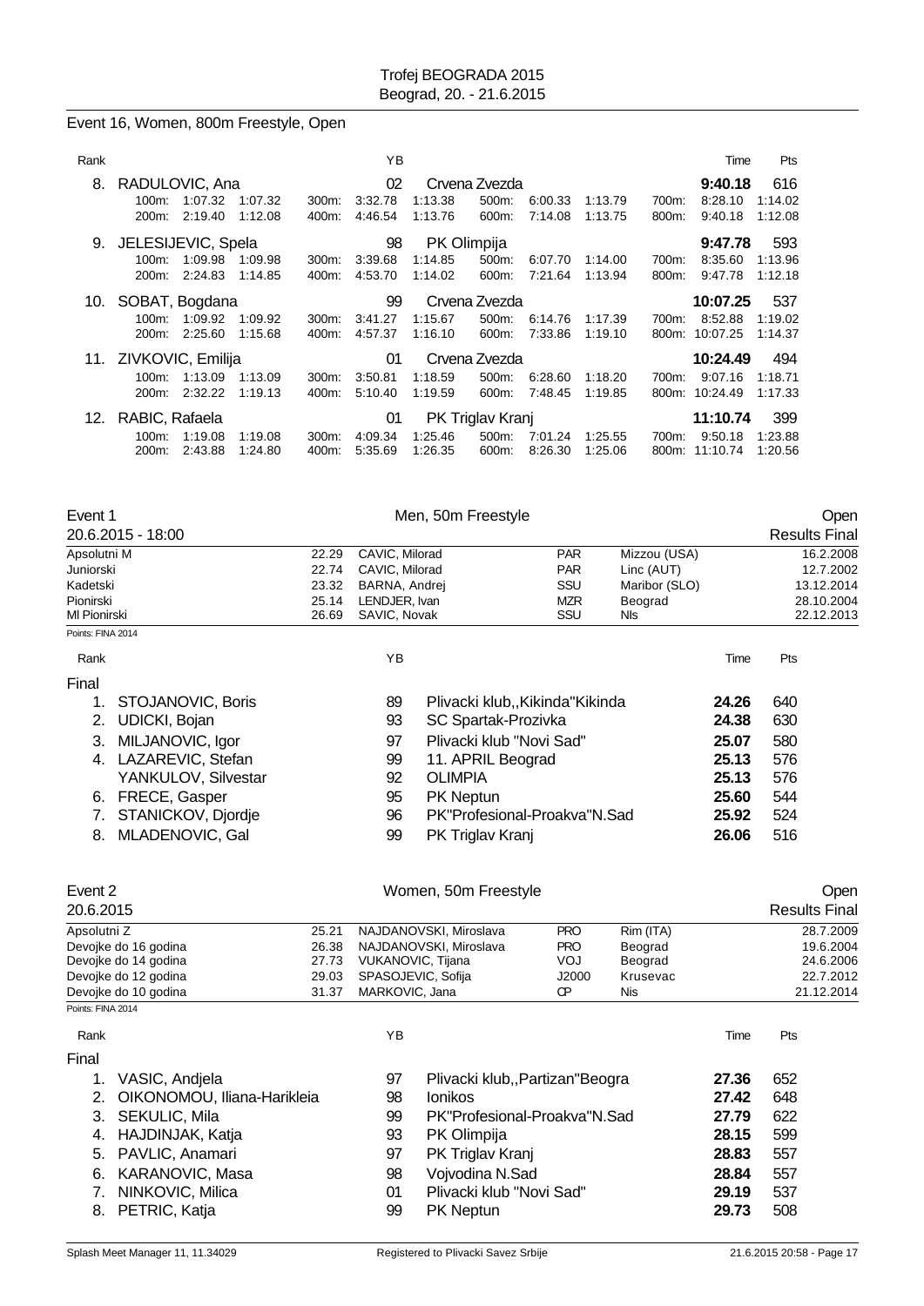## Event 16, Women, 800m Freestyle, Open

| Rank | Name | YB | Club | Time | Pts |
|---|---|---|---|---|---|
| 8. | RADULOVIC, Ana | 02 | Crvena Zvezda | **9:40.18** | 616 |
| | 100m: 1:07.32 1:07.32; 200m: 2:19.40 1:12.08; 300m: 3:32.78 1:13.38; 400m: 4:46.54 1:13.76; 500m: 6:00.33 1:13.79; 600m: 7:14.08 1:13.75; 700m: 8:28.10 1:14.02; 800m: 9:40.18 1:12.08 | | | | |
| 9. | JELESIJEVIC, Spela | 98 | PK Olimpija | **9:47.78** | 593 |
| | 100m: 1:09.98 1:09.98; 200m: 2:24.83 1:14.85; 300m: 3:39.68 1:14.85; 400m: 4:53.70 1:14.02; 500m: 6:07.70 1:14.00; 600m: 7:21.64 1:13.94; 700m: 8:35.60 1:13.96; 800m: 9:47.78 1:12.18 | | | | |
| 10. | SOBAT, Bogdana | 99 | Crvena Zvezda | **10:07.25** | 537 |
| | 100m: 1:09.92 1:09.92; 200m: 2:25.60 1:15.68; 300m: 3:41.27 1:15.67; 400m: 4:57.37 1:16.10; 500m: 6:14.76 1:17.39; 600m: 7:33.86 1:19.10; 700m: 8:52.88 1:19.02; 800m: 10:07.25 1:14.37 | | | | |
| 11. | ZIVKOVIC, Emilija | 01 | Crvena Zvezda | **10:24.49** | 494 |
| | 100m: 1:13.09 1:13.09; 200m: 2:32.22 1:19.13; 300m: 3:50.81 1:18.59; 400m: 5:10.40 1:19.59; 500m: 6:28.60 1:18.20; 600m: 7:48.45 1:19.85; 700m: 9:07.16 1:18.71; 800m: 10:24.49 1:17.33 | | | | |
| 12. | RABIC, Rafaela | 01 | PK Triglav Kranj | **11:10.74** | 399 |
| | 100m: 1:19.08 1:19.08; 200m: 2:43.88 1:24.80; 300m: 4:09.34 1:25.46; 400m: 5:35.69 1:26.35; 500m: 7:01.24 1:25.55; 600m: 8:26.30 1:25.06; 700m: 9:50.18 1:23.88; 800m: 11:10.74 1:20.56 | | | | |

## Event 1 — Men, 50m Freestyle — Open

20.6.2015 - 18:00 — Results Final

| Record | Time | Name | Club | Place | Date |
|---|---|---|---|---|---|
| Apsolutni M | 22.29 | CAVIC, Milorad | PAR | Mizzou (USA) | 16.2.2008 |
| Juniorski | 22.74 | CAVIC, Milorad | PAR | Linc (AUT) | 12.7.2002 |
| Kadetski | 23.32 | BARNA, Andrej | SSU | Maribor (SLO) | 13.12.2014 |
| Pionirski | 25.14 | LENDJER, Ivan | MZR | Beograd | 28.10.2004 |
| Ml Pionirski | 26.69 | SAVIC, Novak | SSU | Nis | 22.12.2013 |

Points: FINA 2014

| Rank | Name | YB | Club | Time | Pts |
|---|---|---|---|---|---|
| Final | | | | | |
| 1. | STOJANOVIC, Boris | 89 | Plivacki klub,,Kikinda"Kikinda | **24.26** | 640 |
| 2. | UDICKI, Bojan | 93 | SC Spartak-Prozivka | **24.38** | 630 |
| 3. | MILJANOVIC, Igor | 97 | Plivacki klub "Novi Sad" | **25.07** | 580 |
| 4. | LAZAREVIC, Stefan | 99 | 11. APRIL Beograd | **25.13** | 576 |
| | YANKULOV, Silvestar | 92 | OLIMPIA | **25.13** | 576 |
| 6. | FRECE, Gasper | 95 | PK Neptun | **25.60** | 544 |
| 7. | STANICKOV, Djordje | 96 | PK"Profesional-Proakva"N.Sad | **25.92** | 524 |
| 8. | MLADENOVIC, Gal | 99 | PK Triglav Kranj | **26.06** | 516 |

## Event 2 — Women, 50m Freestyle — Open

20.6.2015 — Results Final

| Record | Time | Name | Club | Place | Date |
|---|---|---|---|---|---|
| Apsolutni Z | 25.21 | NAJDANOVSKI, Miroslava | PRO | Rim (ITA) | 28.7.2009 |
| Devojke do 16 godina | 26.38 | NAJDANOVSKI, Miroslava | PRO | Beograd | 19.6.2004 |
| Devojke do 14 godina | 27.73 | VUKANOVIC, Tijana | VOJ | Beograd | 24.6.2006 |
| Devojke do 12 godina | 29.03 | SPASOJEVIC, Sofija | J2000 | Krusevac | 22.7.2012 |
| Devojke do 10 godina | 31.37 | MARKOVIC, Jana | CP | Nis | 21.12.2014 |

Points: FINA 2014

| Rank | Name | YB | Club | Time | Pts |
|---|---|---|---|---|---|
| Final | | | | | |
| 1. | VASIC, Andjela | 97 | Plivacki klub,,Partizan"Beogra | **27.36** | 652 |
| 2. | OIKONOMOU, Iliana-Harikleia | 98 | Ionikos | **27.42** | 648 |
| 3. | SEKULIC, Mila | 99 | PK"Profesional-Proakva"N.Sad | **27.79** | 622 |
| 4. | HAJDINJAK, Katja | 93 | PK Olimpija | **28.15** | 599 |
| 5. | PAVLIC, Anamari | 97 | PK Triglav Kranj | **28.83** | 557 |
| 6. | KARANOVIC, Masa | 98 | Vojvodina N.Sad | **28.84** | 557 |
| 7. | NINKOVIC, Milica | 01 | Plivacki klub "Novi Sad" | **29.19** | 537 |
| 8. | PETRIC, Katja | 99 | PK Neptun | **29.73** | 508 |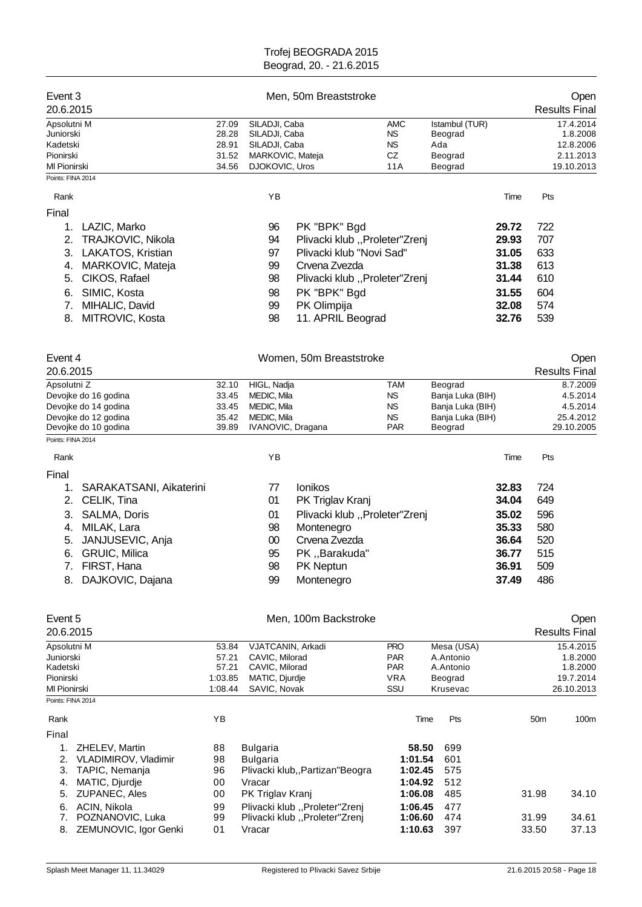# Trofej BEOGRADA 2015

Beograd, 20. - 21.6.2015

## Event 3 — Men, 50m Breaststroke — Open

20.6.2015 — Results Final

| | | | | | |
|---|---|---|---|---|---|
| Apsolutni M | 27.09 | SILADJI, Caba | AMC | Istambul (TUR) | 17.4.2014 |
| Juniorski | 28.28 | SILADJI, Caba | NS | Beograd | 1.8.2008 |
| Kadetski | 28.91 | SILADJI, Caba | NS | Ada | 12.8.2006 |
| Pionirski | 31.52 | MARKOVIC, Mateja | CZ | Beograd | 2.11.2013 |
| Ml Pionirski | 34.56 | DJOKOVIC, Uros | 11A | Beograd | 19.10.2013 |

Points: FINA 2014

| Rank | | YB | | Time | Pts |
|---|---|---|---|---|---|
| **Final** | | | | | |
| 1. | LAZIC, Marko | 96 | PK "BPK" Bgd | **29.72** | 722 |
| 2. | TRAJKOVIC, Nikola | 94 | Plivacki klub ,,Proleter"Zrenj | **29.93** | 707 |
| 3. | LAKATOS, Kristian | 97 | Plivacki klub "Novi Sad" | **31.05** | 633 |
| 4. | MARKOVIC, Mateja | 99 | Crvena Zvezda | **31.38** | 613 |
| 5. | CIKOS, Rafael | 98 | Plivacki klub ,,Proleter"Zrenj | **31.44** | 610 |
| 6. | SIMIC, Kosta | 98 | PK "BPK" Bgd | **31.55** | 604 |
| 7. | MIHALIC, David | 99 | PK Olimpija | **32.08** | 574 |
| 8. | MITROVIC, Kosta | 98 | 11. APRIL Beograd | **32.76** | 539 |

## Event 4 — Women, 50m Breaststroke — Open

20.6.2015 — Results Final

| | | | | | |
|---|---|---|---|---|---|
| Apsolutni Z | 32.10 | HIGL, Nadja | TAM | Beograd | 8.7.2009 |
| Devojke do 16 godina | 33.45 | MEDIC, Mila | NS | Banja Luka (BIH) | 4.5.2014 |
| Devojke do 14 godina | 33.45 | MEDIC, Mila | NS | Banja Luka (BIH) | 4.5.2014 |
| Devojke do 12 godina | 35.42 | MEDIC, Mila | NS | Banja Luka (BIH) | 25.4.2012 |
| Devojke do 10 godina | 39.89 | IVANOVIC, Dragana | PAR | Beograd | 29.10.2005 |

Points: FINA 2014

| Rank | | YB | | Time | Pts |
|---|---|---|---|---|---|
| **Final** | | | | | |
| 1. | SARAKATSANI, Aikaterini | 77 | Ionikos | **32.83** | 724 |
| 2. | CELIK, Tina | 01 | PK Triglav Kranj | **34.04** | 649 |
| 3. | SALMA, Doris | 01 | Plivacki klub ,,Proleter"Zrenj | **35.02** | 596 |
| 4. | MILAK, Lara | 98 | Montenegro | **35.33** | 580 |
| 5. | JANJUSEVIC, Anja | 00 | Crvena Zvezda | **36.64** | 520 |
| 6. | GRUIC, Milica | 95 | PK ,,Barakuda" | **36.77** | 515 |
| 7. | FIRST, Hana | 98 | PK Neptun | **36.91** | 509 |
| 8. | DAJKOVIC, Dajana | 99 | Montenegro | **37.49** | 486 |

## Event 5 — Men, 100m Backstroke — Open

20.6.2015 — Results Final

| | | | | | |
|---|---|---|---|---|---|
| Apsolutni M | 53.84 | VJATCANIN, Arkadi | PRO | Mesa (USA) | 15.4.2015 |
| Juniorski | 57.21 | CAVIC, Milorad | PAR | A.Antonio | 1.8.2000 |
| Kadetski | 57.21 | CAVIC, Milorad | PAR | A.Antonio | 1.8.2000 |
| Pionirski | 1:03.85 | MATIC, Djurdje | VRA | Beograd | 19.7.2014 |
| Ml Pionirski | 1:08.44 | SAVIC, Novak | SSU | Krusevac | 26.10.2013 |

Points: FINA 2014

| Rank | | YB | | Time | Pts | 50m | 100m |
|---|---|---|---|---|---|---|---|
| **Final** | | | | | | | |
| 1. | ZHELEV, Martin | 88 | Bulgaria | **58.50** | 699 | | |
| 2. | VLADIMIROV, Vladimir | 98 | Bulgaria | **1:01.54** | 601 | | |
| 3. | TAPIC, Nemanja | 96 | Plivacki klub,,Partizan"Beogra | **1:02.45** | 575 | | |
| 4. | MATIC, Djurdje | 00 | Vracar | **1:04.92** | 512 | | |
| 5. | ZUPANEC, Ales | 00 | PK Triglav Kranj | **1:06.08** | 485 | 31.98 | 34.10 |
| 6. | ACIN, Nikola | 99 | Plivacki klub ,,Proleter"Zrenj | **1:06.45** | 477 | | |
| 7. | POZNANOVIC, Luka | 99 | Plivacki klub ,,Proleter"Zrenj | **1:06.60** | 474 | 31.99 | 34.61 |
| 8. | ZEMUNOVIC, Igor Genki | 01 | Vracar | **1:10.63** | 397 | 33.50 | 37.13 |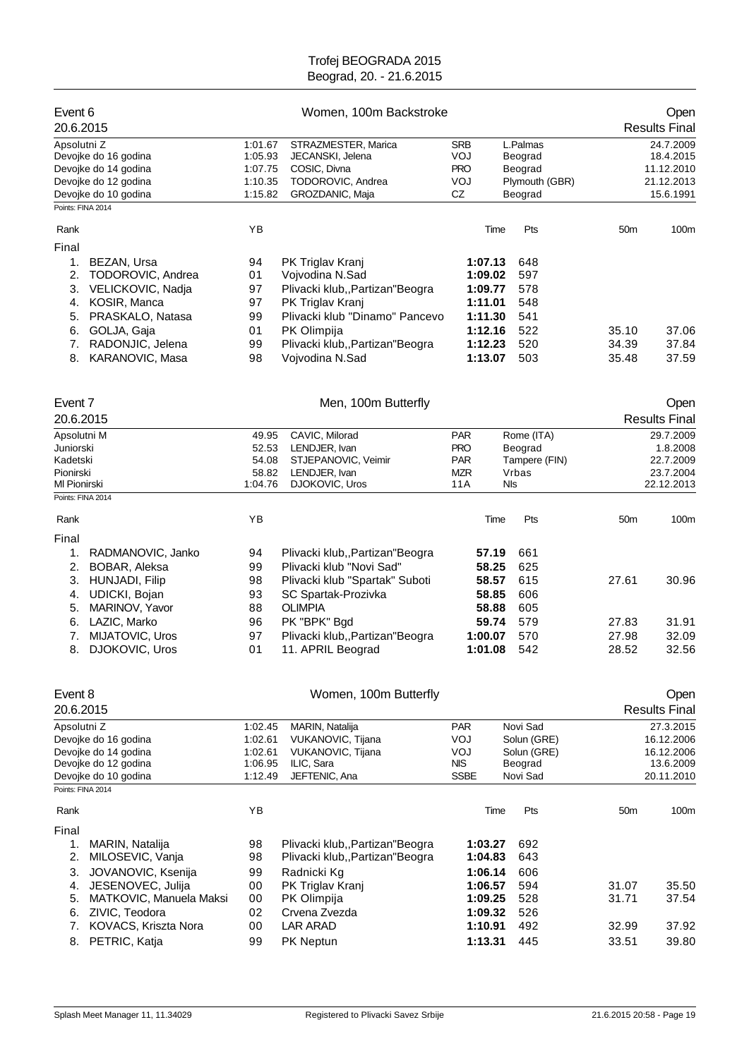# Trofej BEOGRADA 2015
Beograd, 20. - 21.6.2015

## Event 6 — Women, 100m Backstroke — Open
20.6.2015 — Results Final

| | | | | | |
|---|---|---|---|---|---|
| Apsolutni Z | 1:01.67 | STRAZMESTER, Marica | SRB | L.Palmas | 24.7.2009 |
| Devojke do 16 godina | 1:05.93 | JECANSKI, Jelena | VOJ | Beograd | 18.4.2015 |
| Devojke do 14 godina | 1:07.75 | COSIC, Divna | PRO | Beograd | 11.12.2010 |
| Devojke do 12 godina | 1:10.35 | TODOROVIC, Andrea | VOJ | Plymouth (GBR) | 21.12.2013 |
| Devojke do 10 godina | 1:15.82 | GROZDANIC, Maja | CZ | Beograd | 15.6.1991 |

Points: FINA 2014

| Rank | | YB | | Time | Pts | 50m | 100m |
|---|---|---|---|---|---|---|---|
| Final | | | | | | | |
| 1. | BEZAN, Ursa | 94 | PK Triglav Kranj | **1:07.13** | 648 | | |
| 2. | TODOROVIC, Andrea | 01 | Vojvodina N.Sad | **1:09.02** | 597 | | |
| 3. | VELICKOVIC, Nadja | 97 | Plivacki klub,,Partizan"Beogra | **1:09.77** | 578 | | |
| 4. | KOSIR, Manca | 97 | PK Triglav Kranj | **1:11.01** | 548 | | |
| 5. | PRASKALO, Natasa | 99 | Plivacki klub "Dinamo" Pancevo | **1:11.30** | 541 | | |
| 6. | GOLJA, Gaja | 01 | PK Olimpija | **1:12.16** | 522 | 35.10 | 37.06 |
| 7. | RADONJIC, Jelena | 99 | Plivacki klub,,Partizan"Beogra | **1:12.23** | 520 | 34.39 | 37.84 |
| 8. | KARANOVIC, Masa | 98 | Vojvodina N.Sad | **1:13.07** | 503 | 35.48 | 37.59 |

## Event 7 — Men, 100m Butterfly — Open
20.6.2015 — Results Final

| | | | | | |
|---|---|---|---|---|---|
| Apsolutni M | 49.95 | CAVIC, Milorad | PAR | Rome (ITA) | 29.7.2009 |
| Juniorski | 52.53 | LENDJER, Ivan | PRO | Beograd | 1.8.2008 |
| Kadetski | 54.08 | STJEPANOVIC, Veimir | PAR | Tampere (FIN) | 22.7.2009 |
| Pionirski | 58.82 | LENDJER, Ivan | MZR | Vrbas | 23.7.2004 |
| Ml Pionirski | 1:04.76 | DJOKOVIC, Uros | 11A | Nls | 22.12.2013 |

Points: FINA 2014

| Rank | | YB | | Time | Pts | 50m | 100m |
|---|---|---|---|---|---|---|---|
| Final | | | | | | | |
| 1. | RADMANOVIC, Janko | 94 | Plivacki klub,,Partizan"Beogra | **57.19** | 661 | | |
| 2. | BOBAR, Aleksa | 99 | Plivacki klub "Novi Sad" | **58.25** | 625 | | |
| 3. | HUNJADI, Filip | 98 | Plivacki klub "Spartak" Suboti | **58.57** | 615 | 27.61 | 30.96 |
| 4. | UDICKI, Bojan | 93 | SC Spartak-Prozivka | **58.85** | 606 | | |
| 5. | MARINOV, Yavor | 88 | OLIMPIA | **58.88** | 605 | | |
| 6. | LAZIC, Marko | 96 | PK "BPK" Bgd | **59.74** | 579 | 27.83 | 31.91 |
| 7. | MIJATOVIC, Uros | 97 | Plivacki klub,,Partizan"Beogra | **1:00.07** | 570 | 27.98 | 32.09 |
| 8. | DJOKOVIC, Uros | 01 | 11. APRIL Beograd | **1:01.08** | 542 | 28.52 | 32.56 |

## Event 8 — Women, 100m Butterfly — Open
20.6.2015 — Results Final

| | | | | | |
|---|---|---|---|---|---|
| Apsolutni Z | 1:02.45 | MARIN, Natalija | PAR | Novi Sad | 27.3.2015 |
| Devojke do 16 godina | 1:02.61 | VUKANOVIC, Tijana | VOJ | Solun (GRE) | 16.12.2006 |
| Devojke do 14 godina | 1:02.61 | VUKANOVIC, Tijana | VOJ | Solun (GRE) | 16.12.2006 |
| Devojke do 12 godina | 1:06.95 | ILIC, Sara | NIS | Beograd | 13.6.2009 |
| Devojke do 10 godina | 1:12.49 | JEFTENIC, Ana | SSBE | Novi Sad | 20.11.2010 |

Points: FINA 2014

| Rank | | YB | | Time | Pts | 50m | 100m |
|---|---|---|---|---|---|---|---|
| Final | | | | | | | |
| 1. | MARIN, Natalija | 98 | Plivacki klub,,Partizan"Beogra | **1:03.27** | 692 | | |
| 2. | MILOSEVIC, Vanja | 98 | Plivacki klub,,Partizan"Beogra | **1:04.83** | 643 | | |
| 3. | JOVANOVIC, Ksenija | 99 | Radnicki Kg | **1:06.14** | 606 | | |
| 4. | JESENOVEC, Julija | 00 | PK Triglav Kranj | **1:06.57** | 594 | 31.07 | 35.50 |
| 5. | MATKOVIC, Manuela Maksi | 00 | PK Olimpija | **1:09.25** | 528 | 31.71 | 37.54 |
| 6. | ZIVIC, Teodora | 02 | Crvena Zvezda | **1:09.32** | 526 | | |
| 7. | KOVACS, Kriszta Nora | 00 | LAR ARAD | **1:10.91** | 492 | 32.99 | 37.92 |
| 8. | PETRIC, Katja | 99 | PK Neptun | **1:13.31** | 445 | 33.51 | 39.80 |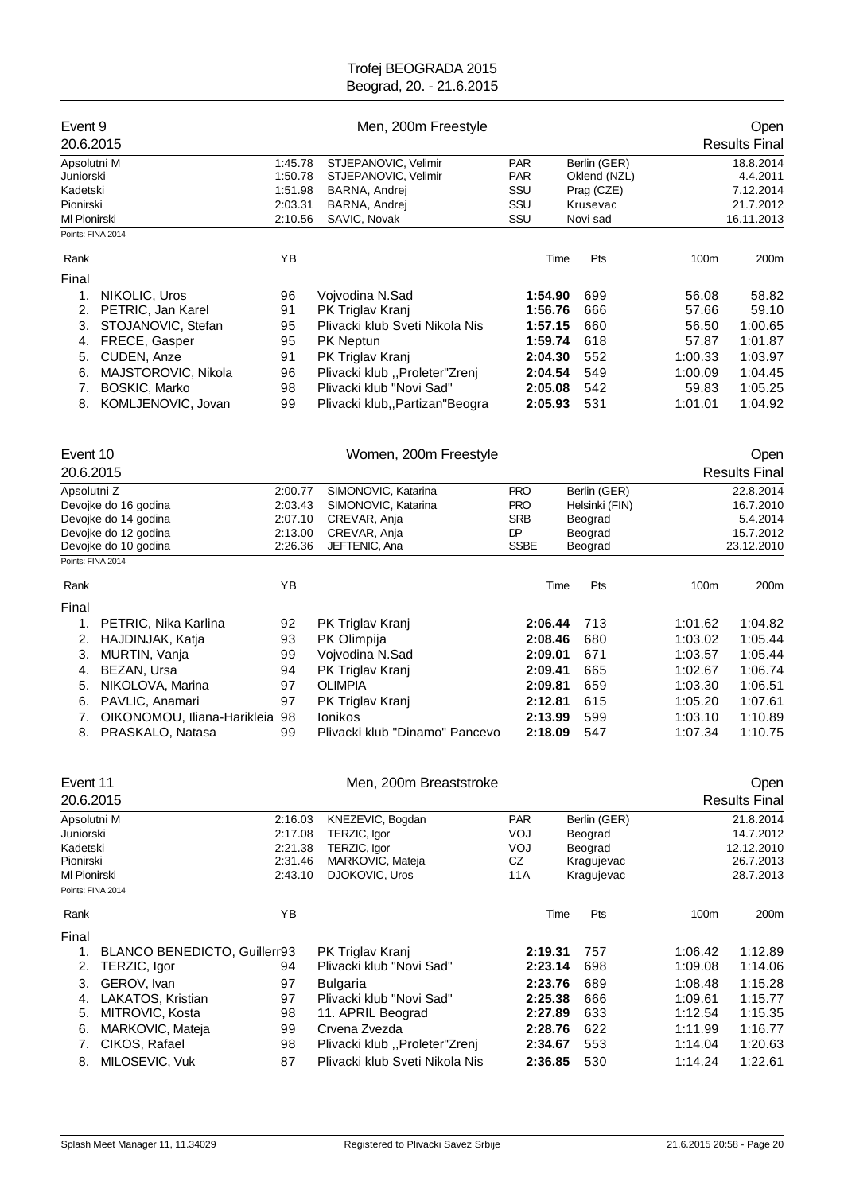# Trofej BEOGRADA 2015
Beograd, 20. - 21.6.2015

## Event 9 — Men, 200m Freestyle — Open
20.6.2015 — Results Final

| Record | Time | Name | Club | Place | Date |
|---|---|---|---|---|---|
| Apsolutni M | 1:45.78 | STJEPANOVIC, Velimir | PAR | Berlin (GER) | 18.8.2014 |
| Juniorski | 1:50.78 | STJEPANOVIC, Velimir | PAR | Oklend (NZL) | 4.4.2011 |
| Kadetski | 1:51.98 | BARNA, Andrej | SSU | Prag (CZE) | 7.12.2014 |
| Pionirski | 2:03.31 | BARNA, Andrej | SSU | Krusevac | 21.7.2012 |
| Ml Pionirski | 2:10.56 | SAVIC, Novak | SSU | Novi sad | 16.11.2013 |

Points: FINA 2014

| Rank | Name | YB | Club | Time | Pts | 100m | 200m |
|---|---|---|---|---|---|---|---|
| **Final** | | | | | | | |
| 1. | NIKOLIC, Uros | 96 | Vojvodina N.Sad | **1:54.90** | 699 | 56.08 | 58.82 |
| 2. | PETRIC, Jan Karel | 91 | PK Triglav Kranj | **1:56.76** | 666 | 57.66 | 59.10 |
| 3. | STOJANOVIC, Stefan | 95 | Plivacki klub Sveti Nikola Nis | **1:57.15** | 660 | 56.50 | 1:00.65 |
| 4. | FRECE, Gasper | 95 | PK Neptun | **1:59.74** | 618 | 57.87 | 1:01.87 |
| 5. | CUDEN, Anze | 91 | PK Triglav Kranj | **2:04.30** | 552 | 1:00.33 | 1:03.97 |
| 6. | MAJSTOROVIC, Nikola | 96 | Plivacki klub ,,Proleter"Zrenj | **2:04.54** | 549 | 1:00.09 | 1:04.45 |
| 7. | BOSKIC, Marko | 98 | Plivacki klub "Novi Sad" | **2:05.08** | 542 | 59.83 | 1:05.25 |
| 8. | KOMLJENOVIC, Jovan | 99 | Plivacki klub,,Partizan"Beogra | **2:05.93** | 531 | 1:01.01 | 1:04.92 |

## Event 10 — Women, 200m Freestyle — Open
20.6.2015 — Results Final

| Record | Time | Name | Club | Place | Date |
|---|---|---|---|---|---|
| Apsolutni Z | 2:00.77 | SIMONOVIC, Katarina | PRO | Berlin (GER) | 22.8.2014 |
| Devojke do 16 godina | 2:03.43 | SIMONOVIC, Katarina | PRO | Helsinki (FIN) | 16.7.2010 |
| Devojke do 14 godina | 2:07.10 | CREVAR, Anja | SRB | Beograd | 5.4.2014 |
| Devojke do 12 godina | 2:13.00 | CREVAR, Anja | DP | Beograd | 15.7.2012 |
| Devojke do 10 godina | 2:26.36 | JEFTENIC, Ana | SSBE | Beograd | 23.12.2010 |

Points: FINA 2014

| Rank | Name | YB | Club | Time | Pts | 100m | 200m |
|---|---|---|---|---|---|---|---|
| **Final** | | | | | | | |
| 1. | PETRIC, Nika Karlina | 92 | PK Triglav Kranj | **2:06.44** | 713 | 1:01.62 | 1:04.82 |
| 2. | HAJDINJAK, Katja | 93 | PK Olimpija | **2:08.46** | 680 | 1:03.02 | 1:05.44 |
| 3. | MURTIN, Vanja | 99 | Vojvodina N.Sad | **2:09.01** | 671 | 1:03.57 | 1:05.44 |
| 4. | BEZAN, Ursa | 94 | PK Triglav Kranj | **2:09.41** | 665 | 1:02.67 | 1:06.74 |
| 5. | NIKOLOVA, Marina | 97 | OLIMPIA | **2:09.81** | 659 | 1:03.30 | 1:06.51 |
| 6. | PAVLIC, Anamari | 97 | PK Triglav Kranj | **2:12.81** | 615 | 1:05.20 | 1:07.61 |
| 7. | OIKONOMOU, Iliana-Harikleia | 98 | Ionikos | **2:13.99** | 599 | 1:03.10 | 1:10.89 |
| 8. | PRASKALO, Natasa | 99 | Plivacki klub "Dinamo" Pancevo | **2:18.09** | 547 | 1:07.34 | 1:10.75 |

## Event 11 — Men, 200m Breaststroke — Open
20.6.2015 — Results Final

| Record | Time | Name | Club | Place | Date |
|---|---|---|---|---|---|
| Apsolutni M | 2:16.03 | KNEZEVIC, Bogdan | PAR | Berlin (GER) | 21.8.2014 |
| Juniorski | 2:17.08 | TERZIC, Igor | VOJ | Beograd | 14.7.2012 |
| Kadetski | 2:21.38 | TERZIC, Igor | VOJ | Beograd | 12.12.2010 |
| Pionirski | 2:31.46 | MARKOVIC, Mateja | CZ | Kragujevac | 26.7.2013 |
| Ml Pionirski | 2:43.10 | DJOKOVIC, Uros | 11A | Kragujevac | 28.7.2013 |

Points: FINA 2014

| Rank | Name | YB | Club | Time | Pts | 100m | 200m |
|---|---|---|---|---|---|---|---|
| **Final** | | | | | | | |
| 1. | BLANCO BENEDICTO, Guillerr | 93 | PK Triglav Kranj | **2:19.31** | 757 | 1:06.42 | 1:12.89 |
| 2. | TERZIC, Igor | 94 | Plivacki klub "Novi Sad" | **2:23.14** | 698 | 1:09.08 | 1:14.06 |
| 3. | GEROV, Ivan | 97 | Bulgaria | **2:23.76** | 689 | 1:08.48 | 1:15.28 |
| 4. | LAKATOS, Kristian | 97 | Plivacki klub "Novi Sad" | **2:25.38** | 666 | 1:09.61 | 1:15.77 |
| 5. | MITROVIC, Kosta | 98 | 11. APRIL Beograd | **2:27.89** | 633 | 1:12.54 | 1:15.35 |
| 6. | MARKOVIC, Mateja | 99 | Crvena Zvezda | **2:28.76** | 622 | 1:11.99 | 1:16.77 |
| 7. | CIKOS, Rafael | 98 | Plivacki klub ,,Proleter"Zrenj | **2:34.67** | 553 | 1:14.04 | 1:20.63 |
| 8. | MILOSEVIC, Vuk | 87 | Plivacki klub Sveti Nikola Nis | **2:36.85** | 530 | 1:14.24 | 1:22.61 |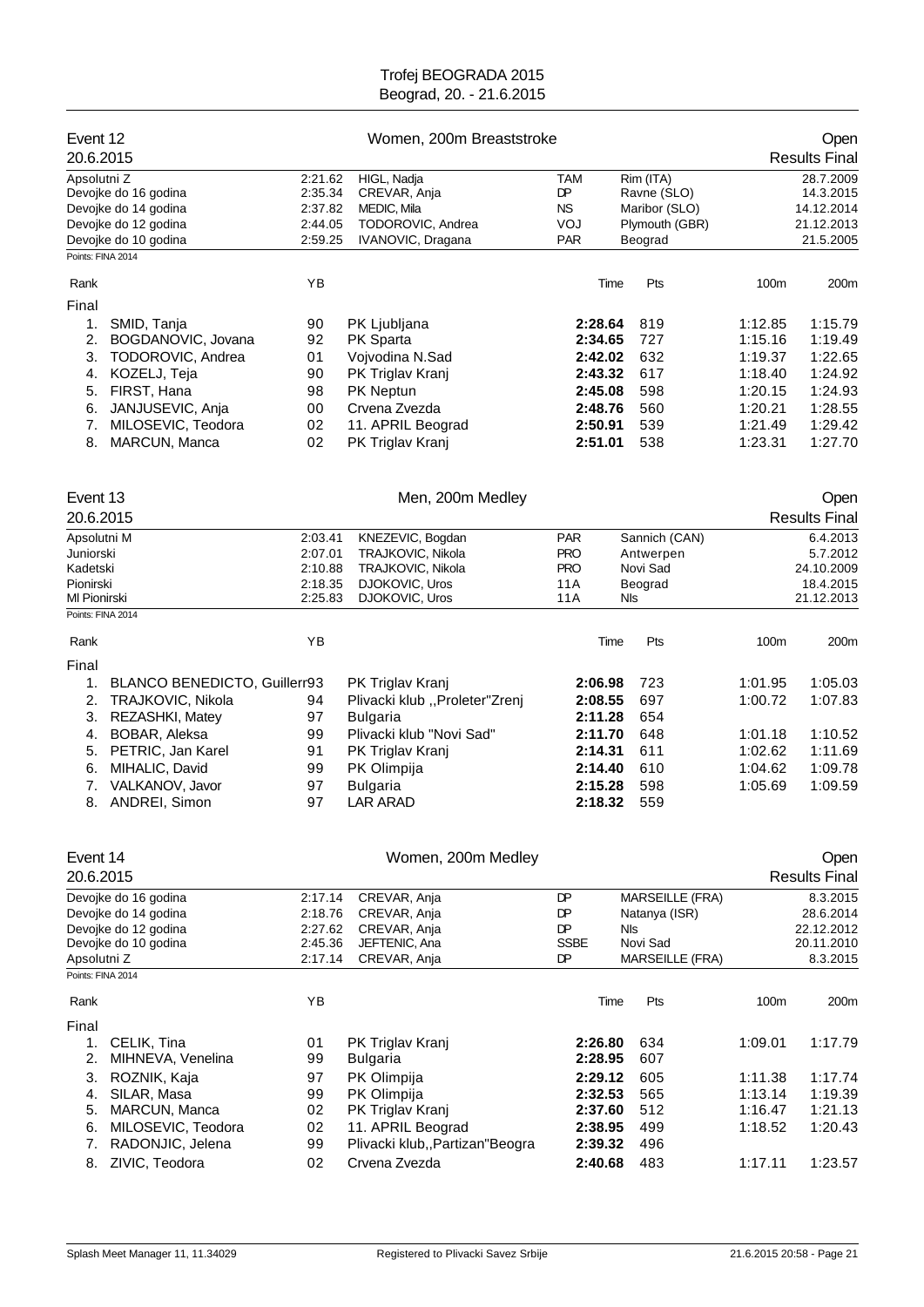Trofej BEOGRADA 2015
Beograd, 20. - 21.6.2015

## Event 12 — Women, 200m Breaststroke — Open

20.6.2015 — Results Final

| | | | | | |
|---|---|---|---|---|---|
| Apsolutni Z | 2:21.62 | HIGL, Nadja | TAM | Rim (ITA) | 28.7.2009 |
| Devojke do 16 godina | 2:35.34 | CREVAR, Anja | DP | Ravne (SLO) | 14.3.2015 |
| Devojke do 14 godina | 2:37.82 | MEDIC, Mila | NS | Maribor (SLO) | 14.12.2014 |
| Devojke do 12 godina | 2:44.05 | TODOROVIC, Andrea | VOJ | Plymouth (GBR) | 21.12.2013 |
| Devojke do 10 godina | 2:59.25 | IVANOVIC, Dragana | PAR | Beograd | 21.5.2005 |

Points: FINA 2014

| Rank | | YB | | Time | Pts | 100m | 200m |
|---|---|---|---|---|---|---|---|
| Final | | | | | | | |
| 1. | SMID, Tanja | 90 | PK Ljubljana | **2:28.64** | 819 | 1:12.85 | 1:15.79 |
| 2. | BOGDANOVIC, Jovana | 92 | PK Sparta | **2:34.65** | 727 | 1:15.16 | 1:19.49 |
| 3. | TODOROVIC, Andrea | 01 | Vojvodina N.Sad | **2:42.02** | 632 | 1:19.37 | 1:22.65 |
| 4. | KOZELJ, Teja | 90 | PK Triglav Kranj | **2:43.32** | 617 | 1:18.40 | 1:24.92 |
| 5. | FIRST, Hana | 98 | PK Neptun | **2:45.08** | 598 | 1:20.15 | 1:24.93 |
| 6. | JANJUSEVIC, Anja | 00 | Crvena Zvezda | **2:48.76** | 560 | 1:20.21 | 1:28.55 |
| 7. | MILOSEVIC, Teodora | 02 | 11. APRIL Beograd | **2:50.91** | 539 | 1:21.49 | 1:29.42 |
| 8. | MARCUN, Manca | 02 | PK Triglav Kranj | **2:51.01** | 538 | 1:23.31 | 1:27.70 |

## Event 13 — Men, 200m Medley — Open

20.6.2015 — Results Final

| | | | | | |
|---|---|---|---|---|---|
| Apsolutni M | 2:03.41 | KNEZEVIC, Bogdan | PAR | Sannich (CAN) | 6.4.2013 |
| Juniorski | 2:07.01 | TRAJKOVIC, Nikola | PRO | Antwerpen | 5.7.2012 |
| Kadetski | 2:10.88 | TRAJKOVIC, Nikola | PRO | Novi Sad | 24.10.2009 |
| Pionirski | 2:18.35 | DJOKOVIC, Uros | 11A | Beograd | 18.4.2015 |
| Ml Pionirski | 2:25.83 | DJOKOVIC, Uros | 11A | Nls | 21.12.2013 |

Points: FINA 2014

| Rank | | YB | | Time | Pts | 100m | 200m |
|---|---|---|---|---|---|---|---|
| Final | | | | | | | |
| 1. | BLANCO BENEDICTO, Guillerr | 93 | PK Triglav Kranj | **2:06.98** | 723 | 1:01.95 | 1:05.03 |
| 2. | TRAJKOVIC, Nikola | 94 | Plivacki klub ,,Proleter"Zrenj | **2:08.55** | 697 | 1:00.72 | 1:07.83 |
| 3. | REZASHKI, Matey | 97 | Bulgaria | **2:11.28** | 654 | | |
| 4. | BOBAR, Aleksa | 99 | Plivacki klub "Novi Sad" | **2:11.70** | 648 | 1:01.18 | 1:10.52 |
| 5. | PETRIC, Jan Karel | 91 | PK Triglav Kranj | **2:14.31** | 611 | 1:02.62 | 1:11.69 |
| 6. | MIHALIC, David | 99 | PK Olimpija | **2:14.40** | 610 | 1:04.62 | 1:09.78 |
| 7. | VALKANOV, Javor | 97 | Bulgaria | **2:15.28** | 598 | 1:05.69 | 1:09.59 |
| 8. | ANDREI, Simon | 97 | LAR ARAD | **2:18.32** | 559 | | |

## Event 14 — Women, 200m Medley — Open

20.6.2015 — Results Final

| | | | | | |
|---|---|---|---|---|---|
| Devojke do 16 godina | 2:17.14 | CREVAR, Anja | DP | MARSEILLE (FRA) | 8.3.2015 |
| Devojke do 14 godina | 2:18.76 | CREVAR, Anja | DP | Natanya (ISR) | 28.6.2014 |
| Devojke do 12 godina | 2:27.62 | CREVAR, Anja | DP | Nls | 22.12.2012 |
| Devojke do 10 godina | 2:45.36 | JEFTENIC, Ana | SSBE | Novi Sad | 20.11.2010 |
| Apsolutni Z | 2:17.14 | CREVAR, Anja | DP | MARSEILLE (FRA) | 8.3.2015 |

Points: FINA 2014

| Rank | | YB | | Time | Pts | 100m | 200m |
|---|---|---|---|---|---|---|---|
| Final | | | | | | | |
| 1. | CELIK, Tina | 01 | PK Triglav Kranj | **2:26.80** | 634 | 1:09.01 | 1:17.79 |
| 2. | MIHNEVA, Venelina | 99 | Bulgaria | **2:28.95** | 607 | | |
| 3. | ROZNIK, Kaja | 97 | PK Olimpija | **2:29.12** | 605 | 1:11.38 | 1:17.74 |
| 4. | SILAR, Masa | 99 | PK Olimpija | **2:32.53** | 565 | 1:13.14 | 1:19.39 |
| 5. | MARCUN, Manca | 02 | PK Triglav Kranj | **2:37.60** | 512 | 1:16.47 | 1:21.13 |
| 6. | MILOSEVIC, Teodora | 02 | 11. APRIL Beograd | **2:38.95** | 499 | 1:18.52 | 1:20.43 |
| 7. | RADONJIC, Jelena | 99 | Plivacki klub,,Partizan"Beogra | **2:39.32** | 496 | | |
| 8. | ZIVIC, Teodora | 02 | Crvena Zvezda | **2:40.68** | 483 | 1:17.11 | 1:23.57 |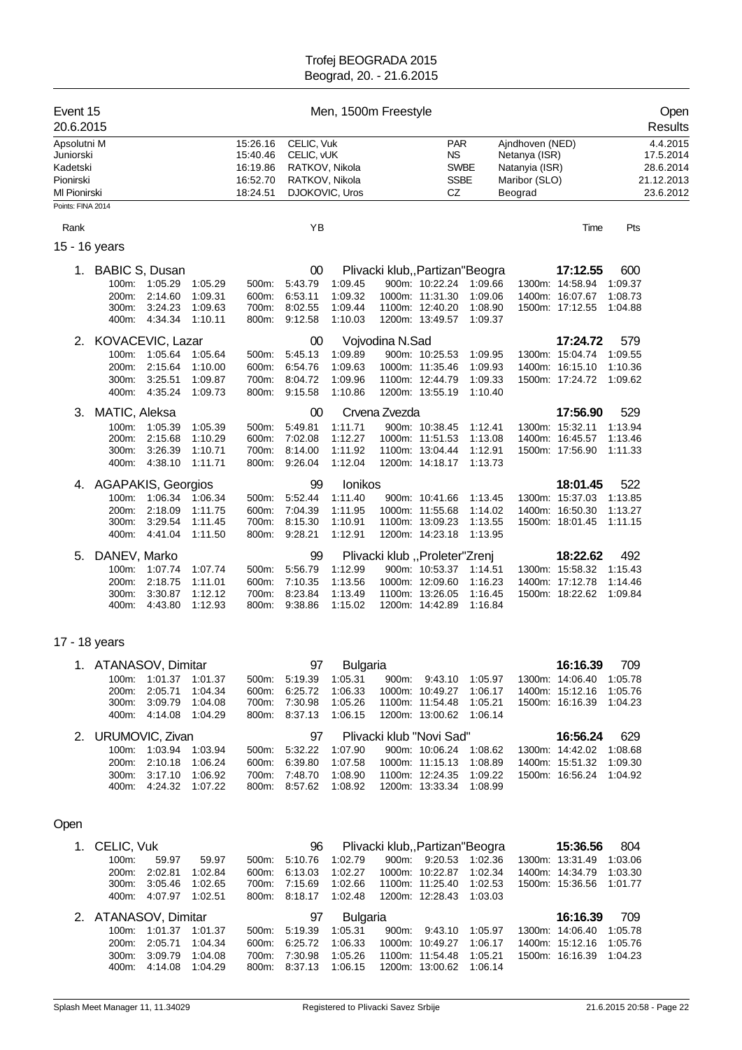# Trofej BEOGRADA 2015

Beograd, 20. - 21.6.2015

## Event 15 — Men, 1500m Freestyle — Open Results

20.6.2015

| Category | Time | Name | Club | Place | Date |
|---|---|---|---|---|---|
| Apsolutni M | 15:26.16 | CELIC, Vuk | PAR | Ajndhoven (NED) | 4.4.2015 |
| Juniorski | 15:40.46 | CELIC, vUK | NS | Netanya (ISR) | 17.5.2014 |
| Kadetski | 16:19.86 | RATKOV, Nikola | SWBE | Natanya (ISR) | 28.6.2014 |
| Pionirski | 16:52.70 | RATKOV, Nikola | SSBE | Maribor (SLO) | 21.12.2013 |
| Ml Pionirski | 18:24.51 | DJOKOVIC, Uros | CZ | Beograd | 23.6.2012 |

Points: FINA 2014

### 15 - 16 years

| Rank | Name | YB | Club | Time | Pts |
|---|---|---|---|---|---|
| 1. | BABIC S, Dusan | 00 | Plivacki klub,,Partizan"Beogra | 17:12.55 | 600 |
| 2. | KOVACEVIC, Lazar | 00 | Vojvodina N.Sad | 17:24.72 | 579 |
| 3. | MATIC, Aleksa | 00 | Crvena Zvezda | 17:56.90 | 529 |
| 4. | AGAPAKIS, Georgios | 99 | Ionikos | 18:01.45 | 522 |
| 5. | DANEV, Marko | 99 | Plivacki klub ,,Proleter"Zrenj | 18:22.62 | 492 |

Splits — BABIC S, Dusan:

| Dist | Time | Split | Dist | Time | Split | Dist | Time | Split | Dist | Time | Split |
|---|---|---|---|---|---|---|---|---|---|---|---|
| 100m: | 1:05.29 | 1:05.29 | 500m: | 5:43.79 | 1:09.45 | 900m: | 10:22.24 | 1:09.66 | 1300m: | 14:58.94 | 1:09.37 |
| 200m: | 2:14.60 | 1:09.31 | 600m: | 6:53.11 | 1:09.32 | 1000m: | 11:31.30 | 1:09.06 | 1400m: | 16:07.67 | 1:08.73 |
| 300m: | 3:24.23 | 1:09.63 | 700m: | 8:02.55 | 1:09.44 | 1100m: | 12:40.20 | 1:08.90 | 1500m: | 17:12.55 | 1:04.88 |
| 400m: | 4:34.34 | 1:10.11 | 800m: | 9:12.58 | 1:10.03 | 1200m: | 13:49.57 | 1:09.37 | | | |

Splits — KOVACEVIC, Lazar:

| Dist | Time | Split | Dist | Time | Split | Dist | Time | Split | Dist | Time | Split |
|---|---|---|---|---|---|---|---|---|---|---|---|
| 100m: | 1:05.64 | 1:05.64 | 500m: | 5:45.13 | 1:09.89 | 900m: | 10:25.53 | 1:09.95 | 1300m: | 15:04.74 | 1:09.55 |
| 200m: | 2:15.64 | 1:10.00 | 600m: | 6:54.76 | 1:09.63 | 1000m: | 11:35.46 | 1:09.93 | 1400m: | 16:15.10 | 1:10.36 |
| 300m: | 3:25.51 | 1:09.87 | 700m: | 8:04.72 | 1:09.96 | 1100m: | 12:44.79 | 1:09.33 | 1500m: | 17:24.72 | 1:09.62 |
| 400m: | 4:35.24 | 1:09.73 | 800m: | 9:15.58 | 1:10.86 | 1200m: | 13:55.19 | 1:10.40 | | | |

Splits — MATIC, Aleksa:

| Dist | Time | Split | Dist | Time | Split | Dist | Time | Split | Dist | Time | Split |
|---|---|---|---|---|---|---|---|---|---|---|---|
| 100m: | 1:05.39 | 1:05.39 | 500m: | 5:49.81 | 1:11.71 | 900m: | 10:38.45 | 1:12.41 | 1300m: | 15:32.11 | 1:13.94 |
| 200m: | 2:15.68 | 1:10.29 | 600m: | 7:02.08 | 1:12.27 | 1000m: | 11:51.53 | 1:13.08 | 1400m: | 16:45.57 | 1:13.46 |
| 300m: | 3:26.39 | 1:10.71 | 700m: | 8:14.00 | 1:11.92 | 1100m: | 13:04.44 | 1:12.91 | 1500m: | 17:56.90 | 1:11.33 |
| 400m: | 4:38.10 | 1:11.71 | 800m: | 9:26.04 | 1:12.04 | 1200m: | 14:18.17 | 1:13.73 | | | |

Splits — AGAPAKIS, Georgios:

| Dist | Time | Split | Dist | Time | Split | Dist | Time | Split | Dist | Time | Split |
|---|---|---|---|---|---|---|---|---|---|---|---|
| 100m: | 1:06.34 | 1:06.34 | 500m: | 5:52.44 | 1:11.40 | 900m: | 10:41.66 | 1:13.45 | 1300m: | 15:37.03 | 1:13.85 |
| 200m: | 2:18.09 | 1:11.75 | 600m: | 7:04.39 | 1:11.95 | 1000m: | 11:55.68 | 1:14.02 | 1400m: | 16:50.30 | 1:13.27 |
| 300m: | 3:29.54 | 1:11.45 | 700m: | 8:15.30 | 1:10.91 | 1100m: | 13:09.23 | 1:13.55 | 1500m: | 18:01.45 | 1:11.15 |
| 400m: | 4:41.04 | 1:11.50 | 800m: | 9:28.21 | 1:12.91 | 1200m: | 14:23.18 | 1:13.95 | | | |

Splits — DANEV, Marko:

| Dist | Time | Split | Dist | Time | Split | Dist | Time | Split | Dist | Time | Split |
|---|---|---|---|---|---|---|---|---|---|---|---|
| 100m: | 1:07.74 | 1:07.74 | 500m: | 5:56.79 | 1:12.99 | 900m: | 10:53.37 | 1:14.51 | 1300m: | 15:58.32 | 1:15.43 |
| 200m: | 2:18.75 | 1:11.01 | 600m: | 7:10.35 | 1:13.56 | 1000m: | 12:09.60 | 1:16.23 | 1400m: | 17:12.78 | 1:14.46 |
| 300m: | 3:30.87 | 1:12.12 | 700m: | 8:23.84 | 1:13.49 | 1100m: | 13:26.05 | 1:16.45 | 1500m: | 18:22.62 | 1:09.84 |
| 400m: | 4:43.80 | 1:12.93 | 800m: | 9:38.86 | 1:15.02 | 1200m: | 14:42.89 | 1:16.84 | | | |

### 17 - 18 years

| Rank | Name | YB | Club | Time | Pts |
|---|---|---|---|---|---|
| 1. | ATANASOV, Dimitar | 97 | Bulgaria | 16:16.39 | 709 |
| 2. | URUMOVIC, Zivan | 97 | Plivacki klub "Novi Sad" | 16:56.24 | 629 |

Splits — ATANASOV, Dimitar:

| Dist | Time | Split | Dist | Time | Split | Dist | Time | Split | Dist | Time | Split |
|---|---|---|---|---|---|---|---|---|---|---|---|
| 100m: | 1:01.37 | 1:01.37 | 500m: | 5:19.39 | 1:05.31 | 900m: | 9:43.10 | 1:05.97 | 1300m: | 14:06.40 | 1:05.78 |
| 200m: | 2:05.71 | 1:04.34 | 600m: | 6:25.72 | 1:06.33 | 1000m: | 10:49.27 | 1:06.17 | 1400m: | 15:12.16 | 1:05.76 |
| 300m: | 3:09.79 | 1:04.08 | 700m: | 7:30.98 | 1:05.26 | 1100m: | 11:54.48 | 1:05.21 | 1500m: | 16:16.39 | 1:04.23 |
| 400m: | 4:14.08 | 1:04.29 | 800m: | 8:37.13 | 1:06.15 | 1200m: | 13:00.62 | 1:06.14 | | | |

Splits — URUMOVIC, Zivan:

| Dist | Time | Split | Dist | Time | Split | Dist | Time | Split | Dist | Time | Split |
|---|---|---|---|---|---|---|---|---|---|---|---|
| 100m: | 1:03.94 | 1:03.94 | 500m: | 5:32.22 | 1:07.90 | 900m: | 10:06.24 | 1:08.62 | 1300m: | 14:42.02 | 1:08.68 |
| 200m: | 2:10.18 | 1:06.24 | 600m: | 6:39.80 | 1:07.58 | 1000m: | 11:15.13 | 1:08.89 | 1400m: | 15:51.32 | 1:09.30 |
| 300m: | 3:17.10 | 1:06.92 | 700m: | 7:48.70 | 1:08.90 | 1100m: | 12:24.35 | 1:09.22 | 1500m: | 16:56.24 | 1:04.92 |
| 400m: | 4:24.32 | 1:07.22 | 800m: | 8:57.62 | 1:08.92 | 1200m: | 13:33.34 | 1:08.99 | | | |

### Open

| Rank | Name | YB | Club | Time | Pts |
|---|---|---|---|---|---|
| 1. | CELIC, Vuk | 96 | Plivacki klub,,Partizan"Beogra | 15:36.56 | 804 |
| 2. | ATANASOV, Dimitar | 97 | Bulgaria | 16:16.39 | 709 |

Splits — CELIC, Vuk:

| Dist | Time | Split | Dist | Time | Split | Dist | Time | Split | Dist | Time | Split |
|---|---|---|---|---|---|---|---|---|---|---|---|
| 100m: | 59.97 | 59.97 | 500m: | 5:10.76 | 1:02.79 | 900m: | 9:20.53 | 1:02.36 | 1300m: | 13:31.49 | 1:03.06 |
| 200m: | 2:02.81 | 1:02.84 | 600m: | 6:13.03 | 1:02.27 | 1000m: | 10:22.87 | 1:02.34 | 1400m: | 14:34.79 | 1:03.30 |
| 300m: | 3:05.46 | 1:02.65 | 700m: | 7:15.69 | 1:02.66 | 1100m: | 11:25.40 | 1:02.53 | 1500m: | 15:36.56 | 1:01.77 |
| 400m: | 4:07.97 | 1:02.51 | 800m: | 8:18.17 | 1:02.48 | 1200m: | 12:28.43 | 1:03.03 | | | |

Splits — ATANASOV, Dimitar:

| Dist | Time | Split | Dist | Time | Split | Dist | Time | Split | Dist | Time | Split |
|---|---|---|---|---|---|---|---|---|---|---|---|
| 100m: | 1:01.37 | 1:01.37 | 500m: | 5:19.39 | 1:05.31 | 900m: | 9:43.10 | 1:05.97 | 1300m: | 14:06.40 | 1:05.78 |
| 200m: | 2:05.71 | 1:04.34 | 600m: | 6:25.72 | 1:06.33 | 1000m: | 10:49.27 | 1:06.17 | 1400m: | 15:12.16 | 1:05.76 |
| 300m: | 3:09.79 | 1:04.08 | 700m: | 7:30.98 | 1:05.26 | 1100m: | 11:54.48 | 1:05.21 | 1500m: | 16:16.39 | 1:04.23 |
| 400m: | 4:14.08 | 1:04.29 | 800m: | 8:37.13 | 1:06.15 | 1200m: | 13:00.62 | 1:06.14 | | | |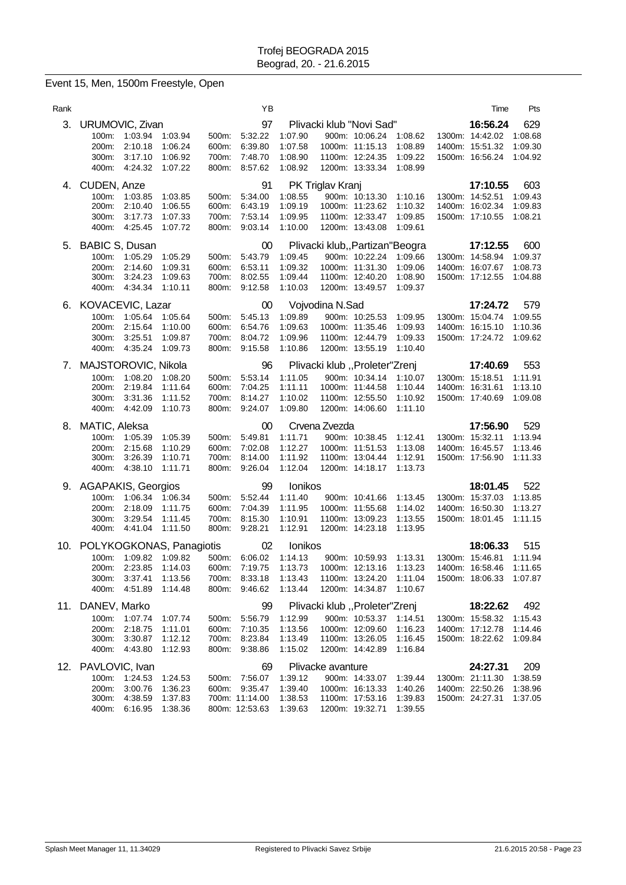Trofej BEOGRADA 2015
Beograd, 20. - 21.6.2015

## Event 15, Men, 1500m Freestyle, Open

| Rank | | YB | | Time | Pts |
|---|---|---|---|---|---|
| 3. | URUMOVIC, Zivan | 97 | Plivacki klub "Novi Sad" | **16:56.24** | 629 |
| | 100m: 1:03.94 1:03.94 · 200m: 2:10.18 1:06.24 · 300m: 3:17.10 1:06.92 · 400m: 4:24.32 1:07.22 · 500m: 5:32.22 1:07.90 · 600m: 6:39.80 1:07.58 · 700m: 7:48.70 1:08.90 · 800m: 8:57.62 1:08.92 · 900m: 10:06.24 1:08.62 · 1000m: 11:15.13 1:08.89 · 1100m: 12:24.35 1:09.22 · 1200m: 13:33.34 1:08.99 · 1300m: 14:42.02 1:08.68 · 1400m: 15:51.32 1:09.30 · 1500m: 16:56.24 1:04.92 | | | | |
| 4. | CUDEN, Anze | 91 | PK Triglav Kranj | **17:10.55** | 603 |
| | 100m: 1:03.85 1:03.85 · 200m: 2:10.40 1:06.55 · 300m: 3:17.73 1:07.33 · 400m: 4:25.45 1:07.72 · 500m: 5:34.00 1:08.55 · 600m: 6:43.19 1:09.19 · 700m: 7:53.14 1:09.95 · 800m: 9:03.14 1:10.00 · 900m: 10:13.30 1:10.16 · 1000m: 11:23.62 1:10.32 · 1100m: 12:33.47 1:09.85 · 1200m: 13:43.08 1:09.61 · 1300m: 14:52.51 1:09.43 · 1400m: 16:02.34 1:09.83 · 1500m: 17:10.55 1:08.21 | | | | |
| 5. | BABIC S, Dusan | 00 | Plivacki klub,,Partizan"Beogra | **17:12.55** | 600 |
| | 100m: 1:05.29 1:05.29 · 200m: 2:14.60 1:09.31 · 300m: 3:24.23 1:09.63 · 400m: 4:34.34 1:10.11 · 500m: 5:43.79 1:09.45 · 600m: 6:53.11 1:09.32 · 700m: 8:02.55 1:09.44 · 800m: 9:12.58 1:10.03 · 900m: 10:22.24 1:09.66 · 1000m: 11:31.30 1:09.06 · 1100m: 12:40.20 1:08.90 · 1200m: 13:49.57 1:09.37 · 1300m: 14:58.94 1:09.37 · 1400m: 16:07.67 1:08.73 · 1500m: 17:12.55 1:04.88 | | | | |
| 6. | KOVACEVIC, Lazar | 00 | Vojvodina N.Sad | **17:24.72** | 579 |
| | 100m: 1:05.64 1:05.64 · 200m: 2:15.64 1:10.00 · 300m: 3:25.51 1:09.87 · 400m: 4:35.24 1:09.73 · 500m: 5:45.13 1:09.89 · 600m: 6:54.76 1:09.63 · 700m: 8:04.72 1:09.96 · 800m: 9:15.58 1:10.86 · 900m: 10:25.53 1:09.95 · 1000m: 11:35.46 1:09.93 · 1100m: 12:44.79 1:09.33 · 1200m: 13:55.19 1:10.40 · 1300m: 15:04.74 1:09.55 · 1400m: 16:15.10 1:10.36 · 1500m: 17:24.72 1:09.62 | | | | |
| 7. | MAJSTOROVIC, Nikola | 96 | Plivacki klub ,,Proleter"Zrenj | **17:40.69** | 553 |
| | 100m: 1:08.20 1:08.20 · 200m: 2:19.84 1:11.64 · 300m: 3:31.36 1:11.52 · 400m: 4:42.09 1:10.73 · 500m: 5:53.14 1:11.05 · 600m: 7:04.25 1:11.11 · 700m: 8:14.27 1:10.02 · 800m: 9:24.07 1:09.80 · 900m: 10:34.14 1:10.07 · 1000m: 11:44.58 1:10.44 · 1100m: 12:55.50 1:10.92 · 1200m: 14:06.60 1:11.10 · 1300m: 15:18.51 1:11.91 · 1400m: 16:31.61 1:13.10 · 1500m: 17:40.69 1:09.08 | | | | |
| 8. | MATIC, Aleksa | 00 | Crvena Zvezda | **17:56.90** | 529 |
| | 100m: 1:05.39 1:05.39 · 200m: 2:15.68 1:10.29 · 300m: 3:26.39 1:10.71 · 400m: 4:38.10 1:11.71 · 500m: 5:49.81 1:11.71 · 600m: 7:02.08 1:12.27 · 700m: 8:14.00 1:11.92 · 800m: 9:26.04 1:12.04 · 900m: 10:38.45 1:12.41 · 1000m: 11:51.53 1:13.08 · 1100m: 13:04.44 1:12.91 · 1200m: 14:18.17 1:13.73 · 1300m: 15:32.11 1:13.94 · 1400m: 16:45.57 1:13.46 · 1500m: 17:56.90 1:11.33 | | | | |
| 9. | AGAPAKIS, Georgios | 99 | Ionikos | **18:01.45** | 522 |
| | 100m: 1:06.34 1:06.34 · 200m: 2:18.09 1:11.75 · 300m: 3:29.54 1:11.45 · 400m: 4:41.04 1:11.50 · 500m: 5:52.44 1:11.40 · 600m: 7:04.39 1:11.95 · 700m: 8:15.30 1:10.91 · 800m: 9:28.21 1:12.91 · 900m: 10:41.66 1:13.45 · 1000m: 11:55.68 1:14.02 · 1100m: 13:09.23 1:13.55 · 1200m: 14:23.18 1:13.95 · 1300m: 15:37.03 1:13.85 · 1400m: 16:50.30 1:13.27 · 1500m: 18:01.45 1:11.15 | | | | |
| 10. | POLYKOGKONAS, Panagiotis | 02 | Ionikos | **18:06.33** | 515 |
| | 100m: 1:09.82 1:09.82 · 200m: 2:23.85 1:14.03 · 300m: 3:37.41 1:13.56 · 400m: 4:51.89 1:14.48 · 500m: 6:06.02 1:14.13 · 600m: 7:19.75 1:13.73 · 700m: 8:33.18 1:13.43 · 800m: 9:46.62 1:13.44 · 900m: 10:59.93 1:13.31 · 1000m: 12:13.16 1:13.23 · 1100m: 13:24.20 1:11.04 · 1200m: 14:34.87 1:10.67 · 1300m: 15:46.81 1:11.94 · 1400m: 16:58.46 1:11.65 · 1500m: 18:06.33 1:07.87 | | | | |
| 11. | DANEV, Marko | 99 | Plivacki klub ,,Proleter"Zrenj | **18:22.62** | 492 |
| | 100m: 1:07.74 1:07.74 · 200m: 2:18.75 1:11.01 · 300m: 3:30.87 1:12.12 · 400m: 4:43.80 1:12.93 · 500m: 5:56.79 1:12.99 · 600m: 7:10.35 1:13.56 · 700m: 8:23.84 1:13.49 · 800m: 9:38.86 1:15.02 · 900m: 10:53.37 1:14.51 · 1000m: 12:09.60 1:16.23 · 1100m: 13:26.05 1:16.45 · 1200m: 14:42.89 1:16.84 · 1300m: 15:58.32 1:15.43 · 1400m: 17:12.78 1:14.46 · 1500m: 18:22.62 1:09.84 | | | | |
| 12. | PAVLOVIC, Ivan | 69 | Plivacke avanture | **24:27.31** | 209 |
| | 100m: 1:24.53 1:24.53 · 200m: 3:00.76 1:36.23 · 300m: 4:38.59 1:37.83 · 400m: 6:16.95 1:38.36 · 500m: 7:56.07 1:39.12 · 600m: 9:35.47 1:39.40 · 700m: 11:14.00 1:38.53 · 800m: 12:53.63 1:39.63 · 900m: 14:33.07 1:39.44 · 1000m: 16:13.33 1:40.26 · 1100m: 17:53.16 1:39.83 · 1200m: 19:32.71 1:39.55 · 1300m: 21:11.30 1:38.59 · 1400m: 22:50.26 1:38.96 · 1500m: 24:27.31 1:37.05 | | | | |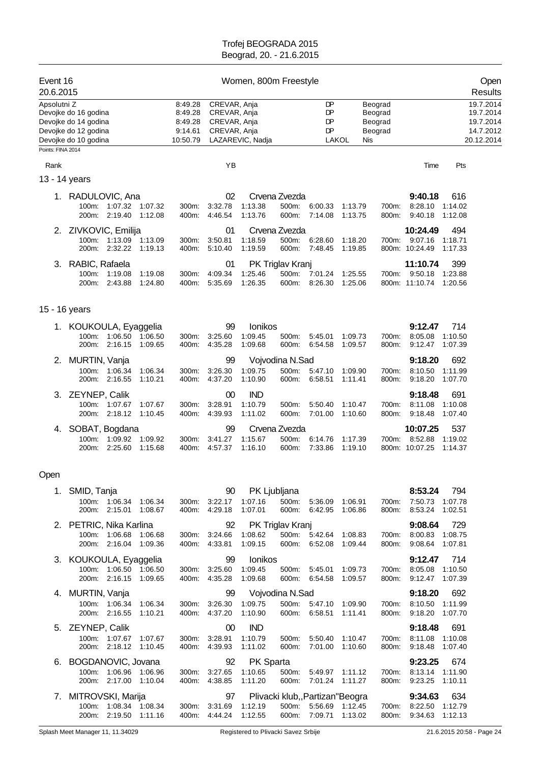Trofej BEOGRADA 2015
Beograd, 20. - 21.6.2015

## Event 16 — Women, 800m Freestyle — Open

20.6.2015 — Results

| | | | | | |
|---|---|---|---|---|---|
| Apsolutni Z | 8:49.28 | CREVAR, Anja | DP | Beograd | 19.7.2014 |
| Devojke do 16 godina | 8:49.28 | CREVAR, Anja | DP | Beograd | 19.7.2014 |
| Devojke do 14 godina | 8:49.28 | CREVAR, Anja | DP | Beograd | 19.7.2014 |
| Devojke do 12 godina | 9:14.61 | CREVAR, Anja | DP | Beograd | 14.7.2012 |
| Devojke do 10 godina | 10:50.79 | LAZAREVIC, Nadja | LAKOL | Nis | 20.12.2014 |

Points: FINA 2014

| Rank | Name | YB | Club | Time | Pts |
|---|---|---|---|---|---|

### 13 - 14 years

| Rank | Name | YB | Club | Time | Pts |
|---|---|---|---|---|---|
| 1. | RADULOVIC, Ana | 02 | Crvena Zvezda | 9:40.18 | 616 |
| | 100m: 1:07.32 1:07.32; 200m: 2:19.40 1:12.08; 300m: 3:32.78 1:13.38; 400m: 4:46.54 1:13.76; 500m: 6:00.33 1:13.79; 600m: 7:14.08 1:13.75; 700m: 8:28.10 1:14.02; 800m: 9:40.18 1:12.08 | | | | |
| 2. | ZIVKOVIC, Emilija | 01 | Crvena Zvezda | 10:24.49 | 494 |
| | 100m: 1:13.09 1:13.09; 200m: 2:32.22 1:19.13; 300m: 3:50.81 1:18.59; 400m: 5:10.40 1:19.59; 500m: 6:28.60 1:18.20; 600m: 7:48.45 1:19.85; 700m: 9:07.16 1:18.71; 800m: 10:24.49 1:17.33 | | | | |
| 3. | RABIC, Rafaela | 01 | PK Triglav Kranj | 11:10.74 | 399 |
| | 100m: 1:19.08 1:19.08; 200m: 2:43.88 1:24.80; 300m: 4:09.34 1:25.46; 400m: 5:35.69 1:26.35; 500m: 7:01.24 1:25.55; 600m: 8:26.30 1:25.06; 700m: 9:50.18 1:23.88; 800m: 11:10.74 1:20.56 | | | | |

### 15 - 16 years

| Rank | Name | YB | Club | Time | Pts |
|---|---|---|---|---|---|
| 1. | KOUKOULA, Eyaggelia | 99 | Ionikos | 9:12.47 | 714 |
| | 100m: 1:06.50 1:06.50; 200m: 2:16.15 1:09.65; 300m: 3:25.60 1:09.45; 400m: 4:35.28 1:09.68; 500m: 5:45.01 1:09.73; 600m: 6:54.58 1:09.57; 700m: 8:05.08 1:10.50; 800m: 9:12.47 1:07.39 | | | | |
| 2. | MURTIN, Vanja | 99 | Vojvodina N.Sad | 9:18.20 | 692 |
| | 100m: 1:06.34 1:06.34; 200m: 2:16.55 1:10.21; 300m: 3:26.30 1:09.75; 400m: 4:37.20 1:10.90; 500m: 5:47.10 1:09.90; 600m: 6:58.51 1:11.41; 700m: 8:10.50 1:11.99; 800m: 9:18.20 1:07.70 | | | | |
| 3. | ZEYNEP, Calik | 00 | IND | 9:18.48 | 691 |
| | 100m: 1:07.67 1:07.67; 200m: 2:18.12 1:10.45; 300m: 3:28.91 1:10.79; 400m: 4:39.93 1:11.02; 500m: 5:50.40 1:10.47; 600m: 7:01.00 1:10.60; 700m: 8:11.08 1:10.08; 800m: 9:18.48 1:07.40 | | | | |
| 4. | SOBAT, Bogdana | 99 | Crvena Zvezda | 10:07.25 | 537 |
| | 100m: 1:09.92 1:09.92; 200m: 2:25.60 1:15.68; 300m: 3:41.27 1:15.67; 400m: 4:57.37 1:16.10; 500m: 6:14.76 1:17.39; 600m: 7:33.86 1:19.10; 700m: 8:52.88 1:19.02; 800m: 10:07.25 1:14.37 | | | | |

### Open

| Rank | Name | YB | Club | Time | Pts |
|---|---|---|---|---|---|
| 1. | SMID, Tanja | 90 | PK Ljubljana | 8:53.24 | 794 |
| | 100m: 1:06.34 1:06.34; 200m: 2:15.01 1:08.67; 300m: 3:22.17 1:07.16; 400m: 4:29.18 1:07.01; 500m: 5:36.09 1:06.91; 600m: 6:42.95 1:06.86; 700m: 7:50.73 1:07.78; 800m: 8:53.24 1:02.51 | | | | |
| 2. | PETRIC, Nika Karlina | 92 | PK Triglav Kranj | 9:08.64 | 729 |
| | 100m: 1:06.68 1:06.68; 200m: 2:16.04 1:09.36; 300m: 3:24.66 1:08.62; 400m: 4:33.81 1:09.15; 500m: 5:42.64 1:08.83; 600m: 6:52.08 1:09.44; 700m: 8:00.83 1:08.75; 800m: 9:08.64 1:07.81 | | | | |
| 3. | KOUKOULA, Eyaggelia | 99 | Ionikos | 9:12.47 | 714 |
| | 100m: 1:06.50 1:06.50; 200m: 2:16.15 1:09.65; 300m: 3:25.60 1:09.45; 400m: 4:35.28 1:09.68; 500m: 5:45.01 1:09.73; 600m: 6:54.58 1:09.57; 700m: 8:05.08 1:10.50; 800m: 9:12.47 1:07.39 | | | | |
| 4. | MURTIN, Vanja | 99 | Vojvodina N.Sad | 9:18.20 | 692 |
| | 100m: 1:06.34 1:06.34; 200m: 2:16.55 1:10.21; 300m: 3:26.30 1:09.75; 400m: 4:37.20 1:10.90; 500m: 5:47.10 1:09.90; 600m: 6:58.51 1:11.41; 700m: 8:10.50 1:11.99; 800m: 9:18.20 1:07.70 | | | | |
| 5. | ZEYNEP, Calik | 00 | IND | 9:18.48 | 691 |
| | 100m: 1:07.67 1:07.67; 200m: 2:18.12 1:10.45; 300m: 3:28.91 1:10.79; 400m: 4:39.93 1:11.02; 500m: 5:50.40 1:10.47; 600m: 7:01.00 1:10.60; 700m: 8:11.08 1:10.08; 800m: 9:18.48 1:07.40 | | | | |
| 6. | BOGDANOVIC, Jovana | 92 | PK Sparta | 9:23.25 | 674 |
| | 100m: 1:06.96 1:06.96; 200m: 2:17.00 1:10.04; 300m: 3:27.65 1:10.65; 400m: 4:38.85 1:11.20; 500m: 5:49.97 1:11.12; 600m: 7:01.24 1:11.27; 700m: 8:13.14 1:11.90; 800m: 9:23.25 1:10.11 | | | | |
| 7. | MITROVSKI, Marija | 97 | Plivacki klub,,Partizan"Beogra | 9:34.63 | 634 |
| | 100m: 1:08.34 1:08.34; 200m: 2:19.50 1:11.16; 300m: 3:31.69 1:12.19; 400m: 4:44.24 1:12.55; 500m: 5:56.69 1:12.45; 600m: 7:09.71 1:13.02; 700m: 8:22.50 1:12.79; 800m: 9:34.63 1:12.13 | | | | |

Splash Meet Manager 11, 11.34029 — Registered to Plivacki Savez Srbije — 21.6.2015 20:58 - Page 24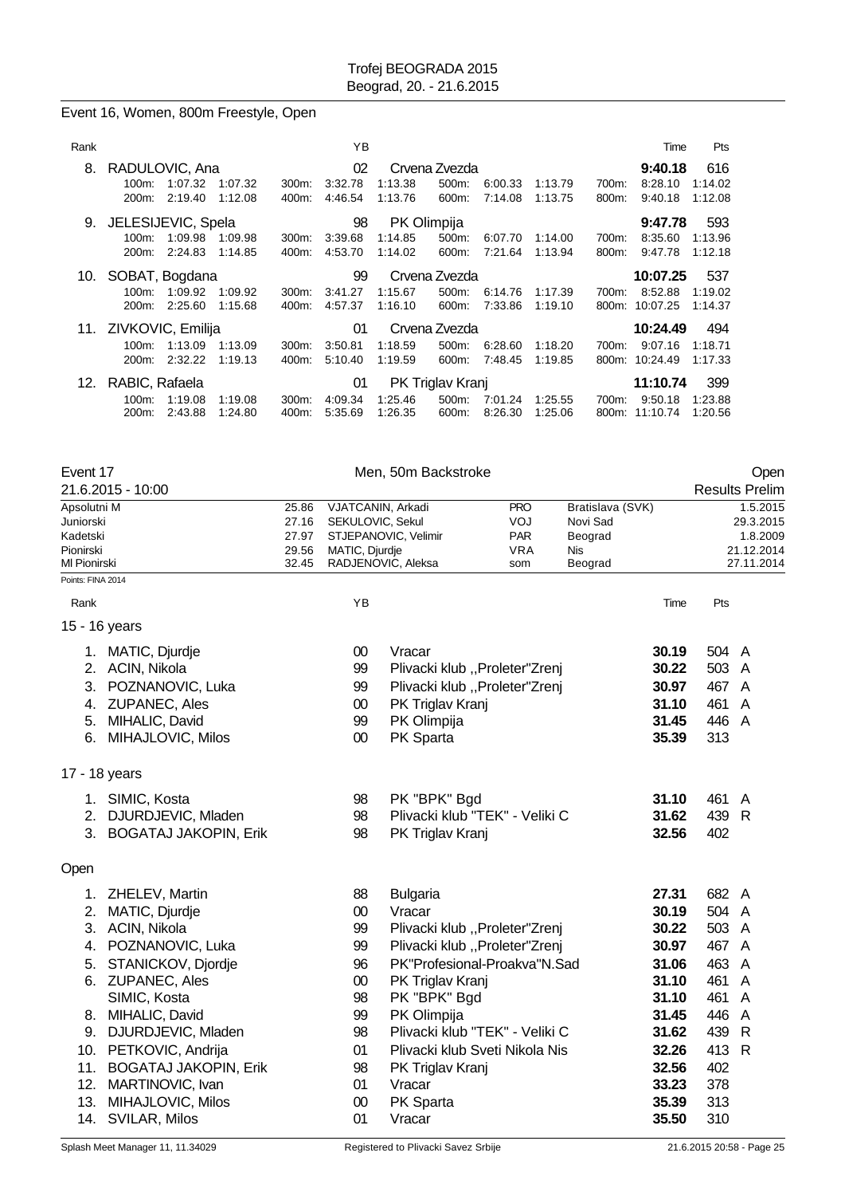Event 16, Women, 800m Freestyle, Open

| Rank | Name | YB | Club | Time | Pts |
|---|---|---|---|---|---|
| 8. | RADULOVIC, Ana | 02 | Crvena Zvezda | 9:40.18 | 616 |
| | 100m: 1:07.32 1:07.32 / 200m: 2:19.40 1:12.08 | 300m: 3:32.78 1:13.38 / 400m: 4:46.54 1:13.76 | 500m: 6:00.33 1:13.79 / 600m: 7:14.08 1:13.75 | 700m: 8:28.10 1:14.02 / 800m: 9:40.18 1:12.08 | |
| 9. | JELESIJEVIC, Spela | 98 | PK Olimpija | 9:47.78 | 593 |
| | 100m: 1:09.98 1:09.98 / 200m: 2:24.83 1:14.85 | 300m: 3:39.68 1:14.85 / 400m: 4:53.70 1:14.02 | 500m: 6:07.70 1:14.00 / 600m: 7:21.64 1:13.94 | 700m: 8:35.60 1:13.96 / 800m: 9:47.78 1:12.18 | |
| 10. | SOBAT, Bogdana | 99 | Crvena Zvezda | 10:07.25 | 537 |
| | 100m: 1:09.92 1:09.92 / 200m: 2:25.60 1:15.68 | 300m: 3:41.27 1:15.67 / 400m: 4:57.37 1:16.10 | 500m: 6:14.76 1:17.39 / 600m: 7:33.86 1:19.10 | 700m: 8:52.88 1:19.02 / 800m: 10:07.25 1:14.37 | |
| 11. | ZIVKOVIC, Emilija | 01 | Crvena Zvezda | 10:24.49 | 494 |
| | 100m: 1:13.09 1:13.09 / 200m: 2:32.22 1:19.13 | 300m: 3:50.81 1:18.59 / 400m: 5:10.40 1:19.59 | 500m: 6:28.60 1:18.20 / 600m: 7:48.45 1:19.85 | 700m: 9:07.16 1:18.71 / 800m: 10:24.49 1:17.33 | |
| 12. | RABIC, Rafaela | 01 | PK Triglav Kranj | 11:10.74 | 399 |
| | 100m: 1:19.08 1:19.08 / 200m: 2:43.88 1:24.80 | 300m: 4:09.34 1:25.46 / 400m: 5:35.69 1:26.35 | 500m: 7:01.24 1:25.55 / 600m: 8:26.30 1:25.06 | 700m: 9:50.18 1:23.88 / 800m: 11:10.74 1:20.56 | |

## Event 17 — Men, 50m Backstroke — Open

21.6.2015 - 10:00 — Results Prelim

| Record | Time | Name | Club | Place | Date |
|---|---|---|---|---|---|
| Apsolutni M | 25.86 | VJATCANIN, Arkadi | PRO | Bratislava (SVK) | 1.5.2015 |
| Juniorski | 27.16 | SEKULOVIC, Sekul | VOJ | Novi Sad | 29.3.2015 |
| Kadetski | 27.97 | STJEPANOVIC, Velimir | PAR | Beograd | 1.8.2009 |
| Pionirski | 29.56 | MATIC, Djurdje | VRA | Nis | 21.12.2014 |
| Ml Pionirski | 32.45 | RADJENOVIC, Aleksa | som | Beograd | 27.11.2014 |

Points: FINA 2014

### 15 - 16 years

| Rank | Name | YB | Club | Time | Pts | |
|---|---|---|---|---|---|---|
| 1. | MATIC, Djurdje | 00 | Vracar | 30.19 | 504 | A |
| 2. | ACIN, Nikola | 99 | Plivacki klub ,,Proleter"Zrenj | 30.22 | 503 | A |
| 3. | POZNANOVIC, Luka | 99 | Plivacki klub ,,Proleter"Zrenj | 30.97 | 467 | A |
| 4. | ZUPANEC, Ales | 00 | PK Triglav Kranj | 31.10 | 461 | A |
| 5. | MIHALIC, David | 99 | PK Olimpija | 31.45 | 446 | A |
| 6. | MIHAJLOVIC, Milos | 00 | PK Sparta | 35.39 | 313 | |

### 17 - 18 years

| Rank | Name | YB | Club | Time | Pts | |
|---|---|---|---|---|---|---|
| 1. | SIMIC, Kosta | 98 | PK "BPK" Bgd | 31.10 | 461 | A |
| 2. | DJURDJEVIC, Mladen | 98 | Plivacki klub "TEK" - Veliki C | 31.62 | 439 | R |
| 3. | BOGATAJ JAKOPIN, Erik | 98 | PK Triglav Kranj | 32.56 | 402 | |

### Open

| Rank | Name | YB | Club | Time | Pts | |
|---|---|---|---|---|---|---|
| 1. | ZHELEV, Martin | 88 | Bulgaria | 27.31 | 682 | A |
| 2. | MATIC, Djurdje | 00 | Vracar | 30.19 | 504 | A |
| 3. | ACIN, Nikola | 99 | Plivacki klub ,,Proleter"Zrenj | 30.22 | 503 | A |
| 4. | POZNANOVIC, Luka | 99 | Plivacki klub ,,Proleter"Zrenj | 30.97 | 467 | A |
| 5. | STANICKOV, Djordje | 96 | PK"Profesional-Proakva"N.Sad | 31.06 | 463 | A |
| 6. | ZUPANEC, Ales | 00 | PK Triglav Kranj | 31.10 | 461 | A |
| | SIMIC, Kosta | 98 | PK "BPK" Bgd | 31.10 | 461 | A |
| 8. | MIHALIC, David | 99 | PK Olimpija | 31.45 | 446 | A |
| 9. | DJURDJEVIC, Mladen | 98 | Plivacki klub "TEK" - Veliki C | 31.62 | 439 | R |
| 10. | PETKOVIC, Andrija | 01 | Plivacki klub Sveti Nikola Nis | 32.26 | 413 | R |
| 11. | BOGATAJ JAKOPIN, Erik | 98 | PK Triglav Kranj | 32.56 | 402 | |
| 12. | MARTINOVIC, Ivan | 01 | Vracar | 33.23 | 378 | |
| 13. | MIHAJLOVIC, Milos | 00 | PK Sparta | 35.39 | 313 | |
| 14. | SVILAR, Milos | 01 | Vracar | 35.50 | 310 | |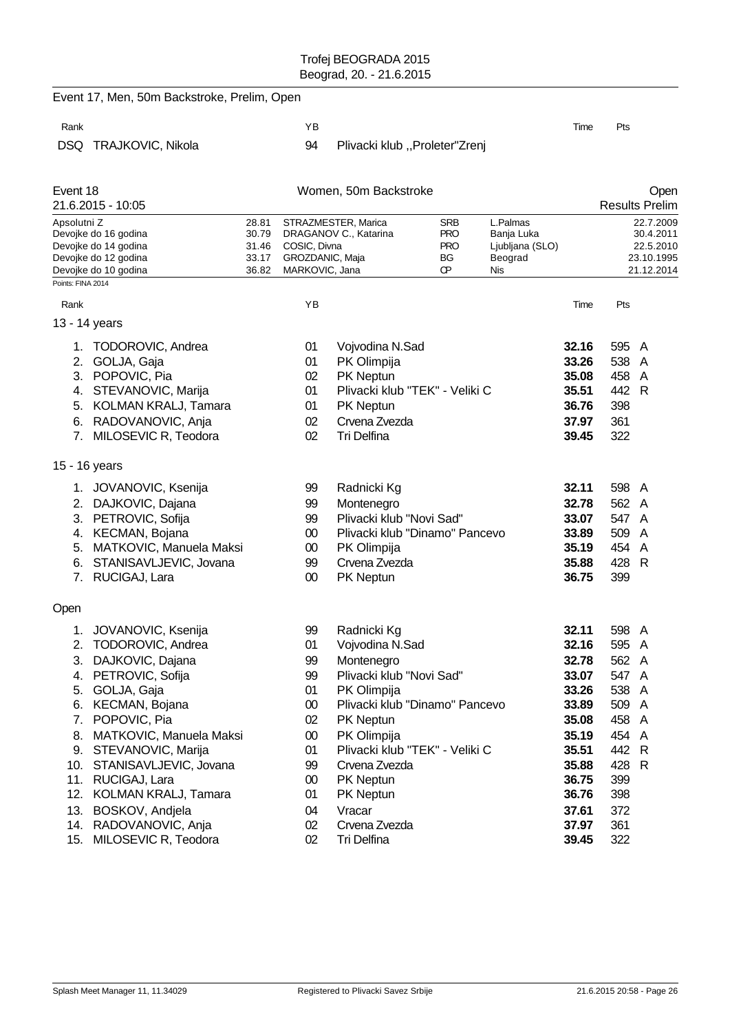Event 17, Men, 50m Backstroke, Prelim, Open

| Rank | | YB | | Time | Pts |
|---|---|---|---|---|---|
| DSQ | TRAJKOVIC, Nikola | 94 | Plivacki klub ,,Proleter"Zrenj | | |

## Event 18 — Women, 50m Backstroke — Open

21.6.2015 - 10:05 — Results Prelim

| | | | | | |
|---|---|---|---|---|---|
| Apsolutni Z | 28.81 | STRAZMESTER, Marica | SRB | L.Palmas | 22.7.2009 |
| Devojke do 16 godina | 30.79 | DRAGANOV C., Katarina | PRO | Banja Luka | 30.4.2011 |
| Devojke do 14 godina | 31.46 | COSIC, Divna | PRO | Ljubljana (SLO) | 22.5.2010 |
| Devojke do 12 godina | 33.17 | GROZDANIC, Maja | BG | Beograd | 23.10.1995 |
| Devojke do 10 godina | 36.82 | MARKOVIC, Jana | CP | Nis | 21.12.2014 |

Points: FINA 2014

### 13 - 14 years

| Rank | | YB | | Time | Pts | |
|---|---|---|---|---|---|---|
| 1. | TODOROVIC, Andrea | 01 | Vojvodina N.Sad | **32.16** | 595 | A |
| 2. | GOLJA, Gaja | 01 | PK Olimpija | **33.26** | 538 | A |
| 3. | POPOVIC, Pia | 02 | PK Neptun | **35.08** | 458 | A |
| 4. | STEVANOVIC, Marija | 01 | Plivacki klub "TEK" - Veliki C | **35.51** | 442 | R |
| 5. | KOLMAN KRALJ, Tamara | 01 | PK Neptun | **36.76** | 398 | |
| 6. | RADOVANOVIC, Anja | 02 | Crvena Zvezda | **37.97** | 361 | |
| 7. | MILOSEVIC R, Teodora | 02 | Tri Delfina | **39.45** | 322 | |

### 15 - 16 years

| Rank | | YB | | Time | Pts | |
|---|---|---|---|---|---|---|
| 1. | JOVANOVIC, Ksenija | 99 | Radnicki Kg | **32.11** | 598 | A |
| 2. | DAJKOVIC, Dajana | 99 | Montenegro | **32.78** | 562 | A |
| 3. | PETROVIC, Sofija | 99 | Plivacki klub "Novi Sad" | **33.07** | 547 | A |
| 4. | KECMAN, Bojana | 00 | Plivacki klub "Dinamo" Pancevo | **33.89** | 509 | A |
| 5. | MATKOVIC, Manuela Maksi | 00 | PK Olimpija | **35.19** | 454 | A |
| 6. | STANISAVLJEVIC, Jovana | 99 | Crvena Zvezda | **35.88** | 428 | R |
| 7. | RUCIGAJ, Lara | 00 | PK Neptun | **36.75** | 399 | |

### Open

| Rank | | YB | | Time | Pts | |
|---|---|---|---|---|---|---|
| 1. | JOVANOVIC, Ksenija | 99 | Radnicki Kg | **32.11** | 598 | A |
| 2. | TODOROVIC, Andrea | 01 | Vojvodina N.Sad | **32.16** | 595 | A |
| 3. | DAJKOVIC, Dajana | 99 | Montenegro | **32.78** | 562 | A |
| 4. | PETROVIC, Sofija | 99 | Plivacki klub "Novi Sad" | **33.07** | 547 | A |
| 5. | GOLJA, Gaja | 01 | PK Olimpija | **33.26** | 538 | A |
| 6. | KECMAN, Bojana | 00 | Plivacki klub "Dinamo" Pancevo | **33.89** | 509 | A |
| 7. | POPOVIC, Pia | 02 | PK Neptun | **35.08** | 458 | A |
| 8. | MATKOVIC, Manuela Maksi | 00 | PK Olimpija | **35.19** | 454 | A |
| 9. | STEVANOVIC, Marija | 01 | Plivacki klub "TEK" - Veliki C | **35.51** | 442 | R |
| 10. | STANISAVLJEVIC, Jovana | 99 | Crvena Zvezda | **35.88** | 428 | R |
| 11. | RUCIGAJ, Lara | 00 | PK Neptun | **36.75** | 399 | |
| 12. | KOLMAN KRALJ, Tamara | 01 | PK Neptun | **36.76** | 398 | |
| 13. | BOSKOV, Andjela | 04 | Vracar | **37.61** | 372 | |
| 14. | RADOVANOVIC, Anja | 02 | Crvena Zvezda | **37.97** | 361 | |
| 15. | MILOSEVIC R, Teodora | 02 | Tri Delfina | **39.45** | 322 | |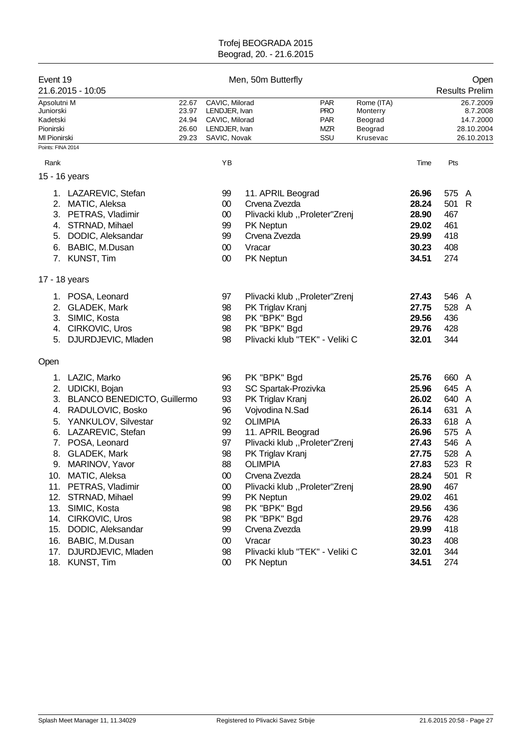Trofej BEOGRADA 2015
Beograd, 20. - 21.6.2015

## Event 19 — Men, 50m Butterfly — Open

21.6.2015 - 10:05 — Results Prelim

| | | | | | |
|---|---|---|---|---|---|
| Apsolutni M | 22.67 | CAVIC, Milorad | PAR | Rome (ITA) | 26.7.2009 |
| Juniorski | 23.97 | LENDJER, Ivan | PRO | Monterry | 8.7.2008 |
| Kadetski | 24.94 | CAVIC, Milorad | PAR | Beograd | 14.7.2000 |
| Pionirski | 26.60 | LENDJER, Ivan | MZR | Beograd | 28.10.2004 |
| Ml Pionirski | 29.23 | SAVIC, Novak | SSU | Krusevac | 26.10.2013 |

Points: FINA 2014

### 15 - 16 years

| Rank | Name | YB | Club | Time | Pts | |
|---|---|---|---|---|---|---|
| 1. | LAZAREVIC, Stefan | 99 | 11. APRIL Beograd | 26.96 | 575 | A |
| 2. | MATIC, Aleksa | 00 | Crvena Zvezda | 28.24 | 501 | R |
| 3. | PETRAS, Vladimir | 00 | Plivacki klub ,,Proleter"Zrenj | 28.90 | 467 | |
| 4. | STRNAD, Mihael | 99 | PK Neptun | 29.02 | 461 | |
| 5. | DODIC, Aleksandar | 99 | Crvena Zvezda | 29.99 | 418 | |
| 6. | BABIC, M.Dusan | 00 | Vracar | 30.23 | 408 | |
| 7. | KUNST, Tim | 00 | PK Neptun | 34.51 | 274 | |

### 17 - 18 years

| Rank | Name | YB | Club | Time | Pts | |
|---|---|---|---|---|---|---|
| 1. | POSA, Leonard | 97 | Plivacki klub ,,Proleter"Zrenj | 27.43 | 546 | A |
| 2. | GLADEK, Mark | 98 | PK Triglav Kranj | 27.75 | 528 | A |
| 3. | SIMIC, Kosta | 98 | PK "BPK" Bgd | 29.56 | 436 | |
| 4. | CIRKOVIC, Uros | 98 | PK "BPK" Bgd | 29.76 | 428 | |
| 5. | DJURDJEVIC, Mladen | 98 | Plivacki klub "TEK" - Veliki C | 32.01 | 344 | |

### Open

| Rank | Name | YB | Club | Time | Pts | |
|---|---|---|---|---|---|---|
| 1. | LAZIC, Marko | 96 | PK "BPK" Bgd | 25.76 | 660 | A |
| 2. | UDICKI, Bojan | 93 | SC Spartak-Prozivka | 25.96 | 645 | A |
| 3. | BLANCO BENEDICTO, Guillermo | 93 | PK Triglav Kranj | 26.02 | 640 | A |
| 4. | RADULOVIC, Bosko | 96 | Vojvodina N.Sad | 26.14 | 631 | A |
| 5. | YANKULOV, Silvestar | 92 | OLIMPIA | 26.33 | 618 | A |
| 6. | LAZAREVIC, Stefan | 99 | 11. APRIL Beograd | 26.96 | 575 | A |
| 7. | POSA, Leonard | 97 | Plivacki klub ,,Proleter"Zrenj | 27.43 | 546 | A |
| 8. | GLADEK, Mark | 98 | PK Triglav Kranj | 27.75 | 528 | A |
| 9. | MARINOV, Yavor | 88 | OLIMPIA | 27.83 | 523 | R |
| 10. | MATIC, Aleksa | 00 | Crvena Zvezda | 28.24 | 501 | R |
| 11. | PETRAS, Vladimir | 00 | Plivacki klub ,,Proleter"Zrenj | 28.90 | 467 | |
| 12. | STRNAD, Mihael | 99 | PK Neptun | 29.02 | 461 | |
| 13. | SIMIC, Kosta | 98 | PK "BPK" Bgd | 29.56 | 436 | |
| 14. | CIRKOVIC, Uros | 98 | PK "BPK" Bgd | 29.76 | 428 | |
| 15. | DODIC, Aleksandar | 99 | Crvena Zvezda | 29.99 | 418 | |
| 16. | BABIC, M.Dusan | 00 | Vracar | 30.23 | 408 | |
| 17. | DJURDJEVIC, Mladen | 98 | Plivacki klub "TEK" - Veliki C | 32.01 | 344 | |
| 18. | KUNST, Tim | 00 | PK Neptun | 34.51 | 274 | |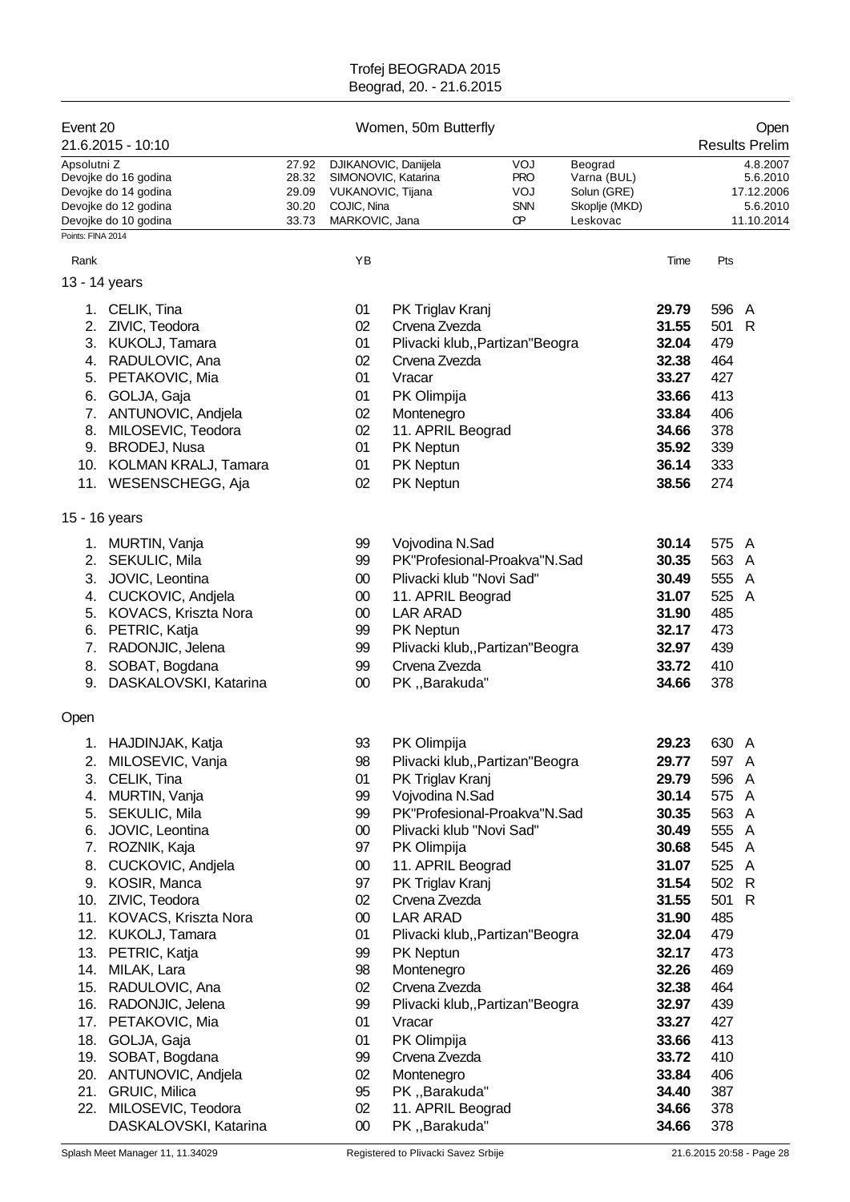# Trofej BEOGRADA 2015

Beograd, 20. - 21.6.2015

## Event 20 — Women, 50m Butterfly — Open

21.6.2015 - 10:10 — Results Prelim

| | | | | | |
|---|---|---|---|---|---|
| Apsolutni Z | 27.92 | DJIKANOVIC, Danijela | VOJ | Beograd | 4.8.2007 |
| Devojke do 16 godina | 28.32 | SIMONOVIC, Katarina | PRO | Varna (BUL) | 5.6.2010 |
| Devojke do 14 godina | 29.09 | VUKANOVIC, Tijana | VOJ | Solun (GRE) | 17.12.2006 |
| Devojke do 12 godina | 30.20 | COJIC, Nina | SNN | Skoplje (MKD) | 5.6.2010 |
| Devojke do 10 godina | 33.73 | MARKOVIC, Jana | CP | Leskovac | 11.10.2014 |

Points: FINA 2014

### 13 - 14 years

| Rank | Name | YB | Club | Time | Pts | |
|---|---|---|---|---|---|---|
| 1. | CELIK, Tina | 01 | PK Triglav Kranj | **29.79** | 596 | A |
| 2. | ZIVIC, Teodora | 02 | Crvena Zvezda | **31.55** | 501 | R |
| 3. | KUKOLJ, Tamara | 01 | Plivacki klub,,Partizan"Beogra | **32.04** | 479 | |
| 4. | RADULOVIC, Ana | 02 | Crvena Zvezda | **32.38** | 464 | |
| 5. | PETAKOVIC, Mia | 01 | Vracar | **33.27** | 427 | |
| 6. | GOLJA, Gaja | 01 | PK Olimpija | **33.66** | 413 | |
| 7. | ANTUNOVIC, Andjela | 02 | Montenegro | **33.84** | 406 | |
| 8. | MILOSEVIC, Teodora | 02 | 11. APRIL Beograd | **34.66** | 378 | |
| 9. | BRODEJ, Nusa | 01 | PK Neptun | **35.92** | 339 | |
| 10. | KOLMAN KRALJ, Tamara | 01 | PK Neptun | **36.14** | 333 | |
| 11. | WESENSCHEGG, Aja | 02 | PK Neptun | **38.56** | 274 | |

### 15 - 16 years

| Rank | Name | YB | Club | Time | Pts | |
|---|---|---|---|---|---|---|
| 1. | MURTIN, Vanja | 99 | Vojvodina N.Sad | **30.14** | 575 | A |
| 2. | SEKULIC, Mila | 99 | PK"Profesional-Proakva"N.Sad | **30.35** | 563 | A |
| 3. | JOVIC, Leontina | 00 | Plivacki klub "Novi Sad" | **30.49** | 555 | A |
| 4. | CUCKOVIC, Andjela | 00 | 11. APRIL Beograd | **31.07** | 525 | A |
| 5. | KOVACS, Kriszta Nora | 00 | LAR ARAD | **31.90** | 485 | |
| 6. | PETRIC, Katja | 99 | PK Neptun | **32.17** | 473 | |
| 7. | RADONJIC, Jelena | 99 | Plivacki klub,,Partizan"Beogra | **32.97** | 439 | |
| 8. | SOBAT, Bogdana | 99 | Crvena Zvezda | **33.72** | 410 | |
| 9. | DASKALOVSKI, Katarina | 00 | PK ,,Barakuda" | **34.66** | 378 | |

### Open

| Rank | Name | YB | Club | Time | Pts | |
|---|---|---|---|---|---|---|
| 1. | HAJDINJAK, Katja | 93 | PK Olimpija | **29.23** | 630 | A |
| 2. | MILOSEVIC, Vanja | 98 | Plivacki klub,,Partizan"Beogra | **29.77** | 597 | A |
| 3. | CELIK, Tina | 01 | PK Triglav Kranj | **29.79** | 596 | A |
| 4. | MURTIN, Vanja | 99 | Vojvodina N.Sad | **30.14** | 575 | A |
| 5. | SEKULIC, Mila | 99 | PK"Profesional-Proakva"N.Sad | **30.35** | 563 | A |
| 6. | JOVIC, Leontina | 00 | Plivacki klub "Novi Sad" | **30.49** | 555 | A |
| 7. | ROZNIK, Kaja | 97 | PK Olimpija | **30.68** | 545 | A |
| 8. | CUCKOVIC, Andjela | 00 | 11. APRIL Beograd | **31.07** | 525 | A |
| 9. | KOSIR, Manca | 97 | PK Triglav Kranj | **31.54** | 502 | R |
| 10. | ZIVIC, Teodora | 02 | Crvena Zvezda | **31.55** | 501 | R |
| 11. | KOVACS, Kriszta Nora | 00 | LAR ARAD | **31.90** | 485 | |
| 12. | KUKOLJ, Tamara | 01 | Plivacki klub,,Partizan"Beogra | **32.04** | 479 | |
| 13. | PETRIC, Katja | 99 | PK Neptun | **32.17** | 473 | |
| 14. | MILAK, Lara | 98 | Montenegro | **32.26** | 469 | |
| 15. | RADULOVIC, Ana | 02 | Crvena Zvezda | **32.38** | 464 | |
| 16. | RADONJIC, Jelena | 99 | Plivacki klub,,Partizan"Beogra | **32.97** | 439 | |
| 17. | PETAKOVIC, Mia | 01 | Vracar | **33.27** | 427 | |
| 18. | GOLJA, Gaja | 01 | PK Olimpija | **33.66** | 413 | |
| 19. | SOBAT, Bogdana | 99 | Crvena Zvezda | **33.72** | 410 | |
| 20. | ANTUNOVIC, Andjela | 02 | Montenegro | **33.84** | 406 | |
| 21. | GRUIC, Milica | 95 | PK ,,Barakuda" | **34.40** | 387 | |
| 22. | MILOSEVIC, Teodora | 02 | 11. APRIL Beograd | **34.66** | 378 | |
| | DASKALOVSKI, Katarina | 00 | PK ,,Barakuda" | **34.66** | 378 | |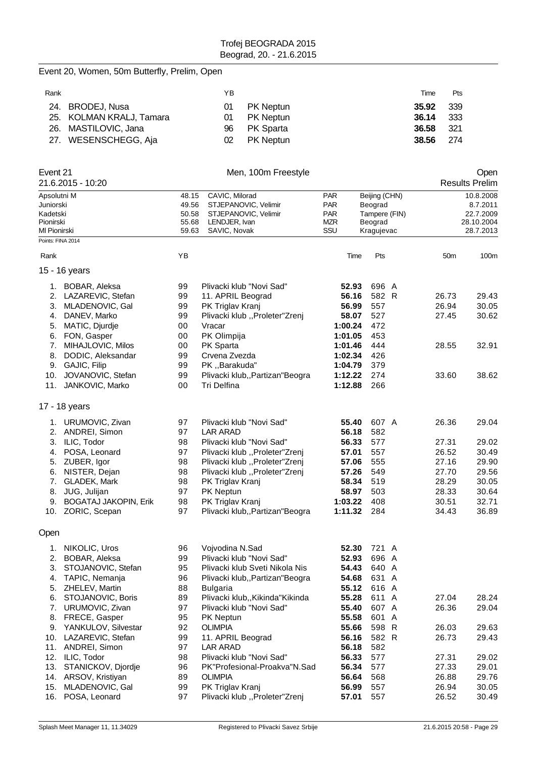Trofej BEOGRADA 2015
Beograd, 20. - 21.6.2015

## Event 20, Women, 50m Butterfly, Prelim, Open

| Rank | | YB | | Time | Pts |
|---|---|---|---|---|---|
| 24. | BRODEJ, Nusa | 01 | PK Neptun | **35.92** | 339 |
| 25. | KOLMAN KRALJ, Tamara | 01 | PK Neptun | **36.14** | 333 |
| 26. | MASTILOVIC, Jana | 96 | PK Sparta | **36.58** | 321 |
| 27. | WESENSCHEGG, Aja | 02 | PK Neptun | **38.56** | 274 |

## Event 21 — Men, 100m Freestyle — Open

21.6.2015 - 10:20 — Results Prelim

| | | | | | |
|---|---|---|---|---|---|
| Apsolutni M | 48.15 | CAVIC, Milorad | PAR | Beijing (CHN) | 10.8.2008 |
| Juniorski | 49.56 | STJEPANOVIC, Velimir | PAR | Beograd | 8.7.2011 |
| Kadetski | 50.58 | STJEPANOVIC, Velimir | PAR | Tampere (FIN) | 22.7.2009 |
| Pionirski | 55.68 | LENDJER, Ivan | MZR | Beograd | 28.10.2004 |
| Ml Pionirski | 59.63 | SAVIC, Novak | SSU | Kragujevac | 28.7.2013 |

Points: FINA 2014

### 15 - 16 years

| Rank | | YB | | Time | Pts | | 50m | 100m |
|---|---|---|---|---|---|---|---|---|
| 1. | BOBAR, Aleksa | 99 | Plivacki klub "Novi Sad" | **52.93** | 696 | A | | |
| 2. | LAZAREVIC, Stefan | 99 | 11. APRIL Beograd | **56.16** | 582 | R | 26.73 | 29.43 |
| 3. | MLADENOVIC, Gal | 99 | PK Triglav Kranj | **56.99** | 557 | | 26.94 | 30.05 |
| 4. | DANEV, Marko | 99 | Plivacki klub ,,Proleter"Zrenj | **58.07** | 527 | | 27.45 | 30.62 |
| 5. | MATIC, Djurdje | 00 | Vracar | **1:00.24** | 472 | | | |
| 6. | FON, Gasper | 00 | PK Olimpija | **1:01.05** | 453 | | | |
| 7. | MIHAJLOVIC, Milos | 00 | PK Sparta | **1:01.46** | 444 | | 28.55 | 32.91 |
| 8. | DODIC, Aleksandar | 99 | Crvena Zvezda | **1:02.34** | 426 | | | |
| 9. | GAJIC, Filip | 99 | PK ,,Barakuda" | **1:04.79** | 379 | | | |
| 10. | JOVANOVIC, Stefan | 99 | Plivacki klub,,Partizan"Beogra | **1:12.22** | 274 | | 33.60 | 38.62 |
| 11. | JANKOVIC, Marko | 00 | Tri Delfina | **1:12.88** | 266 | | | |

### 17 - 18 years

| Rank | | YB | | Time | Pts | | 50m | 100m |
|---|---|---|---|---|---|---|---|---|
| 1. | URUMOVIC, Zivan | 97 | Plivacki klub "Novi Sad" | **55.40** | 607 | A | 26.36 | 29.04 |
| 2. | ANDREI, Simon | 97 | LAR ARAD | **56.18** | 582 | | | |
| 3. | ILIC, Todor | 98 | Plivacki klub "Novi Sad" | **56.33** | 577 | | 27.31 | 29.02 |
| 4. | POSA, Leonard | 97 | Plivacki klub ,,Proleter"Zrenj | **57.01** | 557 | | 26.52 | 30.49 |
| 5. | ZUBER, Igor | 98 | Plivacki klub ,,Proleter"Zrenj | **57.06** | 555 | | 27.16 | 29.90 |
| 6. | NISTER, Dejan | 98 | Plivacki klub ,,Proleter"Zrenj | **57.26** | 549 | | 27.70 | 29.56 |
| 7. | GLADEK, Mark | 98 | PK Triglav Kranj | **58.34** | 519 | | 28.29 | 30.05 |
| 8. | JUG, Julijan | 97 | PK Neptun | **58.97** | 503 | | 28.33 | 30.64 |
| 9. | BOGATAJ JAKOPIN, Erik | 98 | PK Triglav Kranj | **1:03.22** | 408 | | 30.51 | 32.71 |
| 10. | ZORIC, Scepan | 97 | Plivacki klub,,Partizan"Beogra | **1:11.32** | 284 | | 34.43 | 36.89 |

### Open

| Rank | | YB | | Time | Pts | | 50m | 100m |
|---|---|---|---|---|---|---|---|---|
| 1. | NIKOLIC, Uros | 96 | Vojvodina N.Sad | **52.30** | 721 | A | | |
| 2. | BOBAR, Aleksa | 99 | Plivacki klub "Novi Sad" | **52.93** | 696 | A | | |
| 3. | STOJANOVIC, Stefan | 95 | Plivacki klub Sveti Nikola Nis | **54.43** | 640 | A | | |
| 4. | TAPIC, Nemanja | 96 | Plivacki klub,,Partizan"Beogra | **54.68** | 631 | A | | |
| 5. | ZHELEV, Martin | 88 | Bulgaria | **55.12** | 616 | A | | |
| 6. | STOJANOVIC, Boris | 89 | Plivacki klub,,Kikinda"Kikinda | **55.28** | 611 | A | 27.04 | 28.24 |
| 7. | URUMOVIC, Zivan | 97 | Plivacki klub "Novi Sad" | **55.40** | 607 | A | 26.36 | 29.04 |
| 8. | FRECE, Gasper | 95 | PK Neptun | **55.58** | 601 | A | | |
| 9. | YANKULOV, Silvestar | 92 | OLIMPIA | **55.66** | 598 | R | 26.03 | 29.63 |
| 10. | LAZAREVIC, Stefan | 99 | 11. APRIL Beograd | **56.16** | 582 | R | 26.73 | 29.43 |
| 11. | ANDREI, Simon | 97 | LAR ARAD | **56.18** | 582 | | | |
| 12. | ILIC, Todor | 98 | Plivacki klub "Novi Sad" | **56.33** | 577 | | 27.31 | 29.02 |
| 13. | STANICKOV, Djordje | 96 | PK"Profesional-Proakva"N.Sad | **56.34** | 577 | | 27.33 | 29.01 |
| 14. | ARSOV, Kristiyan | 89 | OLIMPIA | **56.64** | 568 | | 26.88 | 29.76 |
| 15. | MLADENOVIC, Gal | 99 | PK Triglav Kranj | **56.99** | 557 | | 26.94 | 30.05 |
| 16. | POSA, Leonard | 97 | Plivacki klub ,,Proleter"Zrenj | **57.01** | 557 | | 26.52 | 30.49 |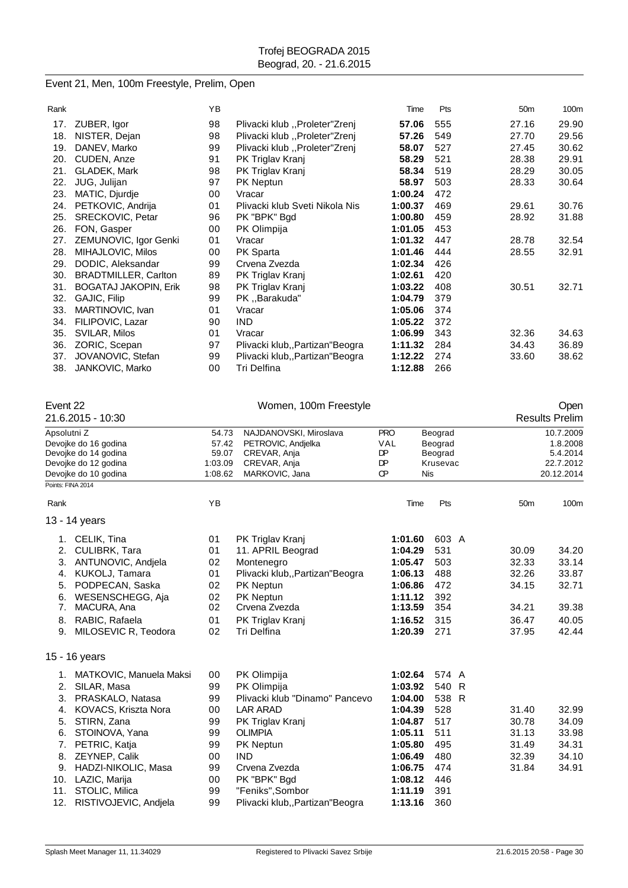Trofej BEOGRADA 2015
Beograd, 20. - 21.6.2015

## Event 21, Men, 100m Freestyle, Prelim, Open

| Rank | | YB | | Time | Pts | 50m | 100m |
|---|---|---|---|---|---|---|---|
| 17. | ZUBER, Igor | 98 | Plivacki klub ,,Proleter"Zrenj | **57.06** | 555 | 27.16 | 29.90 |
| 18. | NISTER, Dejan | 98 | Plivacki klub ,,Proleter"Zrenj | **57.26** | 549 | 27.70 | 29.56 |
| 19. | DANEV, Marko | 99 | Plivacki klub ,,Proleter"Zrenj | **58.07** | 527 | 27.45 | 30.62 |
| 20. | CUDEN, Anze | 91 | PK Triglav Kranj | **58.29** | 521 | 28.38 | 29.91 |
| 21. | GLADEK, Mark | 98 | PK Triglav Kranj | **58.34** | 519 | 28.29 | 30.05 |
| 22. | JUG, Julijan | 97 | PK Neptun | **58.97** | 503 | 28.33 | 30.64 |
| 23. | MATIC, Djurdje | 00 | Vracar | **1:00.24** | 472 | | |
| 24. | PETKOVIC, Andrija | 01 | Plivacki klub Sveti Nikola Nis | **1:00.37** | 469 | 29.61 | 30.76 |
| 25. | SRECKOVIC, Petar | 96 | PK "BPK" Bgd | **1:00.80** | 459 | 28.92 | 31.88 |
| 26. | FON, Gasper | 00 | PK Olimpija | **1:01.05** | 453 | | |
| 27. | ZEMUNOVIC, Igor Genki | 01 | Vracar | **1:01.32** | 447 | 28.78 | 32.54 |
| 28. | MIHAJLOVIC, Milos | 00 | PK Sparta | **1:01.46** | 444 | 28.55 | 32.91 |
| 29. | DODIC, Aleksandar | 99 | Crvena Zvezda | **1:02.34** | 426 | | |
| 30. | BRADTMILLER, Carlton | 89 | PK Triglav Kranj | **1:02.61** | 420 | | |
| 31. | BOGATAJ JAKOPIN, Erik | 98 | PK Triglav Kranj | **1:03.22** | 408 | 30.51 | 32.71 |
| 32. | GAJIC, Filip | 99 | PK ,,Barakuda" | **1:04.79** | 379 | | |
| 33. | MARTINOVIC, Ivan | 01 | Vracar | **1:05.06** | 374 | | |
| 34. | FILIPOVIC, Lazar | 90 | IND | **1:05.22** | 372 | | |
| 35. | SVILAR, Milos | 01 | Vracar | **1:06.99** | 343 | 32.36 | 34.63 |
| 36. | ZORIC, Scepan | 97 | Plivacki klub,,Partizan"Beogra | **1:11.32** | 284 | 34.43 | 36.89 |
| 37. | JOVANOVIC, Stefan | 99 | Plivacki klub,,Partizan"Beogra | **1:12.22** | 274 | 33.60 | 38.62 |
| 38. | JANKOVIC, Marko | 00 | Tri Delfina | **1:12.88** | 266 | | |

## Event 22 — Women, 100m Freestyle — Open

21.6.2015 - 10:30 — Results Prelim

| | | | | | |
|---|---|---|---|---|---|
| Apsolutni Z | 54.73 | NAJDANOVSKI, Miroslava | PRO | Beograd | 10.7.2009 |
| Devojke do 16 godina | 57.42 | PETROVIC, Andjelka | VAL | Beograd | 1.8.2008 |
| Devojke do 14 godina | 59.07 | CREVAR, Anja | DP | Beograd | 5.4.2014 |
| Devojke do 12 godina | 1:03.09 | CREVAR, Anja | DP | Krusevac | 22.7.2012 |
| Devojke do 10 godina | 1:08.62 | MARKOVIC, Jana | CP | Nis | 20.12.2014 |

Points: FINA 2014

| Rank | | YB | | Time | Pts | | 50m | 100m |
|---|---|---|---|---|---|---|---|---|
| **13 - 14 years** | | | | | | | | |
| 1. | CELIK, Tina | 01 | PK Triglav Kranj | **1:01.60** | 603 | A | | |
| 2. | CULIBRK, Tara | 01 | 11. APRIL Beograd | **1:04.29** | 531 | | 30.09 | 34.20 |
| 3. | ANTUNOVIC, Andjela | 02 | Montenegro | **1:05.47** | 503 | | 32.33 | 33.14 |
| 4. | KUKOLJ, Tamara | 01 | Plivacki klub,,Partizan"Beogra | **1:06.13** | 488 | | 32.26 | 33.87 |
| 5. | PODPECAN, Saska | 02 | PK Neptun | **1:06.86** | 472 | | 34.15 | 32.71 |
| 6. | WESENSCHEGG, Aja | 02 | PK Neptun | **1:11.12** | 392 | | | |
| 7. | MACURA, Ana | 02 | Crvena Zvezda | **1:13.59** | 354 | | 34.21 | 39.38 |
| 8. | RABIC, Rafaela | 01 | PK Triglav Kranj | **1:16.52** | 315 | | 36.47 | 40.05 |
| 9. | MILOSEVIC R, Teodora | 02 | Tri Delfina | **1:20.39** | 271 | | 37.95 | 42.44 |
| **15 - 16 years** | | | | | | | | |
| 1. | MATKOVIC, Manuela Maksi | 00 | PK Olimpija | **1:02.64** | 574 | A | | |
| 2. | SILAR, Masa | 99 | PK Olimpija | **1:03.92** | 540 | R | | |
| 3. | PRASKALO, Natasa | 99 | Plivacki klub "Dinamo" Pancevo | **1:04.00** | 538 | R | | |
| 4. | KOVACS, Kriszta Nora | 00 | LAR ARAD | **1:04.39** | 528 | | 31.40 | 32.99 |
| 5. | STIRN, Zana | 99 | PK Triglav Kranj | **1:04.87** | 517 | | 30.78 | 34.09 |
| 6. | STOINOVA, Yana | 99 | OLIMPIA | **1:05.11** | 511 | | 31.13 | 33.98 |
| 7. | PETRIC, Katja | 99 | PK Neptun | **1:05.80** | 495 | | 31.49 | 34.31 |
| 8. | ZEYNEP, Calik | 00 | IND | **1:06.49** | 480 | | 32.39 | 34.10 |
| 9. | HADZI-NIKOLIC, Masa | 99 | Crvena Zvezda | **1:06.75** | 474 | | 31.84 | 34.91 |
| 10. | LAZIC, Marija | 00 | PK "BPK" Bgd | **1:08.12** | 446 | | | |
| 11. | STOLIC, Milica | 99 | "Feniks",Sombor | **1:11.19** | 391 | | | |
| 12. | RISTIVOJEVIC, Andjela | 99 | Plivacki klub,,Partizan"Beogra | **1:13.16** | 360 | | | |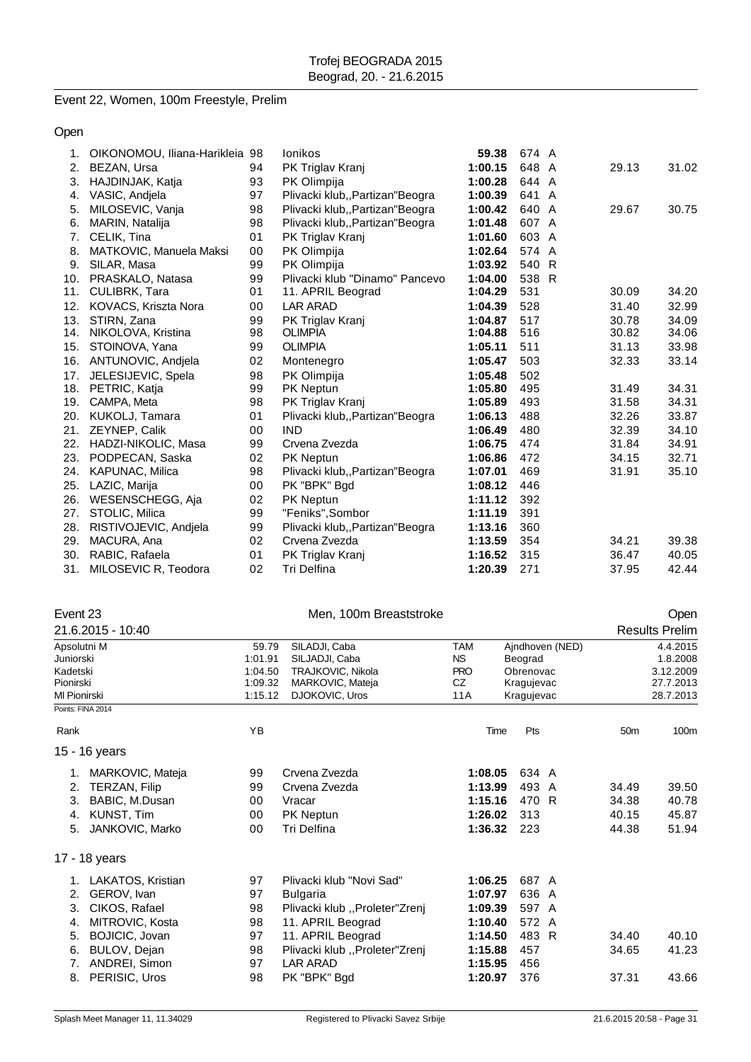Trofej BEOGRADA 2015
Beograd, 20. - 21.6.2015

## Event 22, Women, 100m Freestyle, Prelim

### Open

| Rank | Name | YB | Club | Time | Pts | | 50m | 100m |
|---|---|---|---|---|---|---|---|---|
| 1. | OIKONOMOU, Iliana-Harikleia | 98 | Ionikos | 59.38 | 674 | A | | |
| 2. | BEZAN, Ursa | 94 | PK Triglav Kranj | 1:00.15 | 648 | A | 29.13 | 31.02 |
| 3. | HAJDINJAK, Katja | 93 | PK Olimpija | 1:00.28 | 644 | A | | |
| 4. | VASIC, Andjela | 97 | Plivacki klub,,Partizan"Beogra | 1:00.39 | 641 | A | | |
| 5. | MILOSEVIC, Vanja | 98 | Plivacki klub,,Partizan"Beogra | 1:00.42 | 640 | A | 29.67 | 30.75 |
| 6. | MARIN, Natalija | 98 | Plivacki klub,,Partizan"Beogra | 1:01.48 | 607 | A | | |
| 7. | CELIK, Tina | 01 | PK Triglav Kranj | 1:01.60 | 603 | A | | |
| 8. | MATKOVIC, Manuela Maksi | 00 | PK Olimpija | 1:02.64 | 574 | A | | |
| 9. | SILAR, Masa | 99 | PK Olimpija | 1:03.92 | 540 | R | | |
| 10. | PRASKALO, Natasa | 99 | Plivacki klub "Dinamo" Pancevo | 1:04.00 | 538 | R | | |
| 11. | CULIBRK, Tara | 01 | 11. APRIL Beograd | 1:04.29 | 531 | | 30.09 | 34.20 |
| 12. | KOVACS, Kriszta Nora | 00 | LAR ARAD | 1:04.39 | 528 | | 31.40 | 32.99 |
| 13. | STIRN, Zana | 99 | PK Triglav Kranj | 1:04.87 | 517 | | 30.78 | 34.09 |
| 14. | NIKOLOVA, Kristina | 98 | OLIMPIA | 1:04.88 | 516 | | 30.82 | 34.06 |
| 15. | STOINOVA, Yana | 99 | OLIMPIA | 1:05.11 | 511 | | 31.13 | 33.98 |
| 16. | ANTUNOVIC, Andjela | 02 | Montenegro | 1:05.47 | 503 | | 32.33 | 33.14 |
| 17. | JELESIJEVIC, Spela | 98 | PK Olimpija | 1:05.48 | 502 | | | |
| 18. | PETRIC, Katja | 99 | PK Neptun | 1:05.80 | 495 | | 31.49 | 34.31 |
| 19. | CAMPA, Meta | 98 | PK Triglav Kranj | 1:05.89 | 493 | | 31.58 | 34.31 |
| 20. | KUKOLJ, Tamara | 01 | Plivacki klub,,Partizan"Beogra | 1:06.13 | 488 | | 32.26 | 33.87 |
| 21. | ZEYNEP, Calik | 00 | IND | 1:06.49 | 480 | | 32.39 | 34.10 |
| 22. | HADZI-NIKOLIC, Masa | 99 | Crvena Zvezda | 1:06.75 | 474 | | 31.84 | 34.91 |
| 23. | PODPECAN, Saska | 02 | PK Neptun | 1:06.86 | 472 | | 34.15 | 32.71 |
| 24. | KAPUNAC, Milica | 98 | Plivacki klub,,Partizan"Beogra | 1:07.01 | 469 | | 31.91 | 35.10 |
| 25. | LAZIC, Marija | 00 | PK "BPK" Bgd | 1:08.12 | 446 | | | |
| 26. | WESENSCHEGG, Aja | 02 | PK Neptun | 1:11.12 | 392 | | | |
| 27. | STOLIC, Milica | 99 | "Feniks",Sombor | 1:11.19 | 391 | | | |
| 28. | RISTIVOJEVIC, Andjela | 99 | Plivacki klub,,Partizan"Beogra | 1:13.16 | 360 | | | |
| 29. | MACURA, Ana | 02 | Crvena Zvezda | 1:13.59 | 354 | | 34.21 | 39.38 |
| 30. | RABIC, Rafaela | 01 | PK Triglav Kranj | 1:16.52 | 315 | | 36.47 | 40.05 |
| 31. | MILOSEVIC R, Teodora | 02 | Tri Delfina | 1:20.39 | 271 | | 37.95 | 42.44 |

## Event 23 — Men, 100m Breaststroke — Open

21.6.2015 - 10:40 — Results Prelim

| Record | Time | Name | Club | Place | Date |
|---|---|---|---|---|---|
| Apsolutni M | 59.79 | SILADJI, Caba | TAM | Ajndhoven (NED) | 4.4.2015 |
| Juniorski | 1:01.91 | SILJADJI, Caba | NS | Beograd | 1.8.2008 |
| Kadetski | 1:04.50 | TRAJKOVIC, Nikola | PRO | Obrenovac | 3.12.2009 |
| Pionirski | 1:09.32 | MARKOVIC, Mateja | CZ | Kragujevac | 27.7.2013 |
| Ml Pionirski | 1:15.12 | DJOKOVIC, Uros | 11A | Kragujevac | 28.7.2013 |

Points: FINA 2014

### 15 - 16 years

| Rank | Name | YB | Club | Time | Pts | | 50m | 100m |
|---|---|---|---|---|---|---|---|---|
| 1. | MARKOVIC, Mateja | 99 | Crvena Zvezda | 1:08.05 | 634 | A | | |
| 2. | TERZAN, Filip | 99 | Crvena Zvezda | 1:13.99 | 493 | A | 34.49 | 39.50 |
| 3. | BABIC, M.Dusan | 00 | Vracar | 1:15.16 | 470 | R | 34.38 | 40.78 |
| 4. | KUNST, Tim | 00 | PK Neptun | 1:26.02 | 313 | | 40.15 | 45.87 |
| 5. | JANKOVIC, Marko | 00 | Tri Delfina | 1:36.32 | 223 | | 44.38 | 51.94 |

### 17 - 18 years

| Rank | Name | YB | Club | Time | Pts | | 50m | 100m |
|---|---|---|---|---|---|---|---|---|
| 1. | LAKATOS, Kristian | 97 | Plivacki klub "Novi Sad" | 1:06.25 | 687 | A | | |
| 2. | GEROV, Ivan | 97 | Bulgaria | 1:07.97 | 636 | A | | |
| 3. | CIKOS, Rafael | 98 | Plivacki klub ,,Proleter"Zrenj | 1:09.39 | 597 | A | | |
| 4. | MITROVIC, Kosta | 98 | 11. APRIL Beograd | 1:10.40 | 572 | A | | |
| 5. | BOJICIC, Jovan | 97 | 11. APRIL Beograd | 1:14.50 | 483 | R | 34.40 | 40.10 |
| 6. | BULOV, Dejan | 98 | Plivacki klub ,,Proleter"Zrenj | 1:15.88 | 457 | | 34.65 | 41.23 |
| 7. | ANDREI, Simon | 97 | LAR ARAD | 1:15.95 | 456 | | | |
| 8. | PERISIC, Uros | 98 | PK "BPK" Bgd | 1:20.97 | 376 | | 37.31 | 43.66 |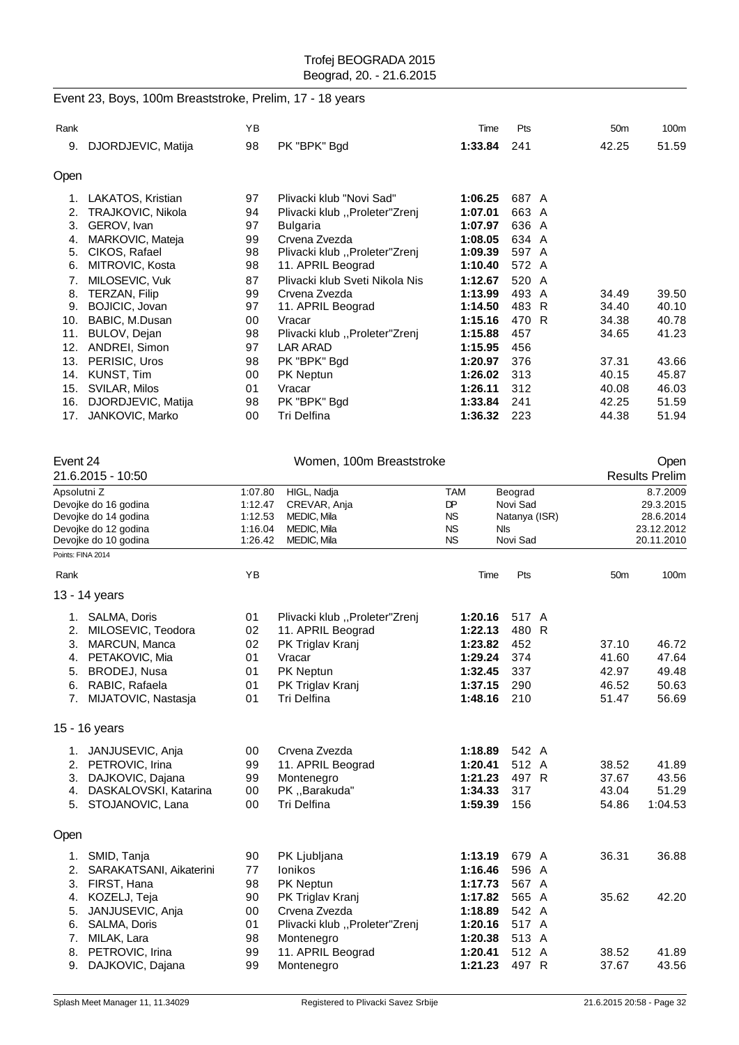Trofej BEOGRADA 2015
Beograd, 20. - 21.6.2015

## Event 23, Boys, 100m Breaststroke, Prelim, 17 - 18 years

| Rank | | YB | | Time | Pts | | 50m | 100m |
|---|---|---|---|---|---|---|---|---|
| 9. | DJORDJEVIC, Matija | 98 | PK "BPK" Bgd | **1:33.84** | 241 | | 42.25 | 51.59 |

### Open

| Rank | | YB | | Time | Pts | | 50m | 100m |
|---|---|---|---|---|---|---|---|---|
| 1. | LAKATOS, Kristian | 97 | Plivacki klub "Novi Sad" | **1:06.25** | 687 | A | | |
| 2. | TRAJKOVIC, Nikola | 94 | Plivacki klub ,,Proleter"Zrenj | **1:07.01** | 663 | A | | |
| 3. | GEROV, Ivan | 97 | Bulgaria | **1:07.97** | 636 | A | | |
| 4. | MARKOVIC, Mateja | 99 | Crvena Zvezda | **1:08.05** | 634 | A | | |
| 5. | CIKOS, Rafael | 98 | Plivacki klub ,,Proleter"Zrenj | **1:09.39** | 597 | A | | |
| 6. | MITROVIC, Kosta | 98 | 11. APRIL Beograd | **1:10.40** | 572 | A | | |
| 7. | MILOSEVIC, Vuk | 87 | Plivacki klub Sveti Nikola Nis | **1:12.67** | 520 | A | | |
| 8. | TERZAN, Filip | 99 | Crvena Zvezda | **1:13.99** | 493 | A | 34.49 | 39.50 |
| 9. | BOJICIC, Jovan | 97 | 11. APRIL Beograd | **1:14.50** | 483 | R | 34.40 | 40.10 |
| 10. | BABIC, M.Dusan | 00 | Vracar | **1:15.16** | 470 | R | 34.38 | 40.78 |
| 11. | BULOV, Dejan | 98 | Plivacki klub ,,Proleter"Zrenj | **1:15.88** | 457 | | 34.65 | 41.23 |
| 12. | ANDREI, Simon | 97 | LAR ARAD | **1:15.95** | 456 | | | |
| 13. | PERISIC, Uros | 98 | PK "BPK" Bgd | **1:20.97** | 376 | | 37.31 | 43.66 |
| 14. | KUNST, Tim | 00 | PK Neptun | **1:26.02** | 313 | | 40.15 | 45.87 |
| 15. | SVILAR, Milos | 01 | Vracar | **1:26.11** | 312 | | 40.08 | 46.03 |
| 16. | DJORDJEVIC, Matija | 98 | PK "BPK" Bgd | **1:33.84** | 241 | | 42.25 | 51.59 |
| 17. | JANKOVIC, Marko | 00 | Tri Delfina | **1:36.32** | 223 | | 44.38 | 51.94 |

## Event 24 — Women, 100m Breaststroke — Open

21.6.2015 - 10:50 — Results Prelim

| | | | | | |
|---|---|---|---|---|---|
| Apsolutni Z | 1:07.80 | HIGL, Nadja | TAM | Beograd | 8.7.2009 |
| Devojke do 16 godina | 1:12.47 | CREVAR, Anja | DP | Novi Sad | 29.3.2015 |
| Devojke do 14 godina | 1:12.53 | MEDIC, Mila | NS | Natanya (ISR) | 28.6.2014 |
| Devojke do 12 godina | 1:16.04 | MEDIC, Mila | NS | NIs | 23.12.2012 |
| Devojke do 10 godina | 1:26.42 | MEDIC, Mila | NS | Novi Sad | 20.11.2010 |

Points: FINA 2014

### 13 - 14 years

| Rank | | YB | | Time | Pts | | 50m | 100m |
|---|---|---|---|---|---|---|---|---|
| 1. | SALMA, Doris | 01 | Plivacki klub ,,Proleter"Zrenj | **1:20.16** | 517 | A | | |
| 2. | MILOSEVIC, Teodora | 02 | 11. APRIL Beograd | **1:22.13** | 480 | R | | |
| 3. | MARCUN, Manca | 02 | PK Triglav Kranj | **1:23.82** | 452 | | 37.10 | 46.72 |
| 4. | PETAKOVIC, Mia | 01 | Vracar | **1:29.24** | 374 | | 41.60 | 47.64 |
| 5. | BRODEJ, Nusa | 01 | PK Neptun | **1:32.45** | 337 | | 42.97 | 49.48 |
| 6. | RABIC, Rafaela | 01 | PK Triglav Kranj | **1:37.15** | 290 | | 46.52 | 50.63 |
| 7. | MIJATOVIC, Nastasja | 01 | Tri Delfina | **1:48.16** | 210 | | 51.47 | 56.69 |

### 15 - 16 years

| Rank | | YB | | Time | Pts | | 50m | 100m |
|---|---|---|---|---|---|---|---|---|
| 1. | JANJUSEVIC, Anja | 00 | Crvena Zvezda | **1:18.89** | 542 | A | | |
| 2. | PETROVIC, Irina | 99 | 11. APRIL Beograd | **1:20.41** | 512 | A | 38.52 | 41.89 |
| 3. | DAJKOVIC, Dajana | 99 | Montenegro | **1:21.23** | 497 | R | 37.67 | 43.56 |
| 4. | DASKALOVSKI, Katarina | 00 | PK ,,Barakuda" | **1:34.33** | 317 | | 43.04 | 51.29 |
| 5. | STOJANOVIC, Lana | 00 | Tri Delfina | **1:59.39** | 156 | | 54.86 | 1:04.53 |

### Open

| Rank | | YB | | Time | Pts | | 50m | 100m |
|---|---|---|---|---|---|---|---|---|
| 1. | SMID, Tanja | 90 | PK Ljubljana | **1:13.19** | 679 | A | 36.31 | 36.88 |
| 2. | SARAKATSANI, Aikaterini | 77 | Ionikos | **1:16.46** | 596 | A | | |
| 3. | FIRST, Hana | 98 | PK Neptun | **1:17.73** | 567 | A | | |
| 4. | KOZELJ, Teja | 90 | PK Triglav Kranj | **1:17.82** | 565 | A | 35.62 | 42.20 |
| 5. | JANJUSEVIC, Anja | 00 | Crvena Zvezda | **1:18.89** | 542 | A | | |
| 6. | SALMA, Doris | 01 | Plivacki klub ,,Proleter"Zrenj | **1:20.16** | 517 | A | | |
| 7. | MILAK, Lara | 98 | Montenegro | **1:20.38** | 513 | A | | |
| 8. | PETROVIC, Irina | 99 | 11. APRIL Beograd | **1:20.41** | 512 | A | 38.52 | 41.89 |
| 9. | DAJKOVIC, Dajana | 99 | Montenegro | **1:21.23** | 497 | R | 37.67 | 43.56 |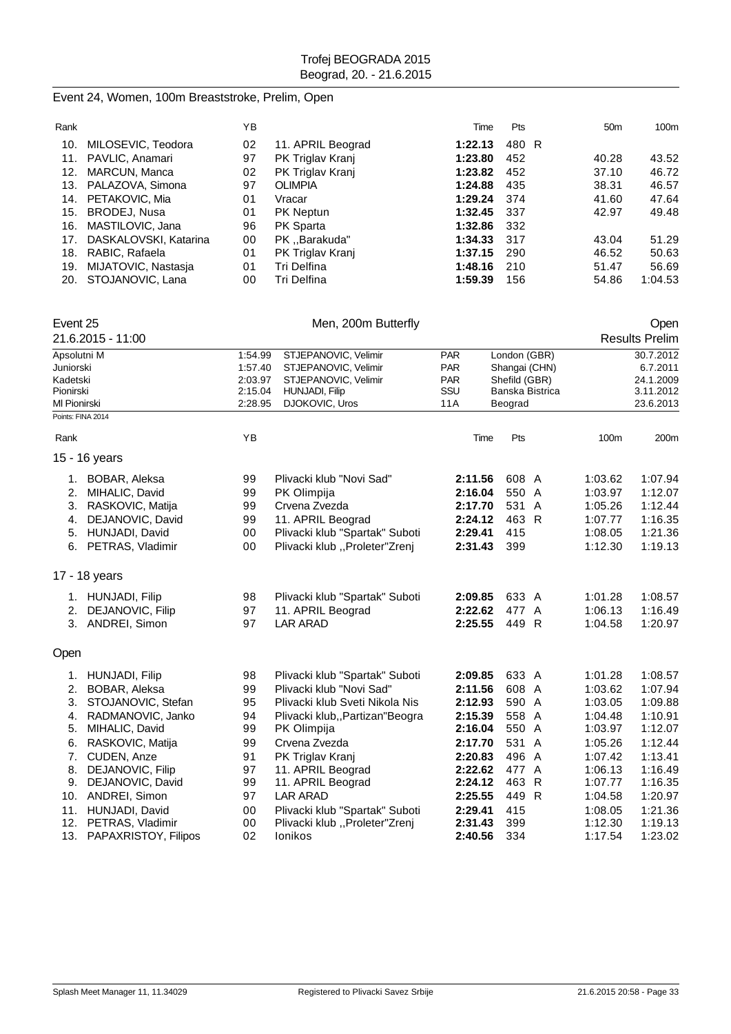# Trofej BEOGRADA 2015

Beograd, 20. - 21.6.2015

## Event 24, Women, 100m Breaststroke, Prelim, Open

| Rank | | YB | | Time | Pts | | 50m | 100m |
|---|---|---|---|---|---|---|---|---|
| 10. | MILOSEVIC, Teodora | 02 | 11. APRIL Beograd | **1:22.13** | 480 | R | | |
| 11. | PAVLIC, Anamari | 97 | PK Triglav Kranj | **1:23.80** | 452 | | 40.28 | 43.52 |
| 12. | MARCUN, Manca | 02 | PK Triglav Kranj | **1:23.82** | 452 | | 37.10 | 46.72 |
| 13. | PALAZOVA, Simona | 97 | OLIMPIA | **1:24.88** | 435 | | 38.31 | 46.57 |
| 14. | PETAKOVIC, Mia | 01 | Vracar | **1:29.24** | 374 | | 41.60 | 47.64 |
| 15. | BRODEJ, Nusa | 01 | PK Neptun | **1:32.45** | 337 | | 42.97 | 49.48 |
| 16. | MASTILOVIC, Jana | 96 | PK Sparta | **1:32.86** | 332 | | | |
| 17. | DASKALOVSKI, Katarina | 00 | PK ,,Barakuda" | **1:34.33** | 317 | | 43.04 | 51.29 |
| 18. | RABIC, Rafaela | 01 | PK Triglav Kranj | **1:37.15** | 290 | | 46.52 | 50.63 |
| 19. | MIJATOVIC, Nastasja | 01 | Tri Delfina | **1:48.16** | 210 | | 51.47 | 56.69 |
| 20. | STOJANOVIC, Lana | 00 | Tri Delfina | **1:59.39** | 156 | | 54.86 | 1:04.53 |

## Event 25 — Men, 200m Butterfly — Open

21.6.2015 - 11:00 — Results Prelim

| | | | | | |
|---|---|---|---|---|---|
| Apsolutni M | 1:54.99 | STJEPANOVIC, Velimir | PAR | London (GBR) | 30.7.2012 |
| Juniorski | 1:57.40 | STJEPANOVIC, Velimir | PAR | Shangai (CHN) | 6.7.2011 |
| Kadetski | 2:03.97 | STJEPANOVIC, Velimir | PAR | Shefild (GBR) | 24.1.2009 |
| Pionirski | 2:15.04 | HUNJADI, Filip | SSU | Banska Bistrica | 3.11.2012 |
| Ml Pionirski | 2:28.95 | DJOKOVIC, Uros | 11A | Beograd | 23.6.2013 |

Points: FINA 2014

### 15 - 16 years

| Rank | | YB | | Time | Pts | | 100m | 200m |
|---|---|---|---|---|---|---|---|---|
| 1. | BOBAR, Aleksa | 99 | Plivacki klub "Novi Sad" | **2:11.56** | 608 | A | 1:03.62 | 1:07.94 |
| 2. | MIHALIC, David | 99 | PK Olimpija | **2:16.04** | 550 | A | 1:03.97 | 1:12.07 |
| 3. | RASKOVIC, Matija | 99 | Crvena Zvezda | **2:17.70** | 531 | A | 1:05.26 | 1:12.44 |
| 4. | DEJANOVIC, David | 99 | 11. APRIL Beograd | **2:24.12** | 463 | R | 1:07.77 | 1:16.35 |
| 5. | HUNJADI, David | 00 | Plivacki klub "Spartak" Suboti | **2:29.41** | 415 | | 1:08.05 | 1:21.36 |
| 6. | PETRAS, Vladimir | 00 | Plivacki klub ,,Proleter"Zrenj | **2:31.43** | 399 | | 1:12.30 | 1:19.13 |

### 17 - 18 years

| Rank | | YB | | Time | Pts | | 100m | 200m |
|---|---|---|---|---|---|---|---|---|
| 1. | HUNJADI, Filip | 98 | Plivacki klub "Spartak" Suboti | **2:09.85** | 633 | A | 1:01.28 | 1:08.57 |
| 2. | DEJANOVIC, Filip | 97 | 11. APRIL Beograd | **2:22.62** | 477 | A | 1:06.13 | 1:16.49 |
| 3. | ANDREI, Simon | 97 | LAR ARAD | **2:25.55** | 449 | R | 1:04.58 | 1:20.97 |

### Open

| Rank | | YB | | Time | Pts | | 100m | 200m |
|---|---|---|---|---|---|---|---|---|
| 1. | HUNJADI, Filip | 98 | Plivacki klub "Spartak" Suboti | **2:09.85** | 633 | A | 1:01.28 | 1:08.57 |
| 2. | BOBAR, Aleksa | 99 | Plivacki klub "Novi Sad" | **2:11.56** | 608 | A | 1:03.62 | 1:07.94 |
| 3. | STOJANOVIC, Stefan | 95 | Plivacki klub Sveti Nikola Nis | **2:12.93** | 590 | A | 1:03.05 | 1:09.88 |
| 4. | RADMANOVIC, Janko | 94 | Plivacki klub,,Partizan"Beogra | **2:15.39** | 558 | A | 1:04.48 | 1:10.91 |
| 5. | MIHALIC, David | 99 | PK Olimpija | **2:16.04** | 550 | A | 1:03.97 | 1:12.07 |
| 6. | RASKOVIC, Matija | 99 | Crvena Zvezda | **2:17.70** | 531 | A | 1:05.26 | 1:12.44 |
| 7. | CUDEN, Anze | 91 | PK Triglav Kranj | **2:20.83** | 496 | A | 1:07.42 | 1:13.41 |
| 8. | DEJANOVIC, Filip | 97 | 11. APRIL Beograd | **2:22.62** | 477 | A | 1:06.13 | 1:16.49 |
| 9. | DEJANOVIC, David | 99 | 11. APRIL Beograd | **2:24.12** | 463 | R | 1:07.77 | 1:16.35 |
| 10. | ANDREI, Simon | 97 | LAR ARAD | **2:25.55** | 449 | R | 1:04.58 | 1:20.97 |
| 11. | HUNJADI, David | 00 | Plivacki klub "Spartak" Suboti | **2:29.41** | 415 | | 1:08.05 | 1:21.36 |
| 12. | PETRAS, Vladimir | 00 | Plivacki klub ,,Proleter"Zrenj | **2:31.43** | 399 | | 1:12.30 | 1:19.13 |
| 13. | PAPAXRISTOY, Filipos | 02 | Ionikos | **2:40.56** | 334 | | 1:17.54 | 1:23.02 |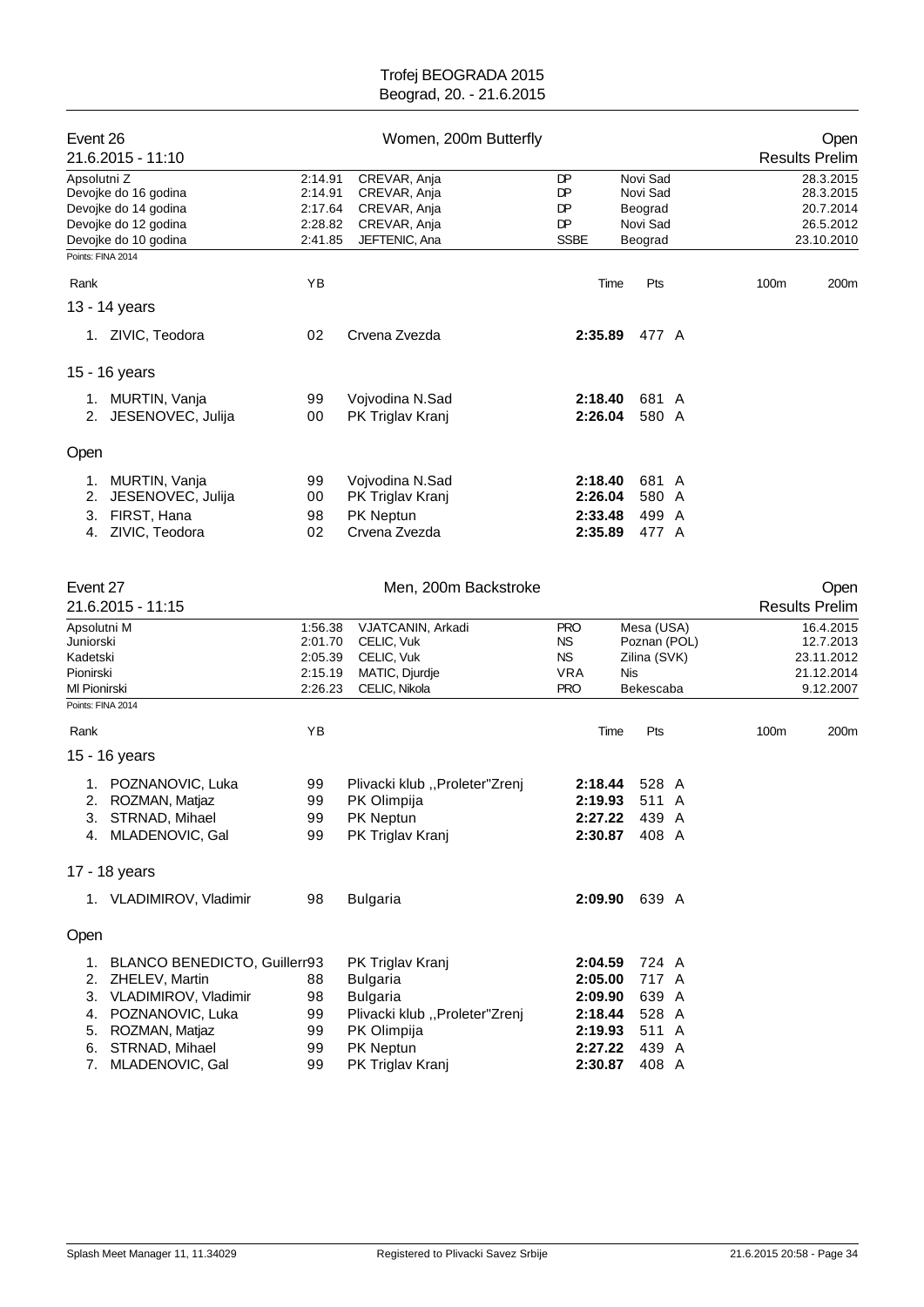# Trofej BEOGRADA 2015
Beograd, 20. - 21.6.2015

## Event 26 — Women, 200m Butterfly — Open

21.6.2015 - 11:10 — Results Prelim

| | | | | | |
|---|---|---|---|---|---|
| Apsolutni Z | 2:14.91 | CREVAR, Anja | DP | Novi Sad | 28.3.2015 |
| Devojke do 16 godina | 2:14.91 | CREVAR, Anja | DP | Novi Sad | 28.3.2015 |
| Devojke do 14 godina | 2:17.64 | CREVAR, Anja | DP | Beograd | 20.7.2014 |
| Devojke do 12 godina | 2:28.82 | CREVAR, Anja | DP | Novi Sad | 26.5.2012 |
| Devojke do 10 godina | 2:41.85 | JEFTENIC, Ana | SSBE | Beograd | 23.10.2010 |

Points: FINA 2014

| Rank | | YB | | Time | Pts | 100m | 200m |
|---|---|---|---|---|---|---|---|
| **13 - 14 years** | | | | | | | |
| 1. | ZIVIC, Teodora | 02 | Crvena Zvezda | **2:35.89** | 477 A | | |
| **15 - 16 years** | | | | | | | |
| 1. | MURTIN, Vanja | 99 | Vojvodina N.Sad | **2:18.40** | 681 A | | |
| 2. | JESENOVEC, Julija | 00 | PK Triglav Kranj | **2:26.04** | 580 A | | |
| **Open** | | | | | | | |
| 1. | MURTIN, Vanja | 99 | Vojvodina N.Sad | **2:18.40** | 681 A | | |
| 2. | JESENOVEC, Julija | 00 | PK Triglav Kranj | **2:26.04** | 580 A | | |
| 3. | FIRST, Hana | 98 | PK Neptun | **2:33.48** | 499 A | | |
| 4. | ZIVIC, Teodora | 02 | Crvena Zvezda | **2:35.89** | 477 A | | |

## Event 27 — Men, 200m Backstroke — Open

21.6.2015 - 11:15 — Results Prelim

| | | | | | |
|---|---|---|---|---|---|
| Apsolutni M | 1:56.38 | VJATCANIN, Arkadi | PRO | Mesa (USA) | 16.4.2015 |
| Juniorski | 2:01.70 | CELIC, Vuk | NS | Poznan (POL) | 12.7.2013 |
| Kadetski | 2:05.39 | CELIC, Vuk | NS | Zilina (SVK) | 23.11.2012 |
| Pionirski | 2:15.19 | MATIC, Djurdje | VRA | Nis | 21.12.2014 |
| Ml Pionirski | 2:26.23 | CELIC, Nikola | PRO | Bekescaba | 9.12.2007 |

Points: FINA 2014

| Rank | | YB | | Time | Pts | 100m | 200m |
|---|---|---|---|---|---|---|---|
| **15 - 16 years** | | | | | | | |
| 1. | POZNANOVIC, Luka | 99 | Plivacki klub ,,Proleter"Zrenj | **2:18.44** | 528 A | | |
| 2. | ROZMAN, Matjaz | 99 | PK Olimpija | **2:19.93** | 511 A | | |
| 3. | STRNAD, Mihael | 99 | PK Neptun | **2:27.22** | 439 A | | |
| 4. | MLADENOVIC, Gal | 99 | PK Triglav Kranj | **2:30.87** | 408 A | | |
| **17 - 18 years** | | | | | | | |
| 1. | VLADIMIROV, Vladimir | 98 | Bulgaria | **2:09.90** | 639 A | | |
| **Open** | | | | | | | |
| 1. | BLANCO BENEDICTO, Guillerr | 93 | PK Triglav Kranj | **2:04.59** | 724 A | | |
| 2. | ZHELEV, Martin | 88 | Bulgaria | **2:05.00** | 717 A | | |
| 3. | VLADIMIROV, Vladimir | 98 | Bulgaria | **2:09.90** | 639 A | | |
| 4. | POZNANOVIC, Luka | 99 | Plivacki klub ,,Proleter"Zrenj | **2:18.44** | 528 A | | |
| 5. | ROZMAN, Matjaz | 99 | PK Olimpija | **2:19.93** | 511 A | | |
| 6. | STRNAD, Mihael | 99 | PK Neptun | **2:27.22** | 439 A | | |
| 7. | MLADENOVIC, Gal | 99 | PK Triglav Kranj | **2:30.87** | 408 A | | |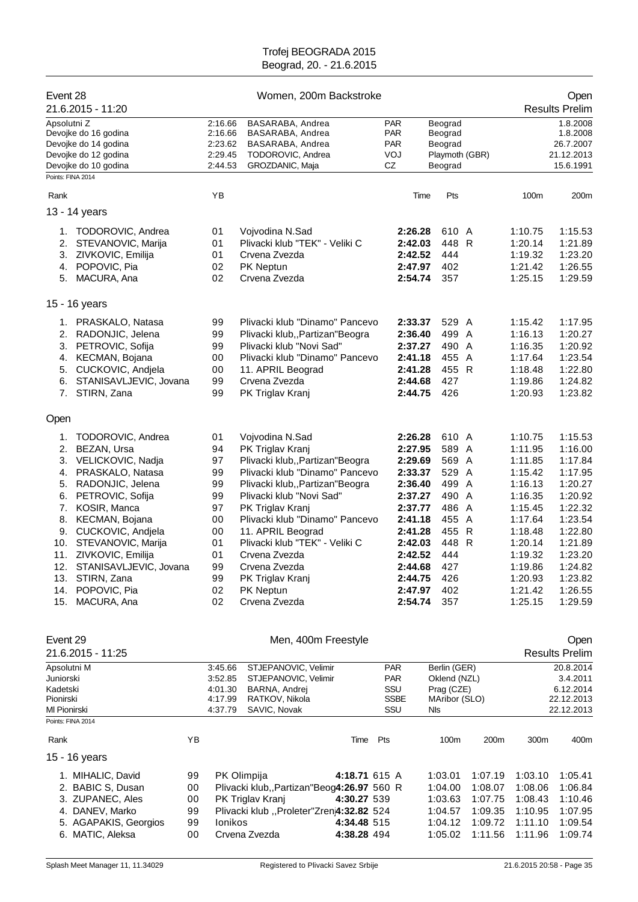Trofej BEOGRADA 2015
Beograd, 20. - 21.6.2015

## Event 28 — Women, 200m Backstroke — Open

21.6.2015 - 11:20 — Results Prelim

| | | | | | |
|---|---|---|---|---|---|
| Apsolutni Z | 2:16.66 | BASARABA, Andrea | PAR | Beograd | 1.8.2008 |
| Devojke do 16 godina | 2:16.66 | BASARABA, Andrea | PAR | Beograd | 1.8.2008 |
| Devojke do 14 godina | 2:23.62 | BASARABA, Andrea | PAR | Beograd | 26.7.2007 |
| Devojke do 12 godina | 2:29.45 | TODOROVIC, Andrea | VOJ | Playmoth (GBR) | 21.12.2013 |
| Devojke do 10 godina | 2:44.53 | GROZDANIC, Maja | CZ | Beograd | 15.6.1991 |

Points: FINA 2014

### 13 - 14 years

| Rank | Name | YB | Club | Time | Pts | | 100m | 200m |
|---|---|---|---|---|---|---|---|---|
| 1. | TODOROVIC, Andrea | 01 | Vojvodina N.Sad | **2:26.28** | 610 | A | 1:10.75 | 1:15.53 |
| 2. | STEVANOVIC, Marija | 01 | Plivacki klub "TEK" - Veliki C | **2:42.03** | 448 | R | 1:20.14 | 1:21.89 |
| 3. | ZIVKOVIC, Emilija | 01 | Crvena Zvezda | **2:42.52** | 444 | | 1:19.32 | 1:23.20 |
| 4. | POPOVIC, Pia | 02 | PK Neptun | **2:47.97** | 402 | | 1:21.42 | 1:26.55 |
| 5. | MACURA, Ana | 02 | Crvena Zvezda | **2:54.74** | 357 | | 1:25.15 | 1:29.59 |

### 15 - 16 years

| Rank | Name | YB | Club | Time | Pts | | 100m | 200m |
|---|---|---|---|---|---|---|---|---|
| 1. | PRASKALO, Natasa | 99 | Plivacki klub "Dinamo" Pancevo | **2:33.37** | 529 | A | 1:15.42 | 1:17.95 |
| 2. | RADONJIC, Jelena | 99 | Plivacki klub,,Partizan"Beogra | **2:36.40** | 499 | A | 1:16.13 | 1:20.27 |
| 3. | PETROVIC, Sofija | 99 | Plivacki klub "Novi Sad" | **2:37.27** | 490 | A | 1:16.35 | 1:20.92 |
| 4. | KECMAN, Bojana | 00 | Plivacki klub "Dinamo" Pancevo | **2:41.18** | 455 | A | 1:17.64 | 1:23.54 |
| 5. | CUCKOVIC, Andjela | 00 | 11. APRIL Beograd | **2:41.28** | 455 | R | 1:18.48 | 1:22.80 |
| 6. | STANISAVLJEVIC, Jovana | 99 | Crvena Zvezda | **2:44.68** | 427 | | 1:19.86 | 1:24.82 |
| 7. | STIRN, Zana | 99 | PK Triglav Kranj | **2:44.75** | 426 | | 1:20.93 | 1:23.82 |

### Open

| Rank | Name | YB | Club | Time | Pts | | 100m | 200m |
|---|---|---|---|---|---|---|---|---|
| 1. | TODOROVIC, Andrea | 01 | Vojvodina N.Sad | **2:26.28** | 610 | A | 1:10.75 | 1:15.53 |
| 2. | BEZAN, Ursa | 94 | PK Triglav Kranj | **2:27.95** | 589 | A | 1:11.95 | 1:16.00 |
| 3. | VELICKOVIC, Nadja | 97 | Plivacki klub,,Partizan"Beogra | **2:29.69** | 569 | A | 1:11.85 | 1:17.84 |
| 4. | PRASKALO, Natasa | 99 | Plivacki klub "Dinamo" Pancevo | **2:33.37** | 529 | A | 1:15.42 | 1:17.95 |
| 5. | RADONJIC, Jelena | 99 | Plivacki klub,,Partizan"Beogra | **2:36.40** | 499 | A | 1:16.13 | 1:20.27 |
| 6. | PETROVIC, Sofija | 99 | Plivacki klub "Novi Sad" | **2:37.27** | 490 | A | 1:16.35 | 1:20.92 |
| 7. | KOSIR, Manca | 97 | PK Triglav Kranj | **2:37.77** | 486 | A | 1:15.45 | 1:22.32 |
| 8. | KECMAN, Bojana | 00 | Plivacki klub "Dinamo" Pancevo | **2:41.18** | 455 | A | 1:17.64 | 1:23.54 |
| 9. | CUCKOVIC, Andjela | 00 | 11. APRIL Beograd | **2:41.28** | 455 | R | 1:18.48 | 1:22.80 |
| 10. | STEVANOVIC, Marija | 01 | Plivacki klub "TEK" - Veliki C | **2:42.03** | 448 | R | 1:20.14 | 1:21.89 |
| 11. | ZIVKOVIC, Emilija | 01 | Crvena Zvezda | **2:42.52** | 444 | | 1:19.32 | 1:23.20 |
| 12. | STANISAVLJEVIC, Jovana | 99 | Crvena Zvezda | **2:44.68** | 427 | | 1:19.86 | 1:24.82 |
| 13. | STIRN, Zana | 99 | PK Triglav Kranj | **2:44.75** | 426 | | 1:20.93 | 1:23.82 |
| 14. | POPOVIC, Pia | 02 | PK Neptun | **2:47.97** | 402 | | 1:21.42 | 1:26.55 |
| 15. | MACURA, Ana | 02 | Crvena Zvezda | **2:54.74** | 357 | | 1:25.15 | 1:29.59 |

## Event 29 — Men, 400m Freestyle — Open

21.6.2015 - 11:25 — Results Prelim

| | | | | | |
|---|---|---|---|---|---|
| Apsolutni M | 3:45.66 | STJEPANOVIC, Velimir | PAR | Berlin (GER) | 20.8.2014 |
| Juniorski | 3:52.85 | STJEPANOVIC, Velimir | PAR | Oklend (NZL) | 3.4.2011 |
| Kadetski | 4:01.30 | BARNA, Andrej | SSU | Prag (CZE) | 6.12.2014 |
| Pionirski | 4:17.99 | RATKOV, Nikola | SSBE | MAribor (SLO) | 22.12.2013 |
| Ml Pionirski | 4:37.79 | SAVIC, Novak | SSU | Nls | 22.12.2013 |

Points: FINA 2014

### 15 - 16 years

| Rank | Name | YB | Club | Time | Pts | | 100m | 200m | 300m | 400m |
|---|---|---|---|---|---|---|---|---|---|---|
| 1. | MIHALIC, David | 99 | PK Olimpija | **4:18.71** | 615 | A | 1:03.01 | 1:07.19 | 1:03.10 | 1:05.41 |
| 2. | BABIC S, Dusan | 00 | Plivacki klub,,Partizan"Beog | **4:26.97** | 560 | R | 1:04.00 | 1:08.07 | 1:08.06 | 1:06.84 |
| 3. | ZUPANEC, Ales | 00 | PK Triglav Kranj | **4:30.27** | 539 | | 1:03.63 | 1:07.75 | 1:08.43 | 1:10.46 |
| 4. | DANEV, Marko | 99 | Plivacki klub ,,Proleter"Zren | **4:32.82** | 524 | | 1:04.57 | 1:09.35 | 1:10.95 | 1:07.95 |
| 5. | AGAPAKIS, Georgios | 99 | Ionikos | **4:34.48** | 515 | | 1:04.12 | 1:09.72 | 1:11.10 | 1:09.54 |
| 6. | MATIC, Aleksa | 00 | Crvena Zvezda | **4:38.28** | 494 | | 1:05.02 | 1:11.56 | 1:11.96 | 1:09.74 |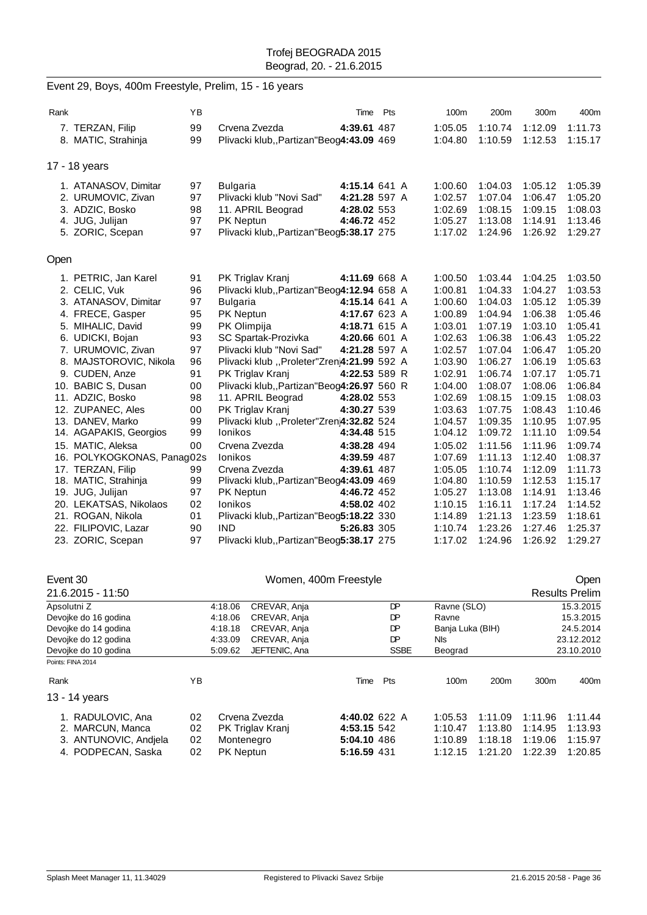Trofej BEOGRADA 2015
Beograd, 20. - 21.6.2015

## Event 29, Boys, 400m Freestyle, Prelim, 15 - 16 years

| Rank | | YB | | Time | Pts | | 100m | 200m | 300m | 400m |
|---|---|---|---|---|---|---|---|---|---|---|
| 7. | TERZAN, Filip | 99 | Crvena Zvezda | 4:39.61 | 487 | | 1:05.05 | 1:10.74 | 1:12.09 | 1:11.73 |
| 8. | MATIC, Strahinja | 99 | Plivacki klub,,Partizan"Beog | 4:43.09 | 469 | | 1:04.80 | 1:10.59 | 1:12.53 | 1:15.17 |

### 17 - 18 years

| Rank | | YB | | Time | Pts | | 100m | 200m | 300m | 400m |
|---|---|---|---|---|---|---|---|---|---|---|
| 1. | ATANASOV, Dimitar | 97 | Bulgaria | 4:15.14 | 641 | A | 1:00.60 | 1:04.03 | 1:05.12 | 1:05.39 |
| 2. | URUMOVIC, Zivan | 97 | Plivacki klub "Novi Sad" | 4:21.28 | 597 | A | 1:02.57 | 1:07.04 | 1:06.47 | 1:05.20 |
| 3. | ADZIC, Bosko | 98 | 11. APRIL Beograd | 4:28.02 | 553 | | 1:02.69 | 1:08.15 | 1:09.15 | 1:08.03 |
| 4. | JUG, Julijan | 97 | PK Neptun | 4:46.72 | 452 | | 1:05.27 | 1:13.08 | 1:14.91 | 1:13.46 |
| 5. | ZORIC, Scepan | 97 | Plivacki klub,,Partizan"Beog | 5:38.17 | 275 | | 1:17.02 | 1:24.96 | 1:26.92 | 1:29.27 |

### Open

| Rank | | YB | | Time | Pts | | 100m | 200m | 300m | 400m |
|---|---|---|---|---|---|---|---|---|---|---|
| 1. | PETRIC, Jan Karel | 91 | PK Triglav Kranj | 4:11.69 | 668 | A | 1:00.50 | 1:03.44 | 1:04.25 | 1:03.50 |
| 2. | CELIC, Vuk | 96 | Plivacki klub,,Partizan"Beog | 4:12.94 | 658 | A | 1:00.81 | 1:04.33 | 1:04.27 | 1:03.53 |
| 3. | ATANASOV, Dimitar | 97 | Bulgaria | 4:15.14 | 641 | A | 1:00.60 | 1:04.03 | 1:05.12 | 1:05.39 |
| 4. | FRECE, Gasper | 95 | PK Neptun | 4:17.67 | 623 | A | 1:00.89 | 1:04.94 | 1:06.38 | 1:05.46 |
| 5. | MIHALIC, David | 99 | PK Olimpija | 4:18.71 | 615 | A | 1:03.01 | 1:07.19 | 1:03.10 | 1:05.41 |
| 6. | UDICKI, Bojan | 93 | SC Spartak-Prozivka | 4:20.66 | 601 | A | 1:02.63 | 1:06.38 | 1:06.43 | 1:05.22 |
| 7. | URUMOVIC, Zivan | 97 | Plivacki klub "Novi Sad" | 4:21.28 | 597 | A | 1:02.57 | 1:07.04 | 1:06.47 | 1:05.20 |
| 8. | MAJSTOROVIC, Nikola | 96 | Plivacki klub ,,Proleter"Zren | 4:21.99 | 592 | A | 1:03.90 | 1:06.27 | 1:06.19 | 1:05.63 |
| 9. | CUDEN, Anze | 91 | PK Triglav Kranj | 4:22.53 | 589 | R | 1:02.91 | 1:06.74 | 1:07.17 | 1:05.71 |
| 10. | BABIC S, Dusan | 00 | Plivacki klub,,Partizan"Beog | 4:26.97 | 560 | R | 1:04.00 | 1:08.07 | 1:08.06 | 1:06.84 |
| 11. | ADZIC, Bosko | 98 | 11. APRIL Beograd | 4:28.02 | 553 | | 1:02.69 | 1:08.15 | 1:09.15 | 1:08.03 |
| 12. | ZUPANEC, Ales | 00 | PK Triglav Kranj | 4:30.27 | 539 | | 1:03.63 | 1:07.75 | 1:08.43 | 1:10.46 |
| 13. | DANEV, Marko | 99 | Plivacki klub ,,Proleter"Zren | 4:32.82 | 524 | | 1:04.57 | 1:09.35 | 1:10.95 | 1:07.95 |
| 14. | AGAPAKIS, Georgios | 99 | Ionikos | 4:34.48 | 515 | | 1:04.12 | 1:09.72 | 1:11.10 | 1:09.54 |
| 15. | MATIC, Aleksa | 00 | Crvena Zvezda | 4:38.28 | 494 | | 1:05.02 | 1:11.56 | 1:11.96 | 1:09.74 |
| 16. | POLYKOGKONAS, Panag | 02s | Ionikos | 4:39.59 | 487 | | 1:07.69 | 1:11.13 | 1:12.40 | 1:08.37 |
| 17. | TERZAN, Filip | 99 | Crvena Zvezda | 4:39.61 | 487 | | 1:05.05 | 1:10.74 | 1:12.09 | 1:11.73 |
| 18. | MATIC, Strahinja | 99 | Plivacki klub,,Partizan"Beog | 4:43.09 | 469 | | 1:04.80 | 1:10.59 | 1:12.53 | 1:15.17 |
| 19. | JUG, Julijan | 97 | PK Neptun | 4:46.72 | 452 | | 1:05.27 | 1:13.08 | 1:14.91 | 1:13.46 |
| 20. | LEKATSAS, Nikolaos | 02 | Ionikos | 4:58.02 | 402 | | 1:10.15 | 1:16.11 | 1:17.24 | 1:14.52 |
| 21. | ROGAN, Nikola | 01 | Plivacki klub,,Partizan"Beog | 5:18.22 | 330 | | 1:14.89 | 1:21.13 | 1:23.59 | 1:18.61 |
| 22. | FILIPOVIC, Lazar | 90 | IND | 5:26.83 | 305 | | 1:10.74 | 1:23.26 | 1:27.46 | 1:25.37 |
| 23. | ZORIC, Scepan | 97 | Plivacki klub,,Partizan"Beog | 5:38.17 | 275 | | 1:17.02 | 1:24.96 | 1:26.92 | 1:29.27 |

## Event 30 — Women, 400m Freestyle — Open

21.6.2015 - 11:50 — Results Prelim

| | | | | | |
|---|---|---|---|---|---|
| Apsolutni Z | 4:18.06 | CREVAR, Anja | DP | Ravne (SLO) | 15.3.2015 |
| Devojke do 16 godina | 4:18.06 | CREVAR, Anja | DP | Ravne | 15.3.2015 |
| Devojke do 14 godina | 4:18.18 | CREVAR, Anja | DP | Banja Luka (BIH) | 24.5.2014 |
| Devojke do 12 godina | 4:33.09 | CREVAR, Anja | DP | Nis | 23.12.2012 |
| Devojke do 10 godina | 5:09.62 | JEFTENIC, Ana | SSBE | Beograd | 23.10.2010 |

Points: FINA 2014

### 13 - 14 years

| Rank | | YB | | Time | Pts | | 100m | 200m | 300m | 400m |
|---|---|---|---|---|---|---|---|---|---|---|
| 1. | RADULOVIC, Ana | 02 | Crvena Zvezda | 4:40.02 | 622 | A | 1:05.53 | 1:11.09 | 1:11.96 | 1:11.44 |
| 2. | MARCUN, Manca | 02 | PK Triglav Kranj | 4:53.15 | 542 | | 1:10.47 | 1:13.80 | 1:14.95 | 1:13.93 |
| 3. | ANTUNOVIC, Andjela | 02 | Montenegro | 5:04.10 | 486 | | 1:10.89 | 1:18.18 | 1:19.06 | 1:15.97 |
| 4. | PODPECAN, Saska | 02 | PK Neptun | 5:16.59 | 431 | | 1:12.15 | 1:21.20 | 1:22.39 | 1:20.85 |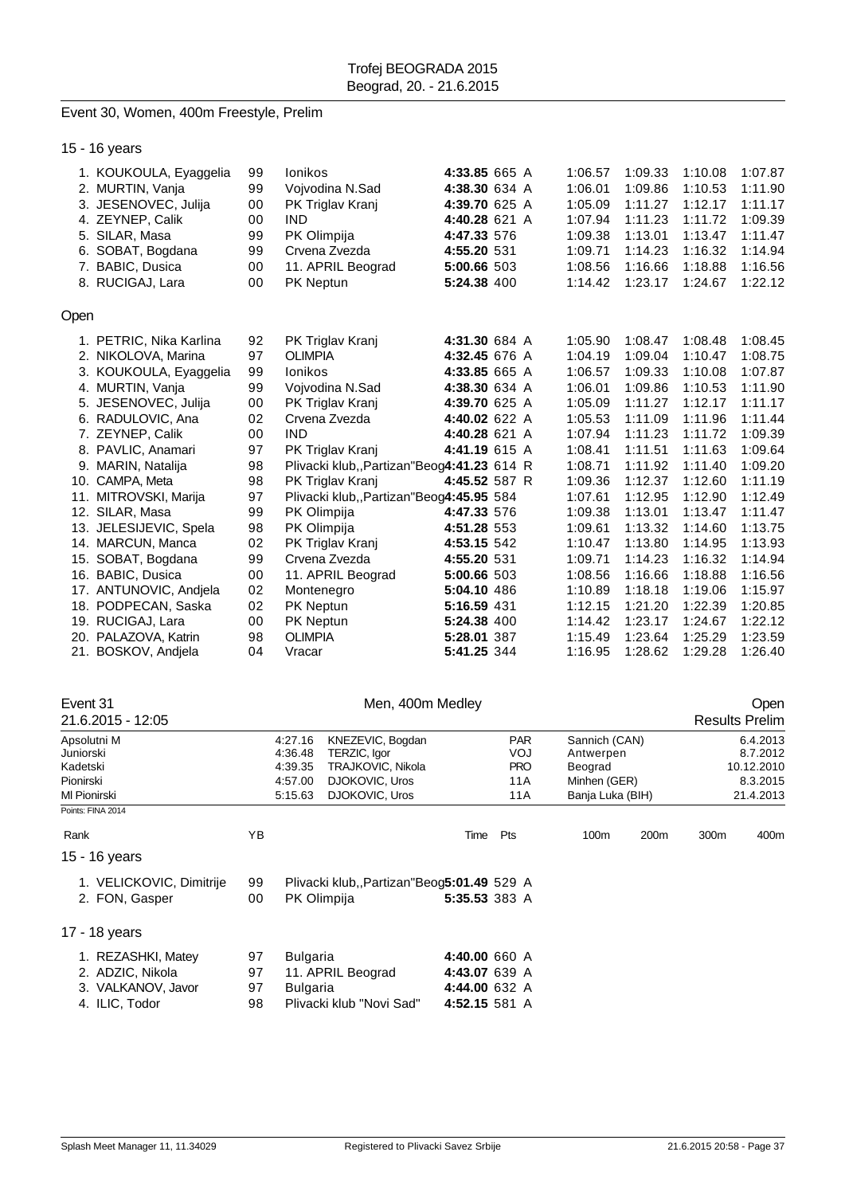Trofej BEOGRADA 2015
Beograd, 20. - 21.6.2015

## Event 30, Women, 400m Freestyle, Prelim

### 15 - 16 years

| Rank | Name | YB | Club | Time | Pts | | 100m | 200m | 300m | 400m |
|---|---|---|---|---|---|---|---|---|---|---|
| 1. | KOUKOULA, Eyaggelia | 99 | Ionikos | **4:33.85** | 665 | A | 1:06.57 | 1:09.33 | 1:10.08 | 1:07.87 |
| 2. | MURTIN, Vanja | 99 | Vojvodina N.Sad | **4:38.30** | 634 | A | 1:06.01 | 1:09.86 | 1:10.53 | 1:11.90 |
| 3. | JESENOVEC, Julija | 00 | PK Triglav Kranj | **4:39.70** | 625 | A | 1:05.09 | 1:11.27 | 1:12.17 | 1:11.17 |
| 4. | ZEYNEP, Calik | 00 | IND | **4:40.28** | 621 | A | 1:07.94 | 1:11.23 | 1:11.72 | 1:09.39 |
| 5. | SILAR, Masa | 99 | PK Olimpija | **4:47.33** | 576 | | 1:09.38 | 1:13.01 | 1:13.47 | 1:11.47 |
| 6. | SOBAT, Bogdana | 99 | Crvena Zvezda | **4:55.20** | 531 | | 1:09.71 | 1:14.23 | 1:16.32 | 1:14.94 |
| 7. | BABIC, Dusica | 00 | 11. APRIL Beograd | **5:00.66** | 503 | | 1:08.56 | 1:16.66 | 1:18.88 | 1:16.56 |
| 8. | RUCIGAJ, Lara | 00 | PK Neptun | **5:24.38** | 400 | | 1:14.42 | 1:23.17 | 1:24.67 | 1:22.12 |

### Open

| Rank | Name | YB | Club | Time | Pts | | 100m | 200m | 300m | 400m |
|---|---|---|---|---|---|---|---|---|---|---|
| 1. | PETRIC, Nika Karlina | 92 | PK Triglav Kranj | **4:31.30** | 684 | A | 1:05.90 | 1:08.47 | 1:08.48 | 1:08.45 |
| 2. | NIKOLOVA, Marina | 97 | OLIMPIA | **4:32.45** | 676 | A | 1:04.19 | 1:09.04 | 1:10.47 | 1:08.75 |
| 3. | KOUKOULA, Eyaggelia | 99 | Ionikos | **4:33.85** | 665 | A | 1:06.57 | 1:09.33 | 1:10.08 | 1:07.87 |
| 4. | MURTIN, Vanja | 99 | Vojvodina N.Sad | **4:38.30** | 634 | A | 1:06.01 | 1:09.86 | 1:10.53 | 1:11.90 |
| 5. | JESENOVEC, Julija | 00 | PK Triglav Kranj | **4:39.70** | 625 | A | 1:05.09 | 1:11.27 | 1:12.17 | 1:11.17 |
| 6. | RADULOVIC, Ana | 02 | Crvena Zvezda | **4:40.02** | 622 | A | 1:05.53 | 1:11.09 | 1:11.96 | 1:11.44 |
| 7. | ZEYNEP, Calik | 00 | IND | **4:40.28** | 621 | A | 1:07.94 | 1:11.23 | 1:11.72 | 1:09.39 |
| 8. | PAVLIC, Anamari | 97 | PK Triglav Kranj | **4:41.19** | 615 | A | 1:08.41 | 1:11.51 | 1:11.63 | 1:09.64 |
| 9. | MARIN, Natalija | 98 | Plivacki klub,,Partizan"Beog | **4:41.23** | 614 | R | 1:08.71 | 1:11.92 | 1:11.40 | 1:09.20 |
| 10. | CAMPA, Meta | 98 | PK Triglav Kranj | **4:45.52** | 587 | R | 1:09.36 | 1:12.37 | 1:12.60 | 1:11.19 |
| 11. | MITROVSKI, Marija | 97 | Plivacki klub,,Partizan"Beog | **4:45.95** | 584 | | 1:07.61 | 1:12.95 | 1:12.90 | 1:12.49 |
| 12. | SILAR, Masa | 99 | PK Olimpija | **4:47.33** | 576 | | 1:09.38 | 1:13.01 | 1:13.47 | 1:11.47 |
| 13. | JELESIJEVIC, Spela | 98 | PK Olimpija | **4:51.28** | 553 | | 1:09.61 | 1:13.32 | 1:14.60 | 1:13.75 |
| 14. | MARCUN, Manca | 02 | PK Triglav Kranj | **4:53.15** | 542 | | 1:10.47 | 1:13.80 | 1:14.95 | 1:13.93 |
| 15. | SOBAT, Bogdana | 99 | Crvena Zvezda | **4:55.20** | 531 | | 1:09.71 | 1:14.23 | 1:16.32 | 1:14.94 |
| 16. | BABIC, Dusica | 00 | 11. APRIL Beograd | **5:00.66** | 503 | | 1:08.56 | 1:16.66 | 1:18.88 | 1:16.56 |
| 17. | ANTUNOVIC, Andjela | 02 | Montenegro | **5:04.10** | 486 | | 1:10.89 | 1:18.18 | 1:19.06 | 1:15.97 |
| 18. | PODPECAN, Saska | 02 | PK Neptun | **5:16.59** | 431 | | 1:12.15 | 1:21.20 | 1:22.39 | 1:20.85 |
| 19. | RUCIGAJ, Lara | 00 | PK Neptun | **5:24.38** | 400 | | 1:14.42 | 1:23.17 | 1:24.67 | 1:22.12 |
| 20. | PALAZOVA, Katrin | 98 | OLIMPIA | **5:28.01** | 387 | | 1:15.49 | 1:23.64 | 1:25.29 | 1:23.59 |
| 21. | BOSKOV, Andjela | 04 | Vracar | **5:41.25** | 344 | | 1:16.95 | 1:28.62 | 1:29.28 | 1:26.40 |

## Event 31 — Men, 400m Medley — Open

21.6.2015 - 12:05 — Results Prelim

| Record | Time | Name | Club | Place | Date |
|---|---|---|---|---|---|
| Apsolutni M | 4:27.16 | KNEZEVIC, Bogdan | PAR | Sannich (CAN) | 6.4.2013 |
| Juniorski | 4:36.48 | TERZIC, Igor | VOJ | Antwerpen | 8.7.2012 |
| Kadetski | 4:39.35 | TRAJKOVIC, Nikola | PRO | Beograd | 10.12.2010 |
| Pionirski | 4:57.00 | DJOKOVIC, Uros | 11A | Minhen (GER) | 8.3.2015 |
| Ml Pionirski | 5:15.63 | DJOKOVIC, Uros | 11A | Banja Luka (BIH) | 21.4.2013 |

Points: FINA 2014

### 15 - 16 years

| Rank | Name | YB | Club | Time | Pts | | 100m | 200m | 300m | 400m |
|---|---|---|---|---|---|---|---|---|---|---|
| 1. | VELICKOVIC, Dimitrije | 99 | Plivacki klub,,Partizan"Beog | **5:01.49** | 529 | A | | | | |
| 2. | FON, Gasper | 00 | PK Olimpija | **5:35.53** | 383 | A | | | | |

### 17 - 18 years

| Rank | Name | YB | Club | Time | Pts | | 100m | 200m | 300m | 400m |
|---|---|---|---|---|---|---|---|---|---|---|
| 1. | REZASHKI, Matey | 97 | Bulgaria | **4:40.00** | 660 | A | | | | |
| 2. | ADZIC, Nikola | 97 | 11. APRIL Beograd | **4:43.07** | 639 | A | | | | |
| 3. | VALKANOV, Javor | 97 | Bulgaria | **4:44.00** | 632 | A | | | | |
| 4. | ILIC, Todor | 98 | Plivacki klub "Novi Sad" | **4:52.15** | 581 | A | | | | |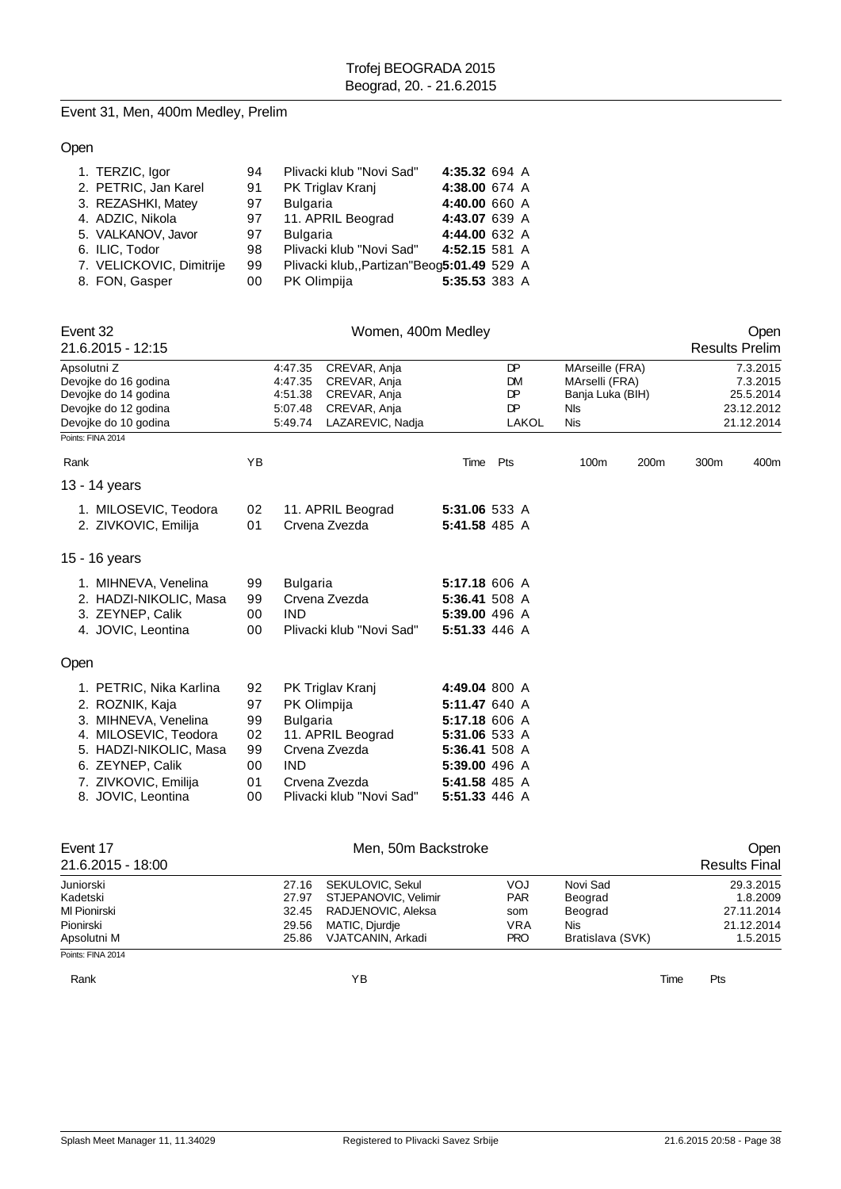## Event 31, Men, 400m Medley, Prelim

### Open

| Rank | Name | YB | Club | Time | Pts | |
|---|---|---|---|---|---|---|
| 1. | TERZIC, Igor | 94 | Plivacki klub "Novi Sad" | **4:35.32** | 694 | A |
| 2. | PETRIC, Jan Karel | 91 | PK Triglav Kranj | **4:38.00** | 674 | A |
| 3. | REZASHKI, Matey | 97 | Bulgaria | **4:40.00** | 660 | A |
| 4. | ADZIC, Nikola | 97 | 11. APRIL Beograd | **4:43.07** | 639 | A |
| 5. | VALKANOV, Javor | 97 | Bulgaria | **4:44.00** | 632 | A |
| 6. | ILIC, Todor | 98 | Plivacki klub "Novi Sad" | **4:52.15** | 581 | A |
| 7. | VELICKOVIC, Dimitrije | 99 | Plivacki klub,,Partizan"Beog | **5:01.49** | 529 | A |
| 8. | FON, Gasper | 00 | PK Olimpija | **5:35.53** | 383 | A |

## Event 32 — Women, 400m Medley — Open

21.6.2015 - 12:15 — Results Prelim

| | | | | | |
|---|---|---|---|---|---|
| Apsolutni Z | 4:47.35 | CREVAR, Anja | DP | MArseille (FRA) | 7.3.2015 |
| Devojke do 16 godina | 4:47.35 | CREVAR, Anja | DM | MArselli (FRA) | 7.3.2015 |
| Devojke do 14 godina | 4:51.38 | CREVAR, Anja | DP | Banja Luka (BIH) | 25.5.2014 |
| Devojke do 12 godina | 5:07.48 | CREVAR, Anja | DP | Nls | 23.12.2012 |
| Devojke do 10 godina | 5:49.74 | LAZAREVIC, Nadja | LAKOL | Nis | 21.12.2014 |

Points: FINA 2014

Rank | YB | | Time | Pts | 100m | 200m | 300m | 400m

### 13 - 14 years

| Rank | Name | YB | Club | Time | Pts | |
|---|---|---|---|---|---|---|
| 1. | MILOSEVIC, Teodora | 02 | 11. APRIL Beograd | **5:31.06** | 533 | A |
| 2. | ZIVKOVIC, Emilija | 01 | Crvena Zvezda | **5:41.58** | 485 | A |

### 15 - 16 years

| Rank | Name | YB | Club | Time | Pts | |
|---|---|---|---|---|---|---|
| 1. | MIHNEVA, Venelina | 99 | Bulgaria | **5:17.18** | 606 | A |
| 2. | HADZI-NIKOLIC, Masa | 99 | Crvena Zvezda | **5:36.41** | 508 | A |
| 3. | ZEYNEP, Calik | 00 | IND | **5:39.00** | 496 | A |
| 4. | JOVIC, Leontina | 00 | Plivacki klub "Novi Sad" | **5:51.33** | 446 | A |

### Open

| Rank | Name | YB | Club | Time | Pts | |
|---|---|---|---|---|---|---|
| 1. | PETRIC, Nika Karlina | 92 | PK Triglav Kranj | **4:49.04** | 800 | A |
| 2. | ROZNIK, Kaja | 97 | PK Olimpija | **5:11.47** | 640 | A |
| 3. | MIHNEVA, Venelina | 99 | Bulgaria | **5:17.18** | 606 | A |
| 4. | MILOSEVIC, Teodora | 02 | 11. APRIL Beograd | **5:31.06** | 533 | A |
| 5. | HADZI-NIKOLIC, Masa | 99 | Crvena Zvezda | **5:36.41** | 508 | A |
| 6. | ZEYNEP, Calik | 00 | IND | **5:39.00** | 496 | A |
| 7. | ZIVKOVIC, Emilija | 01 | Crvena Zvezda | **5:41.58** | 485 | A |
| 8. | JOVIC, Leontina | 00 | Plivacki klub "Novi Sad" | **5:51.33** | 446 | A |

## Event 17 — Men, 50m Backstroke — Open

21.6.2015 - 18:00 — Results Final

| | | | | | |
|---|---|---|---|---|---|
| Juniorski | 27.16 | SEKULOVIC, Sekul | VOJ | Novi Sad | 29.3.2015 |
| Kadetski | 27.97 | STJEPANOVIC, Velimir | PAR | Beograd | 1.8.2009 |
| Ml Pionirski | 32.45 | RADJENOVIC, Aleksa | som | Beograd | 27.11.2014 |
| Pionirski | 29.56 | MATIC, Djurdje | VRA | Nis | 21.12.2014 |
| Apsolutni M | 25.86 | VJATCANIN, Arkadi | PRO | Bratislava (SVK) | 1.5.2015 |

Points: FINA 2014

Rank | YB | Time | Pts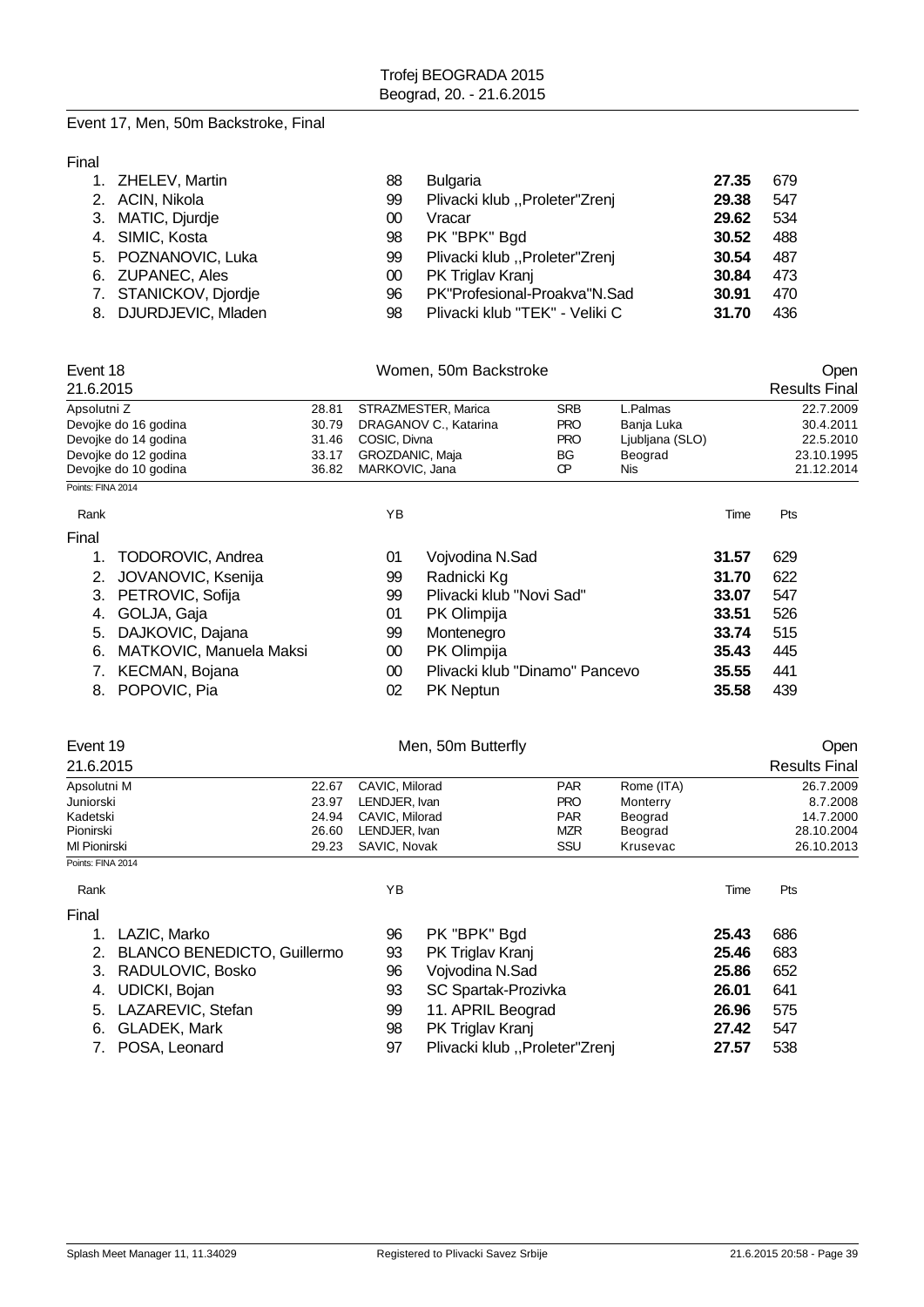Event 17, Men, 50m Backstroke, Final

Final

| Rank | Name | YB | Club | Time | Pts |
|---|---|---|---|---|---|
| 1. | ZHELEV, Martin | 88 | Bulgaria | **27.35** | 679 |
| 2. | ACIN, Nikola | 99 | Plivacki klub ,,Proleter"Zrenj | **29.38** | 547 |
| 3. | MATIC, Djurdje | 00 | Vracar | **29.62** | 534 |
| 4. | SIMIC, Kosta | 98 | PK "BPK" Bgd | **30.52** | 488 |
| 5. | POZNANOVIC, Luka | 99 | Plivacki klub ,,Proleter"Zrenj | **30.54** | 487 |
| 6. | ZUPANEC, Ales | 00 | PK Triglav Kranj | **30.84** | 473 |
| 7. | STANICKOV, Djordje | 96 | PK"Profesional-Proakva"N.Sad | **30.91** | 470 |
| 8. | DJURDJEVIC, Mladen | 98 | Plivacki klub "TEK" - Veliki C | **31.70** | 436 |

## Event 18 — Women, 50m Backstroke — Open

21.6.2015 — Results Final

| Record | Time | Name | Club | Place | Date |
|---|---|---|---|---|---|
| Apsolutni Z | 28.81 | STRAZMESTER, Marica | SRB | L.Palmas | 22.7.2009 |
| Devojke do 16 godina | 30.79 | DRAGANOV C., Katarina | PRO | Banja Luka | 30.4.2011 |
| Devojke do 14 godina | 31.46 | COSIC, Divna | PRO | Ljubljana (SLO) | 22.5.2010 |
| Devojke do 12 godina | 33.17 | GROZDANIC, Maja | BG | Beograd | 23.10.1995 |
| Devojke do 10 godina | 36.82 | MARKOVIC, Jana | CP | Nis | 21.12.2014 |

Points: FINA 2014

Final

| Rank | Name | YB | Club | Time | Pts |
|---|---|---|---|---|---|
| 1. | TODOROVIC, Andrea | 01 | Vojvodina N.Sad | **31.57** | 629 |
| 2. | JOVANOVIC, Ksenija | 99 | Radnicki Kg | **31.70** | 622 |
| 3. | PETROVIC, Sofija | 99 | Plivacki klub "Novi Sad" | **33.07** | 547 |
| 4. | GOLJA, Gaja | 01 | PK Olimpija | **33.51** | 526 |
| 5. | DAJKOVIC, Dajana | 99 | Montenegro | **33.74** | 515 |
| 6. | MATKOVIC, Manuela Maksi | 00 | PK Olimpija | **35.43** | 445 |
| 7. | KECMAN, Bojana | 00 | Plivacki klub "Dinamo" Pancevo | **35.55** | 441 |
| 8. | POPOVIC, Pia | 02 | PK Neptun | **35.58** | 439 |

## Event 19 — Men, 50m Butterfly — Open

21.6.2015 — Results Final

| Record | Time | Name | Club | Place | Date |
|---|---|---|---|---|---|
| Apsolutni M | 22.67 | CAVIC, Milorad | PAR | Rome (ITA) | 26.7.2009 |
| Juniorski | 23.97 | LENDJER, Ivan | PRO | Monterry | 8.7.2008 |
| Kadetski | 24.94 | CAVIC, Milorad | PAR | Beograd | 14.7.2000 |
| Pionirski | 26.60 | LENDJER, Ivan | MZR | Beograd | 28.10.2004 |
| Ml Pionirski | 29.23 | SAVIC, Novak | SSU | Krusevac | 26.10.2013 |

Points: FINA 2014

Final

| Rank | Name | YB | Club | Time | Pts |
|---|---|---|---|---|---|
| 1. | LAZIC, Marko | 96 | PK "BPK" Bgd | **25.43** | 686 |
| 2. | BLANCO BENEDICTO, Guillermo | 93 | PK Triglav Kranj | **25.46** | 683 |
| 3. | RADULOVIC, Bosko | 96 | Vojvodina N.Sad | **25.86** | 652 |
| 4. | UDICKI, Bojan | 93 | SC Spartak-Prozivka | **26.01** | 641 |
| 5. | LAZAREVIC, Stefan | 99 | 11. APRIL Beograd | **26.96** | 575 |
| 6. | GLADEK, Mark | 98 | PK Triglav Kranj | **27.42** | 547 |
| 7. | POSA, Leonard | 97 | Plivacki klub ,,Proleter"Zrenj | **27.57** | 538 |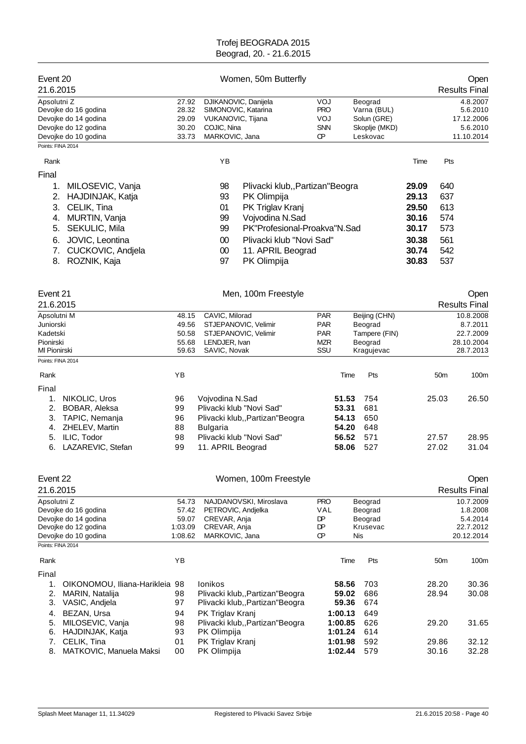Trofej BEOGRADA 2015
Beograd, 20. - 21.6.2015

## Event 20 — Women, 50m Butterfly — Open

21.6.2015 — Results Final

| | | | | | |
|---|---|---|---|---|---|
| Apsolutni Z | 27.92 | DJIKANOVIC, Danijela | VOJ | Beograd | 4.8.2007 |
| Devojke do 16 godina | 28.32 | SIMONOVIC, Katarina | PRO | Varna (BUL) | 5.6.2010 |
| Devojke do 14 godina | 29.09 | VUKANOVIC, Tijana | VOJ | Solun (GRE) | 17.12.2006 |
| Devojke do 12 godina | 30.20 | COJIC, Nina | SNN | Skoplje (MKD) | 5.6.2010 |
| Devojke do 10 godina | 33.73 | MARKOVIC, Jana | CP | Leskovac | 11.10.2014 |

Points: FINA 2014

| Rank | | YB | | Time | Pts |
|---|---|---|---|---|---|
| Final | | | | | |
| 1. | MILOSEVIC, Vanja | 98 | Plivacki klub,,Partizan"Beogra | 29.09 | 640 |
| 2. | HAJDINJAK, Katja | 93 | PK Olimpija | 29.13 | 637 |
| 3. | CELIK, Tina | 01 | PK Triglav Kranj | 29.50 | 613 |
| 4. | MURTIN, Vanja | 99 | Vojvodina N.Sad | 30.16 | 574 |
| 5. | SEKULIC, Mila | 99 | PK"Profesional-Proakva"N.Sad | 30.17 | 573 |
| 6. | JOVIC, Leontina | 00 | Plivacki klub "Novi Sad" | 30.38 | 561 |
| 7. | CUCKOVIC, Andjela | 00 | 11. APRIL Beograd | 30.74 | 542 |
| 8. | ROZNIK, Kaja | 97 | PK Olimpija | 30.83 | 537 |

## Event 21 — Men, 100m Freestyle — Open

21.6.2015 — Results Final

| | | | | | |
|---|---|---|---|---|---|
| Apsolutni M | 48.15 | CAVIC, Milorad | PAR | Beijing (CHN) | 10.8.2008 |
| Juniorski | 49.56 | STJEPANOVIC, Velimir | PAR | Beograd | 8.7.2011 |
| Kadetski | 50.58 | STJEPANOVIC, Velimir | PAR | Tampere (FIN) | 22.7.2009 |
| Pionirski | 55.68 | LENDJER, Ivan | MZR | Beograd | 28.10.2004 |
| Ml Pionirski | 59.63 | SAVIC, Novak | SSU | Kragujevac | 28.7.2013 |

Points: FINA 2014

| Rank | | YB | | Time | Pts | 50m | 100m |
|---|---|---|---|---|---|---|---|
| Final | | | | | | | |
| 1. | NIKOLIC, Uros | 96 | Vojvodina N.Sad | 51.53 | 754 | 25.03 | 26.50 |
| 2. | BOBAR, Aleksa | 99 | Plivacki klub "Novi Sad" | 53.31 | 681 | | |
| 3. | TAPIC, Nemanja | 96 | Plivacki klub,,Partizan"Beogra | 54.13 | 650 | | |
| 4. | ZHELEV, Martin | 88 | Bulgaria | 54.20 | 648 | | |
| 5. | ILIC, Todor | 98 | Plivacki klub "Novi Sad" | 56.52 | 571 | 27.57 | 28.95 |
| 6. | LAZAREVIC, Stefan | 99 | 11. APRIL Beograd | 58.06 | 527 | 27.02 | 31.04 |

## Event 22 — Women, 100m Freestyle — Open

21.6.2015 — Results Final

| | | | | | |
|---|---|---|---|---|---|
| Apsolutni Z | 54.73 | NAJDANOVSKI, Miroslava | PRO | Beograd | 10.7.2009 |
| Devojke do 16 godina | 57.42 | PETROVIC, Andjelka | VAL | Beograd | 1.8.2008 |
| Devojke do 14 godina | 59.07 | CREVAR, Anja | DP | Beograd | 5.4.2014 |
| Devojke do 12 godina | 1:03.09 | CREVAR, Anja | DP | Krusevac | 22.7.2012 |
| Devojke do 10 godina | 1:08.62 | MARKOVIC, Jana | CP | Nis | 20.12.2014 |

Points: FINA 2014

| Rank | | YB | | Time | Pts | 50m | 100m |
|---|---|---|---|---|---|---|---|
| Final | | | | | | | |
| 1. | OIKONOMOU, Iliana-Harikleia | 98 | Ionikos | 58.56 | 703 | 28.20 | 30.36 |
| 2. | MARIN, Natalija | 98 | Plivacki klub,,Partizan"Beogra | 59.02 | 686 | 28.94 | 30.08 |
| 3. | VASIC, Andjela | 97 | Plivacki klub,,Partizan"Beogra | 59.36 | 674 | | |
| 4. | BEZAN, Ursa | 94 | PK Triglav Kranj | 1:00.13 | 649 | | |
| 5. | MILOSEVIC, Vanja | 98 | Plivacki klub,,Partizan"Beogra | 1:00.85 | 626 | 29.20 | 31.65 |
| 6. | HAJDINJAK, Katja | 93 | PK Olimpija | 1:01.24 | 614 | | |
| 7. | CELIK, Tina | 01 | PK Triglav Kranj | 1:01.98 | 592 | 29.86 | 32.12 |
| 8. | MATKOVIC, Manuela Maksi | 00 | PK Olimpija | 1:02.44 | 579 | 30.16 | 32.28 |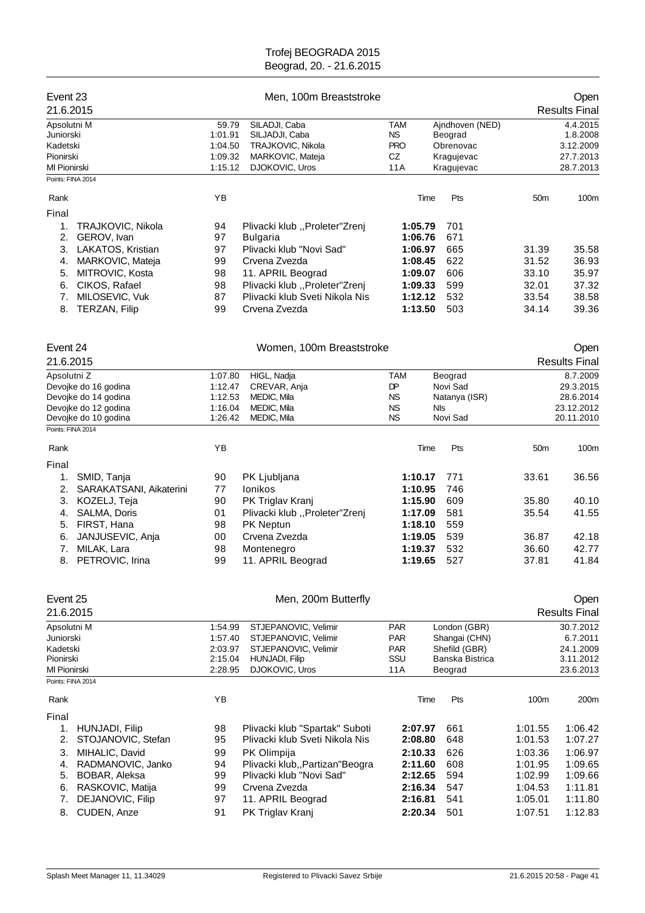Trofej BEOGRADA 2015
Beograd, 20. - 21.6.2015

## Event 23 — Men, 100m Breaststroke — Open

21.6.2015 — Results Final

| Record | Time | Name | Club | Place | Date |
|---|---|---|---|---|---|
| Apsolutni M | 59.79 | SILADJI, Caba | TAM | Ajndhoven (NED) | 4.4.2015 |
| Juniorski | 1:01.91 | SILJADJI, Caba | NS | Beograd | 1.8.2008 |
| Kadetski | 1:04.50 | TRAJKOVIC, Nikola | PRO | Obrenovac | 3.12.2009 |
| Pionirski | 1:09.32 | MARKOVIC, Mateja | CZ | Kragujevac | 27.7.2013 |
| Ml Pionirski | 1:15.12 | DJOKOVIC, Uros | 11A | Kragujevac | 28.7.2013 |

Points: FINA 2014

| Rank | Name | YB | Club | Time | Pts | 50m | 100m |
|---|---|---|---|---|---|---|---|
| **Final** | | | | | | | |
| 1. | TRAJKOVIC, Nikola | 94 | Plivacki klub ,,Proleter"Zrenj | **1:05.79** | 701 | | |
| 2. | GEROV, Ivan | 97 | Bulgaria | **1:06.76** | 671 | | |
| 3. | LAKATOS, Kristian | 97 | Plivacki klub "Novi Sad" | **1:06.97** | 665 | 31.39 | 35.58 |
| 4. | MARKOVIC, Mateja | 99 | Crvena Zvezda | **1:08.45** | 622 | 31.52 | 36.93 |
| 5. | MITROVIC, Kosta | 98 | 11. APRIL Beograd | **1:09.07** | 606 | 33.10 | 35.97 |
| 6. | CIKOS, Rafael | 98 | Plivacki klub ,,Proleter"Zrenj | **1:09.33** | 599 | 32.01 | 37.32 |
| 7. | MILOSEVIC, Vuk | 87 | Plivacki klub Sveti Nikola Nis | **1:12.12** | 532 | 33.54 | 38.58 |
| 8. | TERZAN, Filip | 99 | Crvena Zvezda | **1:13.50** | 503 | 34.14 | 39.36 |

## Event 24 — Women, 100m Breaststroke — Open

21.6.2015 — Results Final

| Record | Time | Name | Club | Place | Date |
|---|---|---|---|---|---|
| Apsolutni Z | 1:07.80 | HIGL, Nadja | TAM | Beograd | 8.7.2009 |
| Devojke do 16 godina | 1:12.47 | CREVAR, Anja | DP | Novi Sad | 29.3.2015 |
| Devojke do 14 godina | 1:12.53 | MEDIC, Mila | NS | Natanya (ISR) | 28.6.2014 |
| Devojke do 12 godina | 1:16.04 | MEDIC, Mila | NS | Nis | 23.12.2012 |
| Devojke do 10 godina | 1:26.42 | MEDIC, Mila | NS | Novi Sad | 20.11.2010 |

Points: FINA 2014

| Rank | Name | YB | Club | Time | Pts | 50m | 100m |
|---|---|---|---|---|---|---|---|
| **Final** | | | | | | | |
| 1. | SMID, Tanja | 90 | PK Ljubljana | **1:10.17** | 771 | 33.61 | 36.56 |
| 2. | SARAKATSANI, Aikaterini | 77 | Ionikos | **1:10.95** | 746 | | |
| 3. | KOZELJ, Teja | 90 | PK Triglav Kranj | **1:15.90** | 609 | 35.80 | 40.10 |
| 4. | SALMA, Doris | 01 | Plivacki klub ,,Proleter"Zrenj | **1:17.09** | 581 | 35.54 | 41.55 |
| 5. | FIRST, Hana | 98 | PK Neptun | **1:18.10** | 559 | | |
| 6. | JANJUSEVIC, Anja | 00 | Crvena Zvezda | **1:19.05** | 539 | 36.87 | 42.18 |
| 7. | MILAK, Lara | 98 | Montenegro | **1:19.37** | 532 | 36.60 | 42.77 |
| 8. | PETROVIC, Irina | 99 | 11. APRIL Beograd | **1:19.65** | 527 | 37.81 | 41.84 |

## Event 25 — Men, 200m Butterfly — Open

21.6.2015 — Results Final

| Record | Time | Name | Club | Place | Date |
|---|---|---|---|---|---|
| Apsolutni M | 1:54.99 | STJEPANOVIC, Velimir | PAR | London (GBR) | 30.7.2012 |
| Juniorski | 1:57.40 | STJEPANOVIC, Velimir | PAR | Shangai (CHN) | 6.7.2011 |
| Kadetski | 2:03.97 | STJEPANOVIC, Velimir | PAR | Shefild (GBR) | 24.1.2009 |
| Pionirski | 2:15.04 | HUNJADI, Filip | SSU | Banska Bistrica | 3.11.2012 |
| Ml Pionirski | 2:28.95 | DJOKOVIC, Uros | 11A | Beograd | 23.6.2013 |

Points: FINA 2014

| Rank | Name | YB | Club | Time | Pts | 100m | 200m |
|---|---|---|---|---|---|---|---|
| **Final** | | | | | | | |
| 1. | HUNJADI, Filip | 98 | Plivacki klub "Spartak" Suboti | **2:07.97** | 661 | 1:01.55 | 1:06.42 |
| 2. | STOJANOVIC, Stefan | 95 | Plivacki klub Sveti Nikola Nis | **2:08.80** | 648 | 1:01.53 | 1:07.27 |
| 3. | MIHALIC, David | 99 | PK Olimpija | **2:10.33** | 626 | 1:03.36 | 1:06.97 |
| 4. | RADMANOVIC, Janko | 94 | Plivacki klub,,Partizan"Beogra | **2:11.60** | 608 | 1:01.95 | 1:09.65 |
| 5. | BOBAR, Aleksa | 99 | Plivacki klub "Novi Sad" | **2:12.65** | 594 | 1:02.99 | 1:09.66 |
| 6. | RASKOVIC, Matija | 99 | Crvena Zvezda | **2:16.34** | 547 | 1:04.53 | 1:11.81 |
| 7. | DEJANOVIC, Filip | 97 | 11. APRIL Beograd | **2:16.81** | 541 | 1:05.01 | 1:11.80 |
| 8. | CUDEN, Anze | 91 | PK Triglav Kranj | **2:20.34** | 501 | 1:07.51 | 1:12.83 |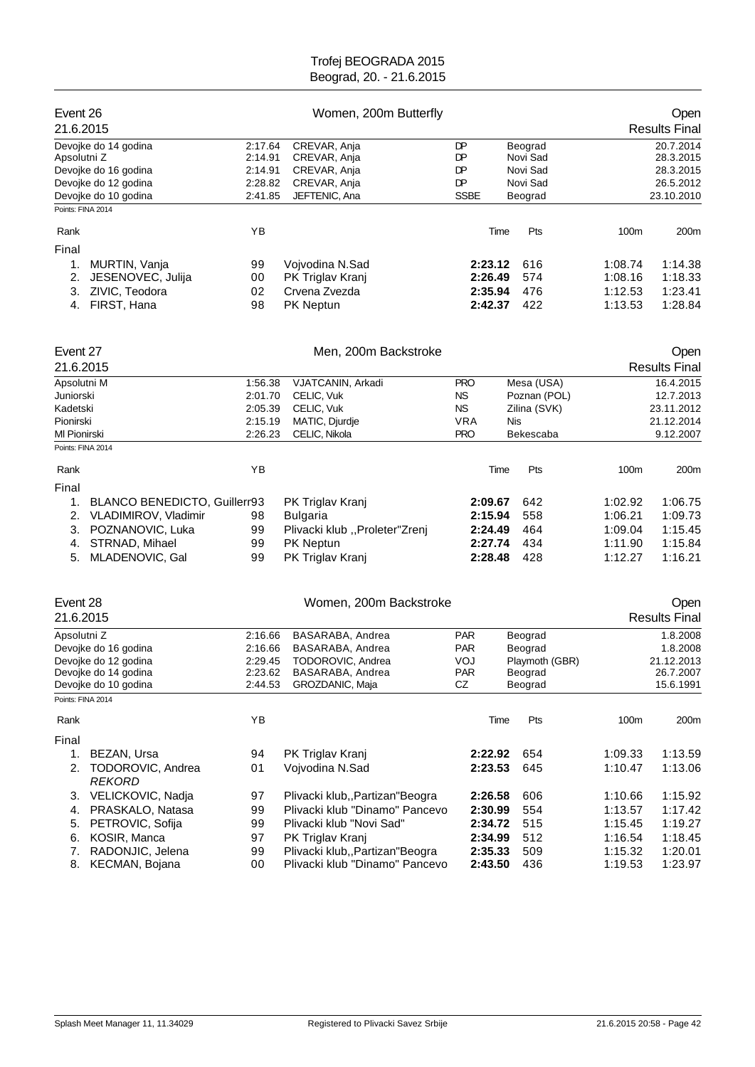Trofej BEOGRADA 2015
Beograd, 20. - 21.6.2015

## Event 26 — Women, 200m Butterfly — Open

21.6.2015 — Results Final

| Record | Time | Name | Club | Place | Date |
|---|---|---|---|---|---|
| Devojke do 14 godina | 2:17.64 | CREVAR, Anja | DP | Beograd | 20.7.2014 |
| Apsolutni Z | 2:14.91 | CREVAR, Anja | DP | Novi Sad | 28.3.2015 |
| Devojke do 16 godina | 2:14.91 | CREVAR, Anja | DP | Novi Sad | 28.3.2015 |
| Devojke do 12 godina | 2:28.82 | CREVAR, Anja | DP | Novi Sad | 26.5.2012 |
| Devojke do 10 godina | 2:41.85 | JEFTENIC, Ana | SSBE | Beograd | 23.10.2010 |

Points: FINA 2014

Final

| Rank | Name | YB | Club | Time | Pts | 100m | 200m |
|---|---|---|---|---|---|---|---|
| 1. | MURTIN, Vanja | 99 | Vojvodina N.Sad | 2:23.12 | 616 | 1:08.74 | 1:14.38 |
| 2. | JESENOVEC, Julija | 00 | PK Triglav Kranj | 2:26.49 | 574 | 1:08.16 | 1:18.33 |
| 3. | ZIVIC, Teodora | 02 | Crvena Zvezda | 2:35.94 | 476 | 1:12.53 | 1:23.41 |
| 4. | FIRST, Hana | 98 | PK Neptun | 2:42.37 | 422 | 1:13.53 | 1:28.84 |

## Event 27 — Men, 200m Backstroke — Open

21.6.2015 — Results Final

| Record | Time | Name | Club | Place | Date |
|---|---|---|---|---|---|
| Apsolutni M | 1:56.38 | VJATCANIN, Arkadi | PRO | Mesa (USA) | 16.4.2015 |
| Juniorski | 2:01.70 | CELIC, Vuk | NS | Poznan (POL) | 12.7.2013 |
| Kadetski | 2:05.39 | CELIC, Vuk | NS | Zilina (SVK) | 23.11.2012 |
| Pionirski | 2:15.19 | MATIC, Djurdje | VRA | Nis | 21.12.2014 |
| Ml Pionirski | 2:26.23 | CELIC, Nikola | PRO | Bekescaba | 9.12.2007 |

Points: FINA 2014

Final

| Rank | Name | YB | Club | Time | Pts | 100m | 200m |
|---|---|---|---|---|---|---|---|
| 1. | BLANCO BENEDICTO, Guillerr | 93 | PK Triglav Kranj | 2:09.67 | 642 | 1:02.92 | 1:06.75 |
| 2. | VLADIMIROV, Vladimir | 98 | Bulgaria | 2:15.94 | 558 | 1:06.21 | 1:09.73 |
| 3. | POZNANOVIC, Luka | 99 | Plivacki klub ,,Proleter"Zrenj | 2:24.49 | 464 | 1:09.04 | 1:15.45 |
| 4. | STRNAD, Mihael | 99 | PK Neptun | 2:27.74 | 434 | 1:11.90 | 1:15.84 |
| 5. | MLADENOVIC, Gal | 99 | PK Triglav Kranj | 2:28.48 | 428 | 1:12.27 | 1:16.21 |

## Event 28 — Women, 200m Backstroke — Open

21.6.2015 — Results Final

| Record | Time | Name | Club | Place | Date |
|---|---|---|---|---|---|
| Apsolutni Z | 2:16.66 | BASARABA, Andrea | PAR | Beograd | 1.8.2008 |
| Devojke do 16 godina | 2:16.66 | BASARABA, Andrea | PAR | Beograd | 1.8.2008 |
| Devojke do 12 godina | 2:29.45 | TODOROVIC, Andrea | VOJ | Playmoth (GBR) | 21.12.2013 |
| Devojke do 14 godina | 2:23.62 | BASARABA, Andrea | PAR | Beograd | 26.7.2007 |
| Devojke do 10 godina | 2:44.53 | GROZDANIC, Maja | CZ | Beograd | 15.6.1991 |

Points: FINA 2014

Final

| Rank | Name | YB | Club | Time | Pts | 100m | 200m |
|---|---|---|---|---|---|---|---|
| 1. | BEZAN, Ursa | 94 | PK Triglav Kranj | 2:22.92 | 654 | 1:09.33 | 1:13.59 |
| 2. | TODOROVIC, Andrea *REKORD* | 01 | Vojvodina N.Sad | 2:23.53 | 645 | 1:10.47 | 1:13.06 |
| 3. | VELICKOVIC, Nadja | 97 | Plivacki klub,,Partizan"Beogra | 2:26.58 | 606 | 1:10.66 | 1:15.92 |
| 4. | PRASKALO, Natasa | 99 | Plivacki klub "Dinamo" Pancevo | 2:30.99 | 554 | 1:13.57 | 1:17.42 |
| 5. | PETROVIC, Sofija | 99 | Plivacki klub "Novi Sad" | 2:34.72 | 515 | 1:15.45 | 1:19.27 |
| 6. | KOSIR, Manca | 97 | PK Triglav Kranj | 2:34.99 | 512 | 1:16.54 | 1:18.45 |
| 7. | RADONJIC, Jelena | 99 | Plivacki klub,,Partizan"Beogra | 2:35.33 | 509 | 1:15.32 | 1:20.01 |
| 8. | KECMAN, Bojana | 00 | Plivacki klub "Dinamo" Pancevo | 2:43.50 | 436 | 1:19.53 | 1:23.97 |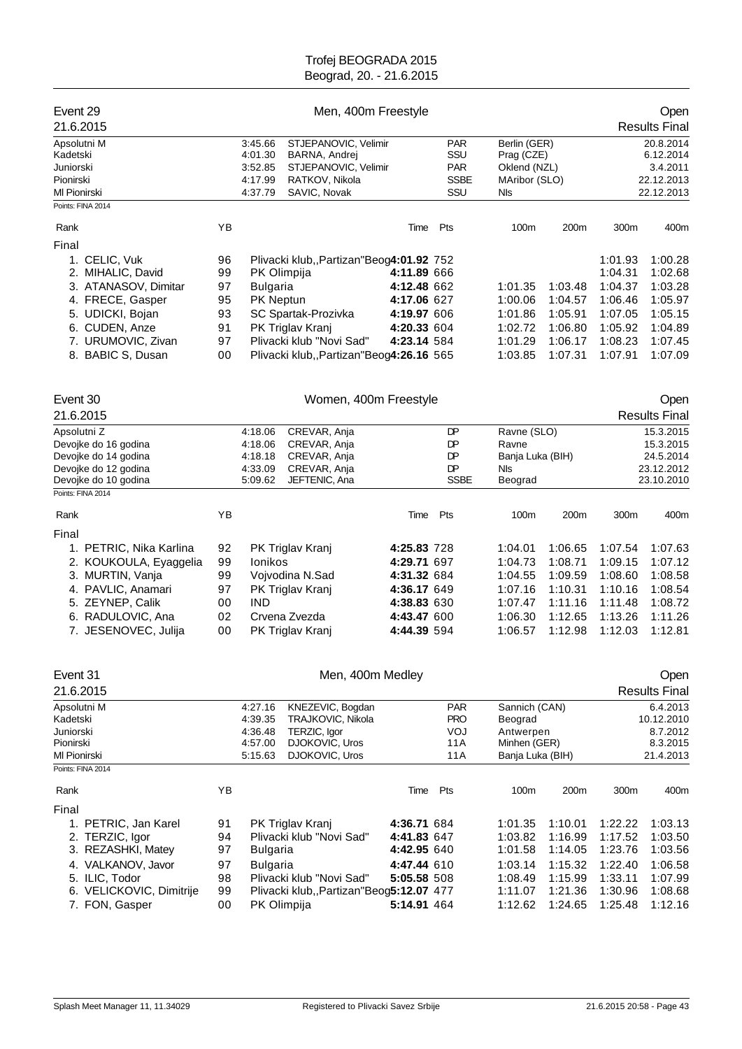Trofej BEOGRADA 2015
Beograd, 20. - 21.6.2015

## Event 29 — Men, 400m Freestyle — Open

21.6.2015 — Results Final

| Record | Time | Name | Club | Place | Date |
|---|---|---|---|---|---|
| Apsolutni M | 3:45.66 | STJEPANOVIC, Velimir | PAR | Berlin (GER) | 20.8.2014 |
| Kadetski | 4:01.30 | BARNA, Andrej | SSU | Prag (CZE) | 6.12.2014 |
| Juniorski | 3:52.85 | STJEPANOVIC, Velimir | PAR | Oklend (NZL) | 3.4.2011 |
| Pionirski | 4:17.99 | RATKOV, Nikola | SSBE | MAribor (SLO) | 22.12.2013 |
| Ml Pionirski | 4:37.79 | SAVIC, Novak | SSU | Nls | 22.12.2013 |

Points: FINA 2014

| Rank | Name | YB | Club | Time | Pts | 100m | 200m | 300m | 400m |
|---|---|---|---|---|---|---|---|---|---|
| Final | | | | | | | | | |
| 1. | CELIC, Vuk | 96 | Plivacki klub,,Partizan"Beog | 4:01.92 | 752 | | | 1:01.93 | 1:00.28 |
| 2. | MIHALIC, David | 99 | PK Olimpija | 4:11.89 | 666 | | | 1:04.31 | 1:02.68 |
| 3. | ATANASOV, Dimitar | 97 | Bulgaria | 4:12.48 | 662 | 1:01.35 | 1:03.48 | 1:04.37 | 1:03.28 |
| 4. | FRECE, Gasper | 95 | PK Neptun | 4:17.06 | 627 | 1:00.06 | 1:04.57 | 1:06.46 | 1:05.97 |
| 5. | UDICKI, Bojan | 93 | SC Spartak-Prozivka | 4:19.97 | 606 | 1:01.86 | 1:05.91 | 1:07.05 | 1:05.15 |
| 6. | CUDEN, Anze | 91 | PK Triglav Kranj | 4:20.33 | 604 | 1:02.72 | 1:06.80 | 1:05.92 | 1:04.89 |
| 7. | URUMOVIC, Zivan | 97 | Plivacki klub "Novi Sad" | 4:23.14 | 584 | 1:01.29 | 1:06.17 | 1:08.23 | 1:07.45 |
| 8. | BABIC S, Dusan | 00 | Plivacki klub,,Partizan"Beog | 4:26.16 | 565 | 1:03.85 | 1:07.31 | 1:07.91 | 1:07.09 |

## Event 30 — Women, 400m Freestyle — Open

21.6.2015 — Results Final

| Record | Time | Name | Club | Place | Date |
|---|---|---|---|---|---|
| Apsolutni Z | 4:18.06 | CREVAR, Anja | DP | Ravne (SLO) | 15.3.2015 |
| Devojke do 16 godina | 4:18.06 | CREVAR, Anja | DP | Ravne | 15.3.2015 |
| Devojke do 14 godina | 4:18.18 | CREVAR, Anja | DP | Banja Luka (BIH) | 24.5.2014 |
| Devojke do 12 godina | 4:33.09 | CREVAR, Anja | DP | Nls | 23.12.2012 |
| Devojke do 10 godina | 5:09.62 | JEFTENIC, Ana | SSBE | Beograd | 23.10.2010 |

Points: FINA 2014

| Rank | Name | YB | Club | Time | Pts | 100m | 200m | 300m | 400m |
|---|---|---|---|---|---|---|---|---|---|
| Final | | | | | | | | | |
| 1. | PETRIC, Nika Karlina | 92 | PK Triglav Kranj | 4:25.83 | 728 | 1:04.01 | 1:06.65 | 1:07.54 | 1:07.63 |
| 2. | KOUKOULA, Eyaggelia | 99 | Ionikos | 4:29.71 | 697 | 1:04.73 | 1:08.71 | 1:09.15 | 1:07.12 |
| 3. | MURTIN, Vanja | 99 | Vojvodina N.Sad | 4:31.32 | 684 | 1:04.55 | 1:09.59 | 1:08.60 | 1:08.58 |
| 4. | PAVLIC, Anamari | 97 | PK Triglav Kranj | 4:36.17 | 649 | 1:07.16 | 1:10.31 | 1:10.16 | 1:08.54 |
| 5. | ZEYNEP, Calik | 00 | IND | 4:38.83 | 630 | 1:07.47 | 1:11.16 | 1:11.48 | 1:08.72 |
| 6. | RADULOVIC, Ana | 02 | Crvena Zvezda | 4:43.47 | 600 | 1:06.30 | 1:12.65 | 1:13.26 | 1:11.26 |
| 7. | JESENOVEC, Julija | 00 | PK Triglav Kranj | 4:44.39 | 594 | 1:06.57 | 1:12.98 | 1:12.03 | 1:12.81 |

## Event 31 — Men, 400m Medley — Open

21.6.2015 — Results Final

| Record | Time | Name | Club | Place | Date |
|---|---|---|---|---|---|
| Apsolutni M | 4:27.16 | KNEZEVIC, Bogdan | PAR | Sannich (CAN) | 6.4.2013 |
| Kadetski | 4:39.35 | TRAJKOVIC, Nikola | PRO | Beograd | 10.12.2010 |
| Juniorski | 4:36.48 | TERZIC, Igor | VOJ | Antwerpen | 8.7.2012 |
| Pionirski | 4:57.00 | DJOKOVIC, Uros | 11A | Minhen (GER) | 8.3.2015 |
| Ml Pionirski | 5:15.63 | DJOKOVIC, Uros | 11A | Banja Luka (BIH) | 21.4.2013 |

Points: FINA 2014

| Rank | Name | YB | Club | Time | Pts | 100m | 200m | 300m | 400m |
|---|---|---|---|---|---|---|---|---|---|
| Final | | | | | | | | | |
| 1. | PETRIC, Jan Karel | 91 | PK Triglav Kranj | 4:36.71 | 684 | 1:01.35 | 1:10.01 | 1:22.22 | 1:03.13 |
| 2. | TERZIC, Igor | 94 | Plivacki klub "Novi Sad" | 4:41.83 | 647 | 1:03.82 | 1:16.99 | 1:17.52 | 1:03.50 |
| 3. | REZASHKI, Matey | 97 | Bulgaria | 4:42.95 | 640 | 1:01.58 | 1:14.05 | 1:23.76 | 1:03.56 |
| 4. | VALKANOV, Javor | 97 | Bulgaria | 4:47.44 | 610 | 1:03.14 | 1:15.32 | 1:22.40 | 1:06.58 |
| 5. | ILIC, Todor | 98 | Plivacki klub "Novi Sad" | 5:05.58 | 508 | 1:08.49 | 1:15.99 | 1:33.11 | 1:07.99 |
| 6. | VELICKOVIC, Dimitrije | 99 | Plivacki klub,,Partizan"Beog | 5:12.07 | 477 | 1:11.07 | 1:21.36 | 1:30.96 | 1:08.68 |
| 7. | FON, Gasper | 00 | PK Olimpija | 5:14.91 | 464 | 1:12.62 | 1:24.65 | 1:25.48 | 1:12.16 |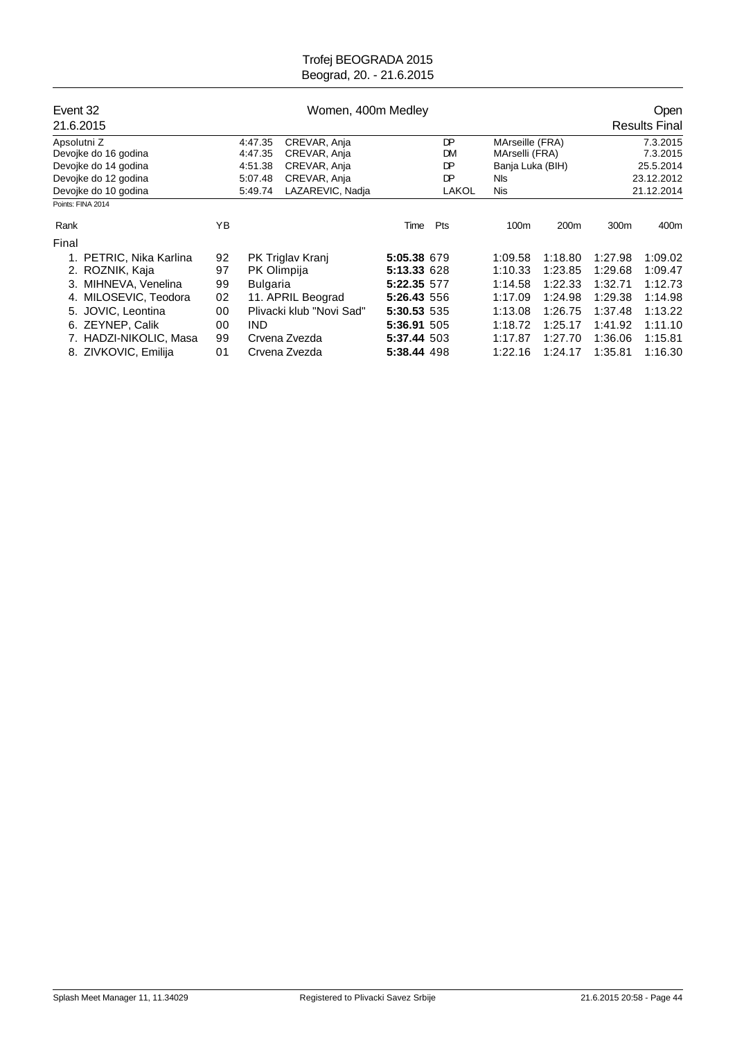Trofej BEOGRADA 2015
Beograd, 20. - 21.6.2015

## Event 32 — Women, 400m Medley — Open

21.6.2015 — Results Final

| Record | Time | Name | | Place | Date |
|---|---|---|---|---|---|
| Apsolutni Z | 4:47.35 | CREVAR, Anja | DP | MArseille (FRA) | 7.3.2015 |
| Devojke do 16 godina | 4:47.35 | CREVAR, Anja | DM | MArselli (FRA) | 7.3.2015 |
| Devojke do 14 godina | 4:51.38 | CREVAR, Anja | DP | Banja Luka (BIH) | 25.5.2014 |
| Devojke do 12 godina | 5:07.48 | CREVAR, Anja | DP | NIs | 23.12.2012 |
| Devojke do 10 godina | 5:49.74 | LAZAREVIC, Nadja | LAKOL | Nis | 21.12.2014 |

Points: FINA 2014

Final

| Rank | Name | YB | Club | Time | Pts | 100m | 200m | 300m | 400m |
|---|---|---|---|---|---|---|---|---|---|
| 1. | PETRIC, Nika Karlina | 92 | PK Triglav Kranj | **5:05.38** | 679 | 1:09.58 | 1:18.80 | 1:27.98 | 1:09.02 |
| 2. | ROZNIK, Kaja | 97 | PK Olimpija | **5:13.33** | 628 | 1:10.33 | 1:23.85 | 1:29.68 | 1:09.47 |
| 3. | MIHNEVA, Venelina | 99 | Bulgaria | **5:22.35** | 577 | 1:14.58 | 1:22.33 | 1:32.71 | 1:12.73 |
| 4. | MILOSEVIC, Teodora | 02 | 11. APRIL Beograd | **5:26.43** | 556 | 1:17.09 | 1:24.98 | 1:29.38 | 1:14.98 |
| 5. | JOVIC, Leontina | 00 | Plivacki klub "Novi Sad" | **5:30.53** | 535 | 1:13.08 | 1:26.75 | 1:37.48 | 1:13.22 |
| 6. | ZEYNEP, Calik | 00 | IND | **5:36.91** | 505 | 1:18.72 | 1:25.17 | 1:41.92 | 1:11.10 |
| 7. | HADZI-NIKOLIC, Masa | 99 | Crvena Zvezda | **5:37.44** | 503 | 1:17.87 | 1:27.70 | 1:36.06 | 1:15.81 |
| 8. | ZIVKOVIC, Emilija | 01 | Crvena Zvezda | **5:38.44** | 498 | 1:22.16 | 1:24.17 | 1:35.81 | 1:16.30 |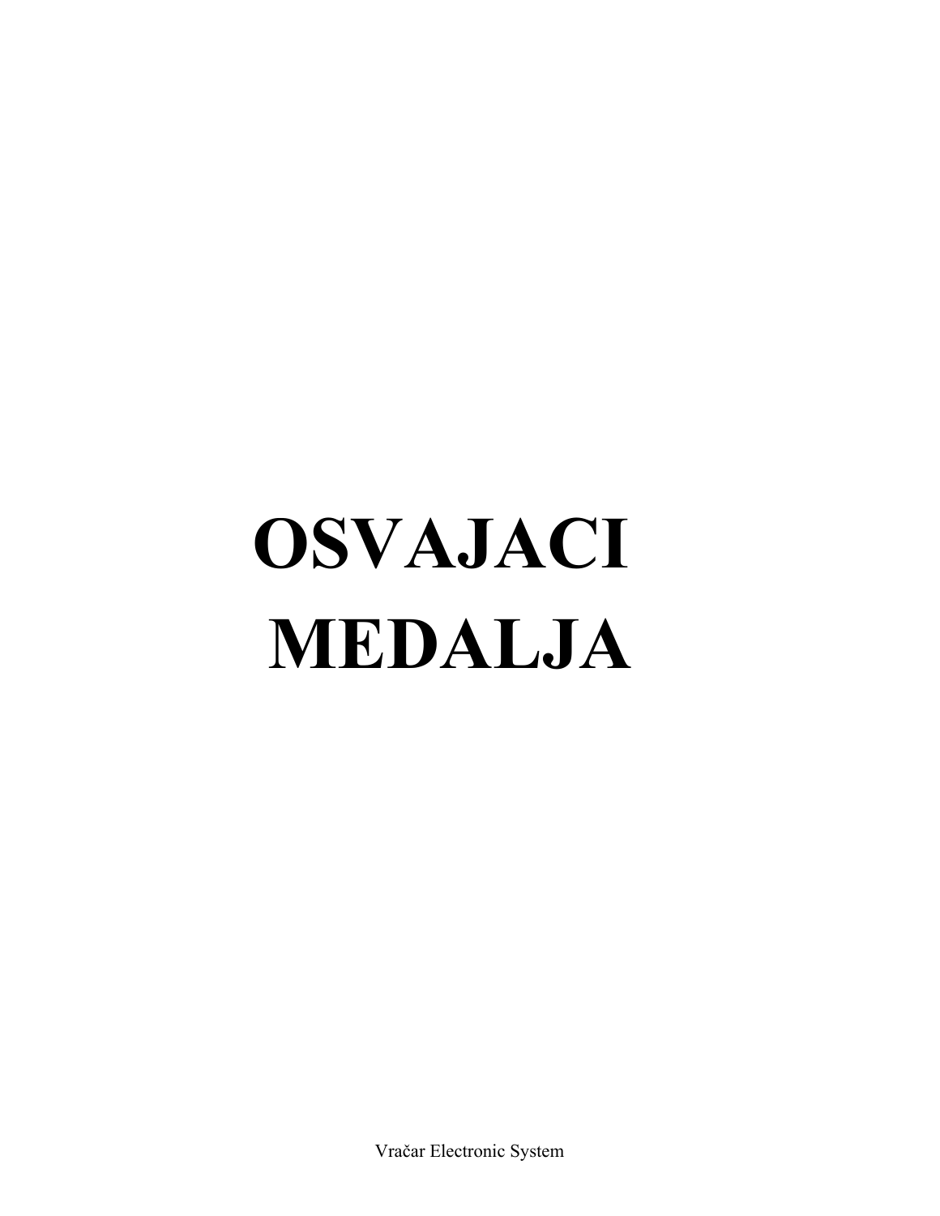# OSVAJACI MEDALJA

Vračar Electronic System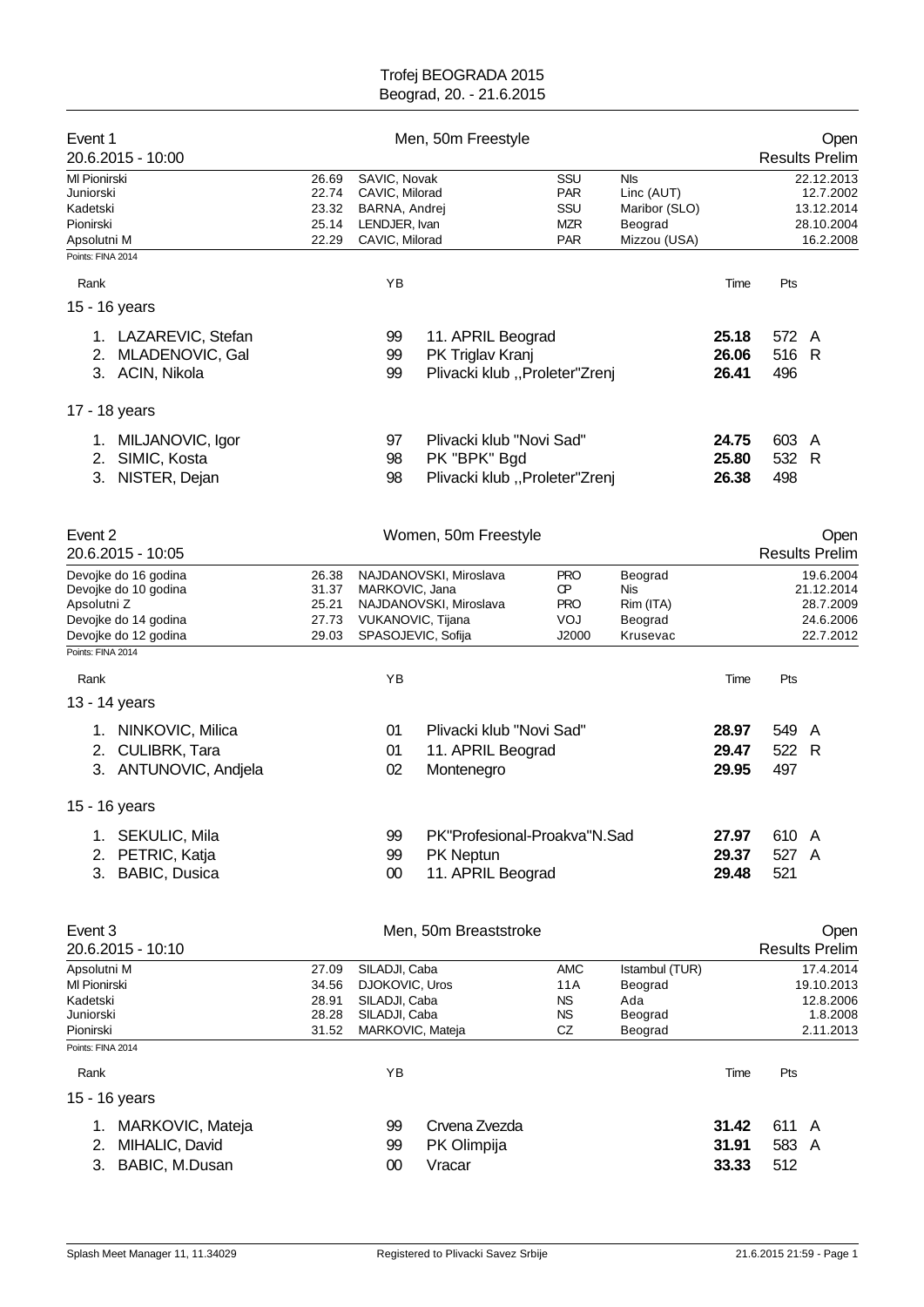# Trofej BEOGRADA 2015
Beograd, 20. - 21.6.2015

## Event 1 — Men, 50m Freestyle — Open
20.6.2015 - 10:00 — Results Prelim

| Record | Time | Name | Club | Place | Date |
|---|---|---|---|---|---|
| Ml Pionirski | 26.69 | SAVIC, Novak | SSU | Nis | 22.12.2013 |
| Juniorski | 22.74 | CAVIC, Milorad | PAR | Linc (AUT) | 12.7.2002 |
| Kadetski | 23.32 | BARNA, Andrej | SSU | Maribor (SLO) | 13.12.2014 |
| Pionirski | 25.14 | LENDJER, Ivan | MZR | Beograd | 28.10.2004 |
| Apsolutni M | 22.29 | CAVIC, Milorad | PAR | Mizzou (USA) | 16.2.2008 |

Points: FINA 2014

| Rank | Name | YB | Club | Time | Pts | |
|---|---|---|---|---|---|---|
| **15 - 16 years** | | | | | | |
| 1. | LAZAREVIC, Stefan | 99 | 11. APRIL Beograd | 25.18 | 572 | A |
| 2. | MLADENOVIC, Gal | 99 | PK Triglav Kranj | 26.06 | 516 | R |
| 3. | ACIN, Nikola | 99 | Plivacki klub ,,Proleter"Zrenj | 26.41 | 496 | |
| **17 - 18 years** | | | | | | |
| 1. | MILJANOVIC, Igor | 97 | Plivacki klub "Novi Sad" | 24.75 | 603 | A |
| 2. | SIMIC, Kosta | 98 | PK "BPK" Bgd | 25.80 | 532 | R |
| 3. | NISTER, Dejan | 98 | Plivacki klub ,,Proleter"Zrenj | 26.38 | 498 | |

## Event 2 — Women, 50m Freestyle — Open
20.6.2015 - 10:05 — Results Prelim

| Record | Time | Name | Club | Place | Date |
|---|---|---|---|---|---|
| Devojke do 16 godina | 26.38 | NAJDANOVSKI, Miroslava | PRO | Beograd | 19.6.2004 |
| Devojke do 10 godina | 31.37 | MARKOVIC, Jana | CP | Nis | 21.12.2014 |
| Apsolutni Z | 25.21 | NAJDANOVSKI, Miroslava | PRO | Rim (ITA) | 28.7.2009 |
| Devojke do 14 godina | 27.73 | VUKANOVIC, Tijana | VOJ | Beograd | 24.6.2006 |
| Devojke do 12 godina | 29.03 | SPASOJEVIC, Sofija | J2000 | Krusevac | 22.7.2012 |

Points: FINA 2014

| Rank | Name | YB | Club | Time | Pts | |
|---|---|---|---|---|---|---|
| **13 - 14 years** | | | | | | |
| 1. | NINKOVIC, Milica | 01 | Plivacki klub "Novi Sad" | 28.97 | 549 | A |
| 2. | CULIBRK, Tara | 01 | 11. APRIL Beograd | 29.47 | 522 | R |
| 3. | ANTUNOVIC, Andjela | 02 | Montenegro | 29.95 | 497 | |
| **15 - 16 years** | | | | | | |
| 1. | SEKULIC, Mila | 99 | PK"Profesional-Proakva"N.Sad | 27.97 | 610 | A |
| 2. | PETRIC, Katja | 99 | PK Neptun | 29.37 | 527 | A |
| 3. | BABIC, Dusica | 00 | 11. APRIL Beograd | 29.48 | 521 | |

## Event 3 — Men, 50m Breaststroke — Open
20.6.2015 - 10:10 — Results Prelim

| Record | Time | Name | Club | Place | Date |
|---|---|---|---|---|---|
| Apsolutni M | 27.09 | SILADJI, Caba | AMC | Istambul (TUR) | 17.4.2014 |
| Ml Pionirski | 34.56 | DJOKOVIC, Uros | 11A | Beograd | 19.10.2013 |
| Kadetski | 28.91 | SILADJI, Caba | NS | Ada | 12.8.2006 |
| Juniorski | 28.28 | SILADJI, Caba | NS | Beograd | 1.8.2008 |
| Pionirski | 31.52 | MARKOVIC, Mateja | CZ | Beograd | 2.11.2013 |

Points: FINA 2014

| Rank | Name | YB | Club | Time | Pts | |
|---|---|---|---|---|---|---|
| **15 - 16 years** | | | | | | |
| 1. | MARKOVIC, Mateja | 99 | Crvena Zvezda | 31.42 | 611 | A |
| 2. | MIHALIC, David | 99 | PK Olimpija | 31.91 | 583 | A |
| 3. | BABIC, M.Dusan | 00 | Vracar | 33.33 | 512 | |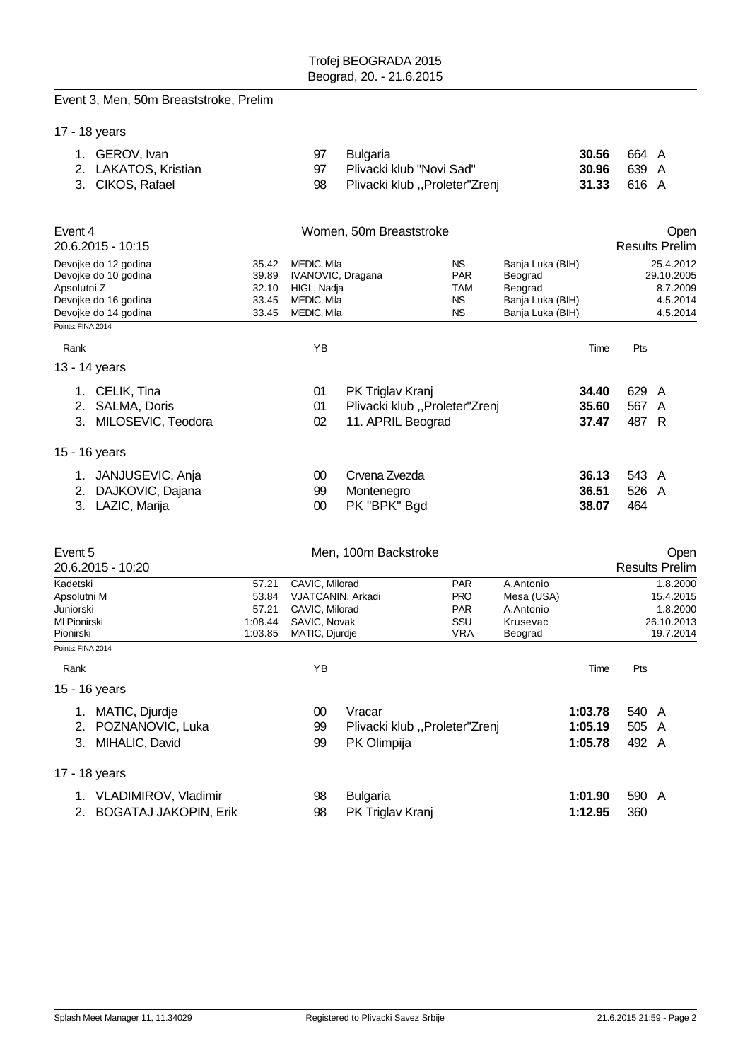Trofej BEOGRADA 2015
Beograd, 20. - 21.6.2015

## Event 3, Men, 50m Breaststroke, Prelim

17 - 18 years

| Rank | Name | YB | Club | Time | Pts | |
|---|---|---|---|---|---|---|
| 1. | GEROV, Ivan | 97 | Bulgaria | **30.56** | 664 | A |
| 2. | LAKATOS, Kristian | 97 | Plivacki klub "Novi Sad" | **30.96** | 639 | A |
| 3. | CIKOS, Rafael | 98 | Plivacki klub ,,Proleter"Zrenj | **31.33** | 616 | A |

## Event 4 — Women, 50m Breaststroke — Open

20.6.2015 - 10:15 — Results Prelim

| Record | Time | Name | Club | Place | Date |
|---|---|---|---|---|---|
| Devojke do 12 godina | 35.42 | MEDIC, Mila | NS | Banja Luka (BIH) | 25.4.2012 |
| Devojke do 10 godina | 39.89 | IVANOVIC, Dragana | PAR | Beograd | 29.10.2005 |
| Apsolutni Z | 32.10 | HIGL, Nadja | TAM | Beograd | 8.7.2009 |
| Devojke do 16 godina | 33.45 | MEDIC, Mila | NS | Banja Luka (BIH) | 4.5.2014 |
| Devojke do 14 godina | 33.45 | MEDIC, Mila | NS | Banja Luka (BIH) | 4.5.2014 |

Points: FINA 2014

13 - 14 years

| Rank | Name | YB | Club | Time | Pts | |
|---|---|---|---|---|---|---|
| 1. | CELIK, Tina | 01 | PK Triglav Kranj | **34.40** | 629 | A |
| 2. | SALMA, Doris | 01 | Plivacki klub ,,Proleter"Zrenj | **35.60** | 567 | A |
| 3. | MILOSEVIC, Teodora | 02 | 11. APRIL Beograd | **37.47** | 487 | R |

15 - 16 years

| Rank | Name | YB | Club | Time | Pts | |
|---|---|---|---|---|---|---|
| 1. | JANJUSEVIC, Anja | 00 | Crvena Zvezda | **36.13** | 543 | A |
| 2. | DAJKOVIC, Dajana | 99 | Montenegro | **36.51** | 526 | A |
| 3. | LAZIC, Marija | 00 | PK "BPK" Bgd | **38.07** | 464 | |

## Event 5 — Men, 100m Backstroke — Open

20.6.2015 - 10:20 — Results Prelim

| Record | Time | Name | Club | Place | Date |
|---|---|---|---|---|---|
| Kadetski | 57.21 | CAVIC, Milorad | PAR | A.Antonio | 1.8.2000 |
| Apsolutni M | 53.84 | VJATCANIN, Arkadi | PRO | Mesa (USA) | 15.4.2015 |
| Juniorski | 57.21 | CAVIC, Milorad | PAR | A.Antonio | 1.8.2000 |
| Ml Pionirski | 1:08.44 | SAVIC, Novak | SSU | Krusevac | 26.10.2013 |
| Pionirski | 1:03.85 | MATIC, Djurdje | VRA | Beograd | 19.7.2014 |

Points: FINA 2014

15 - 16 years

| Rank | Name | YB | Club | Time | Pts | |
|---|---|---|---|---|---|---|
| 1. | MATIC, Djurdje | 00 | Vracar | **1:03.78** | 540 | A |
| 2. | POZNANOVIC, Luka | 99 | Plivacki klub ,,Proleter"Zrenj | **1:05.19** | 505 | A |
| 3. | MIHALIC, David | 99 | PK Olimpija | **1:05.78** | 492 | A |

17 - 18 years

| Rank | Name | YB | Club | Time | Pts | |
|---|---|---|---|---|---|---|
| 1. | VLADIMIROV, Vladimir | 98 | Bulgaria | **1:01.90** | 590 | A |
| 2. | BOGATAJ JAKOPIN, Erik | 98 | PK Triglav Kranj | **1:12.95** | 360 | |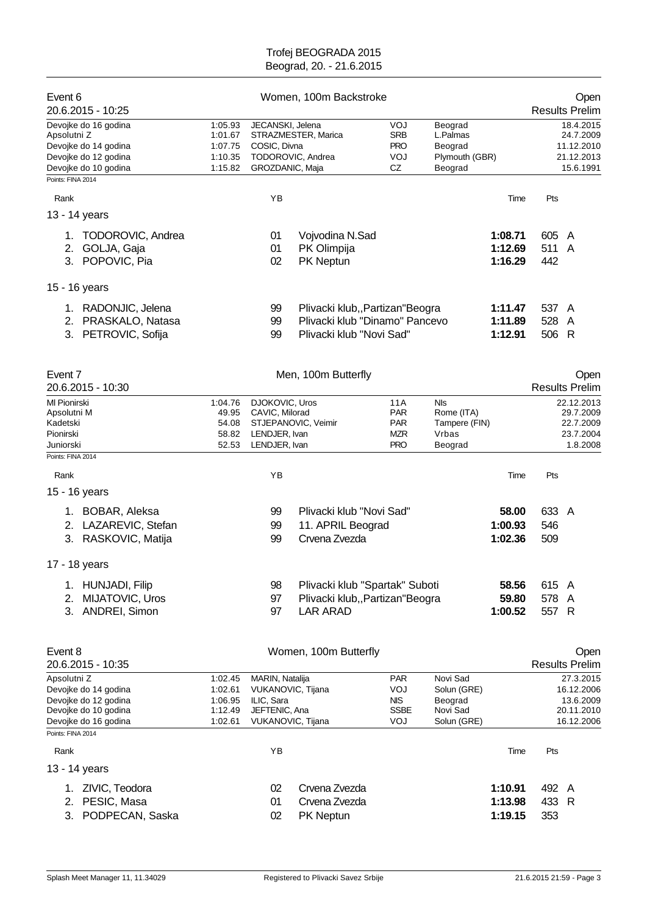Trofej BEOGRADA 2015
Beograd, 20. - 21.6.2015

## Event 6 — Women, 100m Backstroke — Open

20.6.2015 - 10:25 — Results Prelim

| Record | Time | Name | Club | Place | Date |
|---|---|---|---|---|---|
| Devojke do 16 godina | 1:05.93 | JECANSKI, Jelena | VOJ | Beograd | 18.4.2015 |
| Apsolutni Z | 1:01.67 | STRAZMESTER, Marica | SRB | L.Palmas | 24.7.2009 |
| Devojke do 14 godina | 1:07.75 | COSIC, Divna | PRO | Beograd | 11.12.2010 |
| Devojke do 12 godina | 1:10.35 | TODOROVIC, Andrea | VOJ | Plymouth (GBR) | 21.12.2013 |
| Devojke do 10 godina | 1:15.82 | GROZDANIC, Maja | CZ | Beograd | 15.6.1991 |

Points: FINA 2014

| Rank | Name | YB | Club | Time | Pts | |
|---|---|---|---|---|---|---|
| **13 - 14 years** | | | | | | |
| 1. | TODOROVIC, Andrea | 01 | Vojvodina N.Sad | **1:08.71** | 605 | A |
| 2. | GOLJA, Gaja | 01 | PK Olimpija | **1:12.69** | 511 | A |
| 3. | POPOVIC, Pia | 02 | PK Neptun | **1:16.29** | 442 | |
| **15 - 16 years** | | | | | | |
| 1. | RADONJIC, Jelena | 99 | Plivacki klub,,Partizan"Beogra | **1:11.47** | 537 | A |
| 2. | PRASKALO, Natasa | 99 | Plivacki klub "Dinamo" Pancevo | **1:11.89** | 528 | A |
| 3. | PETROVIC, Sofija | 99 | Plivacki klub "Novi Sad" | **1:12.91** | 506 | R |

## Event 7 — Men, 100m Butterfly — Open

20.6.2015 - 10:30 — Results Prelim

| Record | Time | Name | Club | Place | Date |
|---|---|---|---|---|---|
| Ml Pionirski | 1:04.76 | DJOKOVIC, Uros | 11A | Nis | 22.12.2013 |
| Apsolutni M | 49.95 | CAVIC, Milorad | PAR | Rome (ITA) | 29.7.2009 |
| Kadetski | 54.08 | STJEPANOVIC, Veimir | PAR | Tampere (FIN) | 22.7.2009 |
| Pionirski | 58.82 | LENDJER, Ivan | MZR | Vrbas | 23.7.2004 |
| Juniorski | 52.53 | LENDJER, Ivan | PRO | Beograd | 1.8.2008 |

Points: FINA 2014

| Rank | Name | YB | Club | Time | Pts | |
|---|---|---|---|---|---|---|
| **15 - 16 years** | | | | | | |
| 1. | BOBAR, Aleksa | 99 | Plivacki klub "Novi Sad" | **58.00** | 633 | A |
| 2. | LAZAREVIC, Stefan | 99 | 11. APRIL Beograd | **1:00.93** | 546 | |
| 3. | RASKOVIC, Matija | 99 | Crvena Zvezda | **1:02.36** | 509 | |
| **17 - 18 years** | | | | | | |
| 1. | HUNJADI, Filip | 98 | Plivacki klub "Spartak" Suboti | **58.56** | 615 | A |
| 2. | MIJATOVIC, Uros | 97 | Plivacki klub,,Partizan"Beogra | **59.80** | 578 | A |
| 3. | ANDREI, Simon | 97 | LAR ARAD | **1:00.52** | 557 | R |

## Event 8 — Women, 100m Butterfly — Open

20.6.2015 - 10:35 — Results Prelim

| Record | Time | Name | Club | Place | Date |
|---|---|---|---|---|---|
| Apsolutni Z | 1:02.45 | MARIN, Natalija | PAR | Novi Sad | 27.3.2015 |
| Devojke do 14 godina | 1:02.61 | VUKANOVIC, Tijana | VOJ | Solun (GRE) | 16.12.2006 |
| Devojke do 12 godina | 1:06.95 | ILIC, Sara | NIS | Beograd | 13.6.2009 |
| Devojke do 10 godina | 1:12.49 | JEFTENIC, Ana | SSBE | Novi Sad | 20.11.2010 |
| Devojke do 16 godina | 1:02.61 | VUKANOVIC, Tijana | VOJ | Solun (GRE) | 16.12.2006 |

Points: FINA 2014

| Rank | Name | YB | Club | Time | Pts | |
|---|---|---|---|---|---|---|
| **13 - 14 years** | | | | | | |
| 1. | ZIVIC, Teodora | 02 | Crvena Zvezda | **1:10.91** | 492 | A |
| 2. | PESIC, Masa | 01 | Crvena Zvezda | **1:13.98** | 433 | R |
| 3. | PODPECAN, Saska | 02 | PK Neptun | **1:19.15** | 353 | |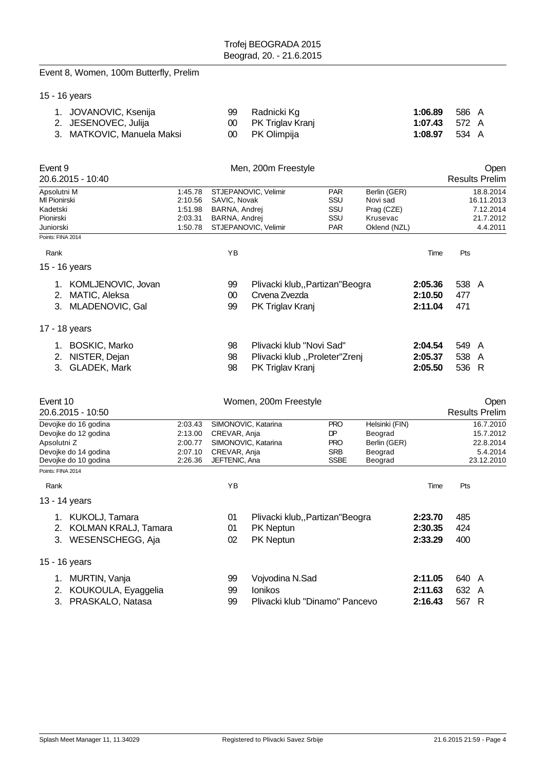Event 8, Women, 100m Butterfly, Prelim

15 - 16 years

| Rank | Name | YB | Club | Time | Pts | |
|---|---|---|---|---|---|---|
| 1. | JOVANOVIC, Ksenija | 99 | Radnicki Kg | **1:06.89** | 586 | A |
| 2. | JESENOVEC, Julija | 00 | PK Triglav Kranj | **1:07.43** | 572 | A |
| 3. | MATKOVIC, Manuela Maksi | 00 | PK Olimpija | **1:08.97** | 534 | A |

## Event 9 — Men, 200m Freestyle — Open

20.6.2015 - 10:40 — Results Prelim

| Record | Time | Name | Club | Place | Date |
|---|---|---|---|---|---|
| Apsolutni M | 1:45.78 | STJEPANOVIC, Velimir | PAR | Berlin (GER) | 18.8.2014 |
| Ml Pionirski | 2:10.56 | SAVIC, Novak | SSU | Novi sad | 16.11.2013 |
| Kadetski | 1:51.98 | BARNA, Andrej | SSU | Prag (CZE) | 7.12.2014 |
| Pionirski | 2:03.31 | BARNA, Andrej | SSU | Krusevac | 21.7.2012 |
| Juniorski | 1:50.78 | STJEPANOVIC, Velimir | PAR | Oklend (NZL) | 4.4.2011 |

Points: FINA 2014

15 - 16 years

| Rank | Name | YB | Club | Time | Pts | |
|---|---|---|---|---|---|---|
| 1. | KOMLJENOVIC, Jovan | 99 | Plivacki klub,,Partizan"Beogra | **2:05.36** | 538 | A |
| 2. | MATIC, Aleksa | 00 | Crvena Zvezda | **2:10.50** | 477 | |
| 3. | MLADENOVIC, Gal | 99 | PK Triglav Kranj | **2:11.04** | 471 | |

17 - 18 years

| Rank | Name | YB | Club | Time | Pts | |
|---|---|---|---|---|---|---|
| 1. | BOSKIC, Marko | 98 | Plivacki klub "Novi Sad" | **2:04.54** | 549 | A |
| 2. | NISTER, Dejan | 98 | Plivacki klub ,,Proleter"Zrenj | **2:05.37** | 538 | A |
| 3. | GLADEK, Mark | 98 | PK Triglav Kranj | **2:05.50** | 536 | R |

## Event 10 — Women, 200m Freestyle — Open

20.6.2015 - 10:50 — Results Prelim

| Record | Time | Name | Club | Place | Date |
|---|---|---|---|---|---|
| Devojke do 16 godina | 2:03.43 | SIMONOVIC, Katarina | PRO | Helsinki (FIN) | 16.7.2010 |
| Devojke do 12 godina | 2:13.00 | CREVAR, Anja | DP | Beograd | 15.7.2012 |
| Apsolutni Z | 2:00.77 | SIMONOVIC, Katarina | PRO | Berlin (GER) | 22.8.2014 |
| Devojke do 14 godina | 2:07.10 | CREVAR, Anja | SRB | Beograd | 5.4.2014 |
| Devojke do 10 godina | 2:26.36 | JEFTENIC, Ana | SSBE | Beograd | 23.12.2010 |

Points: FINA 2014

13 - 14 years

| Rank | Name | YB | Club | Time | Pts | |
|---|---|---|---|---|---|---|
| 1. | KUKOLJ, Tamara | 01 | Plivacki klub,,Partizan"Beogra | **2:23.70** | 485 | |
| 2. | KOLMAN KRALJ, Tamara | 01 | PK Neptun | **2:30.35** | 424 | |
| 3. | WESENSCHEGG, Aja | 02 | PK Neptun | **2:33.29** | 400 | |

15 - 16 years

| Rank | Name | YB | Club | Time | Pts | |
|---|---|---|---|---|---|---|
| 1. | MURTIN, Vanja | 99 | Vojvodina N.Sad | **2:11.05** | 640 | A |
| 2. | KOUKOULA, Eyaggelia | 99 | Ionikos | **2:11.63** | 632 | A |
| 3. | PRASKALO, Natasa | 99 | Plivacki klub "Dinamo" Pancevo | **2:16.43** | 567 | R |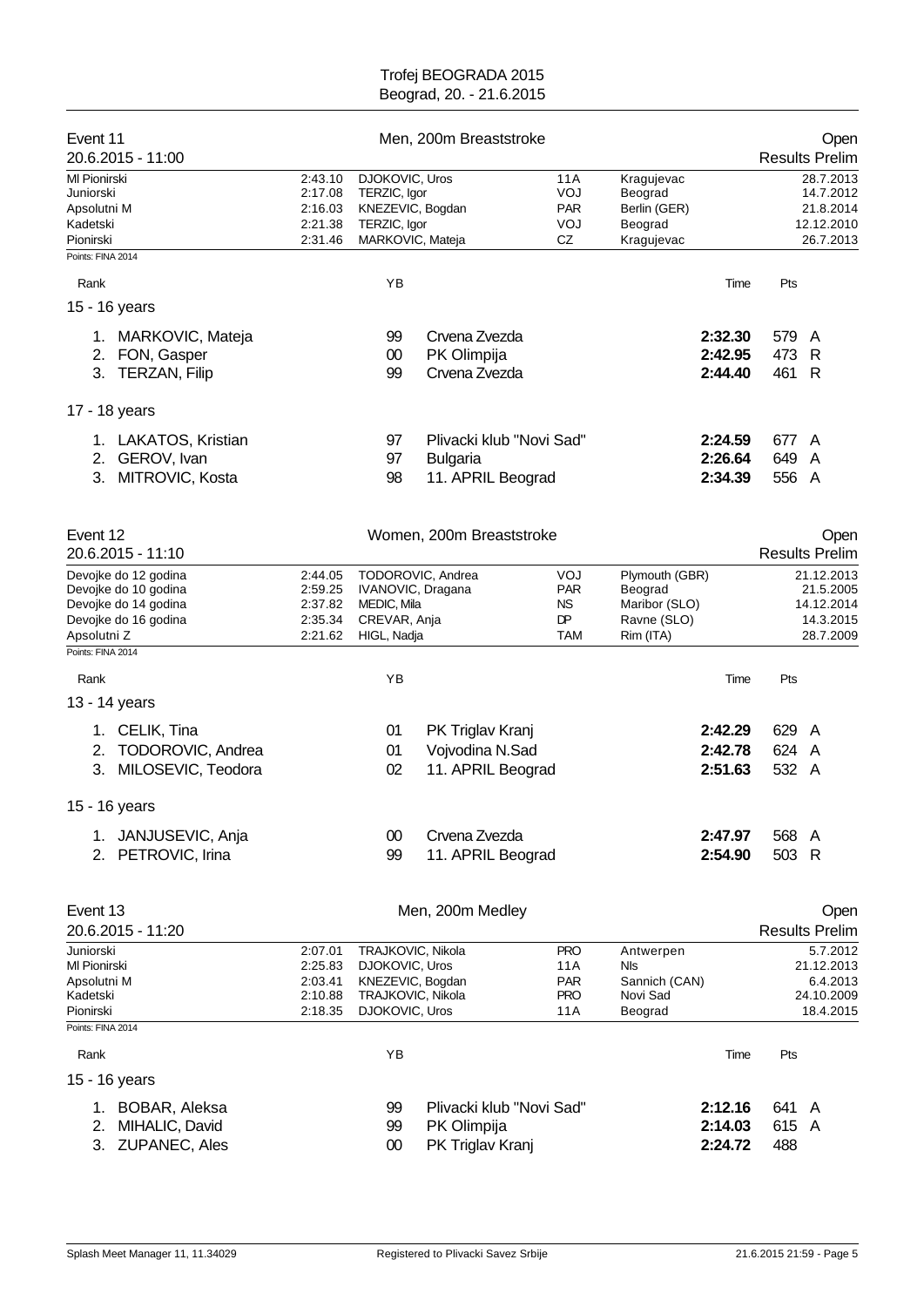Trofej BEOGRADA 2015
Beograd, 20. - 21.6.2015

## Event 11 — Men, 200m Breaststroke — Open

20.6.2015 - 11:00 — Results Prelim

| | | | | | |
|---|---|---|---|---|---|
| Ml Pionirski | 2:43.10 | DJOKOVIC, Uros | 11A | Kragujevac | 28.7.2013 |
| Juniorski | 2:17.08 | TERZIC, Igor | VOJ | Beograd | 14.7.2012 |
| Apsolutni M | 2:16.03 | KNEZEVIC, Bogdan | PAR | Berlin (GER) | 21.8.2014 |
| Kadetski | 2:21.38 | TERZIC, Igor | VOJ | Beograd | 12.12.2010 |
| Pionirski | 2:31.46 | MARKOVIC, Mateja | CZ | Kragujevac | 26.7.2013 |

Points: FINA 2014

| Rank | | YB | | Time | Pts | |
|---|---|---|---|---|---|---|
| **15 - 16 years** | | | | | | |
| 1. | MARKOVIC, Mateja | 99 | Crvena Zvezda | **2:32.30** | 579 | A |
| 2. | FON, Gasper | 00 | PK Olimpija | **2:42.95** | 473 | R |
| 3. | TERZAN, Filip | 99 | Crvena Zvezda | **2:44.40** | 461 | R |
| **17 - 18 years** | | | | | | |
| 1. | LAKATOS, Kristian | 97 | Plivacki klub "Novi Sad" | **2:24.59** | 677 | A |
| 2. | GEROV, Ivan | 97 | Bulgaria | **2:26.64** | 649 | A |
| 3. | MITROVIC, Kosta | 98 | 11. APRIL Beograd | **2:34.39** | 556 | A |

## Event 12 — Women, 200m Breaststroke — Open

20.6.2015 - 11:10 — Results Prelim

| | | | | | |
|---|---|---|---|---|---|
| Devojke do 12 godina | 2:44.05 | TODOROVIC, Andrea | VOJ | Plymouth (GBR) | 21.12.2013 |
| Devojke do 10 godina | 2:59.25 | IVANOVIC, Dragana | PAR | Beograd | 21.5.2005 |
| Devojke do 14 godina | 2:37.82 | MEDIC, Mila | NS | Maribor (SLO) | 14.12.2014 |
| Devojke do 16 godina | 2:35.34 | CREVAR, Anja | DP | Ravne (SLO) | 14.3.2015 |
| Apsolutni Z | 2:21.62 | HIGL, Nadja | TAM | Rim (ITA) | 28.7.2009 |

Points: FINA 2014

| Rank | | YB | | Time | Pts | |
|---|---|---|---|---|---|---|
| **13 - 14 years** | | | | | | |
| 1. | CELIK, Tina | 01 | PK Triglav Kranj | **2:42.29** | 629 | A |
| 2. | TODOROVIC, Andrea | 01 | Vojvodina N.Sad | **2:42.78** | 624 | A |
| 3. | MILOSEVIC, Teodora | 02 | 11. APRIL Beograd | **2:51.63** | 532 | A |
| **15 - 16 years** | | | | | | |
| 1. | JANJUSEVIC, Anja | 00 | Crvena Zvezda | **2:47.97** | 568 | A |
| 2. | PETROVIC, Irina | 99 | 11. APRIL Beograd | **2:54.90** | 503 | R |

## Event 13 — Men, 200m Medley — Open

20.6.2015 - 11:20 — Results Prelim

| | | | | | |
|---|---|---|---|---|---|
| Juniorski | 2:07.01 | TRAJKOVIC, Nikola | PRO | Antwerpen | 5.7.2012 |
| Ml Pionirski | 2:25.83 | DJOKOVIC, Uros | 11A | Nis | 21.12.2013 |
| Apsolutni M | 2:03.41 | KNEZEVIC, Bogdan | PAR | Sannich (CAN) | 6.4.2013 |
| Kadetski | 2:10.88 | TRAJKOVIC, Nikola | PRO | Novi Sad | 24.10.2009 |
| Pionirski | 2:18.35 | DJOKOVIC, Uros | 11A | Beograd | 18.4.2015 |

Points: FINA 2014

| Rank | | YB | | Time | Pts | |
|---|---|---|---|---|---|---|
| **15 - 16 years** | | | | | | |
| 1. | BOBAR, Aleksa | 99 | Plivacki klub "Novi Sad" | **2:12.16** | 641 | A |
| 2. | MIHALIC, David | 99 | PK Olimpija | **2:14.03** | 615 | A |
| 3. | ZUPANEC, Ales | 00 | PK Triglav Kranj | **2:24.72** | 488 | |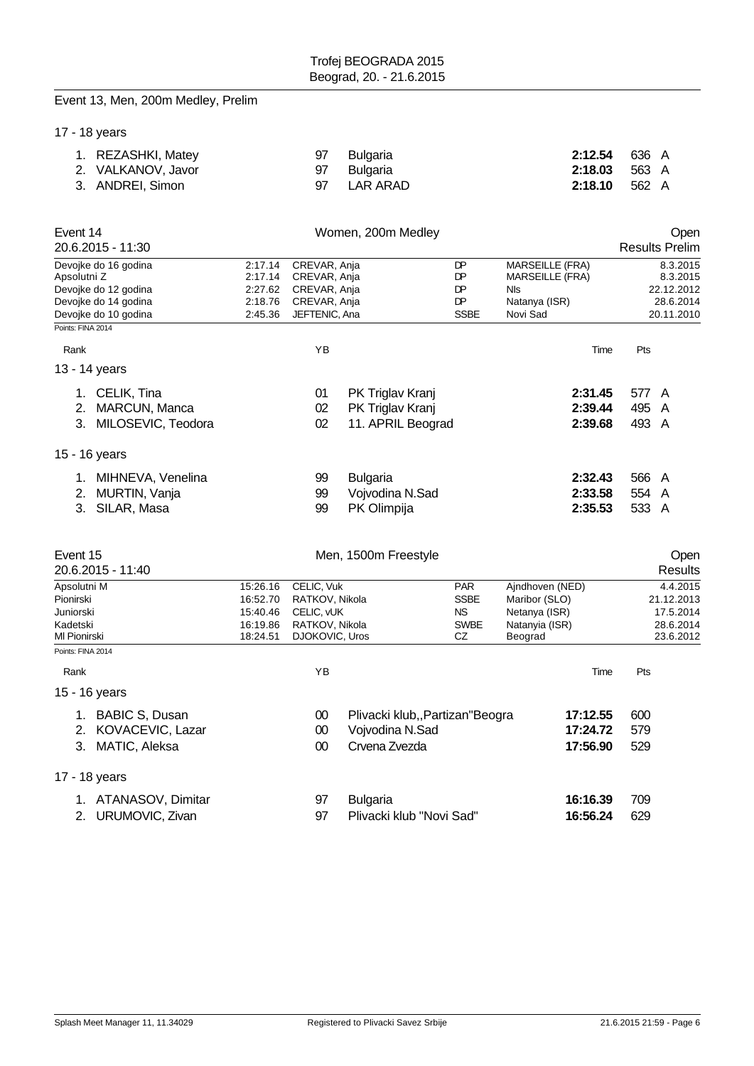## Event 13, Men, 200m Medley, Prelim

### 17 - 18 years

| Rank | Name | YB | Club | Time | Pts | |
|---|---|---|---|---|---|---|
| 1. | REZASHKI, Matey | 97 | Bulgaria | **2:12.54** | 636 | A |
| 2. | VALKANOV, Javor | 97 | Bulgaria | **2:18.03** | 563 | A |
| 3. | ANDREI, Simon | 97 | LAR ARAD | **2:18.10** | 562 | A |

## Event 14 — Women, 200m Medley — Open

20.6.2015 - 11:30 — Results Prelim

| | | | | | |
|---|---|---|---|---|---|
| Devojke do 16 godina | 2:17.14 | CREVAR, Anja | DP | MARSEILLE (FRA) | 8.3.2015 |
| Apsolutni Z | 2:17.14 | CREVAR, Anja | DP | MARSEILLE (FRA) | 8.3.2015 |
| Devojke do 12 godina | 2:27.62 | CREVAR, Anja | DP | Nls | 22.12.2012 |
| Devojke do 14 godina | 2:18.76 | CREVAR, Anja | DP | Natanya (ISR) | 28.6.2014 |
| Devojke do 10 godina | 2:45.36 | JEFTENIC, Ana | SSBE | Novi Sad | 20.11.2010 |

Points: FINA 2014

### 13 - 14 years

| Rank | Name | YB | Club | Time | Pts | |
|---|---|---|---|---|---|---|
| 1. | CELIK, Tina | 01 | PK Triglav Kranj | **2:31.45** | 577 | A |
| 2. | MARCUN, Manca | 02 | PK Triglav Kranj | **2:39.44** | 495 | A |
| 3. | MILOSEVIC, Teodora | 02 | 11. APRIL Beograd | **2:39.68** | 493 | A |

### 15 - 16 years

| Rank | Name | YB | Club | Time | Pts | |
|---|---|---|---|---|---|---|
| 1. | MIHNEVA, Venelina | 99 | Bulgaria | **2:32.43** | 566 | A |
| 2. | MURTIN, Vanja | 99 | Vojvodina N.Sad | **2:33.58** | 554 | A |
| 3. | SILAR, Masa | 99 | PK Olimpija | **2:35.53** | 533 | A |

## Event 15 — Men, 1500m Freestyle — Open

20.6.2015 - 11:40 — Results

| | | | | | |
|---|---|---|---|---|---|
| Apsolutni M | 15:26.16 | CELIC, Vuk | PAR | Ajndhoven (NED) | 4.4.2015 |
| Pionirski | 16:52.70 | RATKOV, Nikola | SSBE | Maribor (SLO) | 21.12.2013 |
| Juniorski | 15:40.46 | CELIC, vUK | NS | Netanya (ISR) | 17.5.2014 |
| Kadetski | 16:19.86 | RATKOV, Nikola | SWBE | Natanyia (ISR) | 28.6.2014 |
| Ml Pionirski | 18:24.51 | DJOKOVIC, Uros | CZ | Beograd | 23.6.2012 |

Points: FINA 2014

### 15 - 16 years

| Rank | Name | YB | Club | Time | Pts |
|---|---|---|---|---|---|
| 1. | BABIC S, Dusan | 00 | Plivacki klub,,Partizan"Beogra | **17:12.55** | 600 |
| 2. | KOVACEVIC, Lazar | 00 | Vojvodina N.Sad | **17:24.72** | 579 |
| 3. | MATIC, Aleksa | 00 | Crvena Zvezda | **17:56.90** | 529 |

### 17 - 18 years

| Rank | Name | YB | Club | Time | Pts |
|---|---|---|---|---|---|
| 1. | ATANASOV, Dimitar | 97 | Bulgaria | **16:16.39** | 709 |
| 2. | URUMOVIC, Zivan | 97 | Plivacki klub "Novi Sad" | **16:56.24** | 629 |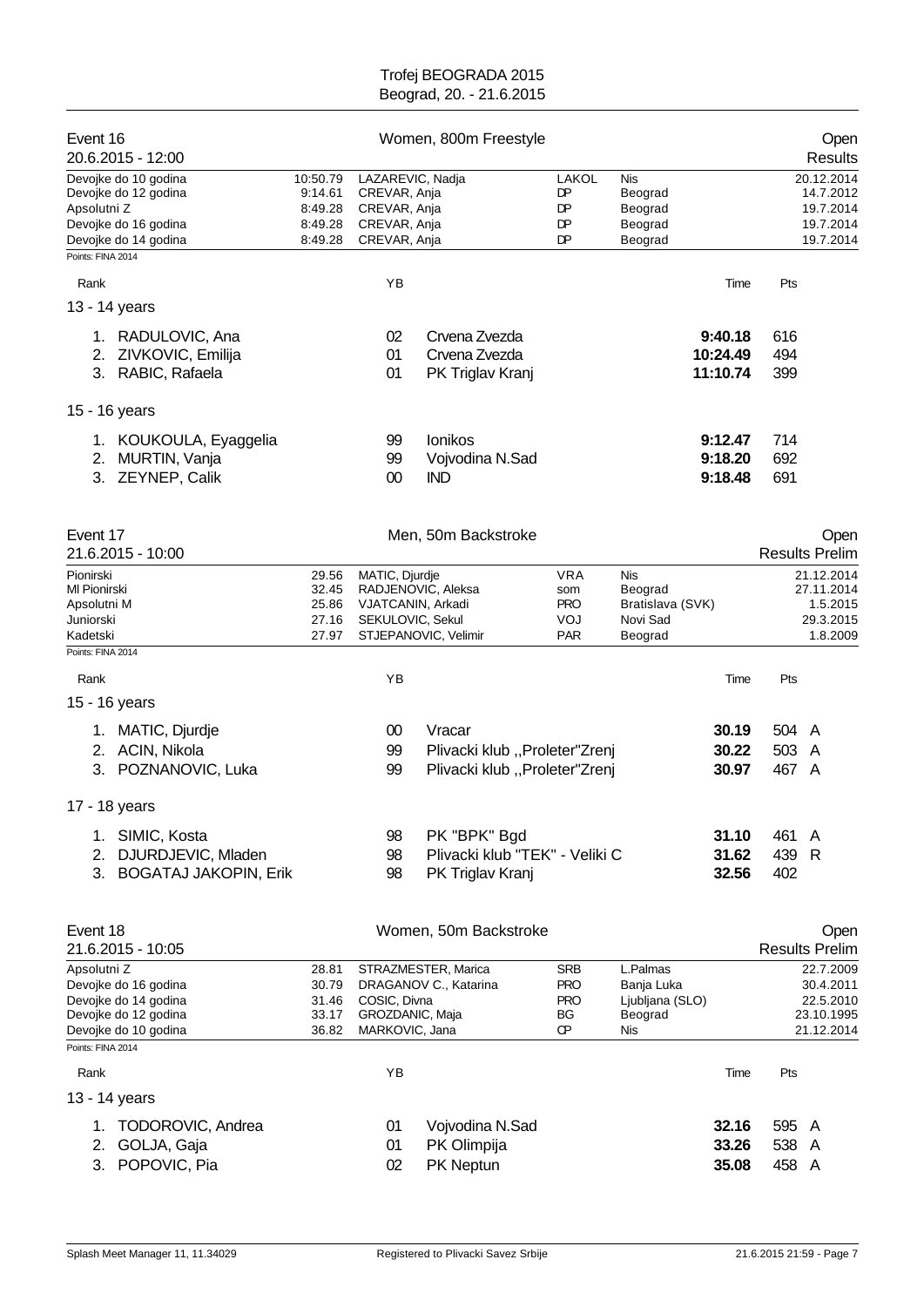Trofej BEOGRADA 2015
Beograd, 20. - 21.6.2015

## Event 16 — Women, 800m Freestyle — Open

20.6.2015 - 12:00 — Results

| | | | | | |
|---|---|---|---|---|---|
| Devojke do 10 godina | 10:50.79 | LAZAREVIC, Nadja | LAKOL | Nis | 20.12.2014 |
| Devojke do 12 godina | 9:14.61 | CREVAR, Anja | DP | Beograd | 14.7.2012 |
| Apsolutni Z | 8:49.28 | CREVAR, Anja | DP | Beograd | 19.7.2014 |
| Devojke do 16 godina | 8:49.28 | CREVAR, Anja | DP | Beograd | 19.7.2014 |
| Devojke do 14 godina | 8:49.28 | CREVAR, Anja | DP | Beograd | 19.7.2014 |

Points: FINA 2014

| Rank | | YB | | Time | Pts |
|---|---|---|---|---|---|
| **13 - 14 years** | | | | | |
| 1. | RADULOVIC, Ana | 02 | Crvena Zvezda | **9:40.18** | 616 |
| 2. | ZIVKOVIC, Emilija | 01 | Crvena Zvezda | **10:24.49** | 494 |
| 3. | RABIC, Rafaela | 01 | PK Triglav Kranj | **11:10.74** | 399 |
| **15 - 16 years** | | | | | |
| 1. | KOUKOULA, Eyaggelia | 99 | Ionikos | **9:12.47** | 714 |
| 2. | MURTIN, Vanja | 99 | Vojvodina N.Sad | **9:18.20** | 692 |
| 3. | ZEYNEP, Calik | 00 | IND | **9:18.48** | 691 |

## Event 17 — Men, 50m Backstroke — Open

21.6.2015 - 10:00 — Results Prelim

| | | | | | |
|---|---|---|---|---|---|
| Pionirski | 29.56 | MATIC, Djurdje | VRA | Nis | 21.12.2014 |
| Ml Pionirski | 32.45 | RADJENOVIC, Aleksa | som | Beograd | 27.11.2014 |
| Apsolutni M | 25.86 | VJATCANIN, Arkadi | PRO | Bratislava (SVK) | 1.5.2015 |
| Juniorski | 27.16 | SEKULOVIC, Sekul | VOJ | Novi Sad | 29.3.2015 |
| Kadetski | 27.97 | STJEPANOVIC, Velimir | PAR | Beograd | 1.8.2009 |

Points: FINA 2014

| Rank | | YB | | Time | Pts | |
|---|---|---|---|---|---|---|
| **15 - 16 years** | | | | | | |
| 1. | MATIC, Djurdje | 00 | Vracar | **30.19** | 504 | A |
| 2. | ACIN, Nikola | 99 | Plivacki klub ,,Proleter"Zrenj | **30.22** | 503 | A |
| 3. | POZNANOVIC, Luka | 99 | Plivacki klub ,,Proleter"Zrenj | **30.97** | 467 | A |
| **17 - 18 years** | | | | | | |
| 1. | SIMIC, Kosta | 98 | PK "BPK" Bgd | **31.10** | 461 | A |
| 2. | DJURDJEVIC, Mladen | 98 | Plivacki klub "TEK" - Veliki C | **31.62** | 439 | R |
| 3. | BOGATAJ JAKOPIN, Erik | 98 | PK Triglav Kranj | **32.56** | 402 | |

## Event 18 — Women, 50m Backstroke — Open

21.6.2015 - 10:05 — Results Prelim

| | | | | | |
|---|---|---|---|---|---|
| Apsolutni Z | 28.81 | STRAZMESTER, Marica | SRB | L.Palmas | 22.7.2009 |
| Devojke do 16 godina | 30.79 | DRAGANOV C., Katarina | PRO | Banja Luka | 30.4.2011 |
| Devojke do 14 godina | 31.46 | COSIC, Divna | PRO | Ljubljana (SLO) | 22.5.2010 |
| Devojke do 12 godina | 33.17 | GROZDANIC, Maja | BG | Beograd | 23.10.1995 |
| Devojke do 10 godina | 36.82 | MARKOVIC, Jana | CP | Nis | 21.12.2014 |

Points: FINA 2014

| Rank | | YB | | Time | Pts | |
|---|---|---|---|---|---|---|
| **13 - 14 years** | | | | | | |
| 1. | TODOROVIC, Andrea | 01 | Vojvodina N.Sad | **32.16** | 595 | A |
| 2. | GOLJA, Gaja | 01 | PK Olimpija | **33.26** | 538 | A |
| 3. | POPOVIC, Pia | 02 | PK Neptun | **35.08** | 458 | A |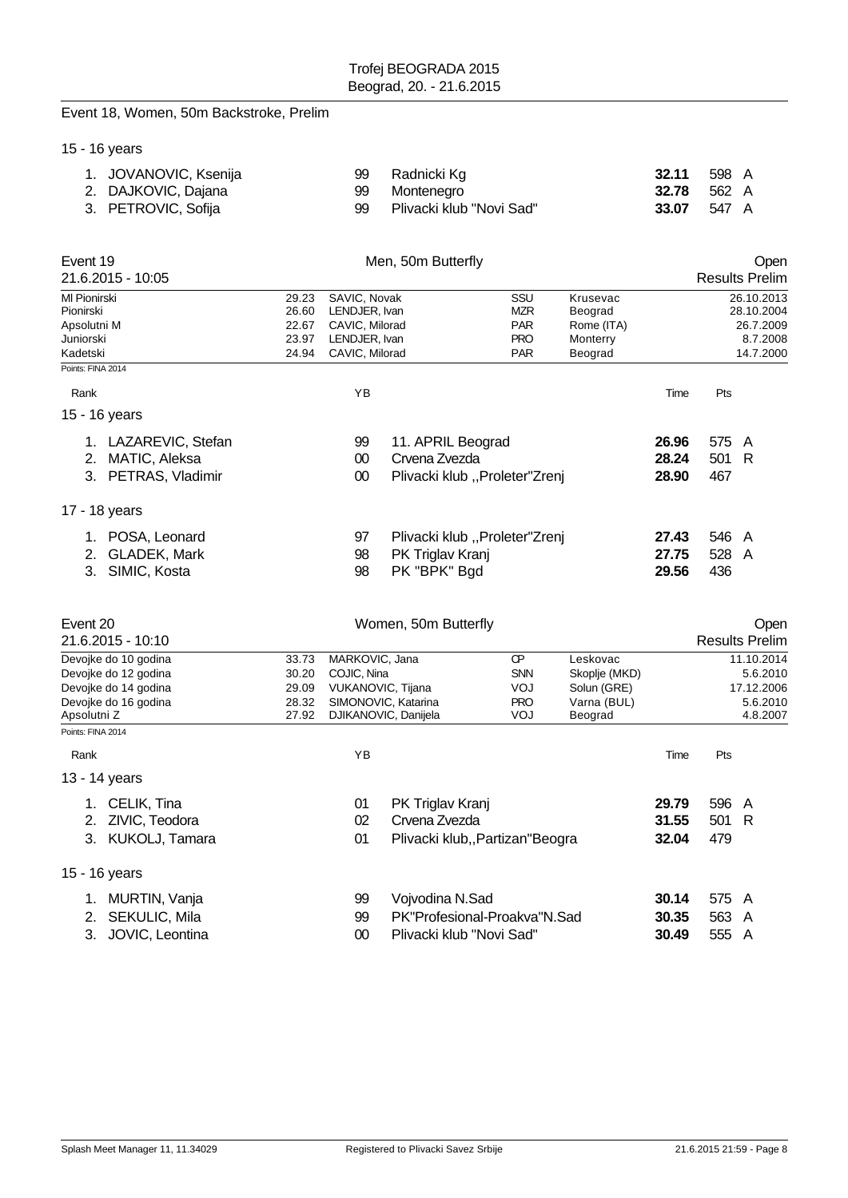Event 18, Women, 50m Backstroke, Prelim

15 - 16 years

| Rank | Name | YB | Club | Time | Pts | |
|---|---|---|---|---|---|---|
| 1. | JOVANOVIC, Ksenija | 99 | Radnicki Kg | **32.11** | 598 | A |
| 2. | DAJKOVIC, Dajana | 99 | Montenegro | **32.78** | 562 | A |
| 3. | PETROVIC, Sofija | 99 | Plivacki klub "Novi Sad" | **33.07** | 547 | A |

## Event 19 — Men, 50m Butterfly — Open

21.6.2015 - 10:05 — Results Prelim

| Record | Time | Name | Club | Place | Date |
|---|---|---|---|---|---|
| Ml Pionirski | 29.23 | SAVIC, Novak | SSU | Krusevac | 26.10.2013 |
| Pionirski | 26.60 | LENDJER, Ivan | MZR | Beograd | 28.10.2004 |
| Apsolutni M | 22.67 | CAVIC, Milorad | PAR | Rome (ITA) | 26.7.2009 |
| Juniorski | 23.97 | LENDJER, Ivan | PRO | Monterry | 8.7.2008 |
| Kadetski | 24.94 | CAVIC, Milorad | PAR | Beograd | 14.7.2000 |

Points: FINA 2014

| Rank | Name | YB | Club | Time | Pts | |
|---|---|---|---|---|---|---|
| **15 - 16 years** | | | | | | |
| 1. | LAZAREVIC, Stefan | 99 | 11. APRIL Beograd | **26.96** | 575 | A |
| 2. | MATIC, Aleksa | 00 | Crvena Zvezda | **28.24** | 501 | R |
| 3. | PETRAS, Vladimir | 00 | Plivacki klub ,,Proleter"Zrenj | **28.90** | 467 | |
| **17 - 18 years** | | | | | | |
| 1. | POSA, Leonard | 97 | Plivacki klub ,,Proleter"Zrenj | **27.43** | 546 | A |
| 2. | GLADEK, Mark | 98 | PK Triglav Kranj | **27.75** | 528 | A |
| 3. | SIMIC, Kosta | 98 | PK "BPK" Bgd | **29.56** | 436 | |

## Event 20 — Women, 50m Butterfly — Open

21.6.2015 - 10:10 — Results Prelim

| Record | Time | Name | Club | Place | Date |
|---|---|---|---|---|---|
| Devojke do 10 godina | 33.73 | MARKOVIC, Jana | CP | Leskovac | 11.10.2014 |
| Devojke do 12 godina | 30.20 | COJIC, Nina | SNN | Skoplje (MKD) | 5.6.2010 |
| Devojke do 14 godina | 29.09 | VUKANOVIC, Tijana | VOJ | Solun (GRE) | 17.12.2006 |
| Devojke do 16 godina | 28.32 | SIMONOVIC, Katarina | PRO | Varna (BUL) | 5.6.2010 |
| Apsolutni Z | 27.92 | DJIKANOVIC, Danijela | VOJ | Beograd | 4.8.2007 |

Points: FINA 2014

| Rank | Name | YB | Club | Time | Pts | |
|---|---|---|---|---|---|---|
| **13 - 14 years** | | | | | | |
| 1. | CELIK, Tina | 01 | PK Triglav Kranj | **29.79** | 596 | A |
| 2. | ZIVIC, Teodora | 02 | Crvena Zvezda | **31.55** | 501 | R |
| 3. | KUKOLJ, Tamara | 01 | Plivacki klub,,Partizan"Beogra | **32.04** | 479 | |
| **15 - 16 years** | | | | | | |
| 1. | MURTIN, Vanja | 99 | Vojvodina N.Sad | **30.14** | 575 | A |
| 2. | SEKULIC, Mila | 99 | PK"Profesional-Proakva"N.Sad | **30.35** | 563 | A |
| 3. | JOVIC, Leontina | 00 | Plivacki klub "Novi Sad" | **30.49** | 555 | A |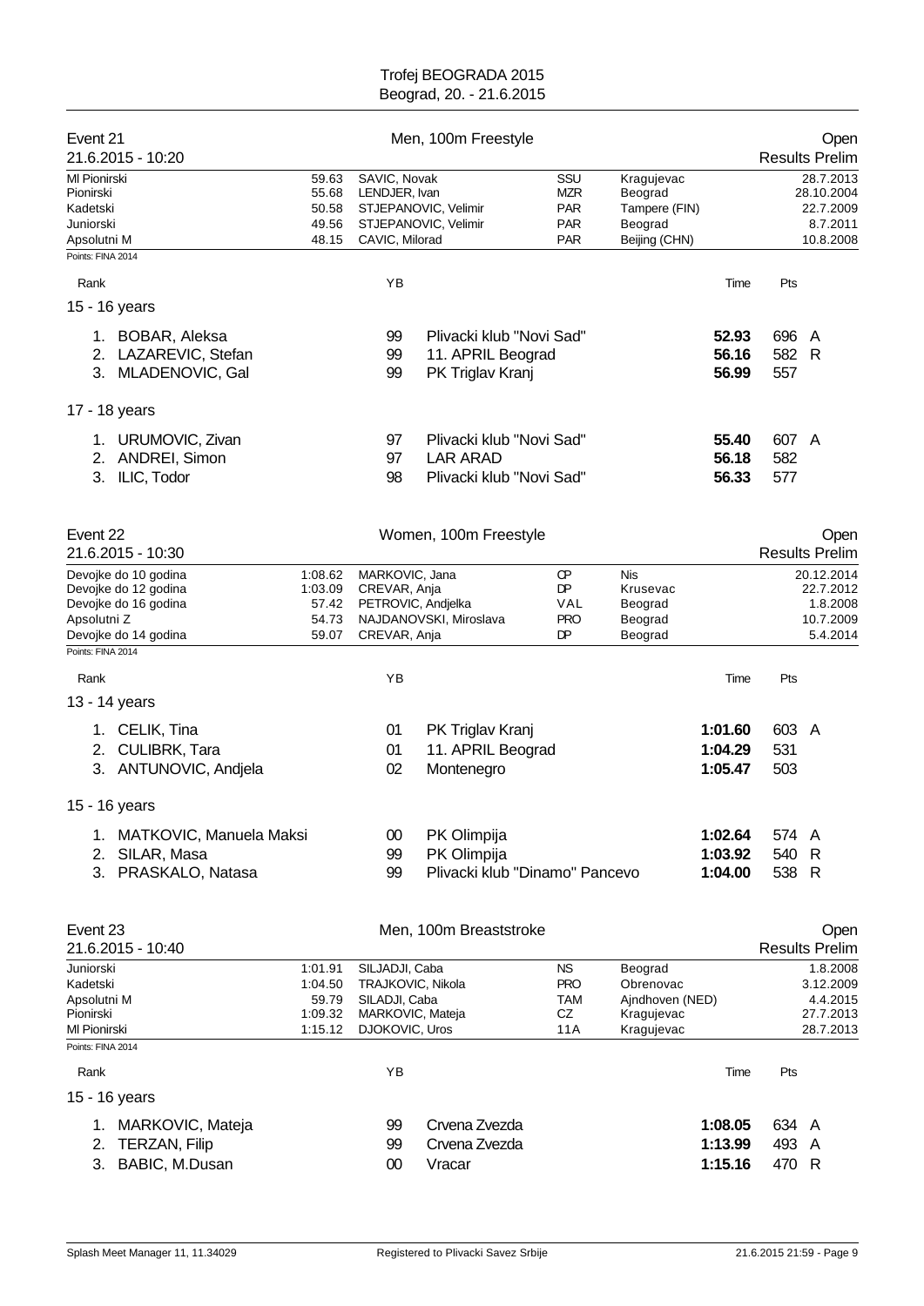Trofej BEOGRADA 2015
Beograd, 20. - 21.6.2015

## Event 21 — Men, 100m Freestyle — Open

21.6.2015 - 10:20 — Results Prelim

| | | | | | |
|---|---|---|---|---|---|
| Ml Pionirski | 59.63 | SAVIC, Novak | SSU | Kragujevac | 28.7.2013 |
| Pionirski | 55.68 | LENDJER, Ivan | MZR | Beograd | 28.10.2004 |
| Kadetski | 50.58 | STJEPANOVIC, Velimir | PAR | Tampere (FIN) | 22.7.2009 |
| Juniorski | 49.56 | STJEPANOVIC, Velimir | PAR | Beograd | 8.7.2011 |
| Apsolutni M | 48.15 | CAVIC, Milorad | PAR | Beijing (CHN) | 10.8.2008 |

Points: FINA 2014

| Rank | Name | YB | Club | Time | Pts | |
|---|---|---|---|---|---|---|
| **15 - 16 years** | | | | | | |
| 1. | BOBAR, Aleksa | 99 | Plivacki klub "Novi Sad" | 52.93 | 696 | A |
| 2. | LAZAREVIC, Stefan | 99 | 11. APRIL Beograd | 56.16 | 582 | R |
| 3. | MLADENOVIC, Gal | 99 | PK Triglav Kranj | 56.99 | 557 | |
| **17 - 18 years** | | | | | | |
| 1. | URUMOVIC, Zivan | 97 | Plivacki klub "Novi Sad" | 55.40 | 607 | A |
| 2. | ANDREI, Simon | 97 | LAR ARAD | 56.18 | 582 | |
| 3. | ILIC, Todor | 98 | Plivacki klub "Novi Sad" | 56.33 | 577 | |

## Event 22 — Women, 100m Freestyle — Open

21.6.2015 - 10:30 — Results Prelim

| | | | | | |
|---|---|---|---|---|---|
| Devojke do 10 godina | 1:08.62 | MARKOVIC, Jana | CP | Nis | 20.12.2014 |
| Devojke do 12 godina | 1:03.09 | CREVAR, Anja | DP | Krusevac | 22.7.2012 |
| Devojke do 16 godina | 57.42 | PETROVIC, Andjelka | VAL | Beograd | 1.8.2008 |
| Apsolutni Z | 54.73 | NAJDANOVSKI, Miroslava | PRO | Beograd | 10.7.2009 |
| Devojke do 14 godina | 59.07 | CREVAR, Anja | DP | Beograd | 5.4.2014 |

Points: FINA 2014

| Rank | Name | YB | Club | Time | Pts | |
|---|---|---|---|---|---|---|
| **13 - 14 years** | | | | | | |
| 1. | CELIK, Tina | 01 | PK Triglav Kranj | 1:01.60 | 603 | A |
| 2. | CULIBRK, Tara | 01 | 11. APRIL Beograd | 1:04.29 | 531 | |
| 3. | ANTUNOVIC, Andjela | 02 | Montenegro | 1:05.47 | 503 | |
| **15 - 16 years** | | | | | | |
| 1. | MATKOVIC, Manuela Maksi | 00 | PK Olimpija | 1:02.64 | 574 | A |
| 2. | SILAR, Masa | 99 | PK Olimpija | 1:03.92 | 540 | R |
| 3. | PRASKALO, Natasa | 99 | Plivacki klub "Dinamo" Pancevo | 1:04.00 | 538 | R |

## Event 23 — Men, 100m Breaststroke — Open

21.6.2015 - 10:40 — Results Prelim

| | | | | | |
|---|---|---|---|---|---|
| Juniorski | 1:01.91 | SILJADJI, Caba | NS | Beograd | 1.8.2008 |
| Kadetski | 1:04.50 | TRAJKOVIC, Nikola | PRO | Obrenovac | 3.12.2009 |
| Apsolutni M | 59.79 | SILADJI, Caba | TAM | Ajndhoven (NED) | 4.4.2015 |
| Pionirski | 1:09.32 | MARKOVIC, Mateja | CZ | Kragujevac | 27.7.2013 |
| Ml Pionirski | 1:15.12 | DJOKOVIC, Uros | 11A | Kragujevac | 28.7.2013 |

Points: FINA 2014

| Rank | Name | YB | Club | Time | Pts | |
|---|---|---|---|---|---|---|
| **15 - 16 years** | | | | | | |
| 1. | MARKOVIC, Mateja | 99 | Crvena Zvezda | 1:08.05 | 634 | A |
| 2. | TERZAN, Filip | 99 | Crvena Zvezda | 1:13.99 | 493 | A |
| 3. | BABIC, M.Dusan | 00 | Vracar | 1:15.16 | 470 | R |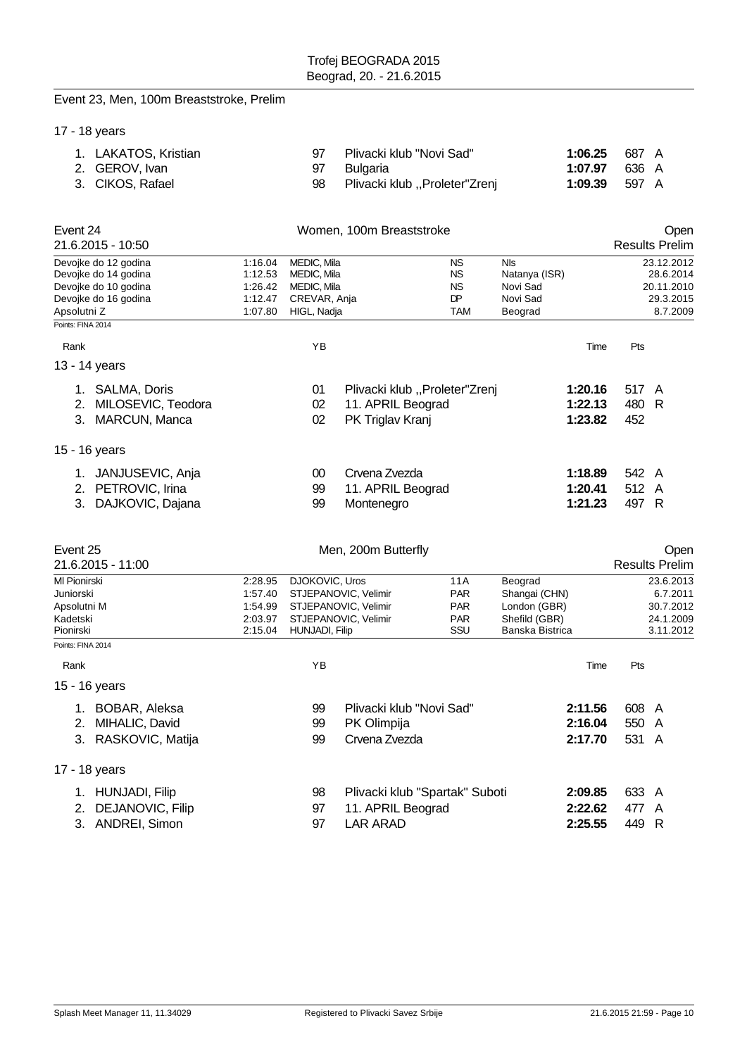Event 23, Men, 100m Breaststroke, Prelim

17 - 18 years

| Rank | Name | YB | Club | Time | Pts | |
|---|---|---|---|---|---|---|
| 1. | LAKATOS, Kristian | 97 | Plivacki klub "Novi Sad" | **1:06.25** | 687 | A |
| 2. | GEROV, Ivan | 97 | Bulgaria | **1:07.97** | 636 | A |
| 3. | CIKOS, Rafael | 98 | Plivacki klub ,,Proleter"Zrenj | **1:09.39** | 597 | A |

## Event 24 — Women, 100m Breaststroke — Open

21.6.2015 - 10:50 — Results Prelim

| | | | | | |
|---|---|---|---|---|---|
| Devojke do 12 godina | 1:16.04 | MEDIC, Mila | NS | Nls | 23.12.2012 |
| Devojke do 14 godina | 1:12.53 | MEDIC, Mila | NS | Natanya (ISR) | 28.6.2014 |
| Devojke do 10 godina | 1:26.42 | MEDIC, Mila | NS | Novi Sad | 20.11.2010 |
| Devojke do 16 godina | 1:12.47 | CREVAR, Anja | DP | Novi Sad | 29.3.2015 |
| Apsolutni Z | 1:07.80 | HIGL, Nadja | TAM | Beograd | 8.7.2009 |

Points: FINA 2014

| Rank | | YB | | Time | Pts | |
|---|---|---|---|---|---|---|
| **13 - 14 years** | | | | | | |
| 1. | SALMA, Doris | 01 | Plivacki klub ,,Proleter"Zrenj | **1:20.16** | 517 | A |
| 2. | MILOSEVIC, Teodora | 02 | 11. APRIL Beograd | **1:22.13** | 480 | R |
| 3. | MARCUN, Manca | 02 | PK Triglav Kranj | **1:23.82** | 452 | |
| **15 - 16 years** | | | | | | |
| 1. | JANJUSEVIC, Anja | 00 | Crvena Zvezda | **1:18.89** | 542 | A |
| 2. | PETROVIC, Irina | 99 | 11. APRIL Beograd | **1:20.41** | 512 | A |
| 3. | DAJKOVIC, Dajana | 99 | Montenegro | **1:21.23** | 497 | R |

## Event 25 — Men, 200m Butterfly — Open

21.6.2015 - 11:00 — Results Prelim

| | | | | | |
|---|---|---|---|---|---|
| Ml Pionirski | 2:28.95 | DJOKOVIC, Uros | 11A | Beograd | 23.6.2013 |
| Juniorski | 1:57.40 | STJEPANOVIC, Velimir | PAR | Shangai (CHN) | 6.7.2011 |
| Apsolutni M | 1:54.99 | STJEPANOVIC, Velimir | PAR | London (GBR) | 30.7.2012 |
| Kadetski | 2:03.97 | STJEPANOVIC, Velimir | PAR | Shefild (GBR) | 24.1.2009 |
| Pionirski | 2:15.04 | HUNJADI, Filip | SSU | Banska Bistrica | 3.11.2012 |

Points: FINA 2014

| Rank | | YB | | Time | Pts | |
|---|---|---|---|---|---|---|
| **15 - 16 years** | | | | | | |
| 1. | BOBAR, Aleksa | 99 | Plivacki klub "Novi Sad" | **2:11.56** | 608 | A |
| 2. | MIHALIC, David | 99 | PK Olimpija | **2:16.04** | 550 | A |
| 3. | RASKOVIC, Matija | 99 | Crvena Zvezda | **2:17.70** | 531 | A |
| **17 - 18 years** | | | | | | |
| 1. | HUNJADI, Filip | 98 | Plivacki klub "Spartak" Suboti | **2:09.85** | 633 | A |
| 2. | DEJANOVIC, Filip | 97 | 11. APRIL Beograd | **2:22.62** | 477 | A |
| 3. | ANDREI, Simon | 97 | LAR ARAD | **2:25.55** | 449 | R |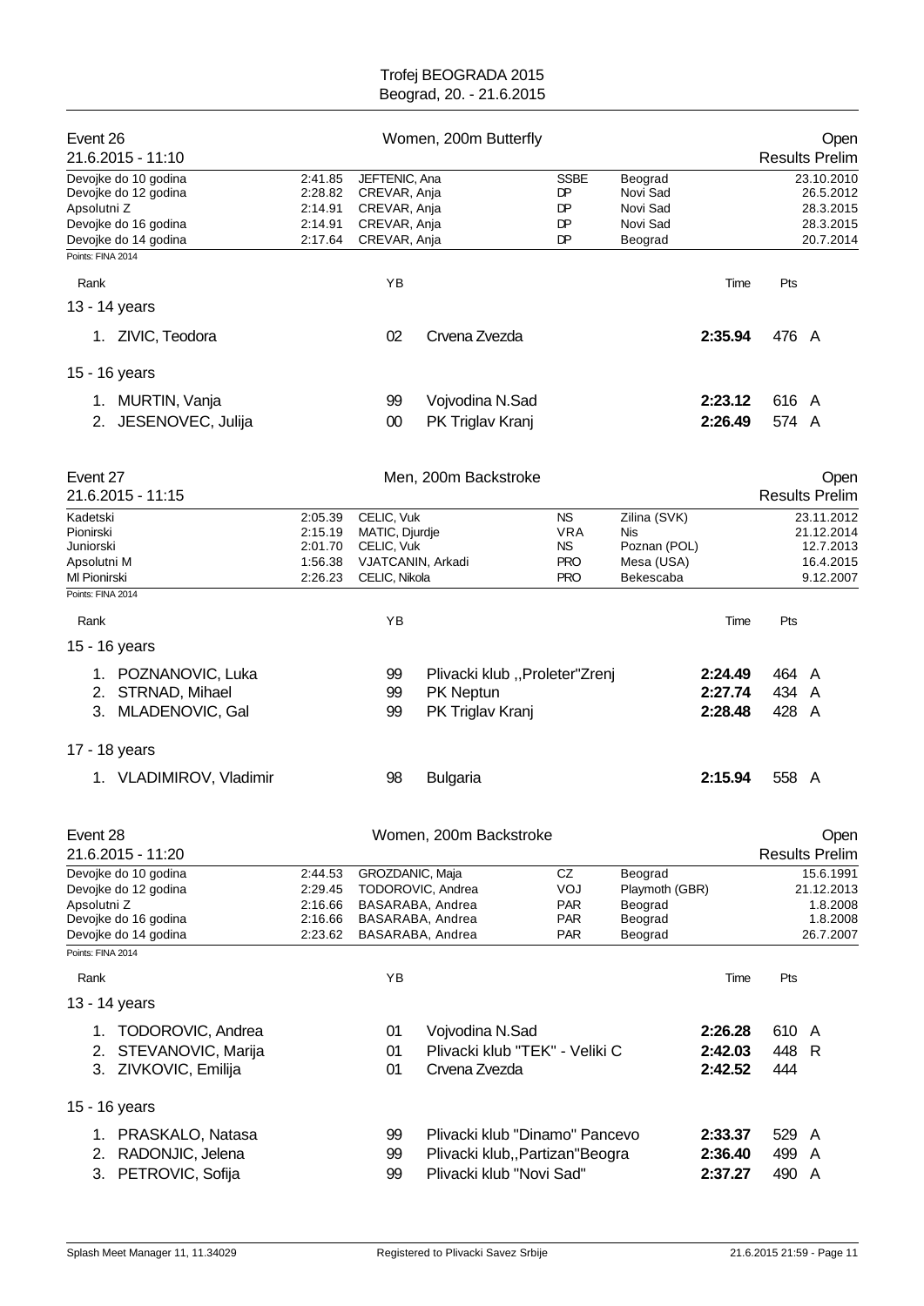# Trofej BEOGRADA 2015

Beograd, 20. - 21.6.2015

## Event 26 — Women, 200m Butterfly — Open

21.6.2015 - 11:10 — Results Prelim

| | | | | | |
|---|---|---|---|---|---|
| Devojke do 10 godina | 2:41.85 | JEFTENIC, Ana | SSBE | Beograd | 23.10.2010 |
| Devojke do 12 godina | 2:28.82 | CREVAR, Anja | DP | Novi Sad | 26.5.2012 |
| Apsolutni Z | 2:14.91 | CREVAR, Anja | DP | Novi Sad | 28.3.2015 |
| Devojke do 16 godina | 2:14.91 | CREVAR, Anja | DP | Novi Sad | 28.3.2015 |
| Devojke do 14 godina | 2:17.64 | CREVAR, Anja | DP | Beograd | 20.7.2014 |

Points: FINA 2014

| Rank | | YB | | Time | Pts | |
|---|---|---|---|---|---|---|
| **13 - 14 years** | | | | | | |
| 1. | ZIVIC, Teodora | 02 | Crvena Zvezda | **2:35.94** | 476 | A |
| **15 - 16 years** | | | | | | |
| 1. | MURTIN, Vanja | 99 | Vojvodina N.Sad | **2:23.12** | 616 | A |
| 2. | JESENOVEC, Julija | 00 | PK Triglav Kranj | **2:26.49** | 574 | A |

## Event 27 — Men, 200m Backstroke — Open

21.6.2015 - 11:15 — Results Prelim

| | | | | | |
|---|---|---|---|---|---|
| Kadetski | 2:05.39 | CELIC, Vuk | NS | Zilina (SVK) | 23.11.2012 |
| Pionirski | 2:15.19 | MATIC, Djurdje | VRA | Nis | 21.12.2014 |
| Juniorski | 2:01.70 | CELIC, Vuk | NS | Poznan (POL) | 12.7.2013 |
| Apsolutni M | 1:56.38 | VJATCANIN, Arkadi | PRO | Mesa (USA) | 16.4.2015 |
| Ml Pionirski | 2:26.23 | CELIC, Nikola | PRO | Bekescaba | 9.12.2007 |

Points: FINA 2014

| Rank | | YB | | Time | Pts | |
|---|---|---|---|---|---|---|
| **15 - 16 years** | | | | | | |
| 1. | POZNANOVIC, Luka | 99 | Plivacki klub ,,Proleter"Zrenj | **2:24.49** | 464 | A |
| 2. | STRNAD, Mihael | 99 | PK Neptun | **2:27.74** | 434 | A |
| 3. | MLADENOVIC, Gal | 99 | PK Triglav Kranj | **2:28.48** | 428 | A |
| **17 - 18 years** | | | | | | |
| 1. | VLADIMIROV, Vladimir | 98 | Bulgaria | **2:15.94** | 558 | A |

## Event 28 — Women, 200m Backstroke — Open

21.6.2015 - 11:20 — Results Prelim

| | | | | | |
|---|---|---|---|---|---|
| Devojke do 10 godina | 2:44.53 | GROZDANIC, Maja | CZ | Beograd | 15.6.1991 |
| Devojke do 12 godina | 2:29.45 | TODOROVIC, Andrea | VOJ | Playmoth (GBR) | 21.12.2013 |
| Apsolutni Z | 2:16.66 | BASARABA, Andrea | PAR | Beograd | 1.8.2008 |
| Devojke do 16 godina | 2:16.66 | BASARABA, Andrea | PAR | Beograd | 1.8.2008 |
| Devojke do 14 godina | 2:23.62 | BASARABA, Andrea | PAR | Beograd | 26.7.2007 |

Points: FINA 2014

| Rank | | YB | | Time | Pts | |
|---|---|---|---|---|---|---|
| **13 - 14 years** | | | | | | |
| 1. | TODOROVIC, Andrea | 01 | Vojvodina N.Sad | **2:26.28** | 610 | A |
| 2. | STEVANOVIC, Marija | 01 | Plivacki klub "TEK" - Veliki C | **2:42.03** | 448 | R |
| 3. | ZIVKOVIC, Emilija | 01 | Crvena Zvezda | **2:42.52** | 444 | |
| **15 - 16 years** | | | | | | |
| 1. | PRASKALO, Natasa | 99 | Plivacki klub "Dinamo" Pancevo | **2:33.37** | 529 | A |
| 2. | RADONJIC, Jelena | 99 | Plivacki klub,,Partizan"Beogra | **2:36.40** | 499 | A |
| 3. | PETROVIC, Sofija | 99 | Plivacki klub "Novi Sad" | **2:37.27** | 490 | A |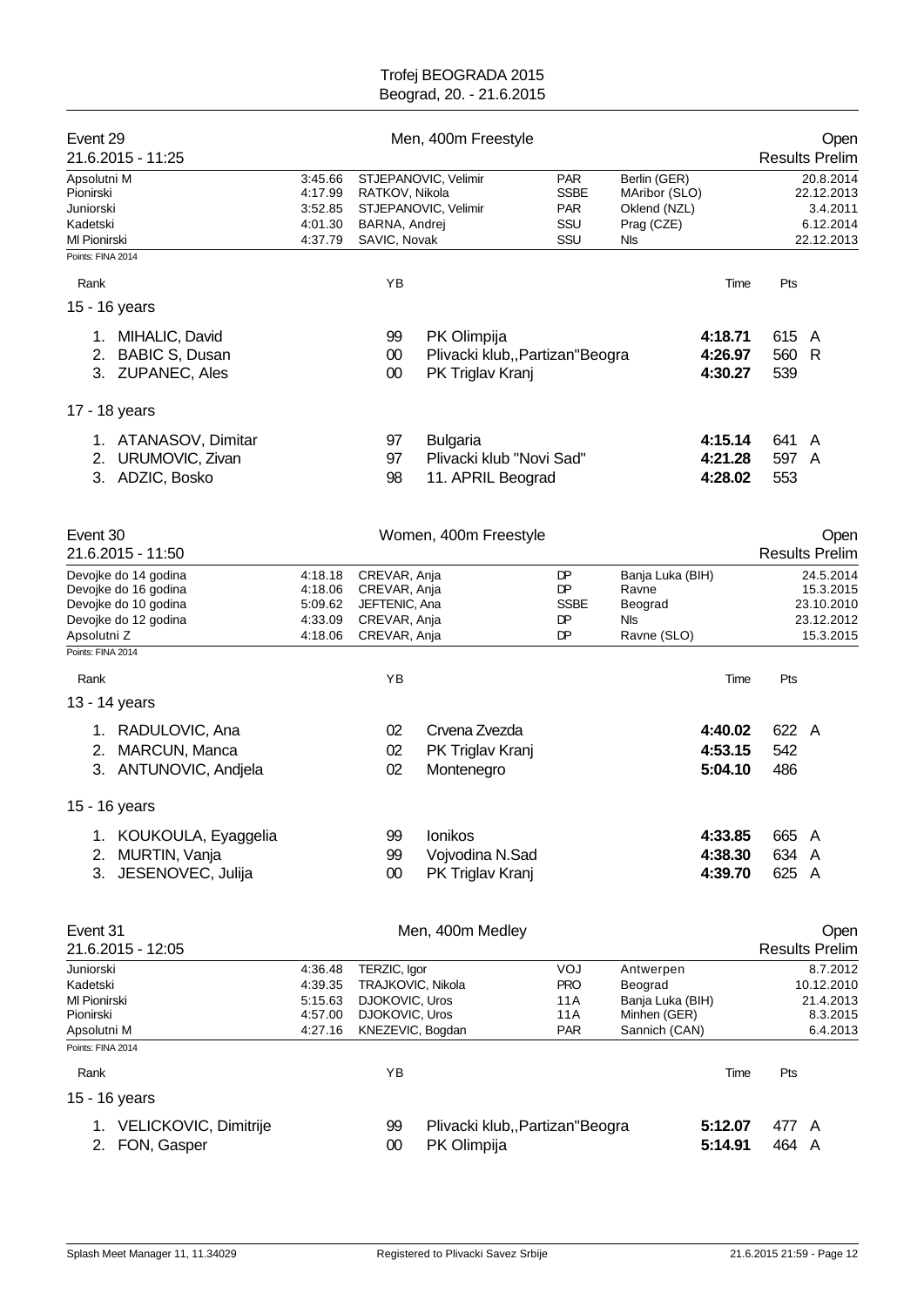## Event 29 — Men, 400m Freestyle — Open

21.6.2015 - 11:25 — Results Prelim

| Record | Time | Name | Club | Place | Date |
|---|---|---|---|---|---|
| Apsolutni M | 3:45.66 | STJEPANOVIC, Velimir | PAR | Berlin (GER) | 20.8.2014 |
| Pionirski | 4:17.99 | RATKOV, Nikola | SSBE | MAribor (SLO) | 22.12.2013 |
| Juniorski | 3:52.85 | STJEPANOVIC, Velimir | PAR | Oklend (NZL) | 3.4.2011 |
| Kadetski | 4:01.30 | BARNA, Andrej | SSU | Prag (CZE) | 6.12.2014 |
| Ml Pionirski | 4:37.79 | SAVIC, Novak | SSU | NIs | 22.12.2013 |

Points: FINA 2014

| Rank | Name | YB | Club | Time | Pts | |
|---|---|---|---|---|---|---|
| **15 - 16 years** | | | | | | |
| 1. | MIHALIC, David | 99 | PK Olimpija | **4:18.71** | 615 | A |
| 2. | BABIC S, Dusan | 00 | Plivacki klub,,Partizan"Beogra | **4:26.97** | 560 | R |
| 3. | ZUPANEC, Ales | 00 | PK Triglav Kranj | **4:30.27** | 539 | |
| **17 - 18 years** | | | | | | |
| 1. | ATANASOV, Dimitar | 97 | Bulgaria | **4:15.14** | 641 | A |
| 2. | URUMOVIC, Zivan | 97 | Plivacki klub "Novi Sad" | **4:21.28** | 597 | A |
| 3. | ADZIC, Bosko | 98 | 11. APRIL Beograd | **4:28.02** | 553 | |

## Event 30 — Women, 400m Freestyle — Open

21.6.2015 - 11:50 — Results Prelim

| Record | Time | Name | Club | Place | Date |
|---|---|---|---|---|---|
| Devojke do 14 godina | 4:18.18 | CREVAR, Anja | DP | Banja Luka (BIH) | 24.5.2014 |
| Devojke do 16 godina | 4:18.06 | CREVAR, Anja | DP | Ravne | 15.3.2015 |
| Devojke do 10 godina | 5:09.62 | JEFTENIC, Ana | SSBE | Beograd | 23.10.2010 |
| Devojke do 12 godina | 4:33.09 | CREVAR, Anja | DP | NIs | 23.12.2012 |
| Apsolutni Z | 4:18.06 | CREVAR, Anja | DP | Ravne (SLO) | 15.3.2015 |

Points: FINA 2014

| Rank | Name | YB | Club | Time | Pts | |
|---|---|---|---|---|---|---|
| **13 - 14 years** | | | | | | |
| 1. | RADULOVIC, Ana | 02 | Crvena Zvezda | **4:40.02** | 622 | A |
| 2. | MARCUN, Manca | 02 | PK Triglav Kranj | **4:53.15** | 542 | |
| 3. | ANTUNOVIC, Andjela | 02 | Montenegro | **5:04.10** | 486 | |
| **15 - 16 years** | | | | | | |
| 1. | KOUKOULA, Eyaggelia | 99 | Ionikos | **4:33.85** | 665 | A |
| 2. | MURTIN, Vanja | 99 | Vojvodina N.Sad | **4:38.30** | 634 | A |
| 3. | JESENOVEC, Julija | 00 | PK Triglav Kranj | **4:39.70** | 625 | A |

## Event 31 — Men, 400m Medley — Open

21.6.2015 - 12:05 — Results Prelim

| Record | Time | Name | Club | Place | Date |
|---|---|---|---|---|---|
| Juniorski | 4:36.48 | TERZIC, Igor | VOJ | Antwerpen | 8.7.2012 |
| Kadetski | 4:39.35 | TRAJKOVIC, Nikola | PRO | Beograd | 10.12.2010 |
| Ml Pionirski | 5:15.63 | DJOKOVIC, Uros | 11A | Banja Luka (BIH) | 21.4.2013 |
| Pionirski | 4:57.00 | DJOKOVIC, Uros | 11A | Minhen (GER) | 8.3.2015 |
| Apsolutni M | 4:27.16 | KNEZEVIC, Bogdan | PAR | Sannich (CAN) | 6.4.2013 |

Points: FINA 2014

| Rank | Name | YB | Club | Time | Pts | |
|---|---|---|---|---|---|---|
| **15 - 16 years** | | | | | | |
| 1. | VELICKOVIC, Dimitrije | 99 | Plivacki klub,,Partizan"Beogra | **5:12.07** | 477 | A |
| 2. | FON, Gasper | 00 | PK Olimpija | **5:14.91** | 464 | A |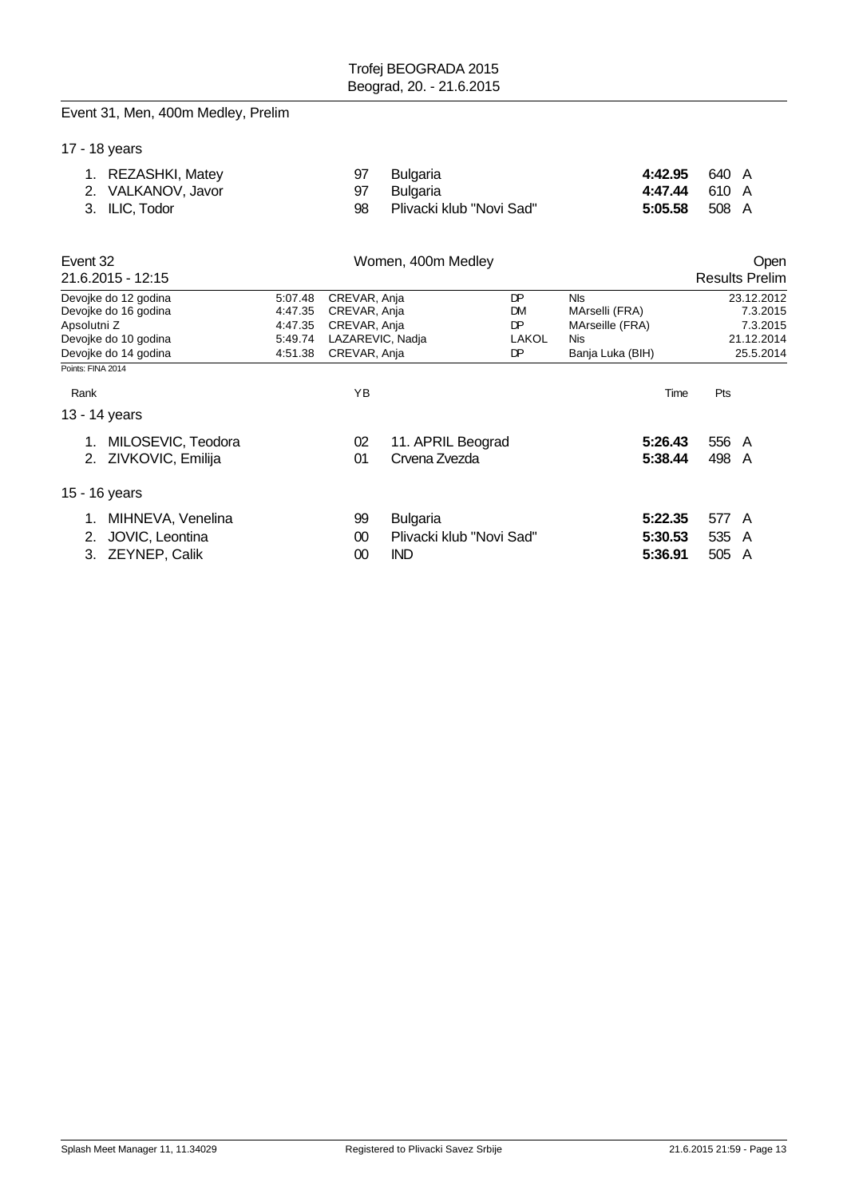## Event 31, Men, 400m Medley, Prelim

### 17 - 18 years

| Rank | Name | YB | Club | Time | Pts | |
|---|---|---|---|---|---|---|
| 1. | REZASHKI, Matey | 97 | Bulgaria | **4:42.95** | 640 | A |
| 2. | VALKANOV, Javor | 97 | Bulgaria | **4:47.44** | 610 | A |
| 3. | ILIC, Todor | 98 | Plivacki klub "Novi Sad" | **5:05.58** | 508 | A |

## Event 32 — Women, 400m Medley — Open

21.6.2015 - 12:15 — Results Prelim

| | | | | | |
|---|---|---|---|---|---|
| Devojke do 12 godina | 5:07.48 | CREVAR, Anja | DP | NIs | 23.12.2012 |
| Devojke do 16 godina | 4:47.35 | CREVAR, Anja | DM | MArselli (FRA) | 7.3.2015 |
| Apsolutni Z | 4:47.35 | CREVAR, Anja | DP | MArseille (FRA) | 7.3.2015 |
| Devojke do 10 godina | 5:49.74 | LAZAREVIC, Nadja | LAKOL | Nis | 21.12.2014 |
| Devojke do 14 godina | 4:51.38 | CREVAR, Anja | DP | Banja Luka (BIH) | 25.5.2014 |

Points: FINA 2014

### 13 - 14 years

| Rank | Name | YB | Club | Time | Pts | |
|---|---|---|---|---|---|---|
| 1. | MILOSEVIC, Teodora | 02 | 11. APRIL Beograd | **5:26.43** | 556 | A |
| 2. | ZIVKOVIC, Emilija | 01 | Crvena Zvezda | **5:38.44** | 498 | A |

### 15 - 16 years

| Rank | Name | YB | Club | Time | Pts | |
|---|---|---|---|---|---|---|
| 1. | MIHNEVA, Venelina | 99 | Bulgaria | **5:22.35** | 577 | A |
| 2. | JOVIC, Leontina | 00 | Plivacki klub "Novi Sad" | **5:30.53** | 535 | A |
| 3. | ZEYNEP, Calik | 00 | IND | **5:36.91** | 505 | A |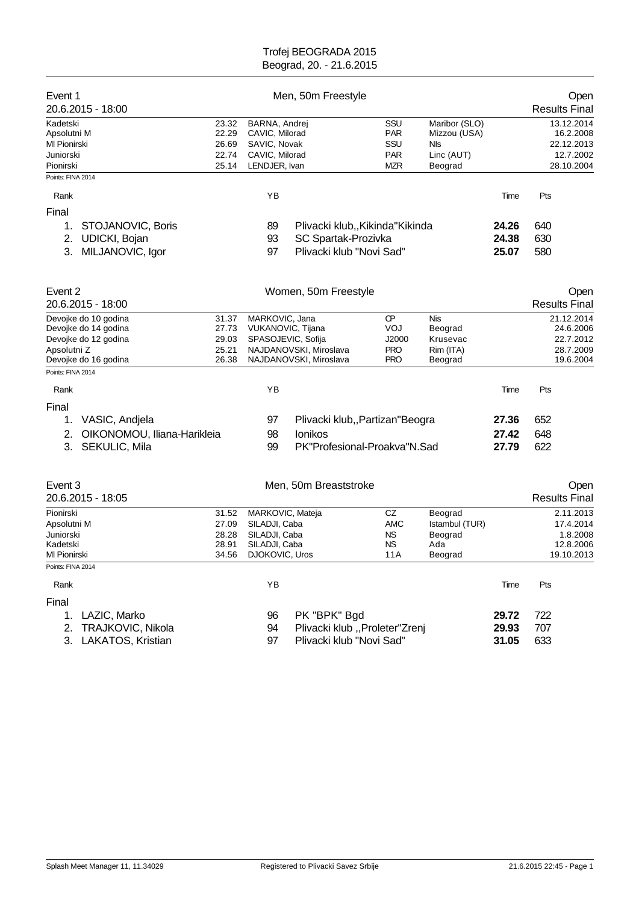# Trofej BEOGRADA 2015

Beograd, 20. - 21.6.2015

## Event 1 — Men, 50m Freestyle — Open

20.6.2015 - 18:00 — Results Final

| | | | | | |
|---|---|---|---|---|---|
| Kadetski | 23.32 | BARNA, Andrej | SSU | Maribor (SLO) | 13.12.2014 |
| Apsolutni M | 22.29 | CAVIC, Milorad | PAR | Mizzou (USA) | 16.2.2008 |
| Ml Pionirski | 26.69 | SAVIC, Novak | SSU | NIs | 22.12.2013 |
| Juniorski | 22.74 | CAVIC, Milorad | PAR | Linc (AUT) | 12.7.2002 |
| Pionirski | 25.14 | LENDJER, Ivan | MZR | Beograd | 28.10.2004 |

Points: FINA 2014

| Rank | | YB | | Time | Pts |
|---|---|---|---|---|---|
| **Final** | | | | | |
| 1. | STOJANOVIC, Boris | 89 | Plivacki klub,,Kikinda"Kikinda | **24.26** | 640 |
| 2. | UDICKI, Bojan | 93 | SC Spartak-Prozivka | **24.38** | 630 |
| 3. | MILJANOVIC, Igor | 97 | Plivacki klub "Novi Sad" | **25.07** | 580 |

## Event 2 — Women, 50m Freestyle — Open

20.6.2015 - 18:00 — Results Final

| | | | | | |
|---|---|---|---|---|---|
| Devojke do 10 godina | 31.37 | MARKOVIC, Jana | CP | Nis | 21.12.2014 |
| Devojke do 14 godina | 27.73 | VUKANOVIC, Tijana | VOJ | Beograd | 24.6.2006 |
| Devojke do 12 godina | 29.03 | SPASOJEVIC, Sofija | J2000 | Krusevac | 22.7.2012 |
| Apsolutni Z | 25.21 | NAJDANOVSKI, Miroslava | PRO | Rim (ITA) | 28.7.2009 |
| Devojke do 16 godina | 26.38 | NAJDANOVSKI, Miroslava | PRO | Beograd | 19.6.2004 |

Points: FINA 2014

| Rank | | YB | | Time | Pts |
|---|---|---|---|---|---|
| **Final** | | | | | |
| 1. | VASIC, Andjela | 97 | Plivacki klub,,Partizan"Beogra | **27.36** | 652 |
| 2. | OIKONOMOU, Iliana-Harikleia | 98 | Ionikos | **27.42** | 648 |
| 3. | SEKULIC, Mila | 99 | PK"Profesional-Proakva"N.Sad | **27.79** | 622 |

## Event 3 — Men, 50m Breaststroke — Open

20.6.2015 - 18:05 — Results Final

| | | | | | |
|---|---|---|---|---|---|
| Pionirski | 31.52 | MARKOVIC, Mateja | CZ | Beograd | 2.11.2013 |
| Apsolutni M | 27.09 | SILADJI, Caba | AMC | Istambul (TUR) | 17.4.2014 |
| Juniorski | 28.28 | SILADJI, Caba | NS | Beograd | 1.8.2008 |
| Kadetski | 28.91 | SILADJI, Caba | NS | Ada | 12.8.2006 |
| Ml Pionirski | 34.56 | DJOKOVIC, Uros | 11A | Beograd | 19.10.2013 |

Points: FINA 2014

| Rank | | YB | | Time | Pts |
|---|---|---|---|---|---|
| **Final** | | | | | |
| 1. | LAZIC, Marko | 96 | PK "BPK" Bgd | **29.72** | 722 |
| 2. | TRAJKOVIC, Nikola | 94 | Plivacki klub ,,Proleter"Zrenj | **29.93** | 707 |
| 3. | LAKATOS, Kristian | 97 | Plivacki klub "Novi Sad" | **31.05** | 633 |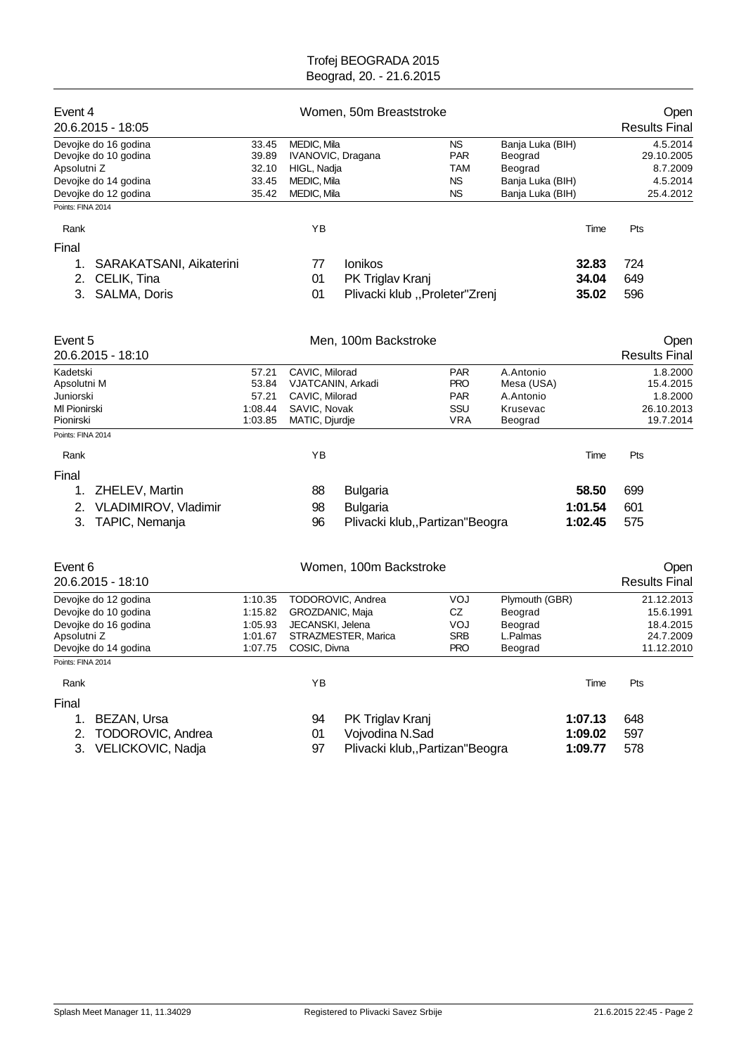Trofej BEOGRADA 2015
Beograd, 20. - 21.6.2015

## Event 4 — Women, 50m Breaststroke — Open

20.6.2015 - 18:05 — Results Final

| Record | Time | Name | Club | Place | Date |
|---|---|---|---|---|---|
| Devojke do 16 godina | 33.45 | MEDIC, Mila | NS | Banja Luka (BIH) | 4.5.2014 |
| Devojke do 10 godina | 39.89 | IVANOVIC, Dragana | PAR | Beograd | 29.10.2005 |
| Apsolutni Z | 32.10 | HIGL, Nadja | TAM | Beograd | 8.7.2009 |
| Devojke do 14 godina | 33.45 | MEDIC, Mila | NS | Banja Luka (BIH) | 4.5.2014 |
| Devojke do 12 godina | 35.42 | MEDIC, Mila | NS | Banja Luka (BIH) | 25.4.2012 |

Points: FINA 2014

| Rank | Name | YB | Club | Time | Pts |
|---|---|---|---|---|---|
| **Final** | | | | | |
| 1. | SARAKATSANI, Aikaterini | 77 | Ionikos | **32.83** | 724 |
| 2. | CELIK, Tina | 01 | PK Triglav Kranj | **34.04** | 649 |
| 3. | SALMA, Doris | 01 | Plivacki klub ,,Proleter"Zrenj | **35.02** | 596 |

## Event 5 — Men, 100m Backstroke — Open

20.6.2015 - 18:10 — Results Final

| Record | Time | Name | Club | Place | Date |
|---|---|---|---|---|---|
| Kadetski | 57.21 | CAVIC, Milorad | PAR | A.Antonio | 1.8.2000 |
| Apsolutni M | 53.84 | VJATCANIN, Arkadi | PRO | Mesa (USA) | 15.4.2015 |
| Juniorski | 57.21 | CAVIC, Milorad | PAR | A.Antonio | 1.8.2000 |
| Ml Pionirski | 1:08.44 | SAVIC, Novak | SSU | Krusevac | 26.10.2013 |
| Pionirski | 1:03.85 | MATIC, Djurdje | VRA | Beograd | 19.7.2014 |

Points: FINA 2014

| Rank | Name | YB | Club | Time | Pts |
|---|---|---|---|---|---|
| **Final** | | | | | |
| 1. | ZHELEV, Martin | 88 | Bulgaria | **58.50** | 699 |
| 2. | VLADIMIROV, Vladimir | 98 | Bulgaria | **1:01.54** | 601 |
| 3. | TAPIC, Nemanja | 96 | Plivacki klub,,Partizan"Beogra | **1:02.45** | 575 |

## Event 6 — Women, 100m Backstroke — Open

20.6.2015 - 18:10 — Results Final

| Record | Time | Name | Club | Place | Date |
|---|---|---|---|---|---|
| Devojke do 12 godina | 1:10.35 | TODOROVIC, Andrea | VOJ | Plymouth (GBR) | 21.12.2013 |
| Devojke do 10 godina | 1:15.82 | GROZDANIC, Maja | CZ | Beograd | 15.6.1991 |
| Devojke do 16 godina | 1:05.93 | JECANSKI, Jelena | VOJ | Beograd | 18.4.2015 |
| Apsolutni Z | 1:01.67 | STRAZMESTER, Marica | SRB | L.Palmas | 24.7.2009 |
| Devojke do 14 godina | 1:07.75 | COSIC, Divna | PRO | Beograd | 11.12.2010 |

Points: FINA 2014

| Rank | Name | YB | Club | Time | Pts |
|---|---|---|---|---|---|
| **Final** | | | | | |
| 1. | BEZAN, Ursa | 94 | PK Triglav Kranj | **1:07.13** | 648 |
| 2. | TODOROVIC, Andrea | 01 | Vojvodina N.Sad | **1:09.02** | 597 |
| 3. | VELICKOVIC, Nadja | 97 | Plivacki klub,,Partizan"Beogra | **1:09.77** | 578 |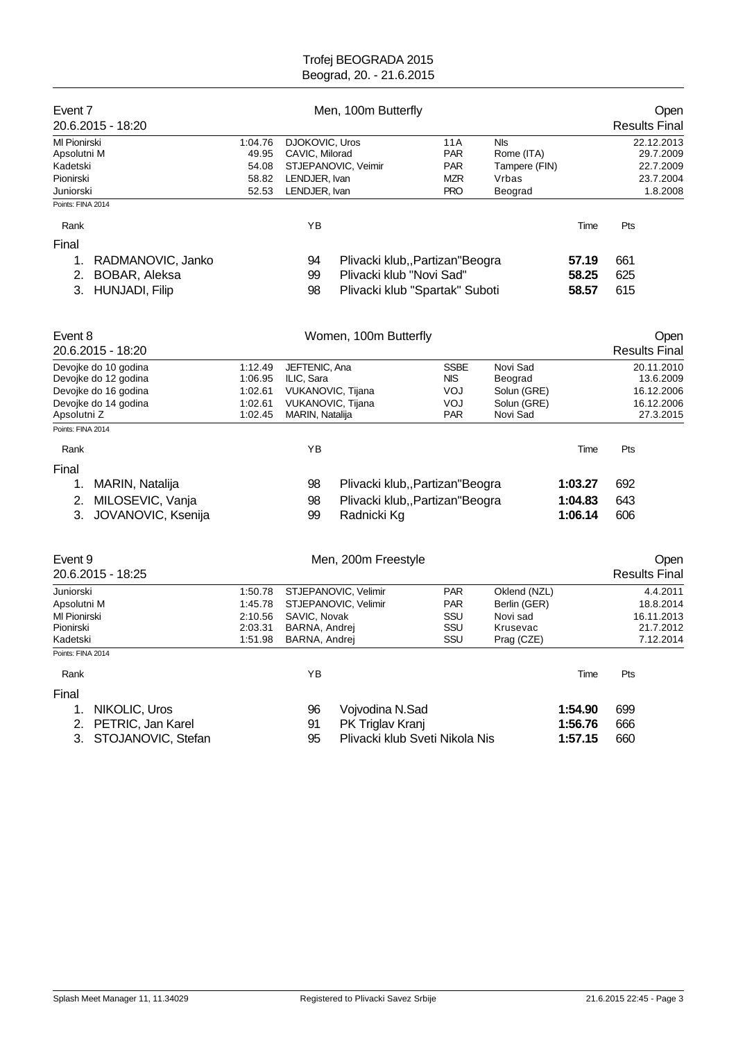## Event 7 — Men, 100m Butterfly — Open

20.6.2015 - 18:20 — Results Final

| Record | Time | Name | Club | Place | Date |
|---|---|---|---|---|---|
| Ml Pionirski | 1:04.76 | DJOKOVIC, Uros | 11A | Nis | 22.12.2013 |
| Apsolutni M | 49.95 | CAVIC, Milorad | PAR | Rome (ITA) | 29.7.2009 |
| Kadetski | 54.08 | STJEPANOVIC, Veimir | PAR | Tampere (FIN) | 22.7.2009 |
| Pionirski | 58.82 | LENDJER, Ivan | MZR | Vrbas | 23.7.2004 |
| Juniorski | 52.53 | LENDJER, Ivan | PRO | Beograd | 1.8.2008 |

Points: FINA 2014

**Final**

| Rank | Name | YB | Club | Time | Pts |
|---|---|---|---|---|---|
| 1. | RADMANOVIC, Janko | 94 | Plivacki klub,,Partizan"Beogra | **57.19** | 661 |
| 2. | BOBAR, Aleksa | 99 | Plivacki klub "Novi Sad" | **58.25** | 625 |
| 3. | HUNJADI, Filip | 98 | Plivacki klub "Spartak" Suboti | **58.57** | 615 |

## Event 8 — Women, 100m Butterfly — Open

20.6.2015 - 18:20 — Results Final

| Record | Time | Name | Club | Place | Date |
|---|---|---|---|---|---|
| Devojke do 10 godina | 1:12.49 | JEFTENIC, Ana | SSBE | Novi Sad | 20.11.2010 |
| Devojke do 12 godina | 1:06.95 | ILIC, Sara | NIS | Beograd | 13.6.2009 |
| Devojke do 16 godina | 1:02.61 | VUKANOVIC, Tijana | VOJ | Solun (GRE) | 16.12.2006 |
| Devojke do 14 godina | 1:02.61 | VUKANOVIC, Tijana | VOJ | Solun (GRE) | 16.12.2006 |
| Apsolutni Z | 1:02.45 | MARIN, Natalija | PAR | Novi Sad | 27.3.2015 |

Points: FINA 2014

**Final**

| Rank | Name | YB | Club | Time | Pts |
|---|---|---|---|---|---|
| 1. | MARIN, Natalija | 98 | Plivacki klub,,Partizan"Beogra | **1:03.27** | 692 |
| 2. | MILOSEVIC, Vanja | 98 | Plivacki klub,,Partizan"Beogra | **1:04.83** | 643 |
| 3. | JOVANOVIC, Ksenija | 99 | Radnicki Kg | **1:06.14** | 606 |

## Event 9 — Men, 200m Freestyle — Open

20.6.2015 - 18:25 — Results Final

| Record | Time | Name | Club | Place | Date |
|---|---|---|---|---|---|
| Juniorski | 1:50.78 | STJEPANOVIC, Velimir | PAR | Oklend (NZL) | 4.4.2011 |
| Apsolutni M | 1:45.78 | STJEPANOVIC, Velimir | PAR | Berlin (GER) | 18.8.2014 |
| Ml Pionirski | 2:10.56 | SAVIC, Novak | SSU | Novi sad | 16.11.2013 |
| Pionirski | 2:03.31 | BARNA, Andrej | SSU | Krusevac | 21.7.2012 |
| Kadetski | 1:51.98 | BARNA, Andrej | SSU | Prag (CZE) | 7.12.2014 |

Points: FINA 2014

**Final**

| Rank | Name | YB | Club | Time | Pts |
|---|---|---|---|---|---|
| 1. | NIKOLIC, Uros | 96 | Vojvodina N.Sad | **1:54.90** | 699 |
| 2. | PETRIC, Jan Karel | 91 | PK Triglav Kranj | **1:56.76** | 666 |
| 3. | STOJANOVIC, Stefan | 95 | Plivacki klub Sveti Nikola Nis | **1:57.15** | 660 |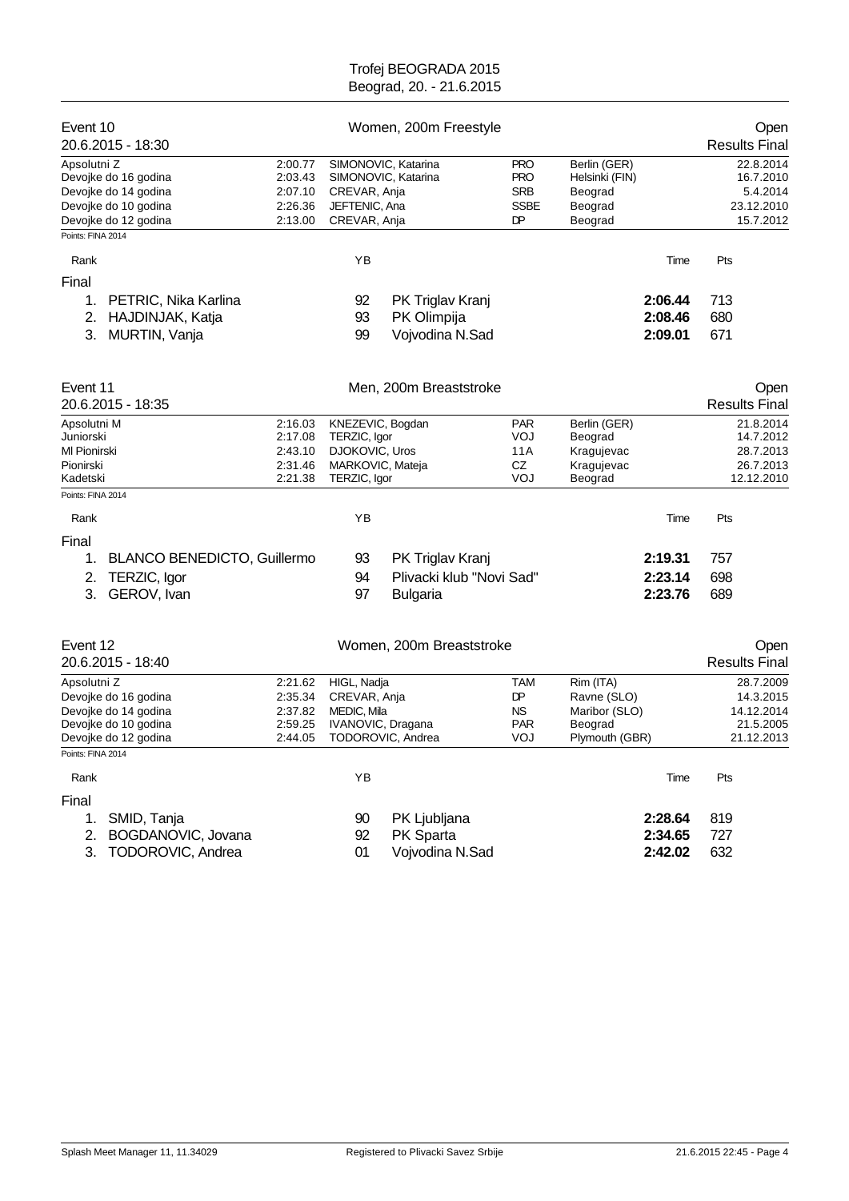# Trofej BEOGRADA 2015
Beograd, 20. - 21.6.2015

## Event 10 — Women, 200m Freestyle — Open

20.6.2015 - 18:30 — Results Final

| Record | Time | Name | Club | Place | Date |
|---|---|---|---|---|---|
| Apsolutni Z | 2:00.77 | SIMONOVIC, Katarina | PRO | Berlin (GER) | 22.8.2014 |
| Devojke do 16 godina | 2:03.43 | SIMONOVIC, Katarina | PRO | Helsinki (FIN) | 16.7.2010 |
| Devojke do 14 godina | 2:07.10 | CREVAR, Anja | SRB | Beograd | 5.4.2014 |
| Devojke do 10 godina | 2:26.36 | JEFTENIC, Ana | SSBE | Beograd | 23.12.2010 |
| Devojke do 12 godina | 2:13.00 | CREVAR, Anja | DP | Beograd | 15.7.2012 |

Points: FINA 2014

| Rank | Name | YB | Club | Time | Pts |
|---|---|---|---|---|---|
| **Final** | | | | | |
| 1. | PETRIC, Nika Karlina | 92 | PK Triglav Kranj | **2:06.44** | 713 |
| 2. | HAJDINJAK, Katja | 93 | PK Olimpija | **2:08.46** | 680 |
| 3. | MURTIN, Vanja | 99 | Vojvodina N.Sad | **2:09.01** | 671 |

## Event 11 — Men, 200m Breaststroke — Open

20.6.2015 - 18:35 — Results Final

| Record | Time | Name | Club | Place | Date |
|---|---|---|---|---|---|
| Apsolutni M | 2:16.03 | KNEZEVIC, Bogdan | PAR | Berlin (GER) | 21.8.2014 |
| Juniorski | 2:17.08 | TERZIC, Igor | VOJ | Beograd | 14.7.2012 |
| Ml Pionirski | 2:43.10 | DJOKOVIC, Uros | 11A | Kragujevac | 28.7.2013 |
| Pionirski | 2:31.46 | MARKOVIC, Mateja | CZ | Kragujevac | 26.7.2013 |
| Kadetski | 2:21.38 | TERZIC, Igor | VOJ | Beograd | 12.12.2010 |

Points: FINA 2014

| Rank | Name | YB | Club | Time | Pts |
|---|---|---|---|---|---|
| **Final** | | | | | |
| 1. | BLANCO BENEDICTO, Guillermo | 93 | PK Triglav Kranj | **2:19.31** | 757 |
| 2. | TERZIC, Igor | 94 | Plivacki klub "Novi Sad" | **2:23.14** | 698 |
| 3. | GEROV, Ivan | 97 | Bulgaria | **2:23.76** | 689 |

## Event 12 — Women, 200m Breaststroke — Open

20.6.2015 - 18:40 — Results Final

| Record | Time | Name | Club | Place | Date |
|---|---|---|---|---|---|
| Apsolutni Z | 2:21.62 | HIGL, Nadja | TAM | Rim (ITA) | 28.7.2009 |
| Devojke do 16 godina | 2:35.34 | CREVAR, Anja | DP | Ravne (SLO) | 14.3.2015 |
| Devojke do 14 godina | 2:37.82 | MEDIC, Mila | NS | Maribor (SLO) | 14.12.2014 |
| Devojke do 10 godina | 2:59.25 | IVANOVIC, Dragana | PAR | Beograd | 21.5.2005 |
| Devojke do 12 godina | 2:44.05 | TODOROVIC, Andrea | VOJ | Plymouth (GBR) | 21.12.2013 |

Points: FINA 2014

| Rank | Name | YB | Club | Time | Pts |
|---|---|---|---|---|---|
| **Final** | | | | | |
| 1. | SMID, Tanja | 90 | PK Ljubljana | **2:28.64** | 819 |
| 2. | BOGDANOVIC, Jovana | 92 | PK Sparta | **2:34.65** | 727 |
| 3. | TODOROVIC, Andrea | 01 | Vojvodina N.Sad | **2:42.02** | 632 |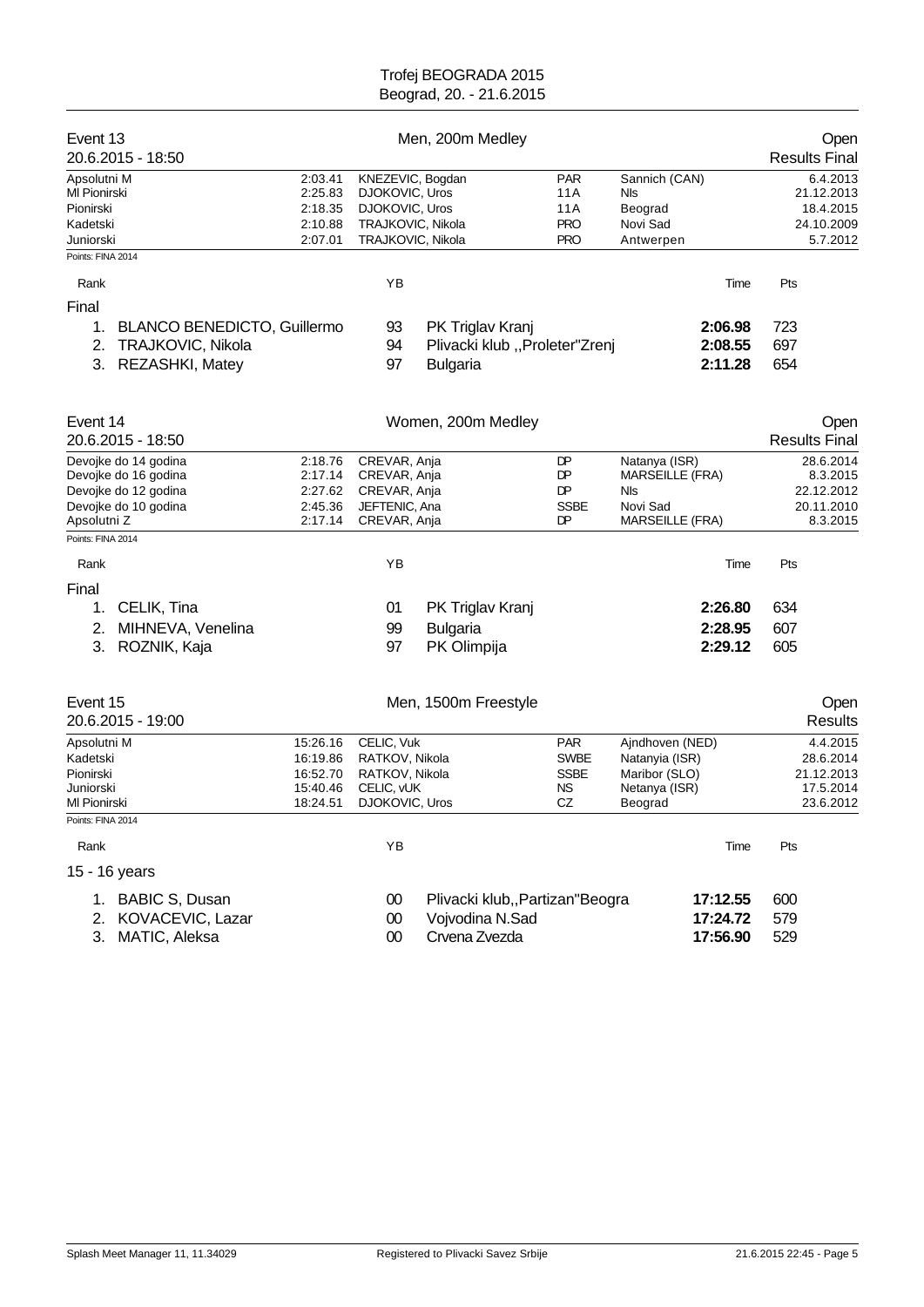## Event 13 — Men, 200m Medley — Open

20.6.2015 - 18:50 — Results Final

| Record | Time | Name | Club | Place | Date |
|---|---|---|---|---|---|
| Apsolutni M | 2:03.41 | KNEZEVIC, Bogdan | PAR | Sannich (CAN) | 6.4.2013 |
| Ml Pionirski | 2:25.83 | DJOKOVIC, Uros | 11A | Nls | 21.12.2013 |
| Pionirski | 2:18.35 | DJOKOVIC, Uros | 11A | Beograd | 18.4.2015 |
| Kadetski | 2:10.88 | TRAJKOVIC, Nikola | PRO | Novi Sad | 24.10.2009 |
| Juniorski | 2:07.01 | TRAJKOVIC, Nikola | PRO | Antwerpen | 5.7.2012 |

Points: FINA 2014

| Rank | | YB | | Time | Pts |
|---|---|---|---|---|---|
| **Final** | | | | | |
| 1. | BLANCO BENEDICTO, Guillermo | 93 | PK Triglav Kranj | **2:06.98** | 723 |
| 2. | TRAJKOVIC, Nikola | 94 | Plivacki klub ,,Proleter"Zrenj | **2:08.55** | 697 |
| 3. | REZASHKI, Matey | 97 | Bulgaria | **2:11.28** | 654 |

## Event 14 — Women, 200m Medley — Open

20.6.2015 - 18:50 — Results Final

| Record | Time | Name | Club | Place | Date |
|---|---|---|---|---|---|
| Devojke do 14 godina | 2:18.76 | CREVAR, Anja | DP | Natanya (ISR) | 28.6.2014 |
| Devojke do 16 godina | 2:17.14 | CREVAR, Anja | DP | MARSEILLE (FRA) | 8.3.2015 |
| Devojke do 12 godina | 2:27.62 | CREVAR, Anja | DP | Nls | 22.12.2012 |
| Devojke do 10 godina | 2:45.36 | JEFTENIC, Ana | SSBE | Novi Sad | 20.11.2010 |
| Apsolutni Z | 2:17.14 | CREVAR, Anja | DP | MARSEILLE (FRA) | 8.3.2015 |

Points: FINA 2014

| Rank | | YB | | Time | Pts |
|---|---|---|---|---|---|
| **Final** | | | | | |
| 1. | CELIK, Tina | 01 | PK Triglav Kranj | **2:26.80** | 634 |
| 2. | MIHNEVA, Venelina | 99 | Bulgaria | **2:28.95** | 607 |
| 3. | ROZNIK, Kaja | 97 | PK Olimpija | **2:29.12** | 605 |

## Event 15 — Men, 1500m Freestyle — Open

20.6.2015 - 19:00 — Results

| Record | Time | Name | Club | Place | Date |
|---|---|---|---|---|---|
| Apsolutni M | 15:26.16 | CELIC, Vuk | PAR | Ajndhoven (NED) | 4.4.2015 |
| Kadetski | 16:19.86 | RATKOV, Nikola | SWBE | Natanyia (ISR) | 28.6.2014 |
| Pionirski | 16:52.70 | RATKOV, Nikola | SSBE | Maribor (SLO) | 21.12.2013 |
| Juniorski | 15:40.46 | CELIC, vUK | NS | Netanya (ISR) | 17.5.2014 |
| Ml Pionirski | 18:24.51 | DJOKOVIC, Uros | CZ | Beograd | 23.6.2012 |

Points: FINA 2014

| Rank | | YB | | Time | Pts |
|---|---|---|---|---|---|
| **15 - 16 years** | | | | | |
| 1. | BABIC S, Dusan | 00 | Plivacki klub,,Partizan"Beogra | **17:12.55** | 600 |
| 2. | KOVACEVIC, Lazar | 00 | Vojvodina N.Sad | **17:24.72** | 579 |
| 3. | MATIC, Aleksa | 00 | Crvena Zvezda | **17:56.90** | 529 |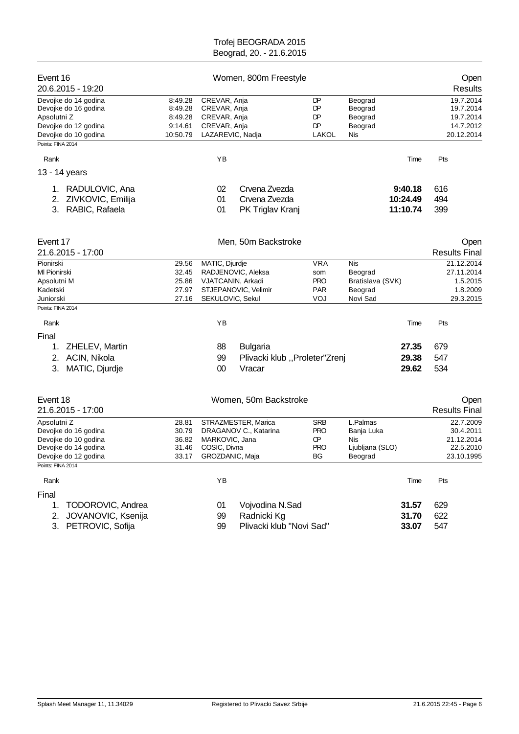Trofej BEOGRADA 2015
Beograd, 20. - 21.6.2015

## Event 16 — Women, 800m Freestyle — Open

20.6.2015 - 19:20 — Results

| | | | | | |
|---|---|---|---|---|---|
| Devojke do 14 godina | 8:49.28 | CREVAR, Anja | DP | Beograd | 19.7.2014 |
| Devojke do 16 godina | 8:49.28 | CREVAR, Anja | DP | Beograd | 19.7.2014 |
| Apsolutni Z | 8:49.28 | CREVAR, Anja | DP | Beograd | 19.7.2014 |
| Devojke do 12 godina | 9:14.61 | CREVAR, Anja | DP | Beograd | 14.7.2012 |
| Devojke do 10 godina | 10:50.79 | LAZAREVIC, Nadja | LAKOL | Nis | 20.12.2014 |

Points: FINA 2014

**13 - 14 years**

| Rank | Name | YB | Club | Time | Pts |
|---|---|---|---|---|---|
| 1. | RADULOVIC, Ana | 02 | Crvena Zvezda | 9:40.18 | 616 |
| 2. | ZIVKOVIC, Emilija | 01 | Crvena Zvezda | 10:24.49 | 494 |
| 3. | RABIC, Rafaela | 01 | PK Triglav Kranj | 11:10.74 | 399 |

## Event 17 — Men, 50m Backstroke — Open

21.6.2015 - 17:00 — Results Final

| | | | | | |
|---|---|---|---|---|---|
| Pionirski | 29.56 | MATIC, Djurdje | VRA | Nis | 21.12.2014 |
| Ml Pionirski | 32.45 | RADJENOVIC, Aleksa | som | Beograd | 27.11.2014 |
| Apsolutni M | 25.86 | VJATCANIN, Arkadi | PRO | Bratislava (SVK) | 1.5.2015 |
| Kadetski | 27.97 | STJEPANOVIC, Velimir | PAR | Beograd | 1.8.2009 |
| Juniorski | 27.16 | SEKULOVIC, Sekul | VOJ | Novi Sad | 29.3.2015 |

Points: FINA 2014

**Final**

| Rank | Name | YB | Club | Time | Pts |
|---|---|---|---|---|---|
| 1. | ZHELEV, Martin | 88 | Bulgaria | 27.35 | 679 |
| 2. | ACIN, Nikola | 99 | Plivacki klub ,,Proleter"Zrenj | 29.38 | 547 |
| 3. | MATIC, Djurdje | 00 | Vracar | 29.62 | 534 |

## Event 18 — Women, 50m Backstroke — Open

21.6.2015 - 17:00 — Results Final

| | | | | | |
|---|---|---|---|---|---|
| Apsolutni Z | 28.81 | STRAZMESTER, Marica | SRB | L.Palmas | 22.7.2009 |
| Devojke do 16 godina | 30.79 | DRAGANOV C., Katarina | PRO | Banja Luka | 30.4.2011 |
| Devojke do 10 godina | 36.82 | MARKOVIC, Jana | CP | Nis | 21.12.2014 |
| Devojke do 14 godina | 31.46 | COSIC, Divna | PRO | Ljubljana (SLO) | 22.5.2010 |
| Devojke do 12 godina | 33.17 | GROZDANIC, Maja | BG | Beograd | 23.10.1995 |

Points: FINA 2014

**Final**

| Rank | Name | YB | Club | Time | Pts |
|---|---|---|---|---|---|
| 1. | TODOROVIC, Andrea | 01 | Vojvodina N.Sad | 31.57 | 629 |
| 2. | JOVANOVIC, Ksenija | 99 | Radnicki Kg | 31.70 | 622 |
| 3. | PETROVIC, Sofija | 99 | Plivacki klub "Novi Sad" | 33.07 | 547 |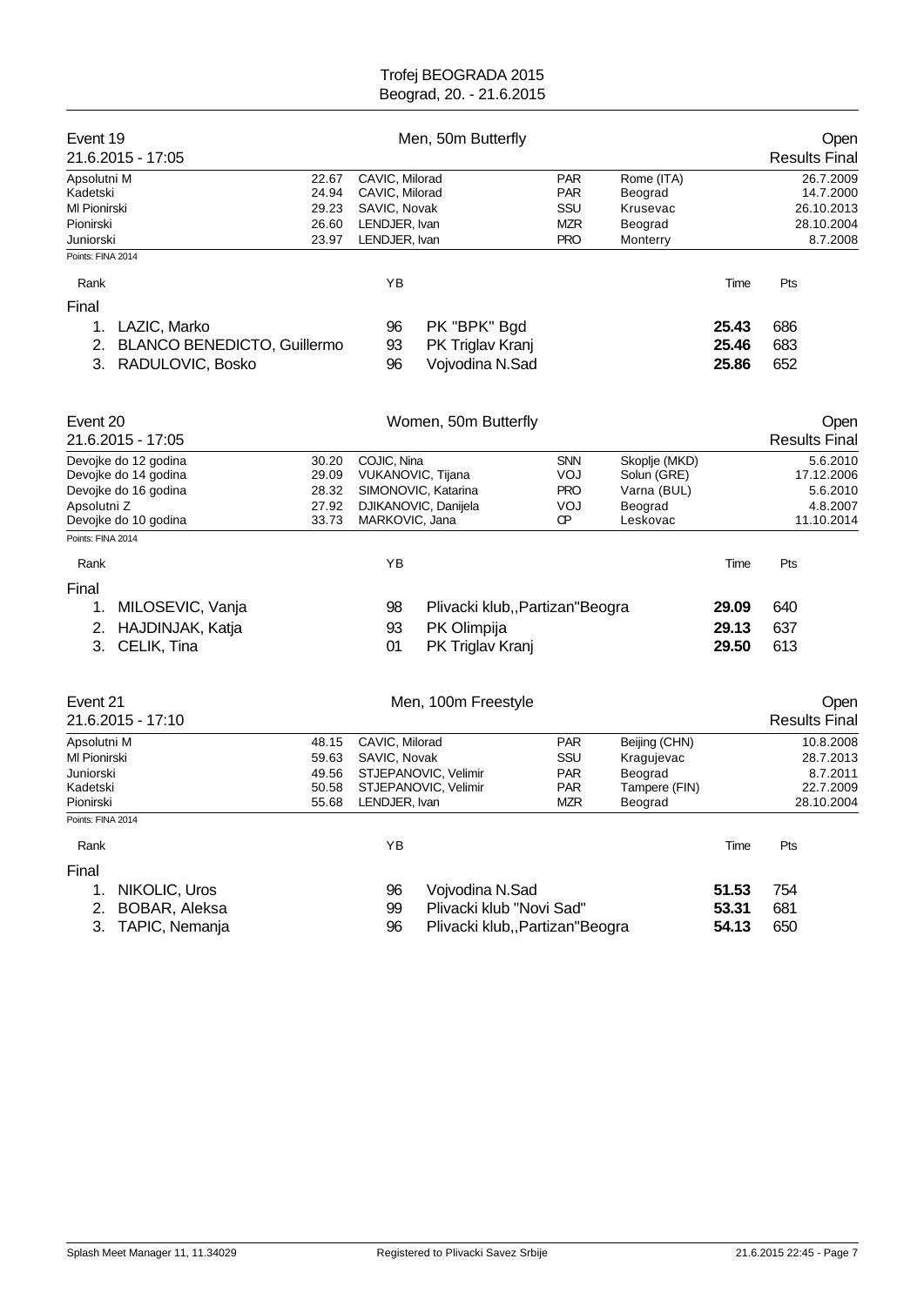## Event 19 — Men, 50m Butterfly — Open

21.6.2015 - 17:05 — Results Final

| | | | | | |
|---|---|---|---|---|---|
| Apsolutni M | 22.67 | CAVIC, Milorad | PAR | Rome (ITA) | 26.7.2009 |
| Kadetski | 24.94 | CAVIC, Milorad | PAR | Beograd | 14.7.2000 |
| Ml Pionirski | 29.23 | SAVIC, Novak | SSU | Krusevac | 26.10.2013 |
| Pionirski | 26.60 | LENDJER, Ivan | MZR | Beograd | 28.10.2004 |
| Juniorski | 23.97 | LENDJER, Ivan | PRO | Monterry | 8.7.2008 |

Points: FINA 2014

**Final**

| Rank | Name | YB | Club | Time | Pts |
|---|---|---|---|---|---|
| 1. | LAZIC, Marko | 96 | PK "BPK" Bgd | **25.43** | 686 |
| 2. | BLANCO BENEDICTO, Guillermo | 93 | PK Triglav Kranj | **25.46** | 683 |
| 3. | RADULOVIC, Bosko | 96 | Vojvodina N.Sad | **25.86** | 652 |

## Event 20 — Women, 50m Butterfly — Open

21.6.2015 - 17:05 — Results Final

| | | | | | |
|---|---|---|---|---|---|
| Devojke do 12 godina | 30.20 | COJIC, Nina | SNN | Skoplje (MKD) | 5.6.2010 |
| Devojke do 14 godina | 29.09 | VUKANOVIC, Tijana | VOJ | Solun (GRE) | 17.12.2006 |
| Devojke do 16 godina | 28.32 | SIMONOVIC, Katarina | PRO | Varna (BUL) | 5.6.2010 |
| Apsolutni Z | 27.92 | DJIKANOVIC, Danijela | VOJ | Beograd | 4.8.2007 |
| Devojke do 10 godina | 33.73 | MARKOVIC, Jana | CP | Leskovac | 11.10.2014 |

Points: FINA 2014

**Final**

| Rank | Name | YB | Club | Time | Pts |
|---|---|---|---|---|---|
| 1. | MILOSEVIC, Vanja | 98 | Plivacki klub,,Partizan"Beogra | **29.09** | 640 |
| 2. | HAJDINJAK, Katja | 93 | PK Olimpija | **29.13** | 637 |
| 3. | CELIK, Tina | 01 | PK Triglav Kranj | **29.50** | 613 |

## Event 21 — Men, 100m Freestyle — Open

21.6.2015 - 17:10 — Results Final

| | | | | | |
|---|---|---|---|---|---|
| Apsolutni M | 48.15 | CAVIC, Milorad | PAR | Beijing (CHN) | 10.8.2008 |
| Ml Pionirski | 59.63 | SAVIC, Novak | SSU | Kragujevac | 28.7.2013 |
| Juniorski | 49.56 | STJEPANOVIC, Velimir | PAR | Beograd | 8.7.2011 |
| Kadetski | 50.58 | STJEPANOVIC, Velimir | PAR | Tampere (FIN) | 22.7.2009 |
| Pionirski | 55.68 | LENDJER, Ivan | MZR | Beograd | 28.10.2004 |

Points: FINA 2014

**Final**

| Rank | Name | YB | Club | Time | Pts |
|---|---|---|---|---|---|
| 1. | NIKOLIC, Uros | 96 | Vojvodina N.Sad | **51.53** | 754 |
| 2. | BOBAR, Aleksa | 99 | Plivacki klub "Novi Sad" | **53.31** | 681 |
| 3. | TAPIC, Nemanja | 96 | Plivacki klub,,Partizan"Beogra | **54.13** | 650 |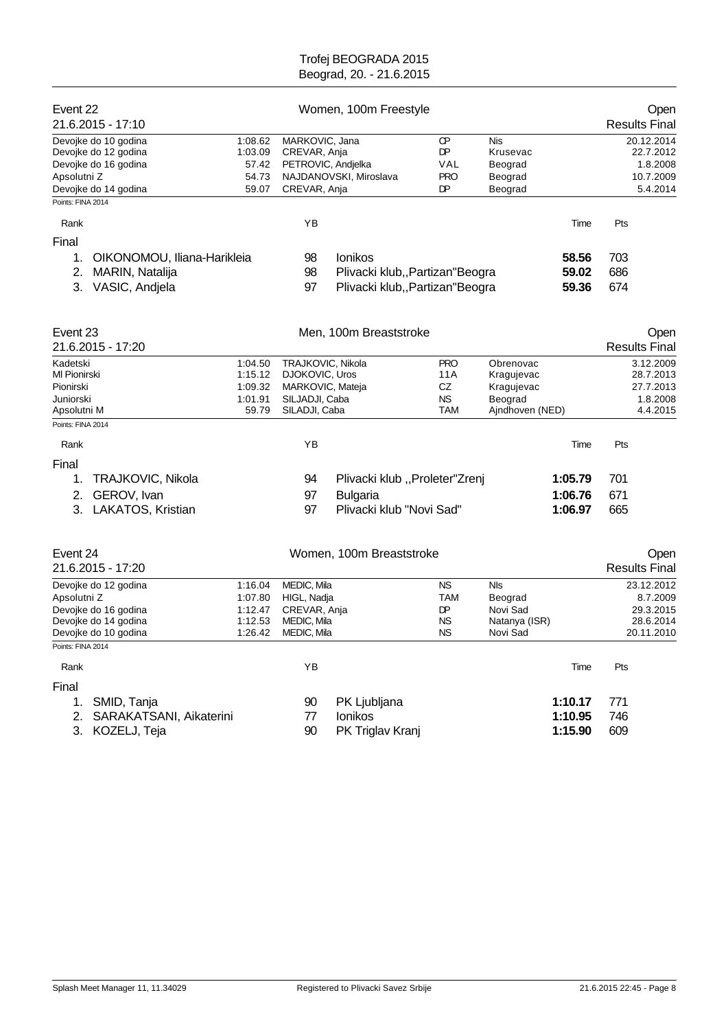Trofej BEOGRADA 2015
Beograd, 20. - 21.6.2015

## Event 22 — Women, 100m Freestyle — Open

21.6.2015 - 17:10 — Results Final

| | | | | | |
|---|---|---|---|---|---|
| Devojke do 10 godina | 1:08.62 | MARKOVIC, Jana | CP | Nis | 20.12.2014 |
| Devojke do 12 godina | 1:03.09 | CREVAR, Anja | DP | Krusevac | 22.7.2012 |
| Devojke do 16 godina | 57.42 | PETROVIC, Andjelka | VAL | Beograd | 1.8.2008 |
| Apsolutni Z | 54.73 | NAJDANOVSKI, Miroslava | PRO | Beograd | 10.7.2009 |
| Devojke do 14 godina | 59.07 | CREVAR, Anja | DP | Beograd | 5.4.2014 |

Points: FINA 2014

| Rank | | YB | | Time | Pts |
|---|---|---|---|---|---|
| **Final** | | | | | |
| 1. | OIKONOMOU, Iliana-Harikleia | 98 | Ionikos | **58.56** | 703 |
| 2. | MARIN, Natalija | 98 | Plivacki klub,,Partizan"Beogra | **59.02** | 686 |
| 3. | VASIC, Andjela | 97 | Plivacki klub,,Partizan"Beogra | **59.36** | 674 |

## Event 23 — Men, 100m Breaststroke — Open

21.6.2015 - 17:20 — Results Final

| | | | | | |
|---|---|---|---|---|---|
| Kadetski | 1:04.50 | TRAJKOVIC, Nikola | PRO | Obrenovac | 3.12.2009 |
| Ml Pionirski | 1:15.12 | DJOKOVIC, Uros | 11A | Kragujevac | 28.7.2013 |
| Pionirski | 1:09.32 | MARKOVIC, Mateja | CZ | Kragujevac | 27.7.2013 |
| Juniorski | 1:01.91 | SILJADJI, Caba | NS | Beograd | 1.8.2008 |
| Apsolutni M | 59.79 | SILADJI, Caba | TAM | Ajndhoven (NED) | 4.4.2015 |

Points: FINA 2014

| Rank | | YB | | Time | Pts |
|---|---|---|---|---|---|
| **Final** | | | | | |
| 1. | TRAJKOVIC, Nikola | 94 | Plivacki klub ,,Proleter"Zrenj | **1:05.79** | 701 |
| 2. | GEROV, Ivan | 97 | Bulgaria | **1:06.76** | 671 |
| 3. | LAKATOS, Kristian | 97 | Plivacki klub "Novi Sad" | **1:06.97** | 665 |

## Event 24 — Women, 100m Breaststroke — Open

21.6.2015 - 17:20 — Results Final

| | | | | | |
|---|---|---|---|---|---|
| Devojke do 12 godina | 1:16.04 | MEDIC, Mila | NS | NIs | 23.12.2012 |
| Apsolutni Z | 1:07.80 | HIGL, Nadja | TAM | Beograd | 8.7.2009 |
| Devojke do 16 godina | 1:12.47 | CREVAR, Anja | DP | Novi Sad | 29.3.2015 |
| Devojke do 14 godina | 1:12.53 | MEDIC, Mila | NS | Natanya (ISR) | 28.6.2014 |
| Devojke do 10 godina | 1:26.42 | MEDIC, Mila | NS | Novi Sad | 20.11.2010 |

Points: FINA 2014

| Rank | | YB | | Time | Pts |
|---|---|---|---|---|---|
| **Final** | | | | | |
| 1. | SMID, Tanja | 90 | PK Ljubljana | **1:10.17** | 771 |
| 2. | SARAKATSANI, Aikaterini | 77 | Ionikos | **1:10.95** | 746 |
| 3. | KOZELJ, Teja | 90 | PK Triglav Kranj | **1:15.90** | 609 |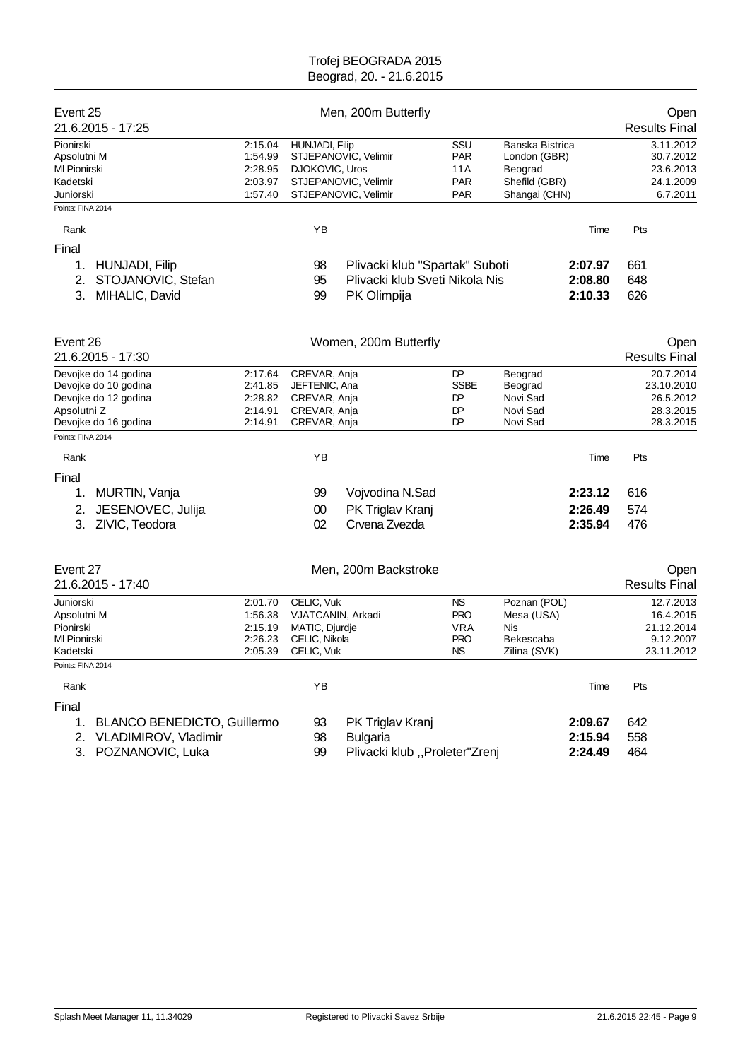Trofej BEOGRADA 2015
Beograd, 20. - 21.6.2015

## Event 25 — Men, 200m Butterfly — Open

21.6.2015 - 17:25 — Results Final

| | | | | | |
|---|---|---|---|---|---|
| Pionirski | 2:15.04 | HUNJADI, Filip | SSU | Banska Bistrica | 3.11.2012 |
| Apsolutni M | 1:54.99 | STJEPANOVIC, Velimir | PAR | London (GBR) | 30.7.2012 |
| Ml Pionirski | 2:28.95 | DJOKOVIC, Uros | 11A | Beograd | 23.6.2013 |
| Kadetski | 2:03.97 | STJEPANOVIC, Velimir | PAR | Shefild (GBR) | 24.1.2009 |
| Juniorski | 1:57.40 | STJEPANOVIC, Velimir | PAR | Shangai (CHN) | 6.7.2011 |

Points: FINA 2014

| Rank | | YB | | Time | Pts |
|---|---|---|---|---|---|
| **Final** | | | | | |
| 1. | HUNJADI, Filip | 98 | Plivacki klub "Spartak" Suboti | **2:07.97** | 661 |
| 2. | STOJANOVIC, Stefan | 95 | Plivacki klub Sveti Nikola Nis | **2:08.80** | 648 |
| 3. | MIHALIC, David | 99 | PK Olimpija | **2:10.33** | 626 |

## Event 26 — Women, 200m Butterfly — Open

21.6.2015 - 17:30 — Results Final

| | | | | | |
|---|---|---|---|---|---|
| Devojke do 14 godina | 2:17.64 | CREVAR, Anja | DP | Beograd | 20.7.2014 |
| Devojke do 10 godina | 2:41.85 | JEFTENIC, Ana | SSBE | Beograd | 23.10.2010 |
| Devojke do 12 godina | 2:28.82 | CREVAR, Anja | DP | Novi Sad | 26.5.2012 |
| Apsolutni Z | 2:14.91 | CREVAR, Anja | DP | Novi Sad | 28.3.2015 |
| Devojke do 16 godina | 2:14.91 | CREVAR, Anja | DP | Novi Sad | 28.3.2015 |

Points: FINA 2014

| Rank | | YB | | Time | Pts |
|---|---|---|---|---|---|
| **Final** | | | | | |
| 1. | MURTIN, Vanja | 99 | Vojvodina N.Sad | **2:23.12** | 616 |
| 2. | JESENOVEC, Julija | 00 | PK Triglav Kranj | **2:26.49** | 574 |
| 3. | ZIVIC, Teodora | 02 | Crvena Zvezda | **2:35.94** | 476 |

## Event 27 — Men, 200m Backstroke — Open

21.6.2015 - 17:40 — Results Final

| | | | | | |
|---|---|---|---|---|---|
| Juniorski | 2:01.70 | CELIC, Vuk | NS | Poznan (POL) | 12.7.2013 |
| Apsolutni M | 1:56.38 | VJATCANIN, Arkadi | PRO | Mesa (USA) | 16.4.2015 |
| Pionirski | 2:15.19 | MATIC, Djurdje | VRA | Nis | 21.12.2014 |
| Ml Pionirski | 2:26.23 | CELIC, Nikola | PRO | Bekescaba | 9.12.2007 |
| Kadetski | 2:05.39 | CELIC, Vuk | NS | Zilina (SVK) | 23.11.2012 |

Points: FINA 2014

| Rank | | YB | | Time | Pts |
|---|---|---|---|---|---|
| **Final** | | | | | |
| 1. | BLANCO BENEDICTO, Guillermo | 93 | PK Triglav Kranj | **2:09.67** | 642 |
| 2. | VLADIMIROV, Vladimir | 98 | Bulgaria | **2:15.94** | 558 |
| 3. | POZNANOVIC, Luka | 99 | Plivacki klub ,,Proleter"Zrenj | **2:24.49** | 464 |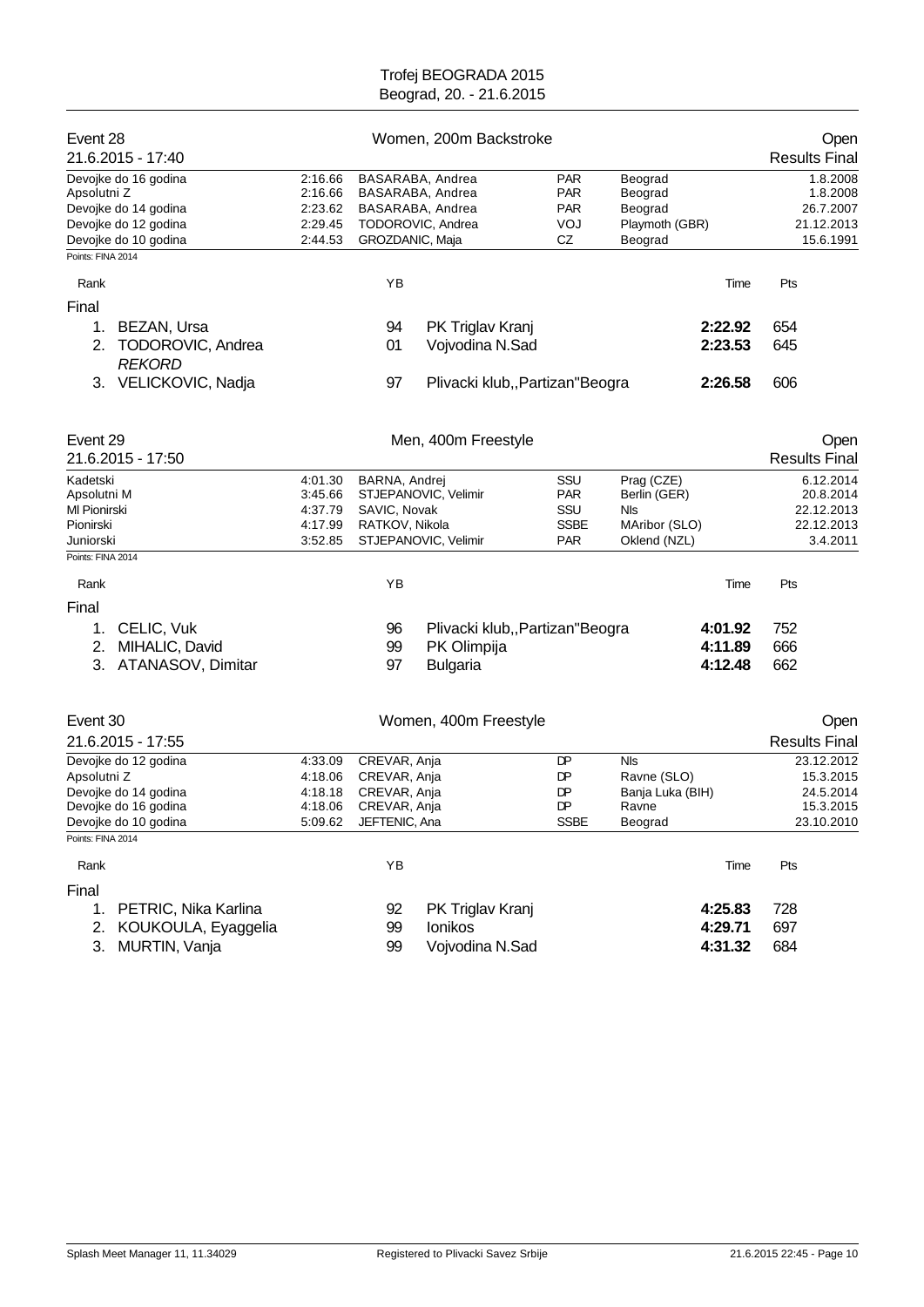# Trofej BEOGRADA 2015
Beograd, 20. - 21.6.2015

## Event 28 — Women, 200m Backstroke — Open
21.6.2015 - 17:40 — Results Final

| Category | Time | Name | Club | Place | Date |
|---|---|---|---|---|---|
| Devojke do 16 godina | 2:16.66 | BASARABA, Andrea | PAR | Beograd | 1.8.2008 |
| Apsolutni Z | 2:16.66 | BASARABA, Andrea | PAR | Beograd | 1.8.2008 |
| Devojke do 14 godina | 2:23.62 | BASARABA, Andrea | PAR | Beograd | 26.7.2007 |
| Devojke do 12 godina | 2:29.45 | TODOROVIC, Andrea | VOJ | Playmoth (GBR) | 21.12.2013 |
| Devojke do 10 godina | 2:44.53 | GROZDANIC, Maja | CZ | Beograd | 15.6.1991 |

Points: FINA 2014

| Rank | Name | YB | Club | Time | Pts |
|---|---|---|---|---|---|
| **Final** | | | | | |
| 1. | BEZAN, Ursa | 94 | PK Triglav Kranj | **2:22.92** | 654 |
| 2. | TODOROVIC, Andrea *REKORD* | 01 | Vojvodina N.Sad | **2:23.53** | 645 |
| 3. | VELICKOVIC, Nadja | 97 | Plivacki klub,,Partizan"Beogra | **2:26.58** | 606 |

## Event 29 — Men, 400m Freestyle — Open
21.6.2015 - 17:50 — Results Final

| Category | Time | Name | Club | Place | Date |
|---|---|---|---|---|---|
| Kadetski | 4:01.30 | BARNA, Andrej | SSU | Prag (CZE) | 6.12.2014 |
| Apsolutni M | 3:45.66 | STJEPANOVIC, Velimir | PAR | Berlin (GER) | 20.8.2014 |
| Ml Pionirski | 4:37.79 | SAVIC, Novak | SSU | Nls | 22.12.2013 |
| Pionirski | 4:17.99 | RATKOV, Nikola | SSBE | MAribor (SLO) | 22.12.2013 |
| Juniorski | 3:52.85 | STJEPANOVIC, Velimir | PAR | Oklend (NZL) | 3.4.2011 |

Points: FINA 2014

| Rank | Name | YB | Club | Time | Pts |
|---|---|---|---|---|---|
| **Final** | | | | | |
| 1. | CELIC, Vuk | 96 | Plivacki klub,,Partizan"Beogra | **4:01.92** | 752 |
| 2. | MIHALIC, David | 99 | PK Olimpija | **4:11.89** | 666 |
| 3. | ATANASOV, Dimitar | 97 | Bulgaria | **4:12.48** | 662 |

## Event 30 — Women, 400m Freestyle — Open
21.6.2015 - 17:55 — Results Final

| Category | Time | Name | Club | Place | Date |
|---|---|---|---|---|---|
| Devojke do 12 godina | 4:33.09 | CREVAR, Anja | DP | Nls | 23.12.2012 |
| Apsolutni Z | 4:18.06 | CREVAR, Anja | DP | Ravne (SLO) | 15.3.2015 |
| Devojke do 14 godina | 4:18.18 | CREVAR, Anja | DP | Banja Luka (BIH) | 24.5.2014 |
| Devojke do 16 godina | 4:18.06 | CREVAR, Anja | DP | Ravne | 15.3.2015 |
| Devojke do 10 godina | 5:09.62 | JEFTENIC, Ana | SSBE | Beograd | 23.10.2010 |

Points: FINA 2014

| Rank | Name | YB | Club | Time | Pts |
|---|---|---|---|---|---|
| **Final** | | | | | |
| 1. | PETRIC, Nika Karlina | 92 | PK Triglav Kranj | **4:25.83** | 728 |
| 2. | KOUKOULA, Eyaggelia | 99 | Ionikos | **4:29.71** | 697 |
| 3. | MURTIN, Vanja | 99 | Vojvodina N.Sad | **4:31.32** | 684 |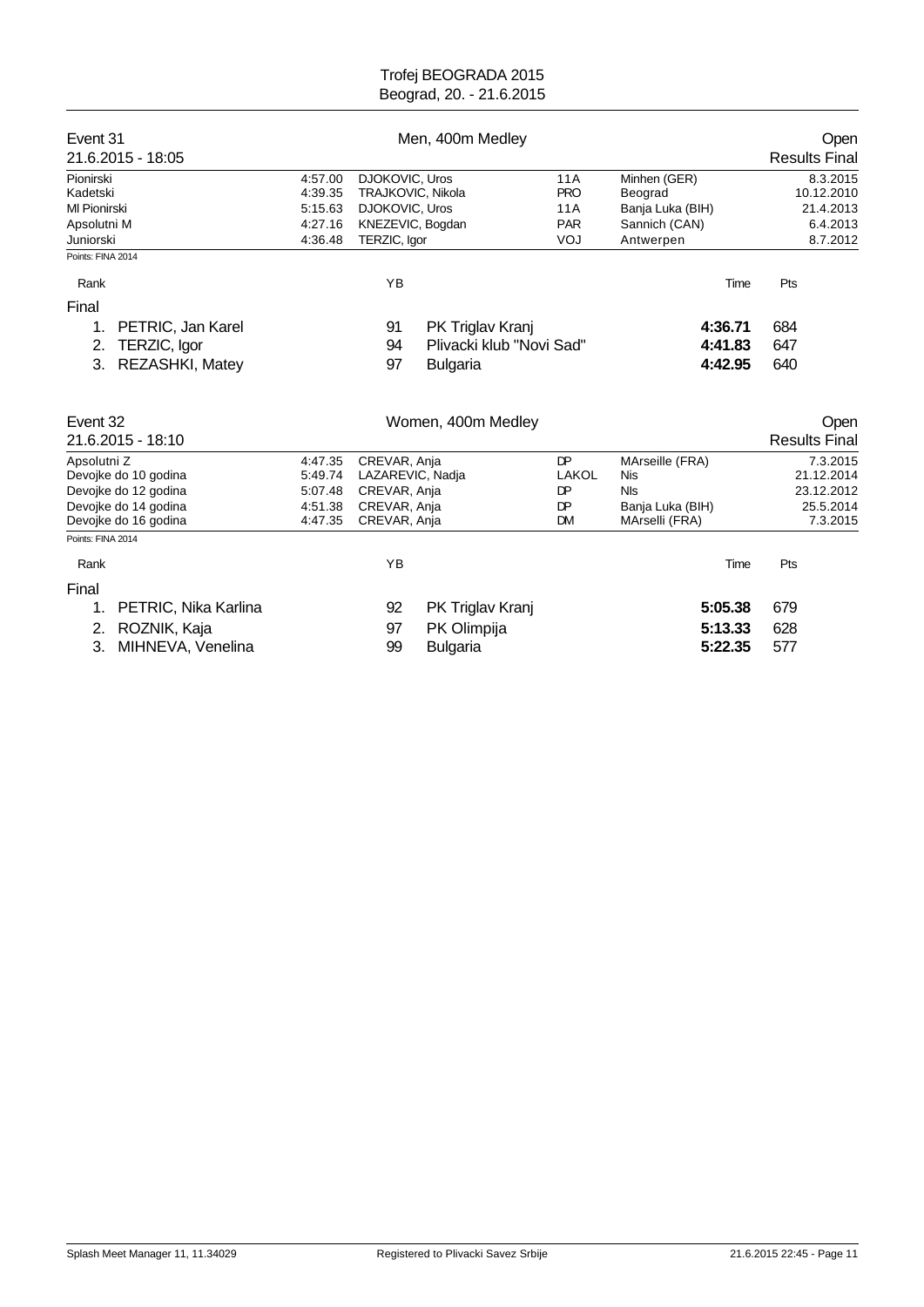Trofej BEOGRADA 2015
Beograd, 20. - 21.6.2015

## Event 31 — Men, 400m Medley — Open

21.6.2015 - 18:05 — Results Final

| | | | | | |
|---|---|---|---|---|---|
| Pionirski | 4:57.00 | DJOKOVIC, Uros | 11A | Minhen (GER) | 8.3.2015 |
| Kadetski | 4:39.35 | TRAJKOVIC, Nikola | PRO | Beograd | 10.12.2010 |
| Ml Pionirski | 5:15.63 | DJOKOVIC, Uros | 11A | Banja Luka (BIH) | 21.4.2013 |
| Apsolutni M | 4:27.16 | KNEZEVIC, Bogdan | PAR | Sannich (CAN) | 6.4.2013 |
| Juniorski | 4:36.48 | TERZIC, Igor | VOJ | Antwerpen | 8.7.2012 |

Points: FINA 2014

| Rank | | YB | | Time | Pts |
|---|---|---|---|---|---|
| **Final** | | | | | |
| 1. | PETRIC, Jan Karel | 91 | PK Triglav Kranj | **4:36.71** | 684 |
| 2. | TERZIC, Igor | 94 | Plivacki klub "Novi Sad" | **4:41.83** | 647 |
| 3. | REZASHKI, Matey | 97 | Bulgaria | **4:42.95** | 640 |

## Event 32 — Women, 400m Medley — Open

21.6.2015 - 18:10 — Results Final

| | | | | | |
|---|---|---|---|---|---|
| Apsolutni Z | 4:47.35 | CREVAR, Anja | DP | MArseille (FRA) | 7.3.2015 |
| Devojke do 10 godina | 5:49.74 | LAZAREVIC, Nadja | LAKOL | Nis | 21.12.2014 |
| Devojke do 12 godina | 5:07.48 | CREVAR, Anja | DP | NIs | 23.12.2012 |
| Devojke do 14 godina | 4:51.38 | CREVAR, Anja | DP | Banja Luka (BIH) | 25.5.2014 |
| Devojke do 16 godina | 4:47.35 | CREVAR, Anja | DM | MArselli (FRA) | 7.3.2015 |

Points: FINA 2014

| Rank | | YB | | Time | Pts |
|---|---|---|---|---|---|
| **Final** | | | | | |
| 1. | PETRIC, Nika Karlina | 92 | PK Triglav Kranj | **5:05.38** | 679 |
| 2. | ROZNIK, Kaja | 97 | PK Olimpija | **5:13.33** | 628 |
| 3. | MIHNEVA, Venelina | 99 | Bulgaria | **5:22.35** | 577 |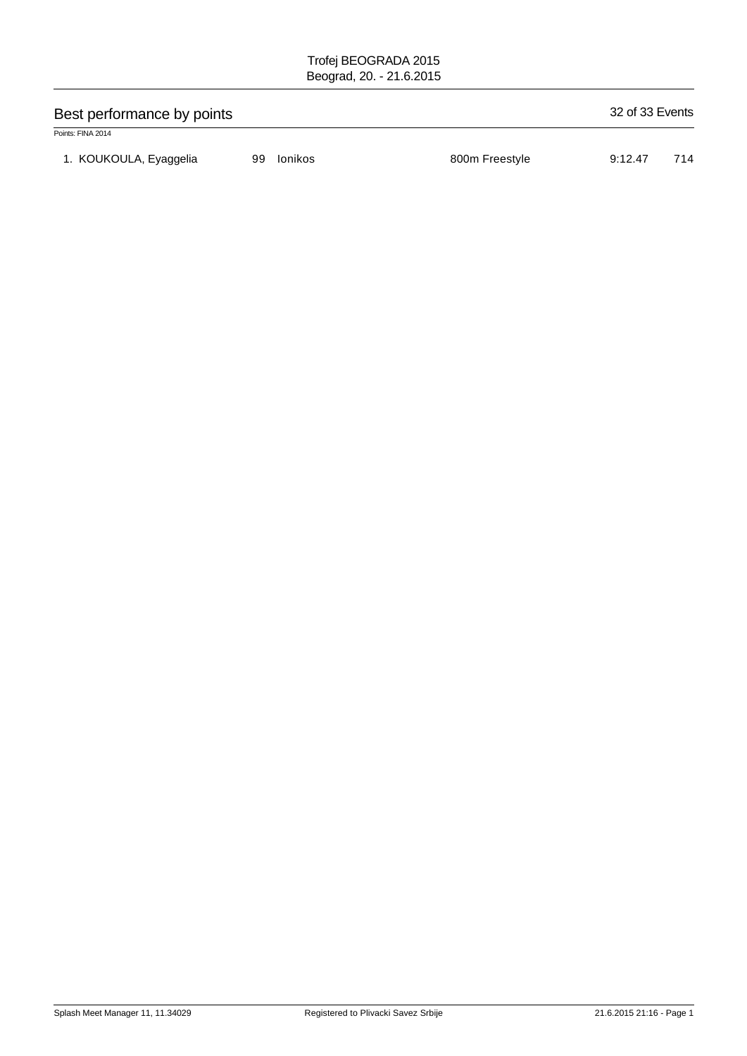## Best performance by points

32 of 33 Events

Points: FINA 2014

| | | | | | | |
|---|---|---|---|---|---|---|
| 1. | KOUKOULA, Eyaggelia | 99 | Ionikos | 800m Freestyle | 9:12.47 | 714 |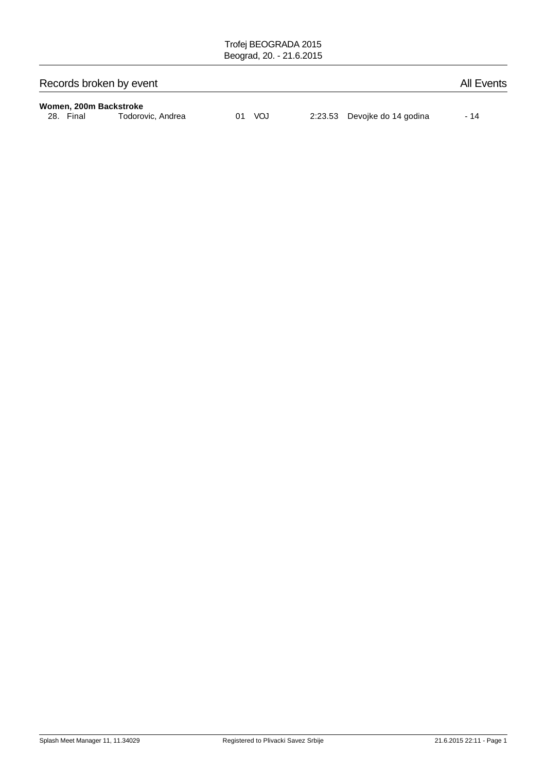Trofej BEOGRADA 2015
Beograd, 20. - 21.6.2015

## Records broken by event

All Events

**Women, 200m Backstroke**

| | | | | | | | |
|---|---|---|---|---|---|---|---|
| 28. | Final | Todorovic, Andrea | 01 | VOJ | 2:23.53 | Devojke do 14 godina | - 14 |